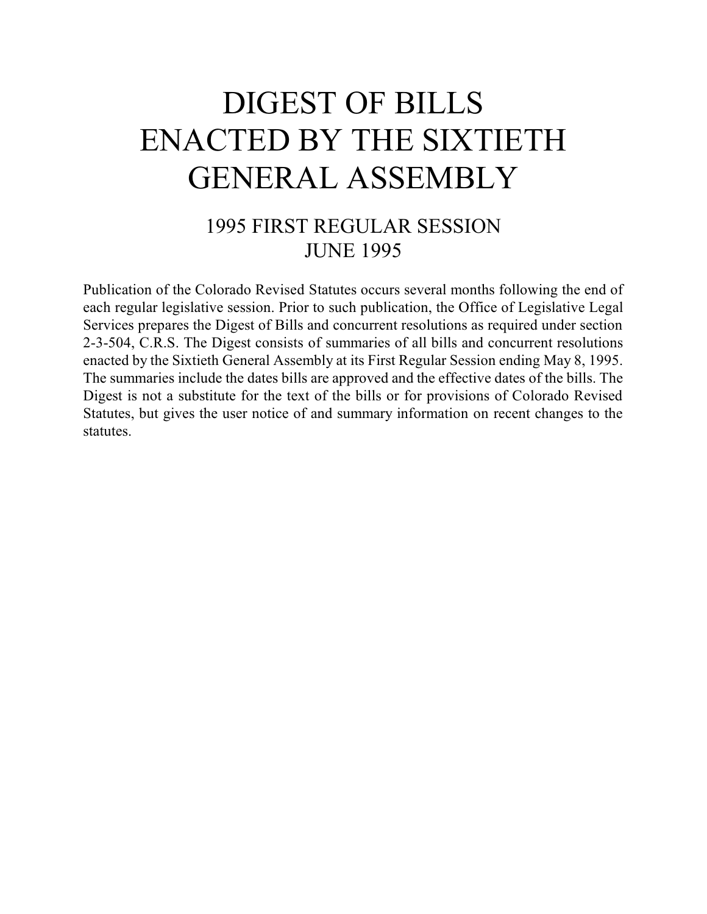# DIGEST OF BILLS ENACTED BY THE SIXTIETH GENERAL ASSEMBLY

## 1995 FIRST REGULAR SESSION
## JUNE 1995

Publication of the Colorado Revised Statutes occurs several months following the end of each regular legislative session. Prior to such publication, the Office of Legislative Legal Services prepares the Digest of Bills and concurrent resolutions as required under section 2-3-504, C.R.S. The Digest consists of summaries of all bills and concurrent resolutions enacted by the Sixtieth General Assembly at its First Regular Session ending May 8, 1995. The summaries include the dates bills are approved and the effective dates of the bills. The Digest is not a substitute for the text of the bills or for provisions of Colorado Revised Statutes, but gives the user notice of and summary information on recent changes to the statutes.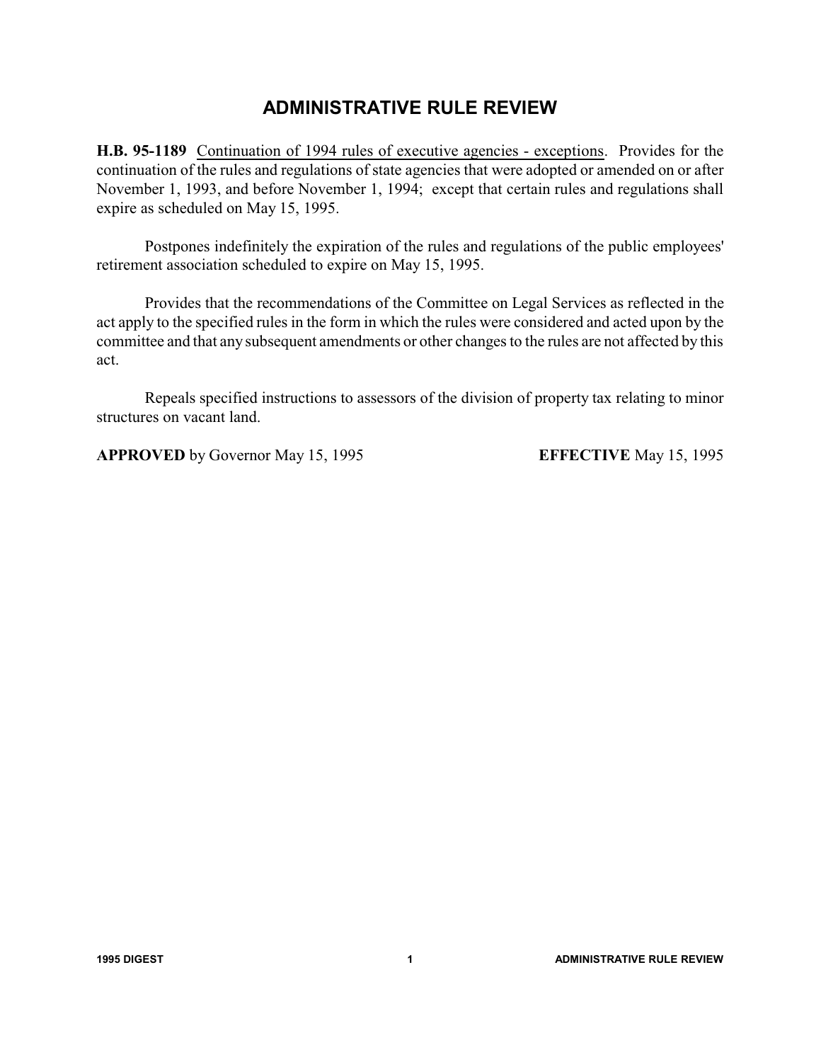# ADMINISTRATIVE RULE REVIEW

**H.B. 95-1189** Continuation of 1994 rules of executive agencies - exceptions. Provides for the continuation of the rules and regulations of state agencies that were adopted or amended on or after November 1, 1993, and before November 1, 1994; except that certain rules and regulations shall expire as scheduled on May 15, 1995.

Postpones indefinitely the expiration of the rules and regulations of the public employees' retirement association scheduled to expire on May 15, 1995.

Provides that the recommendations of the Committee on Legal Services as reflected in the act apply to the specified rules in the form in which the rules were considered and acted upon by the committee and that any subsequent amendments or other changes to the rules are not affected by this act.

Repeals specified instructions to assessors of the division of property tax relating to minor structures on vacant land.

**APPROVED** by Governor May 15, 1995 **EFFECTIVE** May 15, 1995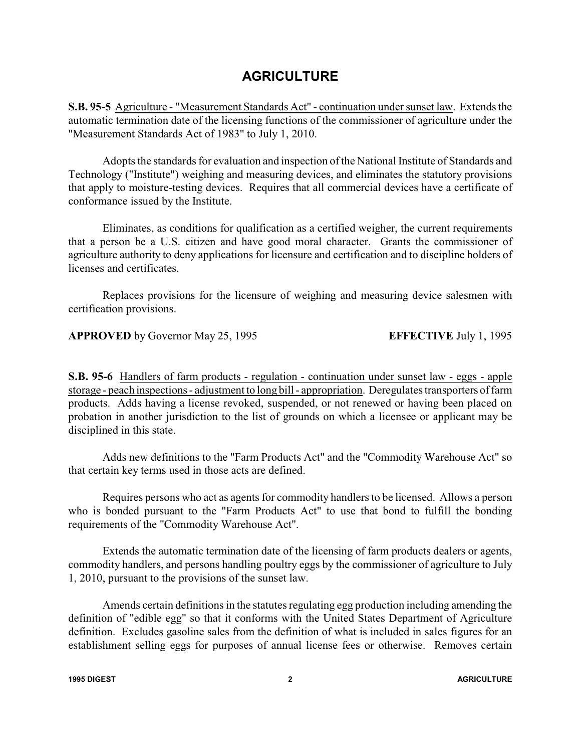# AGRICULTURE

**S.B. 95-5** Agriculture - "Measurement Standards Act" - continuation under sunset law. Extends the automatic termination date of the licensing functions of the commissioner of agriculture under the "Measurement Standards Act of 1983" to July 1, 2010.

Adopts the standards for evaluation and inspection of the National Institute of Standards and Technology ("Institute") weighing and measuring devices, and eliminates the statutory provisions that apply to moisture-testing devices. Requires that all commercial devices have a certificate of conformance issued by the Institute.

Eliminates, as conditions for qualification as a certified weigher, the current requirements that a person be a U.S. citizen and have good moral character. Grants the commissioner of agriculture authority to deny applications for licensure and certification and to discipline holders of licenses and certificates.

Replaces provisions for the licensure of weighing and measuring device salesmen with certification provisions.

**APPROVED** by Governor May 25, 1995 **EFFECTIVE** July 1, 1995

**S.B. 95-6** Handlers of farm products - regulation - continuation under sunset law - eggs - apple storage - peach inspections - adjustment to long bill - appropriation. Deregulates transporters of farm products. Adds having a license revoked, suspended, or not renewed or having been placed on probation in another jurisdiction to the list of grounds on which a licensee or applicant may be disciplined in this state.

Adds new definitions to the "Farm Products Act" and the "Commodity Warehouse Act" so that certain key terms used in those acts are defined.

Requires persons who act as agents for commodity handlers to be licensed. Allows a person who is bonded pursuant to the "Farm Products Act" to use that bond to fulfill the bonding requirements of the "Commodity Warehouse Act".

Extends the automatic termination date of the licensing of farm products dealers or agents, commodity handlers, and persons handling poultry eggs by the commissioner of agriculture to July 1, 2010, pursuant to the provisions of the sunset law.

Amends certain definitions in the statutes regulating egg production including amending the definition of "edible egg" so that it conforms with the United States Department of Agriculture definition. Excludes gasoline sales from the definition of what is included in sales figures for an establishment selling eggs for purposes of annual license fees or otherwise. Removes certain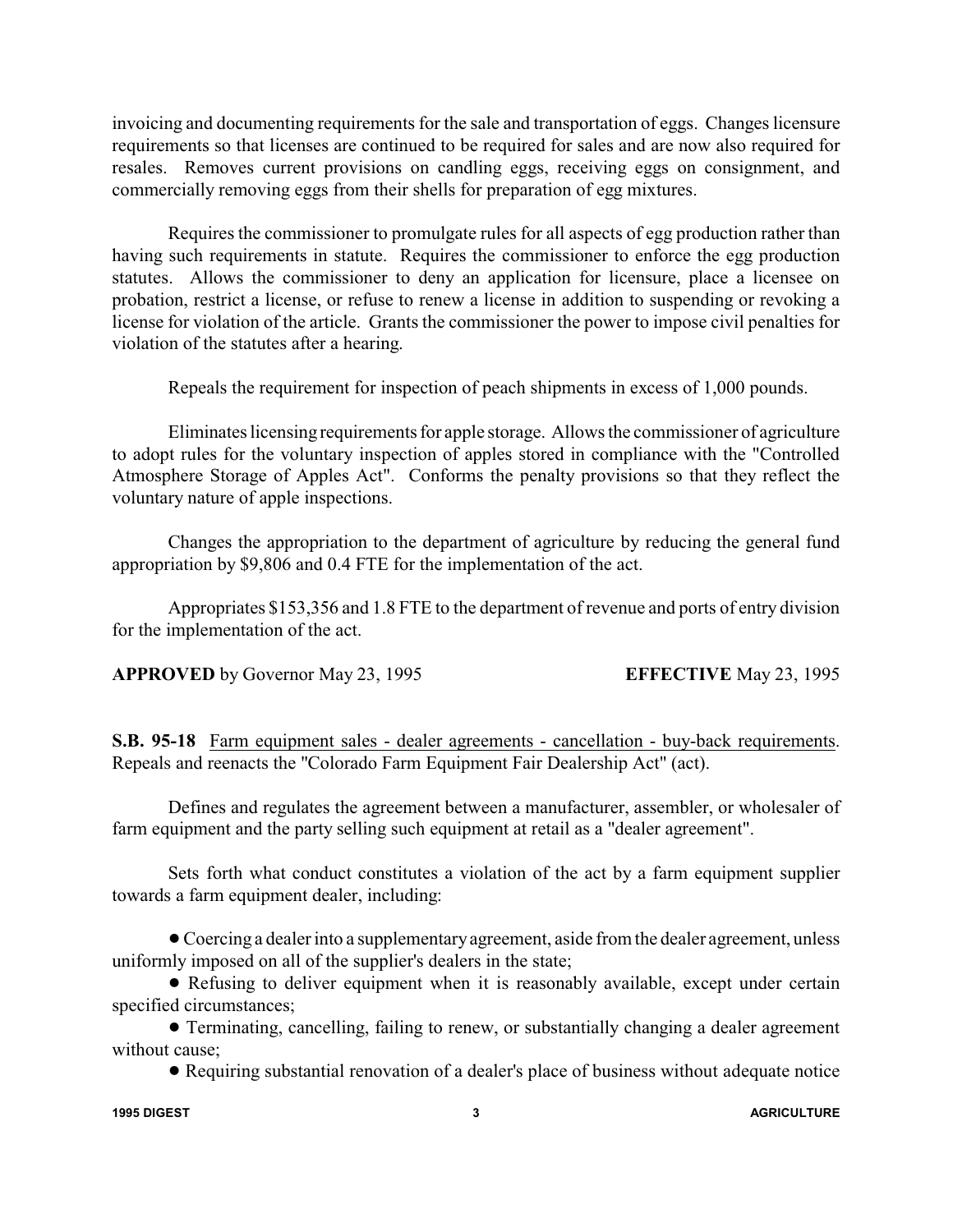invoicing and documenting requirements for the sale and transportation of eggs. Changes licensure requirements so that licenses are continued to be required for sales and are now also required for resales. Removes current provisions on candling eggs, receiving eggs on consignment, and commercially removing eggs from their shells for preparation of egg mixtures.

Requires the commissioner to promulgate rules for all aspects of egg production rather than having such requirements in statute. Requires the commissioner to enforce the egg production statutes. Allows the commissioner to deny an application for licensure, place a licensee on probation, restrict a license, or refuse to renew a license in addition to suspending or revoking a license for violation of the article. Grants the commissioner the power to impose civil penalties for violation of the statutes after a hearing.

Repeals the requirement for inspection of peach shipments in excess of 1,000 pounds.

Eliminates licensing requirements for apple storage. Allows the commissioner of agriculture to adopt rules for the voluntary inspection of apples stored in compliance with the "Controlled Atmosphere Storage of Apples Act". Conforms the penalty provisions so that they reflect the voluntary nature of apple inspections.

Changes the appropriation to the department of agriculture by reducing the general fund appropriation by $9,806 and 0.4 FTE for the implementation of the act.

Appropriates $153,356 and 1.8 FTE to the department of revenue and ports of entry division for the implementation of the act.

**APPROVED** by Governor May 23, 1995 **EFFECTIVE** May 23, 1995

**S.B. 95-18** Farm equipment sales - dealer agreements - cancellation - buy-back requirements. Repeals and reenacts the "Colorado Farm Equipment Fair Dealership Act" (act).

Defines and regulates the agreement between a manufacturer, assembler, or wholesaler of farm equipment and the party selling such equipment at retail as a "dealer agreement".

Sets forth what conduct constitutes a violation of the act by a farm equipment supplier towards a farm equipment dealer, including:

- Coercing a dealer into a supplementary agreement, aside from the dealer agreement, unless uniformly imposed on all of the supplier's dealers in the state;
- Refusing to deliver equipment when it is reasonably available, except under certain specified circumstances;
- Terminating, cancelling, failing to renew, or substantially changing a dealer agreement without cause;
- Requiring substantial renovation of a dealer's place of business without adequate notice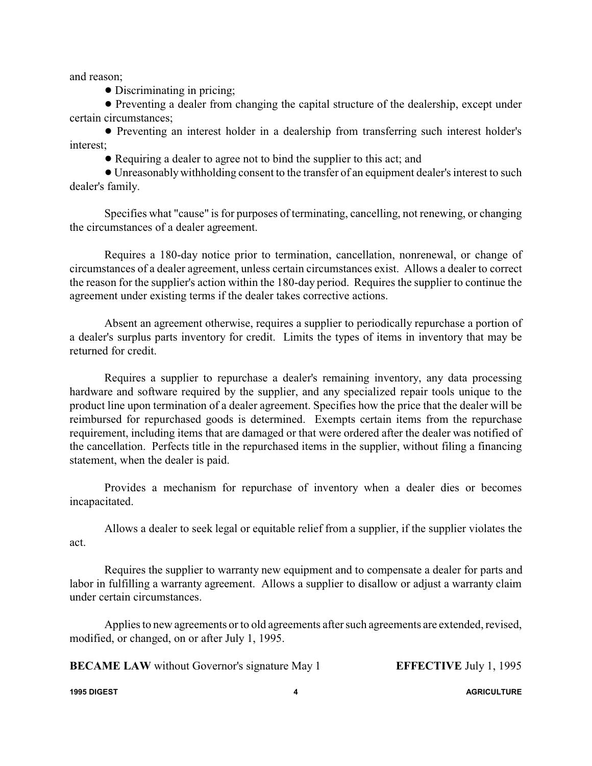and reason;

- Discriminating in pricing;
- Preventing a dealer from changing the capital structure of the dealership, except under certain circumstances;
- Preventing an interest holder in a dealership from transferring such interest holder's interest;
- Requiring a dealer to agree not to bind the supplier to this act; and
- Unreasonably withholding consent to the transfer of an equipment dealer's interest to such dealer's family.

Specifies what "cause" is for purposes of terminating, cancelling, not renewing, or changing the circumstances of a dealer agreement.

Requires a 180-day notice prior to termination, cancellation, nonrenewal, or change of circumstances of a dealer agreement, unless certain circumstances exist. Allows a dealer to correct the reason for the supplier's action within the 180-day period. Requires the supplier to continue the agreement under existing terms if the dealer takes corrective actions.

Absent an agreement otherwise, requires a supplier to periodically repurchase a portion of a dealer's surplus parts inventory for credit. Limits the types of items in inventory that may be returned for credit.

Requires a supplier to repurchase a dealer's remaining inventory, any data processing hardware and software required by the supplier, and any specialized repair tools unique to the product line upon termination of a dealer agreement. Specifies how the price that the dealer will be reimbursed for repurchased goods is determined. Exempts certain items from the repurchase requirement, including items that are damaged or that were ordered after the dealer was notified of the cancellation. Perfects title in the repurchased items in the supplier, without filing a financing statement, when the dealer is paid.

Provides a mechanism for repurchase of inventory when a dealer dies or becomes incapacitated.

Allows a dealer to seek legal or equitable relief from a supplier, if the supplier violates the act.

Requires the supplier to warranty new equipment and to compensate a dealer for parts and labor in fulfilling a warranty agreement. Allows a supplier to disallow or adjust a warranty claim under certain circumstances.

Applies to new agreements or to old agreements after such agreements are extended, revised, modified, or changed, on or after July 1, 1995.

**BECAME LAW** without Governor's signature May 1 **EFFECTIVE** July 1, 1995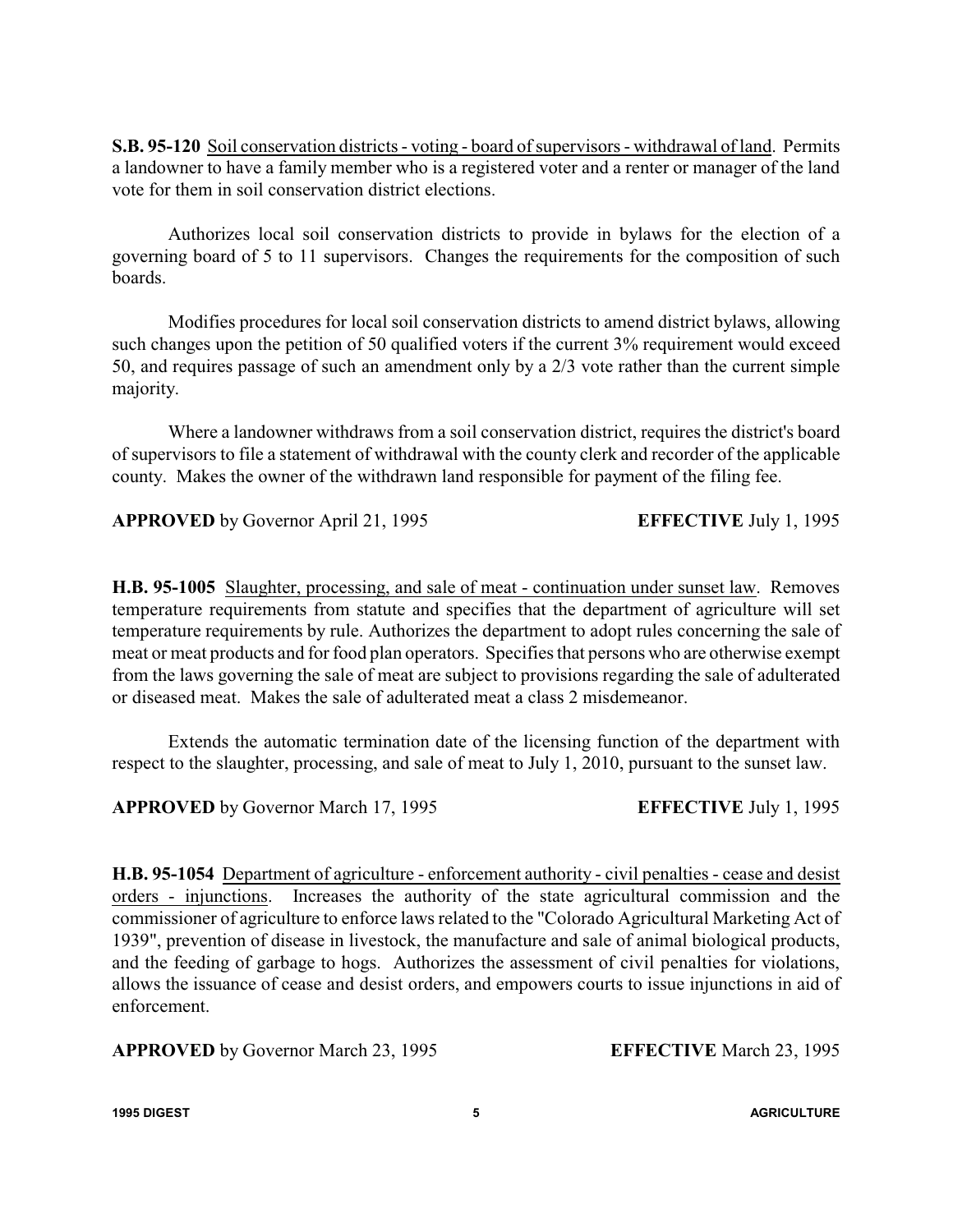**S.B. 95-120** Soil conservation districts - voting - board of supervisors - withdrawal of land. Permits a landowner to have a family member who is a registered voter and a renter or manager of the land vote for them in soil conservation district elections.

Authorizes local soil conservation districts to provide in bylaws for the election of a governing board of 5 to 11 supervisors. Changes the requirements for the composition of such boards.

Modifies procedures for local soil conservation districts to amend district bylaws, allowing such changes upon the petition of 50 qualified voters if the current 3% requirement would exceed 50, and requires passage of such an amendment only by a 2/3 vote rather than the current simple majority.

Where a landowner withdraws from a soil conservation district, requires the district's board of supervisors to file a statement of withdrawal with the county clerk and recorder of the applicable county. Makes the owner of the withdrawn land responsible for payment of the filing fee.

**APPROVED** by Governor April 21, 1995 **EFFECTIVE** July 1, 1995

**H.B. 95-1005** Slaughter, processing, and sale of meat - continuation under sunset law. Removes temperature requirements from statute and specifies that the department of agriculture will set temperature requirements by rule. Authorizes the department to adopt rules concerning the sale of meat or meat products and for food plan operators. Specifies that persons who are otherwise exempt from the laws governing the sale of meat are subject to provisions regarding the sale of adulterated or diseased meat. Makes the sale of adulterated meat a class 2 misdemeanor.

Extends the automatic termination date of the licensing function of the department with respect to the slaughter, processing, and sale of meat to July 1, 2010, pursuant to the sunset law.

**APPROVED** by Governor March 17, 1995 **EFFECTIVE** July 1, 1995

**H.B. 95-1054** Department of agriculture - enforcement authority - civil penalties - cease and desist orders - injunctions. Increases the authority of the state agricultural commission and the commissioner of agriculture to enforce laws related to the "Colorado Agricultural Marketing Act of 1939", prevention of disease in livestock, the manufacture and sale of animal biological products, and the feeding of garbage to hogs. Authorizes the assessment of civil penalties for violations, allows the issuance of cease and desist orders, and empowers courts to issue injunctions in aid of enforcement.

**APPROVED** by Governor March 23, 1995 **EFFECTIVE** March 23, 1995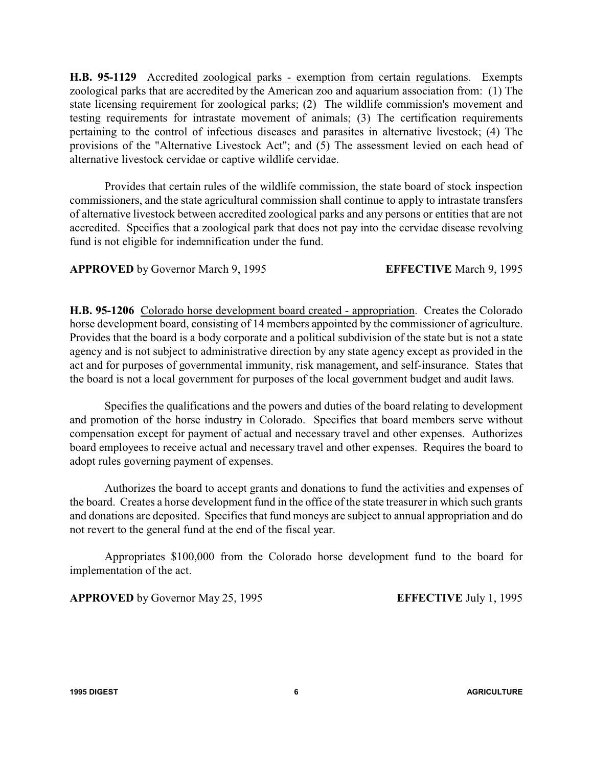**H.B. 95-1129** Accredited zoological parks - exemption from certain regulations. Exempts zoological parks that are accredited by the American zoo and aquarium association from: (1) The state licensing requirement for zoological parks; (2) The wildlife commission's movement and testing requirements for intrastate movement of animals; (3) The certification requirements pertaining to the control of infectious diseases and parasites in alternative livestock; (4) The provisions of the "Alternative Livestock Act"; and (5) The assessment levied on each head of alternative livestock cervidae or captive wildlife cervidae.

Provides that certain rules of the wildlife commission, the state board of stock inspection commissioners, and the state agricultural commission shall continue to apply to intrastate transfers of alternative livestock between accredited zoological parks and any persons or entities that are not accredited. Specifies that a zoological park that does not pay into the cervidae disease revolving fund is not eligible for indemnification under the fund.

**APPROVED** by Governor March 9, 1995 **EFFECTIVE** March 9, 1995

**H.B. 95-1206** Colorado horse development board created - appropriation. Creates the Colorado horse development board, consisting of 14 members appointed by the commissioner of agriculture. Provides that the board is a body corporate and a political subdivision of the state but is not a state agency and is not subject to administrative direction by any state agency except as provided in the act and for purposes of governmental immunity, risk management, and self-insurance. States that the board is not a local government for purposes of the local government budget and audit laws.

Specifies the qualifications and the powers and duties of the board relating to development and promotion of the horse industry in Colorado. Specifies that board members serve without compensation except for payment of actual and necessary travel and other expenses. Authorizes board employees to receive actual and necessary travel and other expenses. Requires the board to adopt rules governing payment of expenses.

Authorizes the board to accept grants and donations to fund the activities and expenses of the board. Creates a horse development fund in the office of the state treasurer in which such grants and donations are deposited. Specifies that fund moneys are subject to annual appropriation and do not revert to the general fund at the end of the fiscal year.

Appropriates $100,000 from the Colorado horse development fund to the board for implementation of the act.

**APPROVED** by Governor May 25, 1995 **EFFECTIVE** July 1, 1995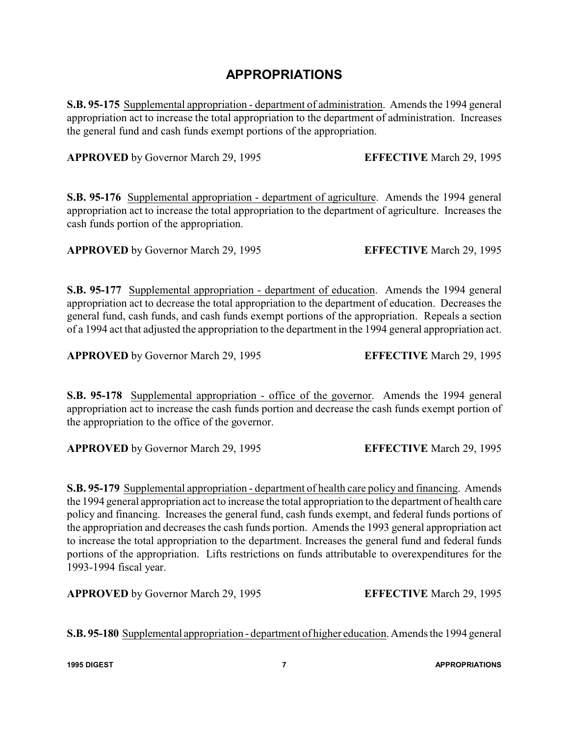# APPROPRIATIONS

**S.B. 95-175** Supplemental appropriation - department of administration. Amends the 1994 general appropriation act to increase the total appropriation to the department of administration. Increases the general fund and cash funds exempt portions of the appropriation.

**APPROVED** by Governor March 29, 1995 **EFFECTIVE** March 29, 1995

**S.B. 95-176** Supplemental appropriation - department of agriculture. Amends the 1994 general appropriation act to increase the total appropriation to the department of agriculture. Increases the cash funds portion of the appropriation.

**APPROVED** by Governor March 29, 1995 **EFFECTIVE** March 29, 1995

**S.B. 95-177** Supplemental appropriation - department of education. Amends the 1994 general appropriation act to decrease the total appropriation to the department of education. Decreases the general fund, cash funds, and cash funds exempt portions of the appropriation. Repeals a section of a 1994 act that adjusted the appropriation to the department in the 1994 general appropriation act.

**APPROVED** by Governor March 29, 1995 **EFFECTIVE** March 29, 1995

**S.B. 95-178** Supplemental appropriation - office of the governor. Amends the 1994 general appropriation act to increase the cash funds portion and decrease the cash funds exempt portion of the appropriation to the office of the governor.

**APPROVED** by Governor March 29, 1995 **EFFECTIVE** March 29, 1995

**S.B. 95-179** Supplemental appropriation - department of health care policy and financing. Amends the 1994 general appropriation act to increase the total appropriation to the department of health care policy and financing. Increases the general fund, cash funds exempt, and federal funds portions of the appropriation and decreases the cash funds portion. Amends the 1993 general appropriation act to increase the total appropriation to the department. Increases the general fund and federal funds portions of the appropriation. Lifts restrictions on funds attributable to overexpenditures for the 1993-1994 fiscal year.

**APPROVED** by Governor March 29, 1995 **EFFECTIVE** March 29, 1995

**S.B. 95-180** Supplemental appropriation - department of higher education. Amends the 1994 general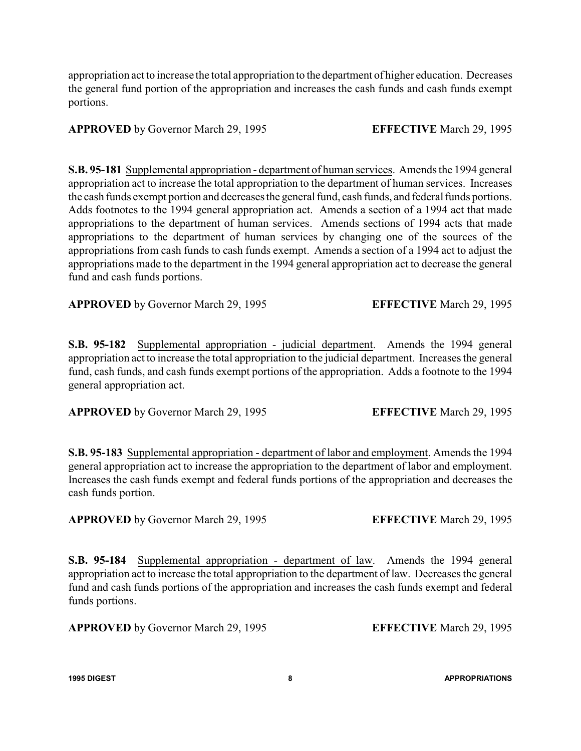appropriation act to increase the total appropriation to the department of higher education. Decreases the general fund portion of the appropriation and increases the cash funds and cash funds exempt portions.

**APPROVED** by Governor March 29, 1995 **EFFECTIVE** March 29, 1995

**S.B. 95-181** Supplemental appropriation - department of human services. Amends the 1994 general appropriation act to increase the total appropriation to the department of human services. Increases the cash funds exempt portion and decreases the general fund, cash funds, and federal funds portions. Adds footnotes to the 1994 general appropriation act. Amends a section of a 1994 act that made appropriations to the department of human services. Amends sections of 1994 acts that made appropriations to the department of human services by changing one of the sources of the appropriations from cash funds to cash funds exempt. Amends a section of a 1994 act to adjust the appropriations made to the department in the 1994 general appropriation act to decrease the general fund and cash funds portions.

**APPROVED** by Governor March 29, 1995 **EFFECTIVE** March 29, 1995

**S.B. 95-182** Supplemental appropriation - judicial department. Amends the 1994 general appropriation act to increase the total appropriation to the judicial department. Increases the general fund, cash funds, and cash funds exempt portions of the appropriation. Adds a footnote to the 1994 general appropriation act.

**APPROVED** by Governor March 29, 1995 **EFFECTIVE** March 29, 1995

**S.B. 95-183** Supplemental appropriation - department of labor and employment. Amends the 1994 general appropriation act to increase the appropriation to the department of labor and employment. Increases the cash funds exempt and federal funds portions of the appropriation and decreases the cash funds portion.

**APPROVED** by Governor March 29, 1995 **EFFECTIVE** March 29, 1995

**S.B. 95-184** Supplemental appropriation - department of law. Amends the 1994 general appropriation act to increase the total appropriation to the department of law. Decreases the general fund and cash funds portions of the appropriation and increases the cash funds exempt and federal funds portions.

**APPROVED** by Governor March 29, 1995 **EFFECTIVE** March 29, 1995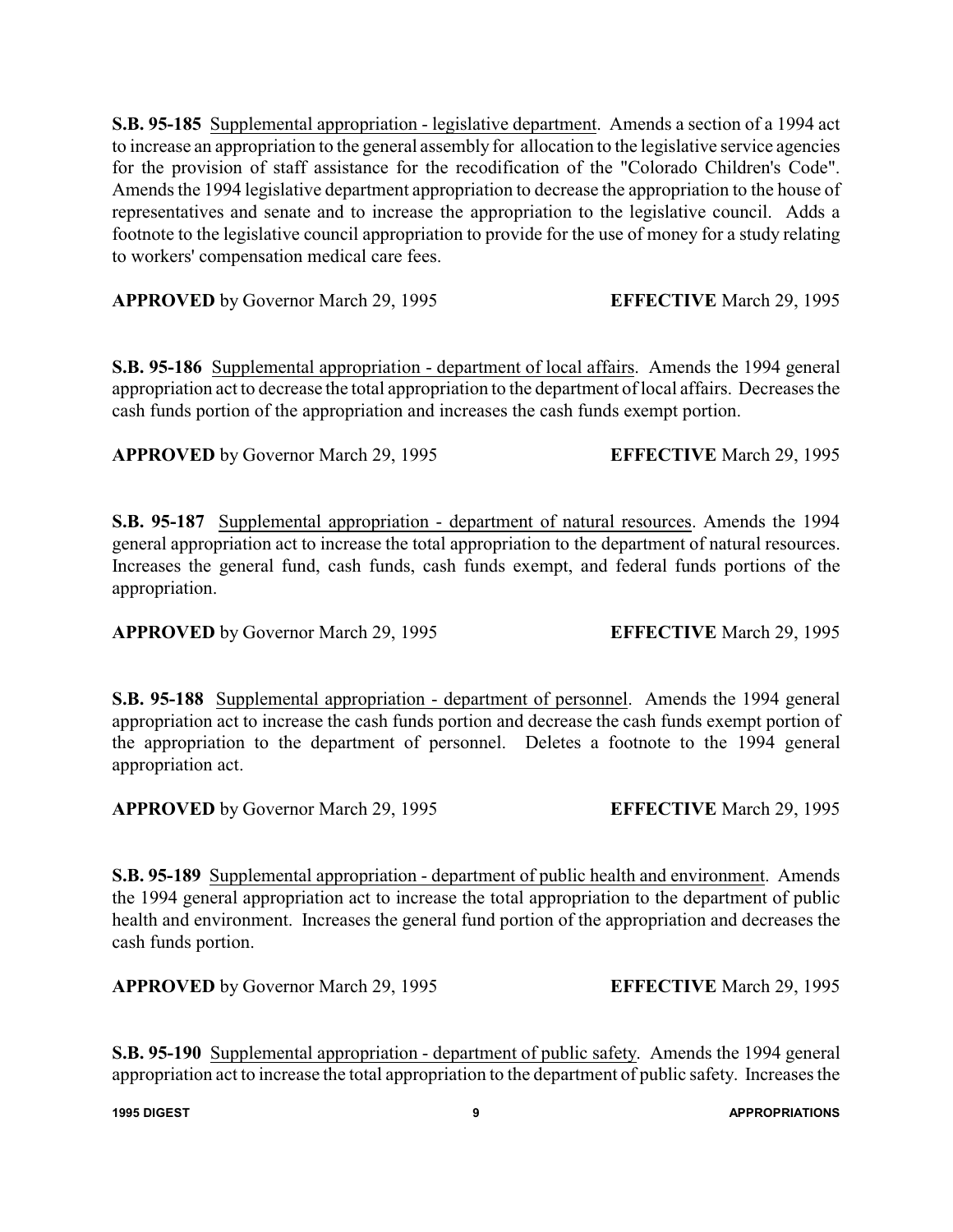**S.B. 95-185** Supplemental appropriation - legislative department. Amends a section of a 1994 act to increase an appropriation to the general assembly for allocation to the legislative service agencies for the provision of staff assistance for the recodification of the "Colorado Children's Code". Amends the 1994 legislative department appropriation to decrease the appropriation to the house of representatives and senate and to increase the appropriation to the legislative council. Adds a footnote to the legislative council appropriation to provide for the use of money for a study relating to workers' compensation medical care fees.

**APPROVED** by Governor March 29, 1995 **EFFECTIVE** March 29, 1995

**S.B. 95-186** Supplemental appropriation - department of local affairs. Amends the 1994 general appropriation act to decrease the total appropriation to the department of local affairs. Decreases the cash funds portion of the appropriation and increases the cash funds exempt portion.

**APPROVED** by Governor March 29, 1995 **EFFECTIVE** March 29, 1995

**S.B. 95-187** Supplemental appropriation - department of natural resources. Amends the 1994 general appropriation act to increase the total appropriation to the department of natural resources. Increases the general fund, cash funds, cash funds exempt, and federal funds portions of the appropriation.

**APPROVED** by Governor March 29, 1995 **EFFECTIVE** March 29, 1995

**S.B. 95-188** Supplemental appropriation - department of personnel. Amends the 1994 general appropriation act to increase the cash funds portion and decrease the cash funds exempt portion of the appropriation to the department of personnel. Deletes a footnote to the 1994 general appropriation act.

**APPROVED** by Governor March 29, 1995 **EFFECTIVE** March 29, 1995

**S.B. 95-189** Supplemental appropriation - department of public health and environment. Amends the 1994 general appropriation act to increase the total appropriation to the department of public health and environment. Increases the general fund portion of the appropriation and decreases the cash funds portion.

**APPROVED** by Governor March 29, 1995 **EFFECTIVE** March 29, 1995

**S.B. 95-190** Supplemental appropriation - department of public safety. Amends the 1994 general appropriation act to increase the total appropriation to the department of public safety. Increases the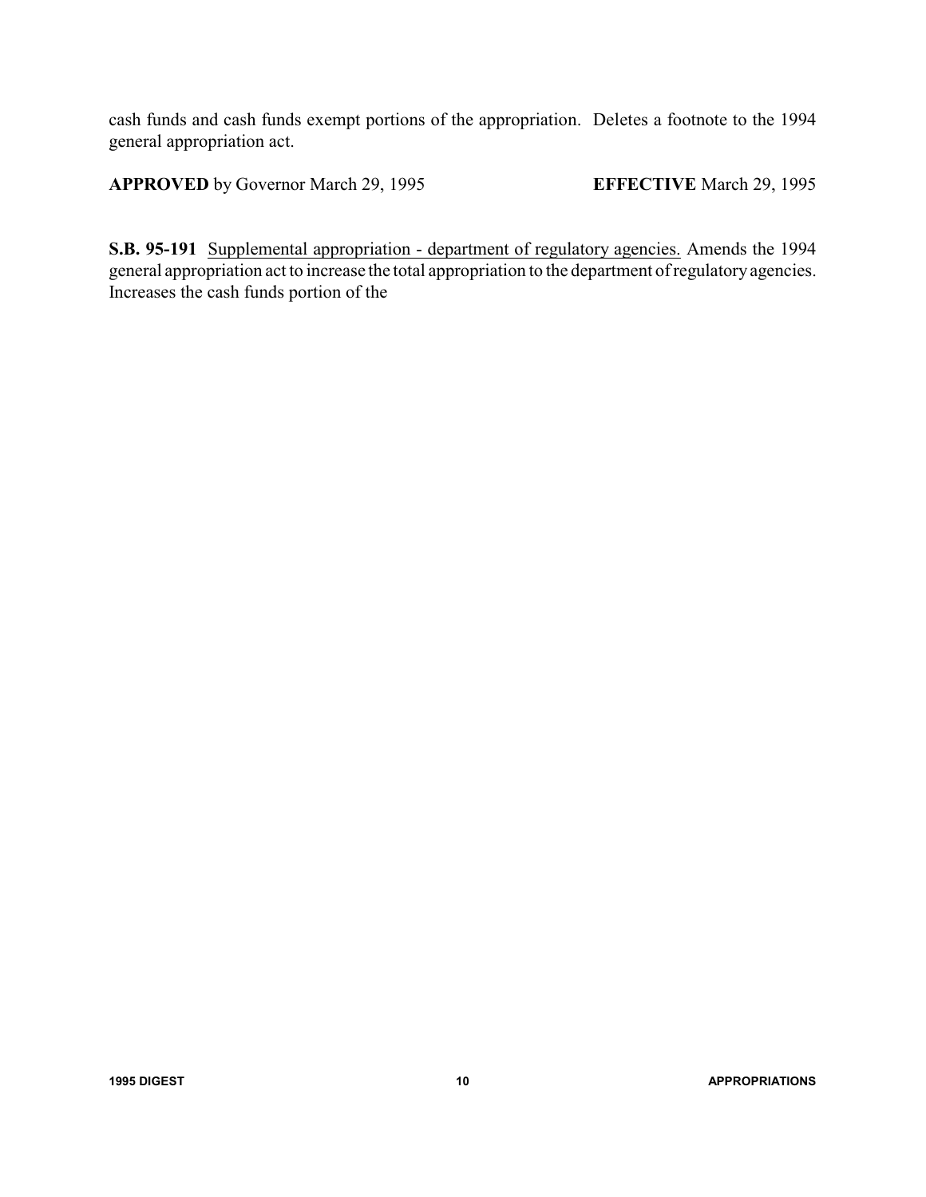cash funds and cash funds exempt portions of the appropriation. Deletes a footnote to the 1994 general appropriation act.

**APPROVED** by Governor March 29, 1995 **EFFECTIVE** March 29, 1995

**S.B. 95-191** Supplemental appropriation - department of regulatory agencies. Amends the 1994 general appropriation act to increase the total appropriation to the department of regulatory agencies. Increases the cash funds portion of the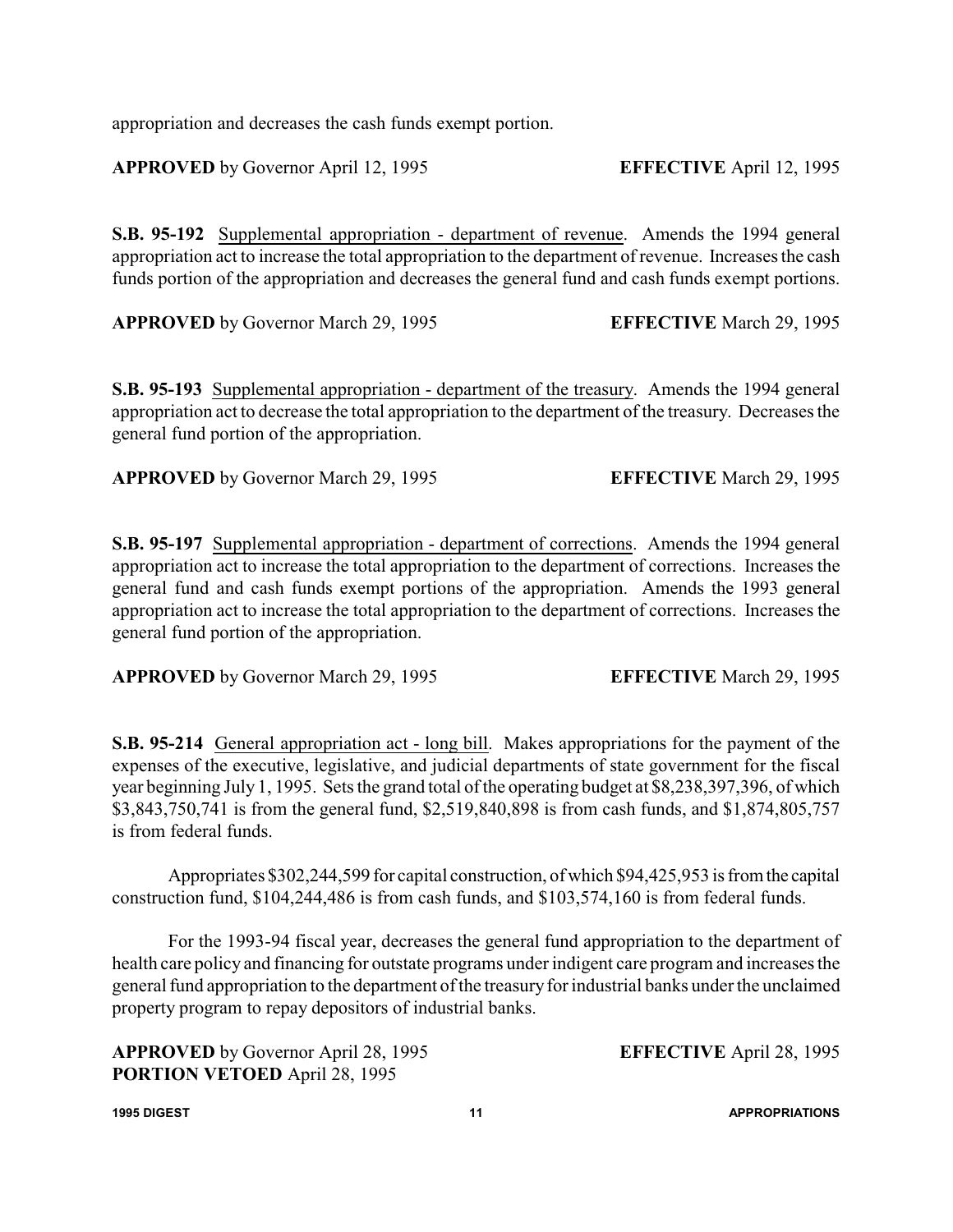appropriation and decreases the cash funds exempt portion.

**APPROVED** by Governor April 12, 1995 **EFFECTIVE** April 12, 1995

**S.B. 95-192** Supplemental appropriation - department of revenue. Amends the 1994 general appropriation act to increase the total appropriation to the department of revenue. Increases the cash funds portion of the appropriation and decreases the general fund and cash funds exempt portions.

**APPROVED** by Governor March 29, 1995 **EFFECTIVE** March 29, 1995

**S.B. 95-193** Supplemental appropriation - department of the treasury. Amends the 1994 general appropriation act to decrease the total appropriation to the department of the treasury. Decreases the general fund portion of the appropriation.

**APPROVED** by Governor March 29, 1995 **EFFECTIVE** March 29, 1995

**S.B. 95-197** Supplemental appropriation - department of corrections. Amends the 1994 general appropriation act to increase the total appropriation to the department of corrections. Increases the general fund and cash funds exempt portions of the appropriation. Amends the 1993 general appropriation act to increase the total appropriation to the department of corrections. Increases the general fund portion of the appropriation.

**APPROVED** by Governor March 29, 1995 **EFFECTIVE** March 29, 1995

**S.B. 95-214** General appropriation act - long bill. Makes appropriations for the payment of the expenses of the executive, legislative, and judicial departments of state government for the fiscal year beginning July 1, 1995. Sets the grand total of the operating budget at $8,238,397,396, of which $3,843,750,741 is from the general fund, $2,519,840,898 is from cash funds, and $1,874,805,757 is from federal funds.

Appropriates $302,244,599 for capital construction, of which $94,425,953 is from the capital construction fund, $104,244,486 is from cash funds, and $103,574,160 is from federal funds.

For the 1993-94 fiscal year, decreases the general fund appropriation to the department of health care policy and financing for outstate programs under indigent care program and increases the general fund appropriation to the department of the treasury for industrial banks under the unclaimed property program to repay depositors of industrial banks.

**APPROVED** by Governor April 28, 1995 **EFFECTIVE** April 28, 1995
**PORTION VETOED** April 28, 1995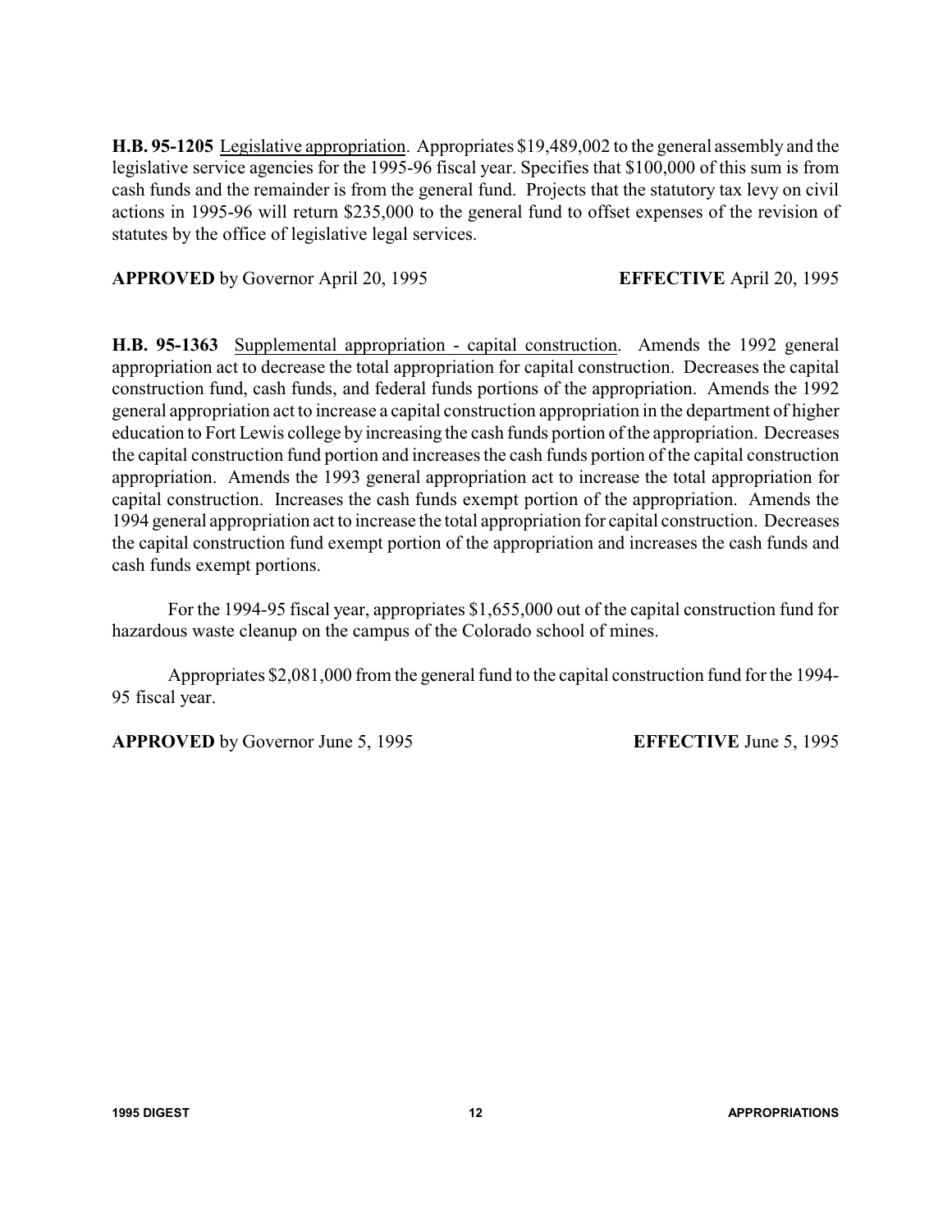**H.B. 95-1205** Legislative appropriation. Appropriates $19,489,002 to the general assembly and the legislative service agencies for the 1995-96 fiscal year. Specifies that $100,000 of this sum is from cash funds and the remainder is from the general fund. Projects that the statutory tax levy on civil actions in 1995-96 will return $235,000 to the general fund to offset expenses of the revision of statutes by the office of legislative legal services.

**APPROVED** by Governor April 20, 1995 **EFFECTIVE** April 20, 1995

**H.B. 95-1363** Supplemental appropriation - capital construction. Amends the 1992 general appropriation act to decrease the total appropriation for capital construction. Decreases the capital construction fund, cash funds, and federal funds portions of the appropriation. Amends the 1992 general appropriation act to increase a capital construction appropriation in the department of higher education to Fort Lewis college by increasing the cash funds portion of the appropriation. Decreases the capital construction fund portion and increases the cash funds portion of the capital construction appropriation. Amends the 1993 general appropriation act to increase the total appropriation for capital construction. Increases the cash funds exempt portion of the appropriation. Amends the 1994 general appropriation act to increase the total appropriation for capital construction. Decreases the capital construction fund exempt portion of the appropriation and increases the cash funds and cash funds exempt portions.

For the 1994-95 fiscal year, appropriates $1,655,000 out of the capital construction fund for hazardous waste cleanup on the campus of the Colorado school of mines.

Appropriates $2,081,000 from the general fund to the capital construction fund for the 1994-95 fiscal year.

**APPROVED** by Governor June 5, 1995 **EFFECTIVE** June 5, 1995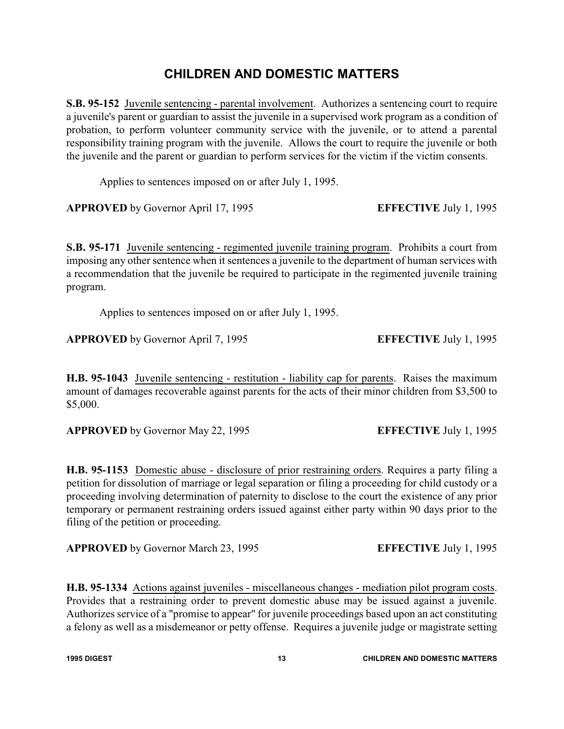# CHILDREN AND DOMESTIC MATTERS

**S.B. 95-152** Juvenile sentencing - parental involvement. Authorizes a sentencing court to require a juvenile's parent or guardian to assist the juvenile in a supervised work program as a condition of probation, to perform volunteer community service with the juvenile, or to attend a parental responsibility training program with the juvenile. Allows the court to require the juvenile or both the juvenile and the parent or guardian to perform services for the victim if the victim consents.

Applies to sentences imposed on or after July 1, 1995.

**APPROVED** by Governor April 17, 1995 **EFFECTIVE** July 1, 1995

**S.B. 95-171** Juvenile sentencing - regimented juvenile training program. Prohibits a court from imposing any other sentence when it sentences a juvenile to the department of human services with a recommendation that the juvenile be required to participate in the regimented juvenile training program.

Applies to sentences imposed on or after July 1, 1995.

**APPROVED** by Governor April 7, 1995 **EFFECTIVE** July 1, 1995

**H.B. 95-1043** Juvenile sentencing - restitution - liability cap for parents. Raises the maximum amount of damages recoverable against parents for the acts of their minor children from $3,500 to $5,000.

**APPROVED** by Governor May 22, 1995 **EFFECTIVE** July 1, 1995

**H.B. 95-1153** Domestic abuse - disclosure of prior restraining orders. Requires a party filing a petition for dissolution of marriage or legal separation or filing a proceeding for child custody or a proceeding involving determination of paternity to disclose to the court the existence of any prior temporary or permanent restraining orders issued against either party within 90 days prior to the filing of the petition or proceeding.

**APPROVED** by Governor March 23, 1995 **EFFECTIVE** July 1, 1995

**H.B. 95-1334** Actions against juveniles - miscellaneous changes - mediation pilot program costs. Provides that a restraining order to prevent domestic abuse may be issued against a juvenile. Authorizes service of a "promise to appear" for juvenile proceedings based upon an act constituting a felony as well as a misdemeanor or petty offense. Requires a juvenile judge or magistrate setting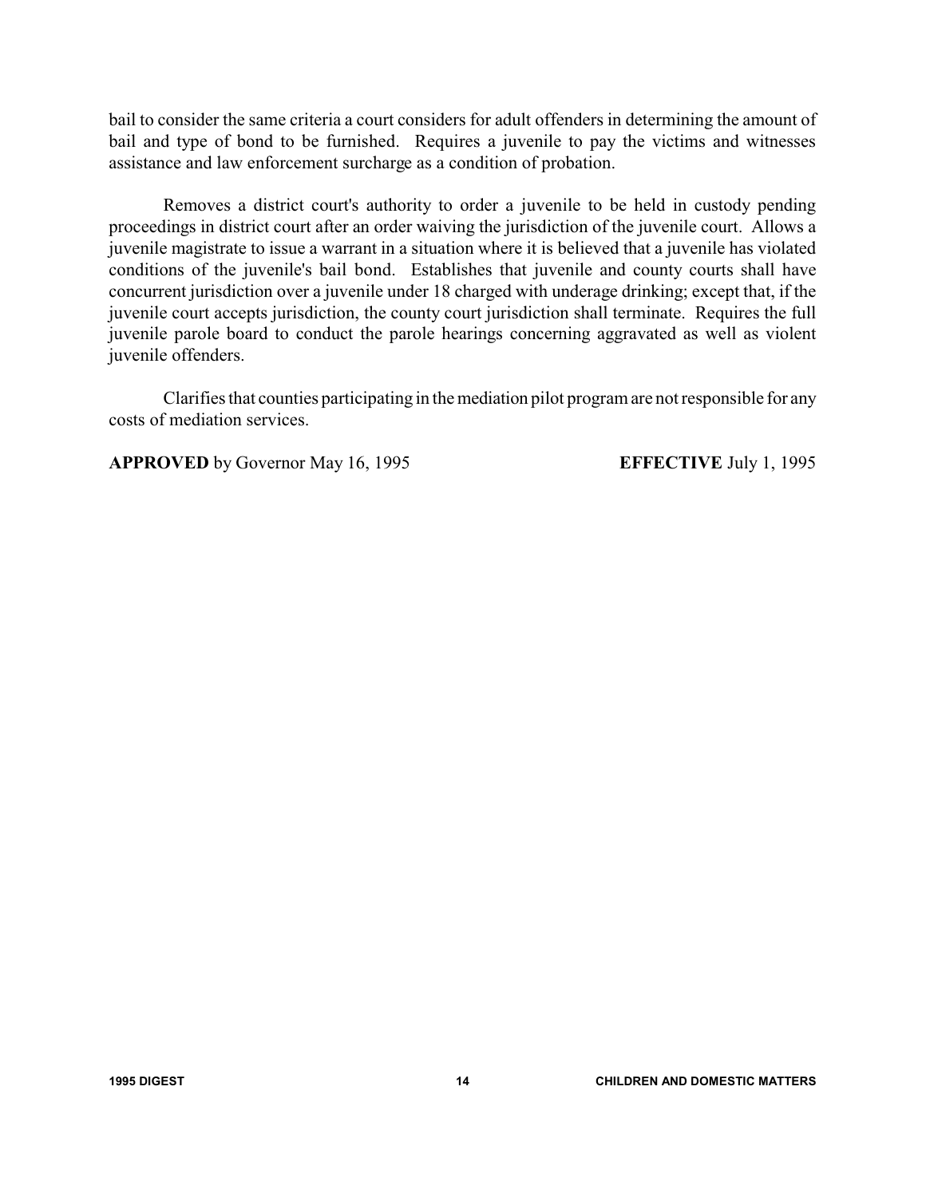bail to consider the same criteria a court considers for adult offenders in determining the amount of bail and type of bond to be furnished. Requires a juvenile to pay the victims and witnesses assistance and law enforcement surcharge as a condition of probation.

Removes a district court's authority to order a juvenile to be held in custody pending proceedings in district court after an order waiving the jurisdiction of the juvenile court. Allows a juvenile magistrate to issue a warrant in a situation where it is believed that a juvenile has violated conditions of the juvenile's bail bond. Establishes that juvenile and county courts shall have concurrent jurisdiction over a juvenile under 18 charged with underage drinking; except that, if the juvenile court accepts jurisdiction, the county court jurisdiction shall terminate. Requires the full juvenile parole board to conduct the parole hearings concerning aggravated as well as violent juvenile offenders.

Clarifies that counties participating in the mediation pilot program are not responsible for any costs of mediation services.

**APPROVED** by Governor May 16, 1995 **EFFECTIVE** July 1, 1995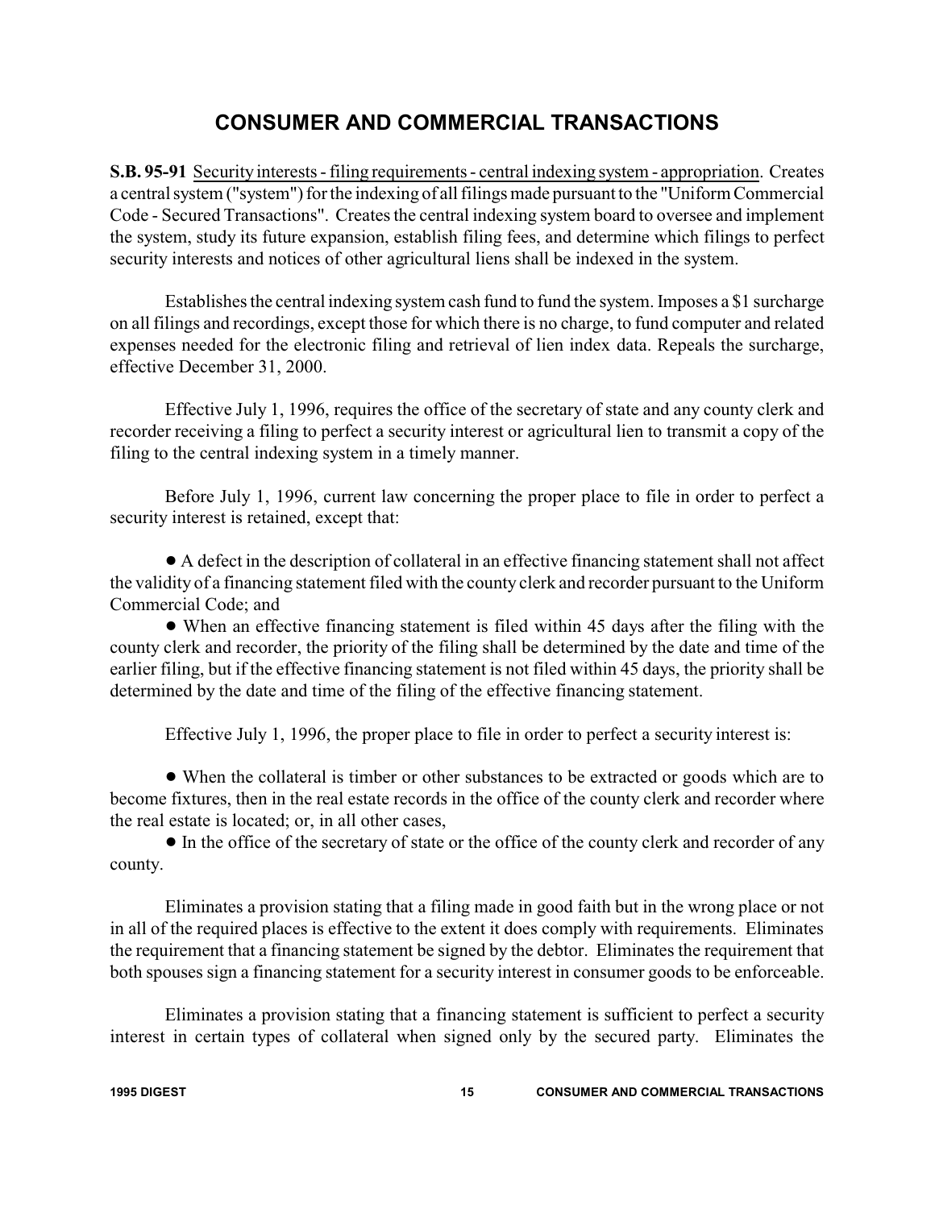# CONSUMER AND COMMERCIAL TRANSACTIONS

**S.B. 95-91** Security interests - filing requirements - central indexing system - appropriation. Creates a central system ("system") for the indexing of all filings made pursuant to the "Uniform Commercial Code - Secured Transactions". Creates the central indexing system board to oversee and implement the system, study its future expansion, establish filing fees, and determine which filings to perfect security interests and notices of other agricultural liens shall be indexed in the system.

Establishes the central indexing system cash fund to fund the system. Imposes a $1 surcharge on all filings and recordings, except those for which there is no charge, to fund computer and related expenses needed for the electronic filing and retrieval of lien index data. Repeals the surcharge, effective December 31, 2000.

Effective July 1, 1996, requires the office of the secretary of state and any county clerk and recorder receiving a filing to perfect a security interest or agricultural lien to transmit a copy of the filing to the central indexing system in a timely manner.

Before July 1, 1996, current law concerning the proper place to file in order to perfect a security interest is retained, except that:

- A defect in the description of collateral in an effective financing statement shall not affect the validity of a financing statement filed with the county clerk and recorder pursuant to the Uniform Commercial Code; and
- When an effective financing statement is filed within 45 days after the filing with the county clerk and recorder, the priority of the filing shall be determined by the date and time of the earlier filing, but if the effective financing statement is not filed within 45 days, the priority shall be determined by the date and time of the filing of the effective financing statement.

Effective July 1, 1996, the proper place to file in order to perfect a security interest is:

- When the collateral is timber or other substances to be extracted or goods which are to become fixtures, then in the real estate records in the office of the county clerk and recorder where the real estate is located; or, in all other cases,
- In the office of the secretary of state or the office of the county clerk and recorder of any county.

Eliminates a provision stating that a filing made in good faith but in the wrong place or not in all of the required places is effective to the extent it does comply with requirements. Eliminates the requirement that a financing statement be signed by the debtor. Eliminates the requirement that both spouses sign a financing statement for a security interest in consumer goods to be enforceable.

Eliminates a provision stating that a financing statement is sufficient to perfect a security interest in certain types of collateral when signed only by the secured party. Eliminates the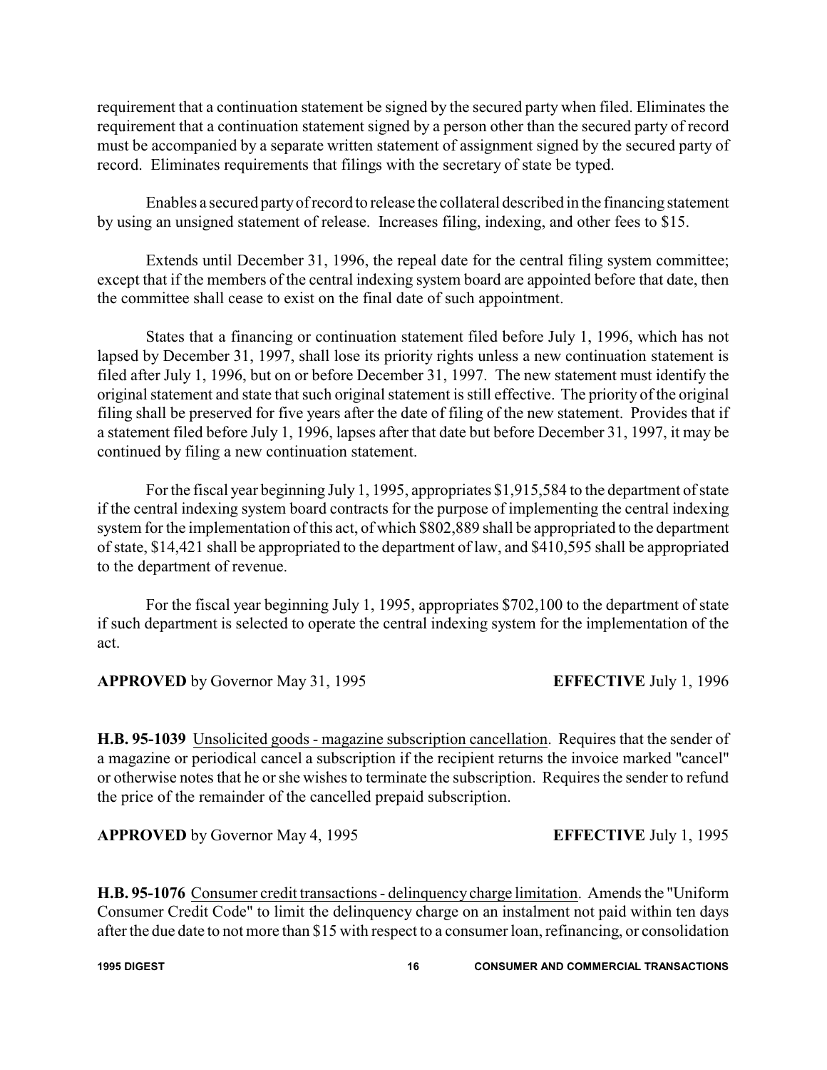requirement that a continuation statement be signed by the secured party when filed. Eliminates the requirement that a continuation statement signed by a person other than the secured party of record must be accompanied by a separate written statement of assignment signed by the secured party of record. Eliminates requirements that filings with the secretary of state be typed.

Enables a secured party of record to release the collateral described in the financing statement by using an unsigned statement of release. Increases filing, indexing, and other fees to $15.

Extends until December 31, 1996, the repeal date for the central filing system committee; except that if the members of the central indexing system board are appointed before that date, then the committee shall cease to exist on the final date of such appointment.

States that a financing or continuation statement filed before July 1, 1996, which has not lapsed by December 31, 1997, shall lose its priority rights unless a new continuation statement is filed after July 1, 1996, but on or before December 31, 1997. The new statement must identify the original statement and state that such original statement is still effective. The priority of the original filing shall be preserved for five years after the date of filing of the new statement. Provides that if a statement filed before July 1, 1996, lapses after that date but before December 31, 1997, it may be continued by filing a new continuation statement.

For the fiscal year beginning July 1, 1995, appropriates $1,915,584 to the department of state if the central indexing system board contracts for the purpose of implementing the central indexing system for the implementation of this act, of which $802,889 shall be appropriated to the department of state, $14,421 shall be appropriated to the department of law, and $410,595 shall be appropriated to the department of revenue.

For the fiscal year beginning July 1, 1995, appropriates $702,100 to the department of state if such department is selected to operate the central indexing system for the implementation of the act.

**APPROVED** by Governor May 31, 1995 **EFFECTIVE** July 1, 1996

**H.B. 95-1039** Unsolicited goods - magazine subscription cancellation. Requires that the sender of a magazine or periodical cancel a subscription if the recipient returns the invoice marked "cancel" or otherwise notes that he or she wishes to terminate the subscription. Requires the sender to refund the price of the remainder of the cancelled prepaid subscription.

**APPROVED** by Governor May 4, 1995 **EFFECTIVE** July 1, 1995

**H.B. 95-1076** Consumer credit transactions - delinquency charge limitation. Amends the "Uniform Consumer Credit Code" to limit the delinquency charge on an instalment not paid within ten days after the due date to not more than $15 with respect to a consumer loan, refinancing, or consolidation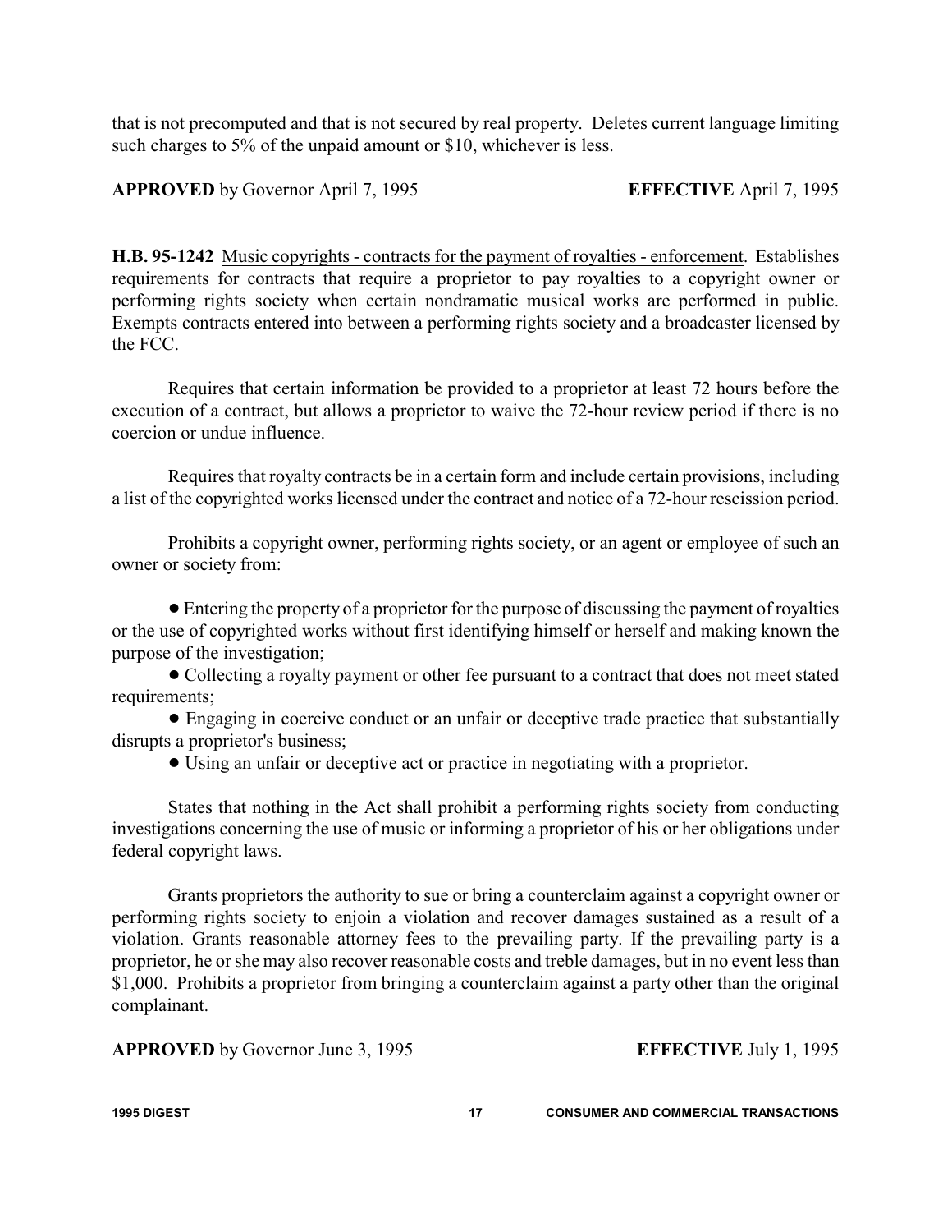that is not precomputed and that is not secured by real property. Deletes current language limiting such charges to 5% of the unpaid amount or $10, whichever is less.

**APPROVED** by Governor April 7, 1995 **EFFECTIVE** April 7, 1995

**H.B. 95-1242** Music copyrights - contracts for the payment of royalties - enforcement. Establishes requirements for contracts that require a proprietor to pay royalties to a copyright owner or performing rights society when certain nondramatic musical works are performed in public. Exempts contracts entered into between a performing rights society and a broadcaster licensed by the FCC.

Requires that certain information be provided to a proprietor at least 72 hours before the execution of a contract, but allows a proprietor to waive the 72-hour review period if there is no coercion or undue influence.

Requires that royalty contracts be in a certain form and include certain provisions, including a list of the copyrighted works licensed under the contract and notice of a 72-hour rescission period.

Prohibits a copyright owner, performing rights society, or an agent or employee of such an owner or society from:

- Entering the property of a proprietor for the purpose of discussing the payment of royalties or the use of copyrighted works without first identifying himself or herself and making known the purpose of the investigation;
- Collecting a royalty payment or other fee pursuant to a contract that does not meet stated requirements;
- Engaging in coercive conduct or an unfair or deceptive trade practice that substantially disrupts a proprietor's business;
- Using an unfair or deceptive act or practice in negotiating with a proprietor.

States that nothing in the Act shall prohibit a performing rights society from conducting investigations concerning the use of music or informing a proprietor of his or her obligations under federal copyright laws.

Grants proprietors the authority to sue or bring a counterclaim against a copyright owner or performing rights society to enjoin a violation and recover damages sustained as a result of a violation. Grants reasonable attorney fees to the prevailing party. If the prevailing party is a proprietor, he or she may also recover reasonable costs and treble damages, but in no event less than $1,000. Prohibits a proprietor from bringing a counterclaim against a party other than the original complainant.

**APPROVED** by Governor June 3, 1995 **EFFECTIVE** July 1, 1995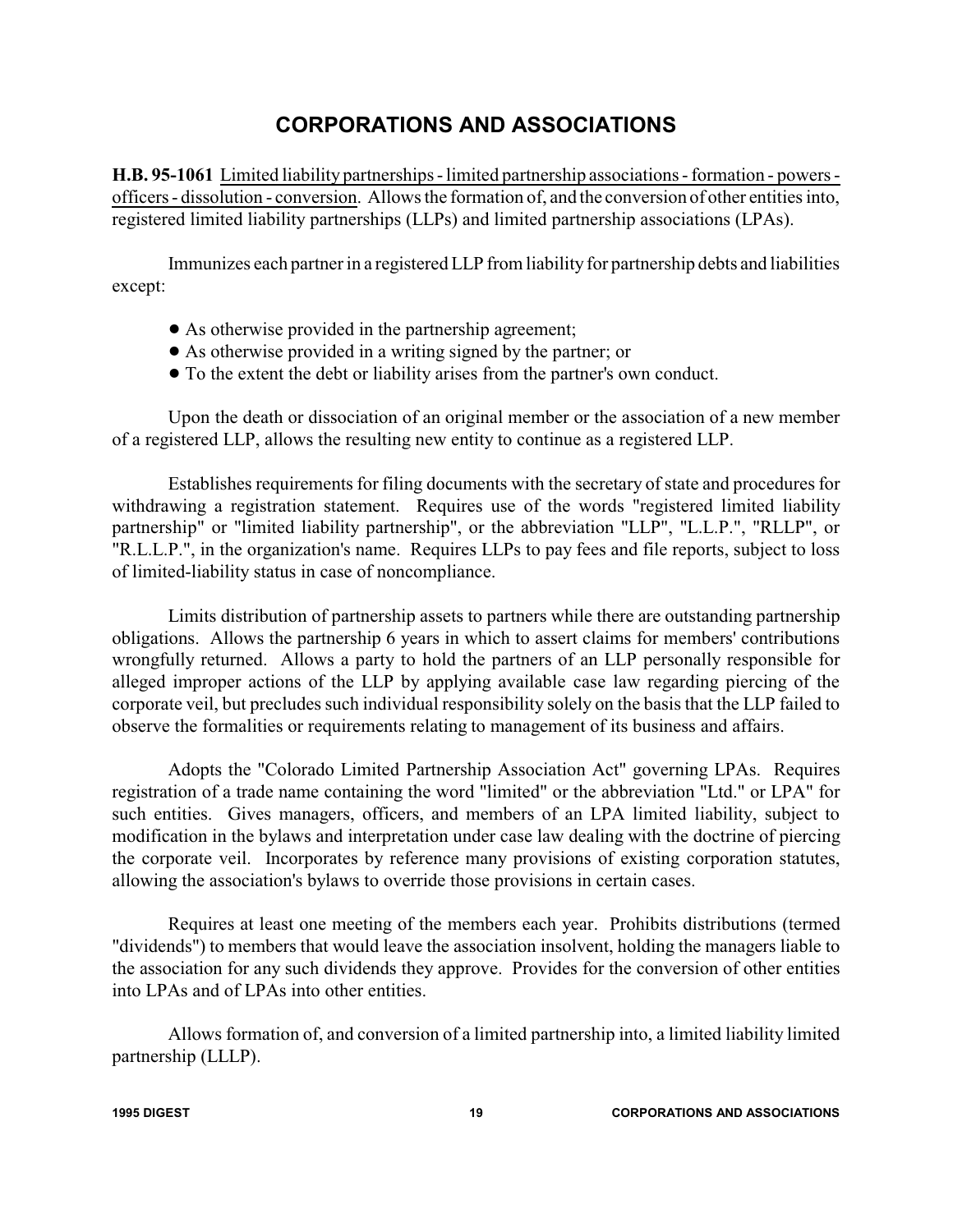# CORPORATIONS AND ASSOCIATIONS

**H.B. 95-1061** Limited liability partnerships - limited partnership associations - formation - powers - officers - dissolution - conversion. Allows the formation of, and the conversion of other entities into, registered limited liability partnerships (LLPs) and limited partnership associations (LPAs).

Immunizes each partner in a registered LLP from liability for partnership debts and liabilities except:

- As otherwise provided in the partnership agreement;
- As otherwise provided in a writing signed by the partner; or
- To the extent the debt or liability arises from the partner's own conduct.

Upon the death or dissociation of an original member or the association of a new member of a registered LLP, allows the resulting new entity to continue as a registered LLP.

Establishes requirements for filing documents with the secretary of state and procedures for withdrawing a registration statement. Requires use of the words "registered limited liability partnership" or "limited liability partnership", or the abbreviation "LLP", "L.L.P.", "RLLP", or "R.L.L.P.", in the organization's name. Requires LLPs to pay fees and file reports, subject to loss of limited-liability status in case of noncompliance.

Limits distribution of partnership assets to partners while there are outstanding partnership obligations. Allows the partnership 6 years in which to assert claims for members' contributions wrongfully returned. Allows a party to hold the partners of an LLP personally responsible for alleged improper actions of the LLP by applying available case law regarding piercing of the corporate veil, but precludes such individual responsibility solely on the basis that the LLP failed to observe the formalities or requirements relating to management of its business and affairs.

Adopts the "Colorado Limited Partnership Association Act" governing LPAs. Requires registration of a trade name containing the word "limited" or the abbreviation "Ltd." or LPA" for such entities. Gives managers, officers, and members of an LPA limited liability, subject to modification in the bylaws and interpretation under case law dealing with the doctrine of piercing the corporate veil. Incorporates by reference many provisions of existing corporation statutes, allowing the association's bylaws to override those provisions in certain cases.

Requires at least one meeting of the members each year. Prohibits distributions (termed "dividends") to members that would leave the association insolvent, holding the managers liable to the association for any such dividends they approve. Provides for the conversion of other entities into LPAs and of LPAs into other entities.

Allows formation of, and conversion of a limited partnership into, a limited liability limited partnership (LLLP).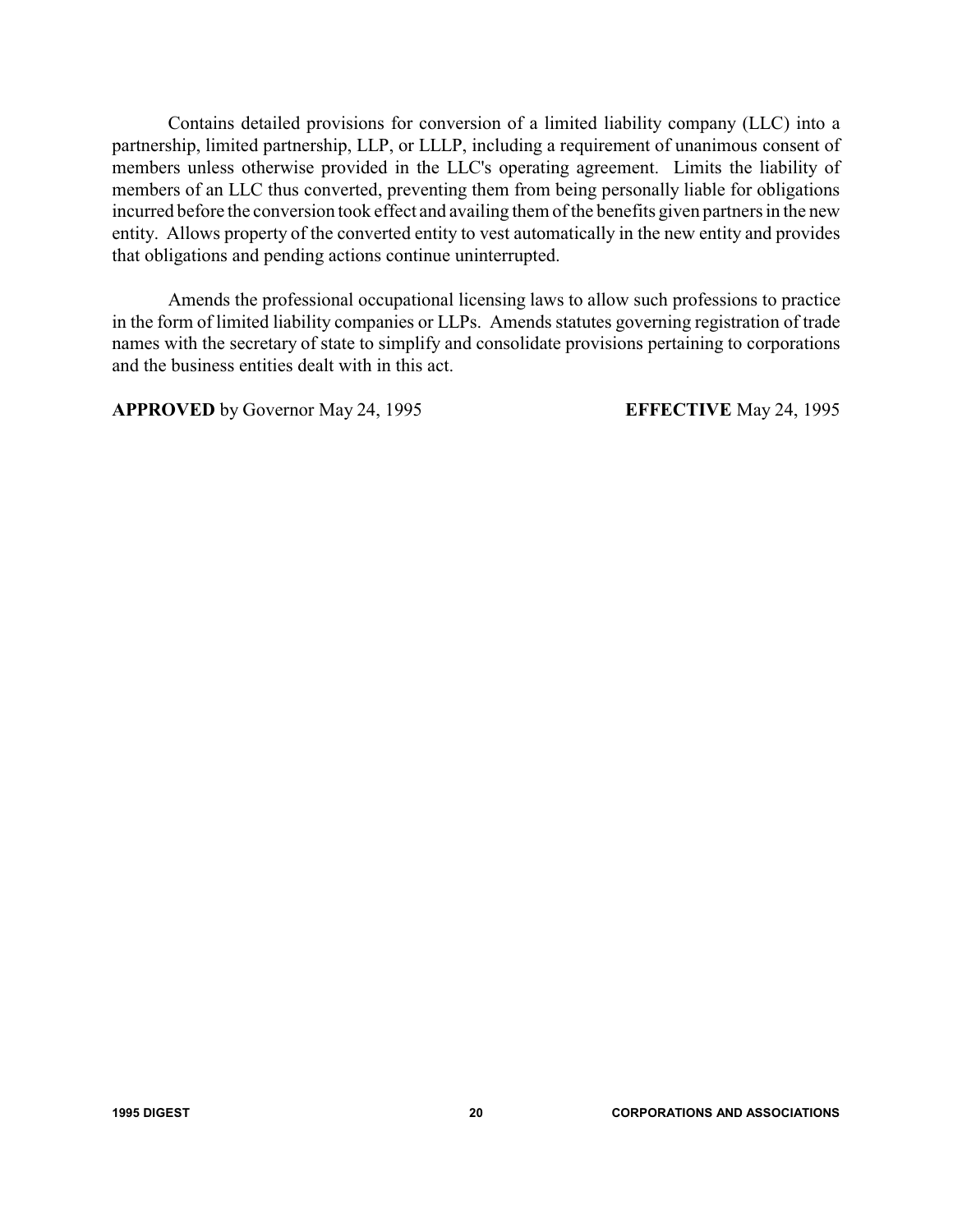Contains detailed provisions for conversion of a limited liability company (LLC) into a partnership, limited partnership, LLP, or LLLP, including a requirement of unanimous consent of members unless otherwise provided in the LLC's operating agreement. Limits the liability of members of an LLC thus converted, preventing them from being personally liable for obligations incurred before the conversion took effect and availing them of the benefits given partners in the new entity. Allows property of the converted entity to vest automatically in the new entity and provides that obligations and pending actions continue uninterrupted.

Amends the professional occupational licensing laws to allow such professions to practice in the form of limited liability companies or LLPs. Amends statutes governing registration of trade names with the secretary of state to simplify and consolidate provisions pertaining to corporations and the business entities dealt with in this act.

**APPROVED** by Governor May 24, 1995 **EFFECTIVE** May 24, 1995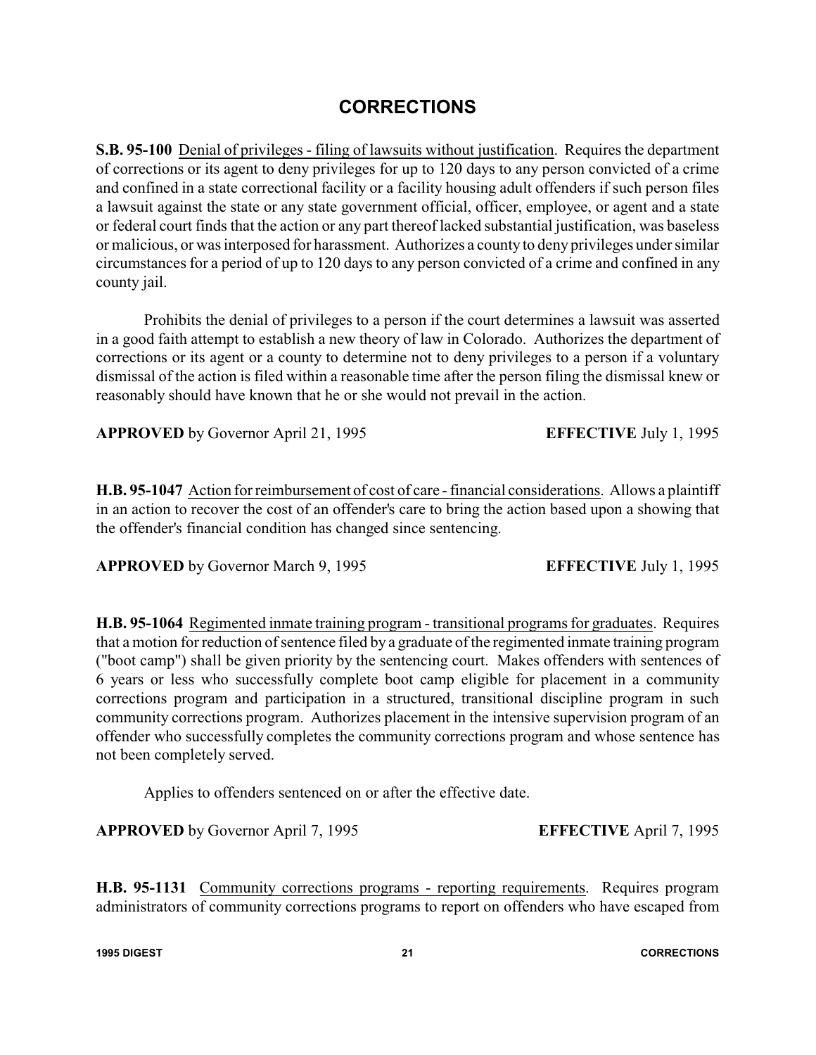# CORRECTIONS

**S.B. 95-100** Denial of privileges - filing of lawsuits without justification. Requires the department of corrections or its agent to deny privileges for up to 120 days to any person convicted of a crime and confined in a state correctional facility or a facility housing adult offenders if such person files a lawsuit against the state or any state government official, officer, employee, or agent and a state or federal court finds that the action or any part thereof lacked substantial justification, was baseless or malicious, or was interposed for harassment. Authorizes a county to deny privileges under similar circumstances for a period of up to 120 days to any person convicted of a crime and confined in any county jail.

Prohibits the denial of privileges to a person if the court determines a lawsuit was asserted in a good faith attempt to establish a new theory of law in Colorado. Authorizes the department of corrections or its agent or a county to determine not to deny privileges to a person if a voluntary dismissal of the action is filed within a reasonable time after the person filing the dismissal knew or reasonably should have known that he or she would not prevail in the action.

**APPROVED** by Governor April 21, 1995 **EFFECTIVE** July 1, 1995

**H.B. 95-1047** Action for reimbursement of cost of care - financial considerations. Allows a plaintiff in an action to recover the cost of an offender's care to bring the action based upon a showing that the offender's financial condition has changed since sentencing.

**APPROVED** by Governor March 9, 1995 **EFFECTIVE** July 1, 1995

**H.B. 95-1064** Regimented inmate training program - transitional programs for graduates. Requires that a motion for reduction of sentence filed by a graduate of the regimented inmate training program ("boot camp") shall be given priority by the sentencing court. Makes offenders with sentences of 6 years or less who successfully complete boot camp eligible for placement in a community corrections program and participation in a structured, transitional discipline program in such community corrections program. Authorizes placement in the intensive supervision program of an offender who successfully completes the community corrections program and whose sentence has not been completely served.

Applies to offenders sentenced on or after the effective date.

**APPROVED** by Governor April 7, 1995 **EFFECTIVE** April 7, 1995

**H.B. 95-1131** Community corrections programs - reporting requirements. Requires program administrators of community corrections programs to report on offenders who have escaped from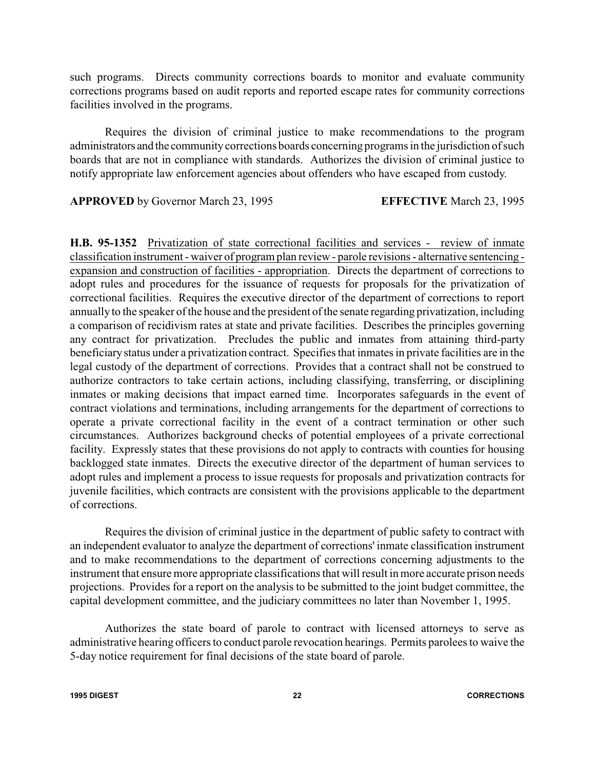such programs. Directs community corrections boards to monitor and evaluate community corrections programs based on audit reports and reported escape rates for community corrections facilities involved in the programs.

Requires the division of criminal justice to make recommendations to the program administrators and the community corrections boards concerning programs in the jurisdiction of such boards that are not in compliance with standards. Authorizes the division of criminal justice to notify appropriate law enforcement agencies about offenders who have escaped from custody.

**APPROVED** by Governor March 23, 1995 **EFFECTIVE** March 23, 1995

**H.B. 95-1352** Privatization of state correctional facilities and services - review of inmate classification instrument - waiver of program plan review - parole revisions - alternative sentencing - expansion and construction of facilities - appropriation. Directs the department of corrections to adopt rules and procedures for the issuance of requests for proposals for the privatization of correctional facilities. Requires the executive director of the department of corrections to report annually to the speaker of the house and the president of the senate regarding privatization, including a comparison of recidivism rates at state and private facilities. Describes the principles governing any contract for privatization. Precludes the public and inmates from attaining third-party beneficiary status under a privatization contract. Specifies that inmates in private facilities are in the legal custody of the department of corrections. Provides that a contract shall not be construed to authorize contractors to take certain actions, including classifying, transferring, or disciplining inmates or making decisions that impact earned time. Incorporates safeguards in the event of contract violations and terminations, including arrangements for the department of corrections to operate a private correctional facility in the event of a contract termination or other such circumstances. Authorizes background checks of potential employees of a private correctional facility. Expressly states that these provisions do not apply to contracts with counties for housing backlogged state inmates. Directs the executive director of the department of human services to adopt rules and implement a process to issue requests for proposals and privatization contracts for juvenile facilities, which contracts are consistent with the provisions applicable to the department of corrections.

Requires the division of criminal justice in the department of public safety to contract with an independent evaluator to analyze the department of corrections' inmate classification instrument and to make recommendations to the department of corrections concerning adjustments to the instrument that ensure more appropriate classifications that will result in more accurate prison needs projections. Provides for a report on the analysis to be submitted to the joint budget committee, the capital development committee, and the judiciary committees no later than November 1, 1995.

Authorizes the state board of parole to contract with licensed attorneys to serve as administrative hearing officers to conduct parole revocation hearings. Permits parolees to waive the 5-day notice requirement for final decisions of the state board of parole.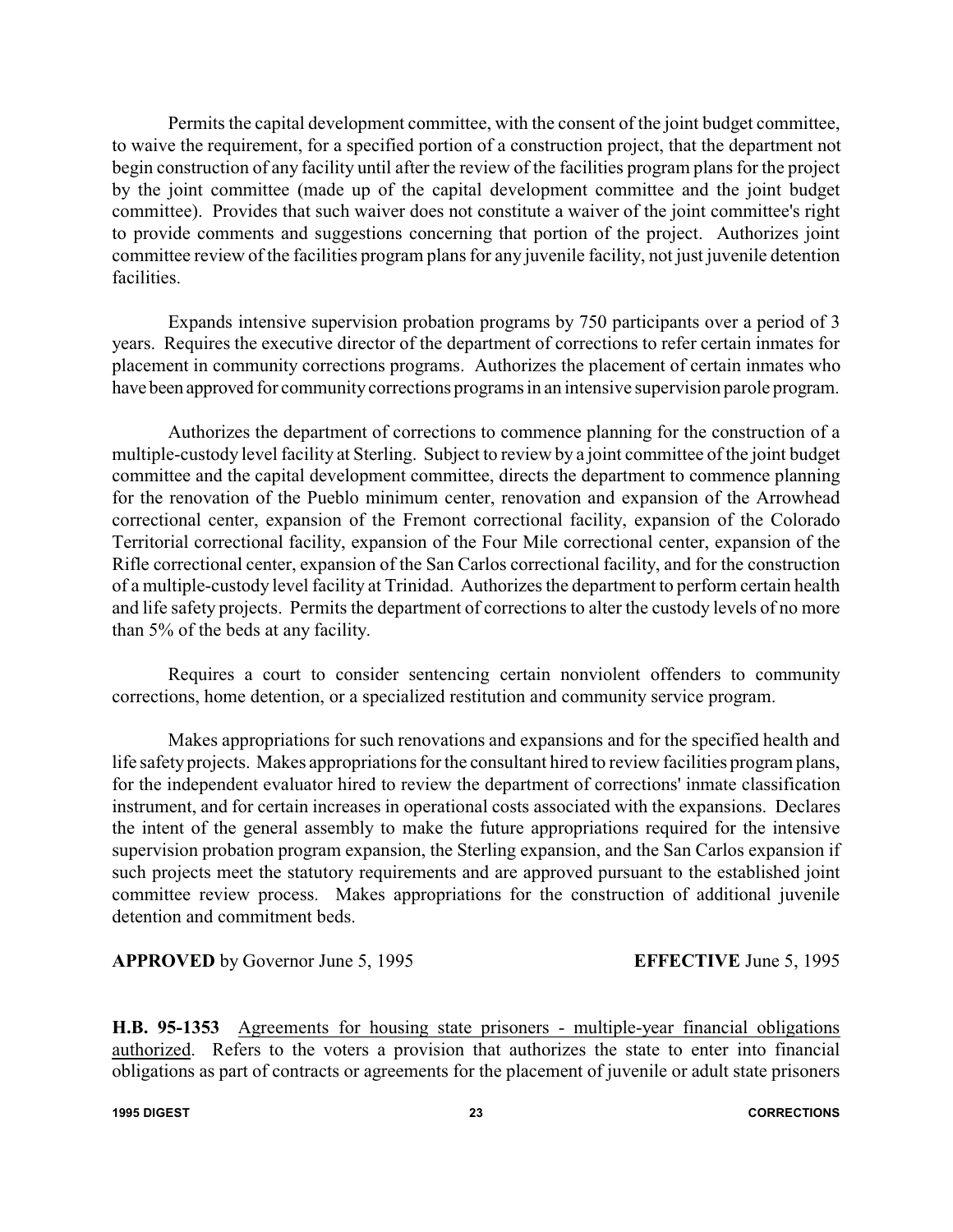Permits the capital development committee, with the consent of the joint budget committee, to waive the requirement, for a specified portion of a construction project, that the department not begin construction of any facility until after the review of the facilities program plans for the project by the joint committee (made up of the capital development committee and the joint budget committee). Provides that such waiver does not constitute a waiver of the joint committee's right to provide comments and suggestions concerning that portion of the project. Authorizes joint committee review of the facilities program plans for any juvenile facility, not just juvenile detention facilities.

Expands intensive supervision probation programs by 750 participants over a period of 3 years. Requires the executive director of the department of corrections to refer certain inmates for placement in community corrections programs. Authorizes the placement of certain inmates who have been approved for community corrections programs in an intensive supervision parole program.

Authorizes the department of corrections to commence planning for the construction of a multiple-custody level facility at Sterling. Subject to review by a joint committee of the joint budget committee and the capital development committee, directs the department to commence planning for the renovation of the Pueblo minimum center, renovation and expansion of the Arrowhead correctional center, expansion of the Fremont correctional facility, expansion of the Colorado Territorial correctional facility, expansion of the Four Mile correctional center, expansion of the Rifle correctional center, expansion of the San Carlos correctional facility, and for the construction of a multiple-custody level facility at Trinidad. Authorizes the department to perform certain health and life safety projects. Permits the department of corrections to alter the custody levels of no more than 5% of the beds at any facility.

Requires a court to consider sentencing certain nonviolent offenders to community corrections, home detention, or a specialized restitution and community service program.

Makes appropriations for such renovations and expansions and for the specified health and life safety projects. Makes appropriations for the consultant hired to review facilities program plans, for the independent evaluator hired to review the department of corrections' inmate classification instrument, and for certain increases in operational costs associated with the expansions. Declares the intent of the general assembly to make the future appropriations required for the intensive supervision probation program expansion, the Sterling expansion, and the San Carlos expansion if such projects meet the statutory requirements and are approved pursuant to the established joint committee review process. Makes appropriations for the construction of additional juvenile detention and commitment beds.

**APPROVED** by Governor June 5, 1995 **EFFECTIVE** June 5, 1995

**H.B. 95-1353** Agreements for housing state prisoners - multiple-year financial obligations authorized. Refers to the voters a provision that authorizes the state to enter into financial obligations as part of contracts or agreements for the placement of juvenile or adult state prisoners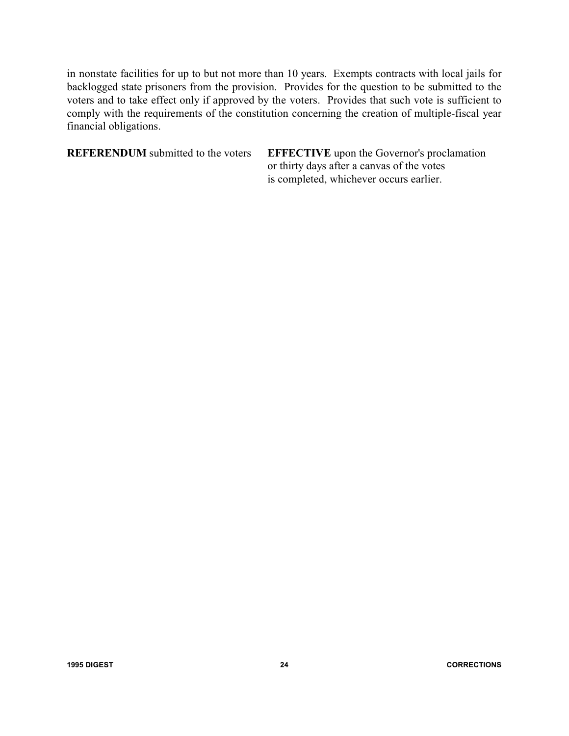in nonstate facilities for up to but not more than 10 years. Exempts contracts with local jails for backlogged state prisoners from the provision. Provides for the question to be submitted to the voters and to take effect only if approved by the voters. Provides that such vote is sufficient to comply with the requirements of the constitution concerning the creation of multiple-fiscal year financial obligations.

**REFERENDUM** submitted to the voters

**EFFECTIVE** upon the Governor's proclamation or thirty days after a canvas of the votes is completed, whichever occurs earlier.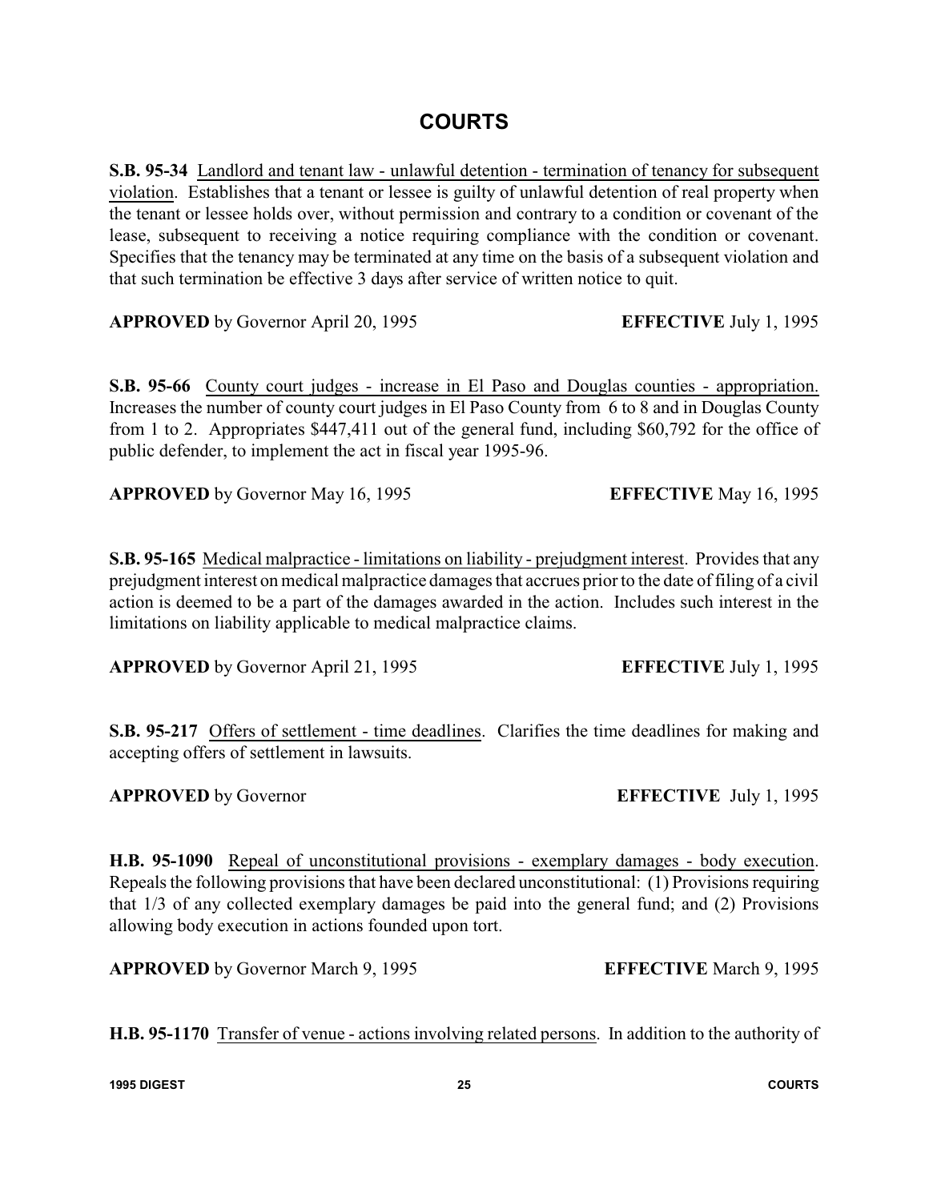# COURTS

**S.B. 95-34** Landlord and tenant law - unlawful detention - termination of tenancy for subsequent violation. Establishes that a tenant or lessee is guilty of unlawful detention of real property when the tenant or lessee holds over, without permission and contrary to a condition or covenant of the lease, subsequent to receiving a notice requiring compliance with the condition or covenant. Specifies that the tenancy may be terminated at any time on the basis of a subsequent violation and that such termination be effective 3 days after service of written notice to quit.

**APPROVED** by Governor April 20, 1995 **EFFECTIVE** July 1, 1995

**S.B. 95-66** County court judges - increase in El Paso and Douglas counties - appropriation. Increases the number of county court judges in El Paso County from 6 to 8 and in Douglas County from 1 to 2. Appropriates $447,411 out of the general fund, including $60,792 for the office of public defender, to implement the act in fiscal year 1995-96.

**APPROVED** by Governor May 16, 1995 **EFFECTIVE** May 16, 1995

**S.B. 95-165** Medical malpractice - limitations on liability - prejudgment interest. Provides that any prejudgment interest on medical malpractice damages that accrues prior to the date of filing of a civil action is deemed to be a part of the damages awarded in the action. Includes such interest in the limitations on liability applicable to medical malpractice claims.

**APPROVED** by Governor April 21, 1995 **EFFECTIVE** July 1, 1995

**S.B. 95-217** Offers of settlement - time deadlines. Clarifies the time deadlines for making and accepting offers of settlement in lawsuits.

**APPROVED** by Governor **EFFECTIVE** July 1, 1995

**H.B. 95-1090** Repeal of unconstitutional provisions - exemplary damages - body execution. Repeals the following provisions that have been declared unconstitutional: (1) Provisions requiring that 1/3 of any collected exemplary damages be paid into the general fund; and (2) Provisions allowing body execution in actions founded upon tort.

**APPROVED** by Governor March 9, 1995 **EFFECTIVE** March 9, 1995

**H.B. 95-1170** Transfer of venue - actions involving related persons. In addition to the authority of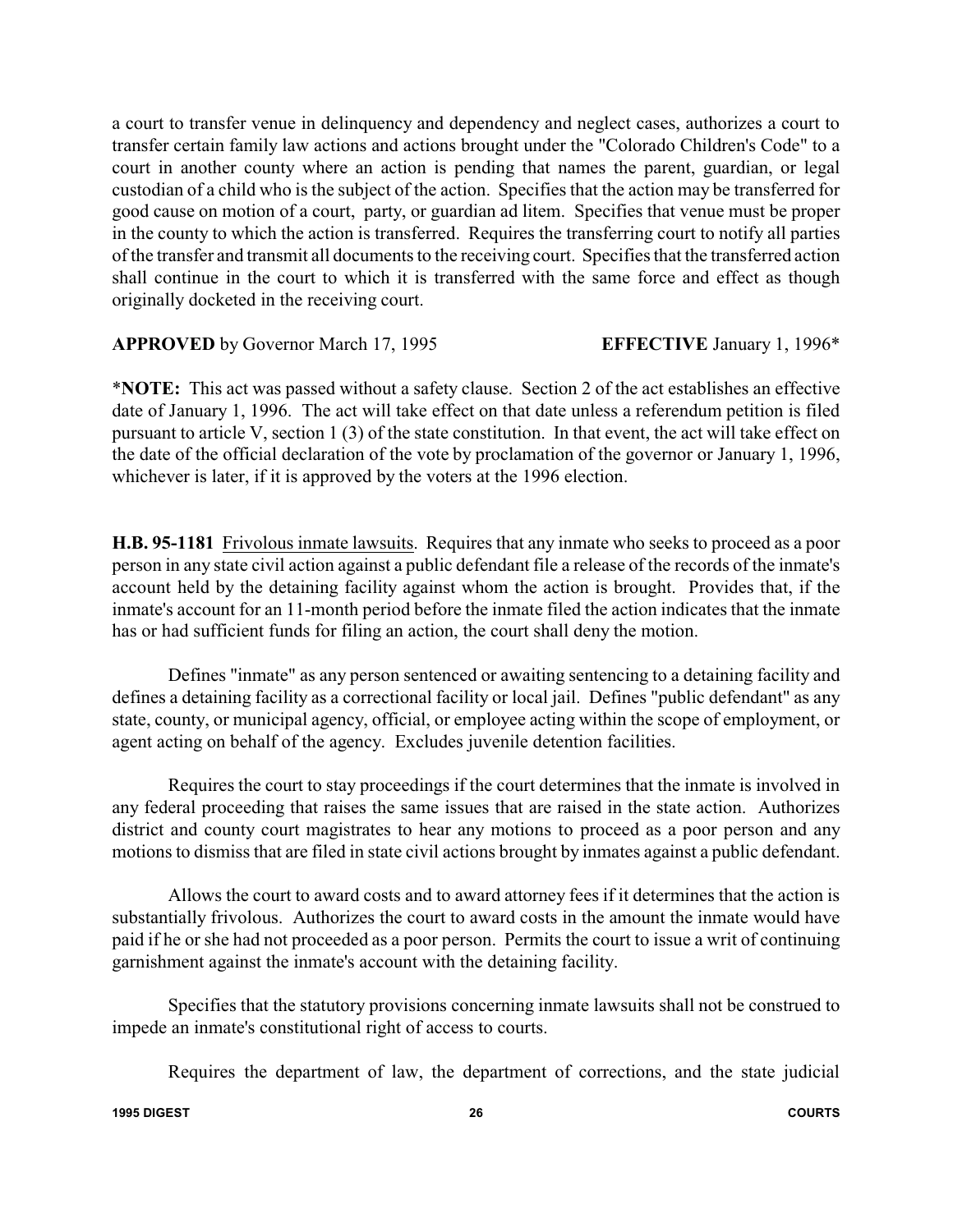a court to transfer venue in delinquency and dependency and neglect cases, authorizes a court to transfer certain family law actions and actions brought under the "Colorado Children's Code" to a court in another county where an action is pending that names the parent, guardian, or legal custodian of a child who is the subject of the action. Specifies that the action may be transferred for good cause on motion of a court, party, or guardian ad litem. Specifies that venue must be proper in the county to which the action is transferred. Requires the transferring court to notify all parties of the transfer and transmit all documents to the receiving court. Specifies that the transferred action shall continue in the court to which it is transferred with the same force and effect as though originally docketed in the receiving court.

**APPROVED** by Governor March 17, 1995 **EFFECTIVE** January 1, 1996*

***NOTE:** This act was passed without a safety clause. Section 2 of the act establishes an effective date of January 1, 1996. The act will take effect on that date unless a referendum petition is filed pursuant to article V, section 1 (3) of the state constitution. In that event, the act will take effect on the date of the official declaration of the vote by proclamation of the governor or January 1, 1996, whichever is later, if it is approved by the voters at the 1996 election.

**H.B. 95-1181** Frivolous inmate lawsuits. Requires that any inmate who seeks to proceed as a poor person in any state civil action against a public defendant file a release of the records of the inmate's account held by the detaining facility against whom the action is brought. Provides that, if the inmate's account for an 11-month period before the inmate filed the action indicates that the inmate has or had sufficient funds for filing an action, the court shall deny the motion.

Defines "inmate" as any person sentenced or awaiting sentencing to a detaining facility and defines a detaining facility as a correctional facility or local jail. Defines "public defendant" as any state, county, or municipal agency, official, or employee acting within the scope of employment, or agent acting on behalf of the agency. Excludes juvenile detention facilities.

Requires the court to stay proceedings if the court determines that the inmate is involved in any federal proceeding that raises the same issues that are raised in the state action. Authorizes district and county court magistrates to hear any motions to proceed as a poor person and any motions to dismiss that are filed in state civil actions brought by inmates against a public defendant.

Allows the court to award costs and to award attorney fees if it determines that the action is substantially frivolous. Authorizes the court to award costs in the amount the inmate would have paid if he or she had not proceeded as a poor person. Permits the court to issue a writ of continuing garnishment against the inmate's account with the detaining facility.

Specifies that the statutory provisions concerning inmate lawsuits shall not be construed to impede an inmate's constitutional right of access to courts.

Requires the department of law, the department of corrections, and the state judicial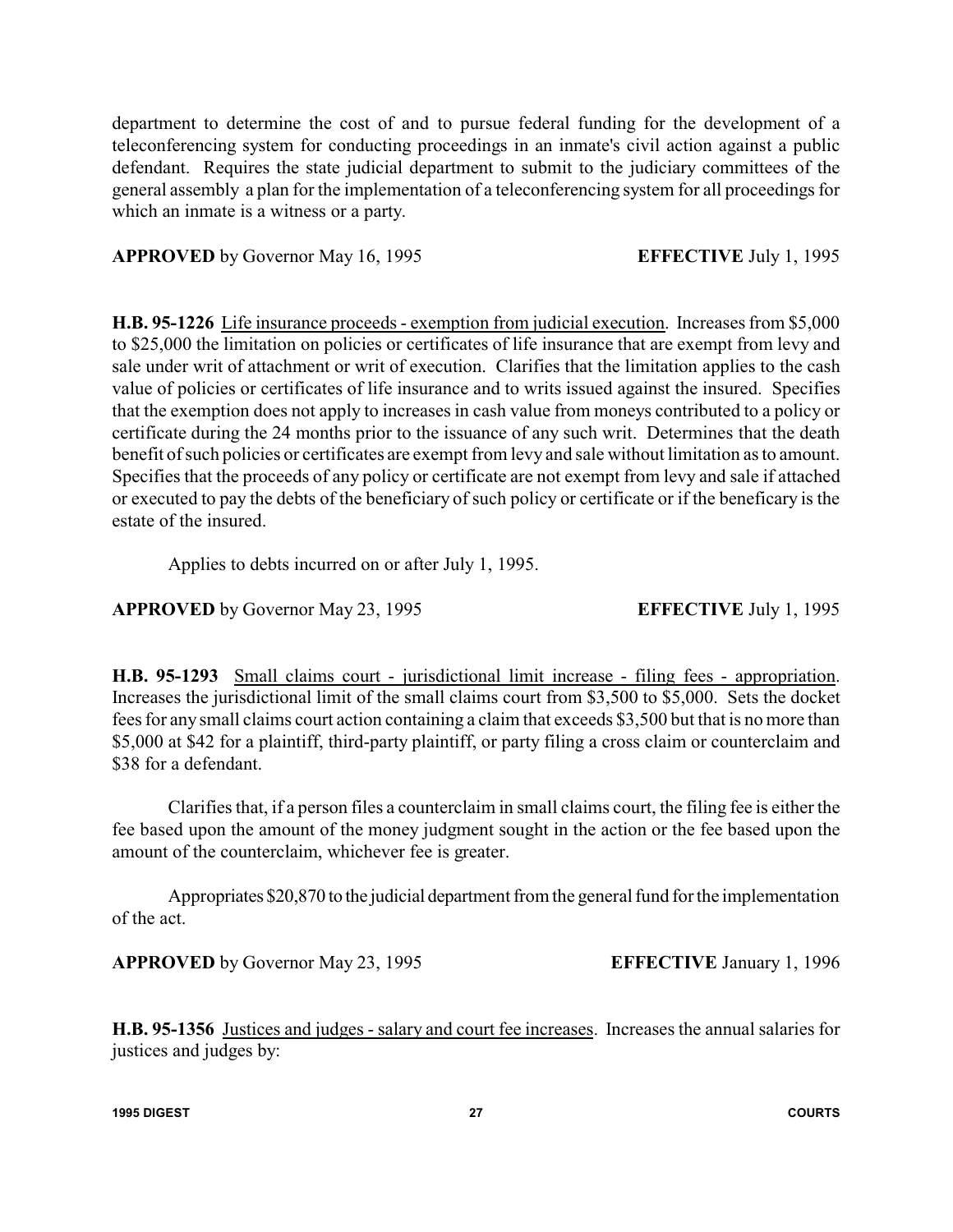department to determine the cost of and to pursue federal funding for the development of a teleconferencing system for conducting proceedings in an inmate's civil action against a public defendant. Requires the state judicial department to submit to the judiciary committees of the general assembly a plan for the implementation of a teleconferencing system for all proceedings for which an inmate is a witness or a party.

**APPROVED** by Governor May 16, 1995 **EFFECTIVE** July 1, 1995

**H.B. 95-1226** Life insurance proceeds - exemption from judicial execution. Increases from $5,000 to $25,000 the limitation on policies or certificates of life insurance that are exempt from levy and sale under writ of attachment or writ of execution. Clarifies that the limitation applies to the cash value of policies or certificates of life insurance and to writs issued against the insured. Specifies that the exemption does not apply to increases in cash value from moneys contributed to a policy or certificate during the 24 months prior to the issuance of any such writ. Determines that the death benefit of such policies or certificates are exempt from levy and sale without limitation as to amount. Specifies that the proceeds of any policy or certificate are not exempt from levy and sale if attached or executed to pay the debts of the beneficiary of such policy or certificate or if the beneficary is the estate of the insured.

Applies to debts incurred on or after July 1, 1995.

**APPROVED** by Governor May 23, 1995 **EFFECTIVE** July 1, 1995

**H.B. 95-1293** Small claims court - jurisdictional limit increase - filing fees - appropriation. Increases the jurisdictional limit of the small claims court from $3,500 to $5,000. Sets the docket fees for any small claims court action containing a claim that exceeds $3,500 but that is no more than $5,000 at $42 for a plaintiff, third-party plaintiff, or party filing a cross claim or counterclaim and $38 for a defendant.

Clarifies that, if a person files a counterclaim in small claims court, the filing fee is either the fee based upon the amount of the money judgment sought in the action or the fee based upon the amount of the counterclaim, whichever fee is greater.

Appropriates $20,870 to the judicial department from the general fund for the implementation of the act.

**APPROVED** by Governor May 23, 1995 **EFFECTIVE** January 1, 1996

**H.B. 95-1356** Justices and judges - salary and court fee increases. Increases the annual salaries for justices and judges by: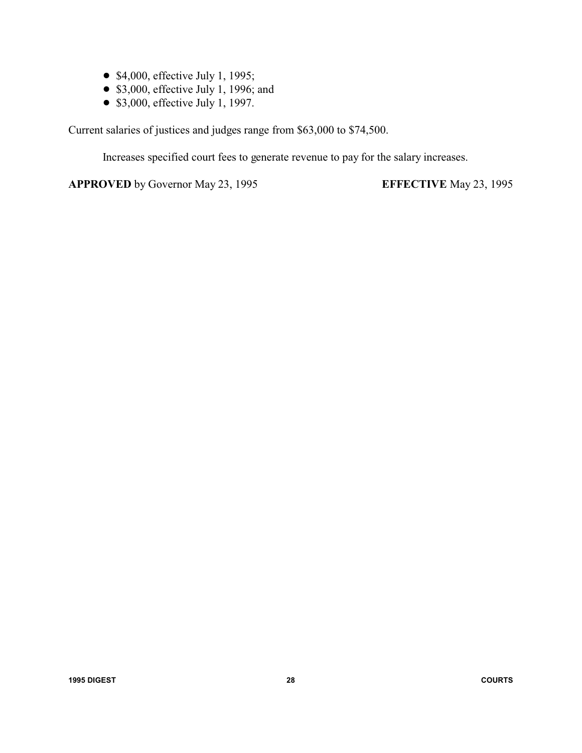- $4,000, effective July 1, 1995;
- $3,000, effective July 1, 1996; and
- $3,000, effective July 1, 1997.

Current salaries of justices and judges range from $63,000 to $74,500.

Increases specified court fees to generate revenue to pay for the salary increases.

**APPROVED** by Governor May 23, 1995 **EFFECTIVE** May 23, 1995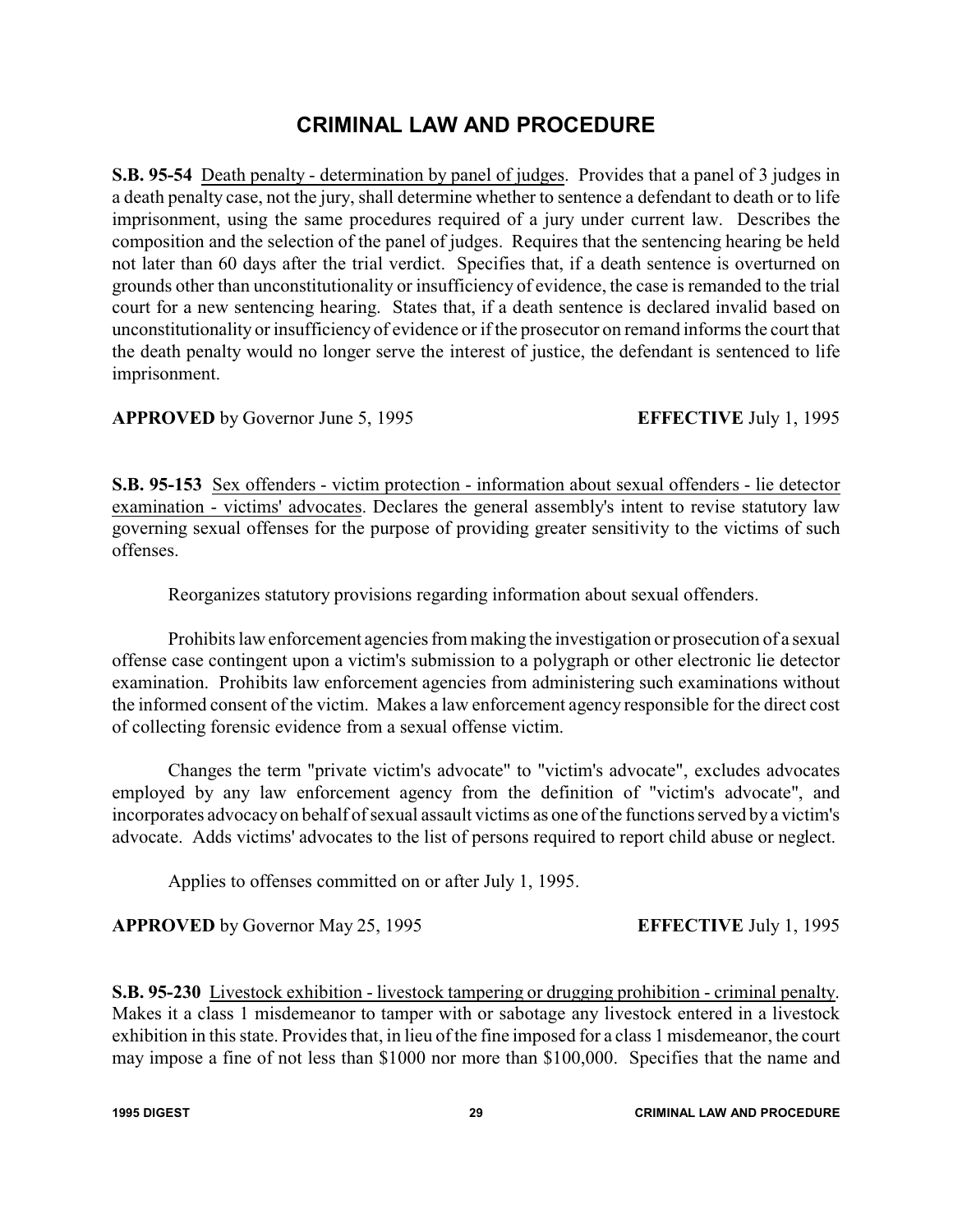# CRIMINAL LAW AND PROCEDURE

**S.B. 95-54** <u>Death penalty - determination by panel of judges</u>. Provides that a panel of 3 judges in a death penalty case, not the jury, shall determine whether to sentence a defendant to death or to life imprisonment, using the same procedures required of a jury under current law. Describes the composition and the selection of the panel of judges. Requires that the sentencing hearing be held not later than 60 days after the trial verdict. Specifies that, if a death sentence is overturned on grounds other than unconstitutionality or insufficiency of evidence, the case is remanded to the trial court for a new sentencing hearing. States that, if a death sentence is declared invalid based on unconstitutionality or insufficiency of evidence or if the prosecutor on remand informs the court that the death penalty would no longer serve the interest of justice, the defendant is sentenced to life imprisonment.

**APPROVED** by Governor June 5, 1995 **EFFECTIVE** July 1, 1995

**S.B. 95-153** <u>Sex offenders - victim protection - information about sexual offenders - lie detector examination - victims' advocates</u>. Declares the general assembly's intent to revise statutory law governing sexual offenses for the purpose of providing greater sensitivity to the victims of such offenses.

Reorganizes statutory provisions regarding information about sexual offenders.

Prohibits law enforcement agencies from making the investigation or prosecution of a sexual offense case contingent upon a victim's submission to a polygraph or other electronic lie detector examination. Prohibits law enforcement agencies from administering such examinations without the informed consent of the victim. Makes a law enforcement agency responsible for the direct cost of collecting forensic evidence from a sexual offense victim.

Changes the term "private victim's advocate" to "victim's advocate", excludes advocates employed by any law enforcement agency from the definition of "victim's advocate", and incorporates advocacy on behalf of sexual assault victims as one of the functions served by a victim's advocate. Adds victims' advocates to the list of persons required to report child abuse or neglect.

Applies to offenses committed on or after July 1, 1995.

**APPROVED** by Governor May 25, 1995 **EFFECTIVE** July 1, 1995

**S.B. 95-230** <u>Livestock exhibition - livestock tampering or drugging prohibition - criminal penalty</u>. Makes it a class 1 misdemeanor to tamper with or sabotage any livestock entered in a livestock exhibition in this state. Provides that, in lieu of the fine imposed for a class 1 misdemeanor, the court may impose a fine of not less than $1000 nor more than $100,000. Specifies that the name and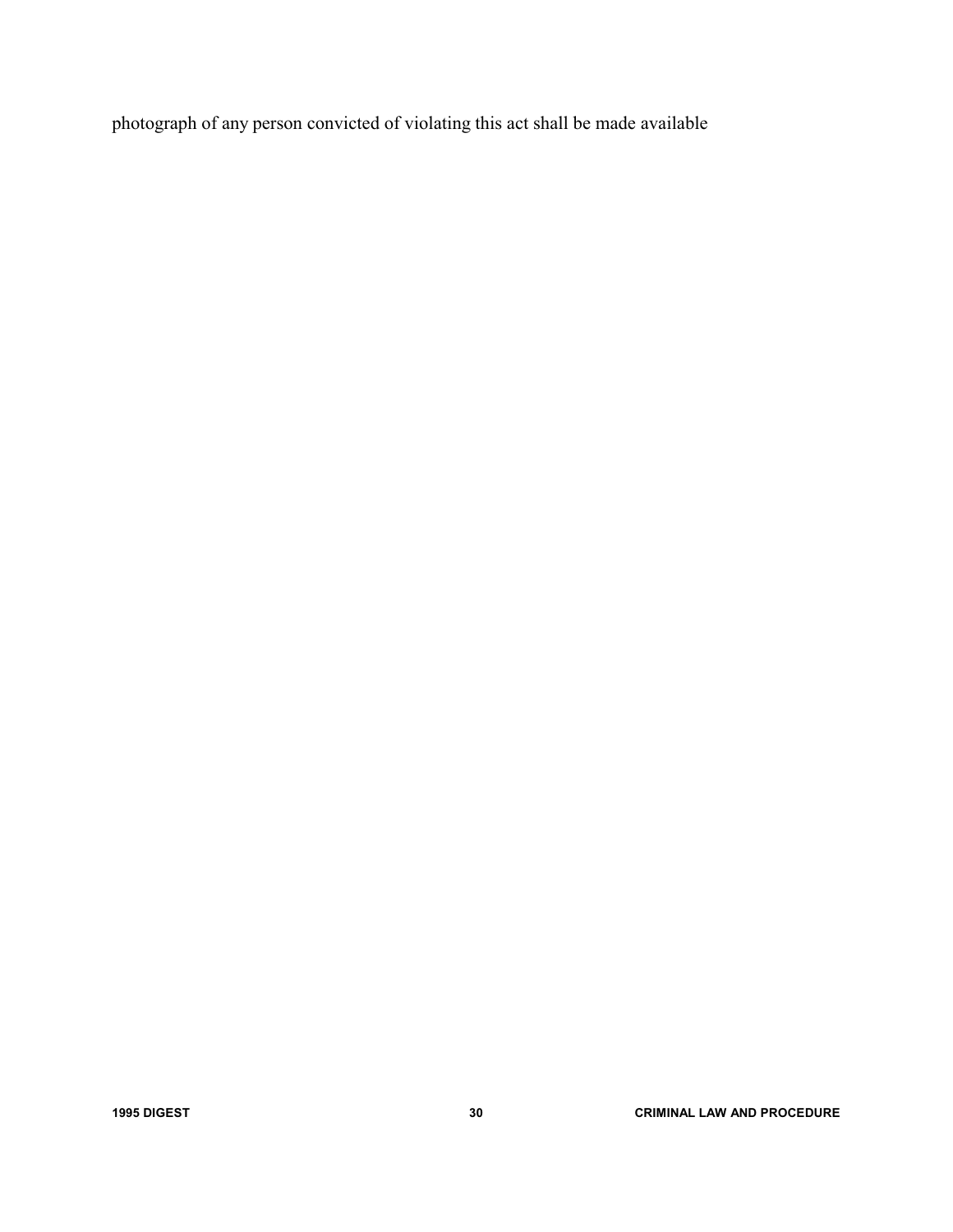photograph of any person convicted of violating this act shall be made available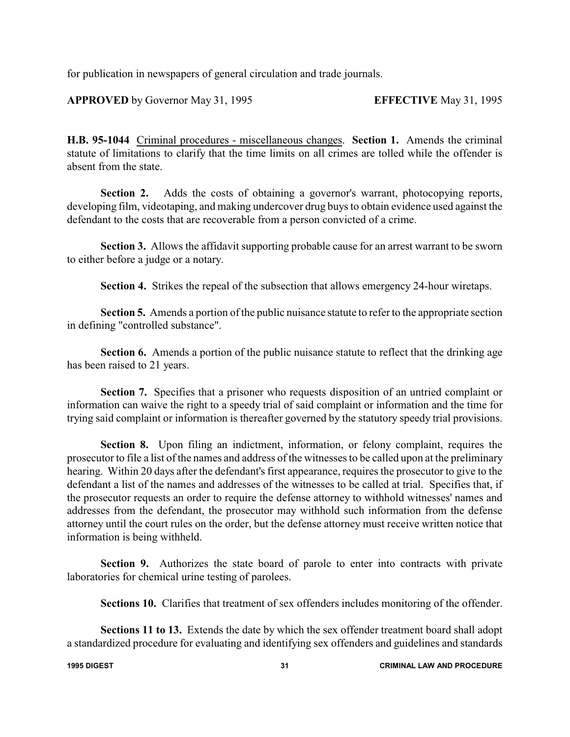for publication in newspapers of general circulation and trade journals.

**APPROVED** by Governor May 31, 1995 **EFFECTIVE** May 31, 1995

**H.B. 95-1044** Criminal procedures - miscellaneous changes. **Section 1.** Amends the criminal statute of limitations to clarify that the time limits on all crimes are tolled while the offender is absent from the state.

**Section 2.** Adds the costs of obtaining a governor's warrant, photocopying reports, developing film, videotaping, and making undercover drug buys to obtain evidence used against the defendant to the costs that are recoverable from a person convicted of a crime.

**Section 3.** Allows the affidavit supporting probable cause for an arrest warrant to be sworn to either before a judge or a notary.

**Section 4.** Strikes the repeal of the subsection that allows emergency 24-hour wiretaps.

**Section 5.** Amends a portion of the public nuisance statute to refer to the appropriate section in defining "controlled substance".

**Section 6.** Amends a portion of the public nuisance statute to reflect that the drinking age has been raised to 21 years.

**Section 7.** Specifies that a prisoner who requests disposition of an untried complaint or information can waive the right to a speedy trial of said complaint or information and the time for trying said complaint or information is thereafter governed by the statutory speedy trial provisions.

**Section 8.** Upon filing an indictment, information, or felony complaint, requires the prosecutor to file a list of the names and address of the witnesses to be called upon at the preliminary hearing. Within 20 days after the defendant's first appearance, requires the prosecutor to give to the defendant a list of the names and addresses of the witnesses to be called at trial. Specifies that, if the prosecutor requests an order to require the defense attorney to withhold witnesses' names and addresses from the defendant, the prosecutor may withhold such information from the defense attorney until the court rules on the order, but the defense attorney must receive written notice that information is being withheld.

**Section 9.** Authorizes the state board of parole to enter into contracts with private laboratories for chemical urine testing of parolees.

**Sections 10.** Clarifies that treatment of sex offenders includes monitoring of the offender.

**Sections 11 to 13.** Extends the date by which the sex offender treatment board shall adopt a standardized procedure for evaluating and identifying sex offenders and guidelines and standards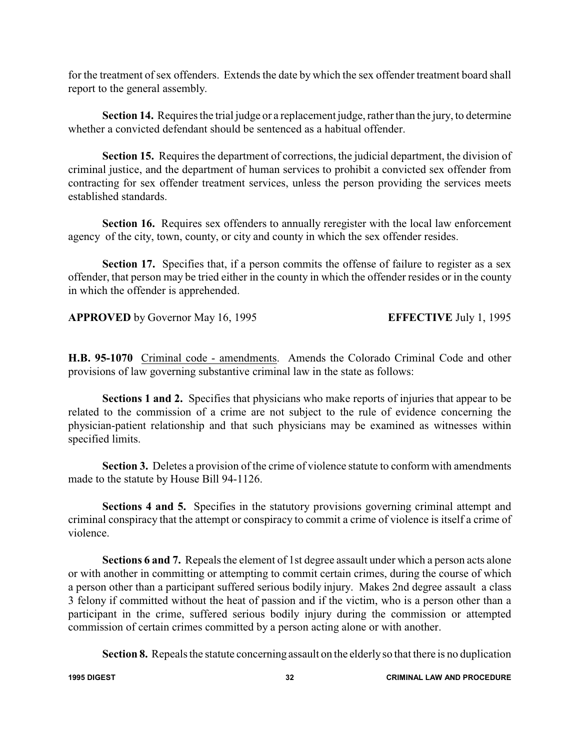for the treatment of sex offenders. Extends the date by which the sex offender treatment board shall report to the general assembly.

**Section 14.** Requires the trial judge or a replacement judge, rather than the jury, to determine whether a convicted defendant should be sentenced as a habitual offender.

**Section 15.** Requires the department of corrections, the judicial department, the division of criminal justice, and the department of human services to prohibit a convicted sex offender from contracting for sex offender treatment services, unless the person providing the services meets established standards.

**Section 16.** Requires sex offenders to annually reregister with the local law enforcement agency of the city, town, county, or city and county in which the sex offender resides.

**Section 17.** Specifies that, if a person commits the offense of failure to register as a sex offender, that person may be tried either in the county in which the offender resides or in the county in which the offender is apprehended.

**APPROVED** by Governor May 16, 1995 **EFFECTIVE** July 1, 1995

**H.B. 95-1070** Criminal code - amendments. Amends the Colorado Criminal Code and other provisions of law governing substantive criminal law in the state as follows:

**Sections 1 and 2.** Specifies that physicians who make reports of injuries that appear to be related to the commission of a crime are not subject to the rule of evidence concerning the physician-patient relationship and that such physicians may be examined as witnesses within specified limits.

**Section 3.** Deletes a provision of the crime of violence statute to conform with amendments made to the statute by House Bill 94-1126.

**Sections 4 and 5.** Specifies in the statutory provisions governing criminal attempt and criminal conspiracy that the attempt or conspiracy to commit a crime of violence is itself a crime of violence.

**Sections 6 and 7.** Repeals the element of 1st degree assault under which a person acts alone or with another in committing or attempting to commit certain crimes, during the course of which a person other than a participant suffered serious bodily injury. Makes 2nd degree assault a class 3 felony if committed without the heat of passion and if the victim, who is a person other than a participant in the crime, suffered serious bodily injury during the commission or attempted commission of certain crimes committed by a person acting alone or with another.

**Section 8.** Repeals the statute concerning assault on the elderly so that there is no duplication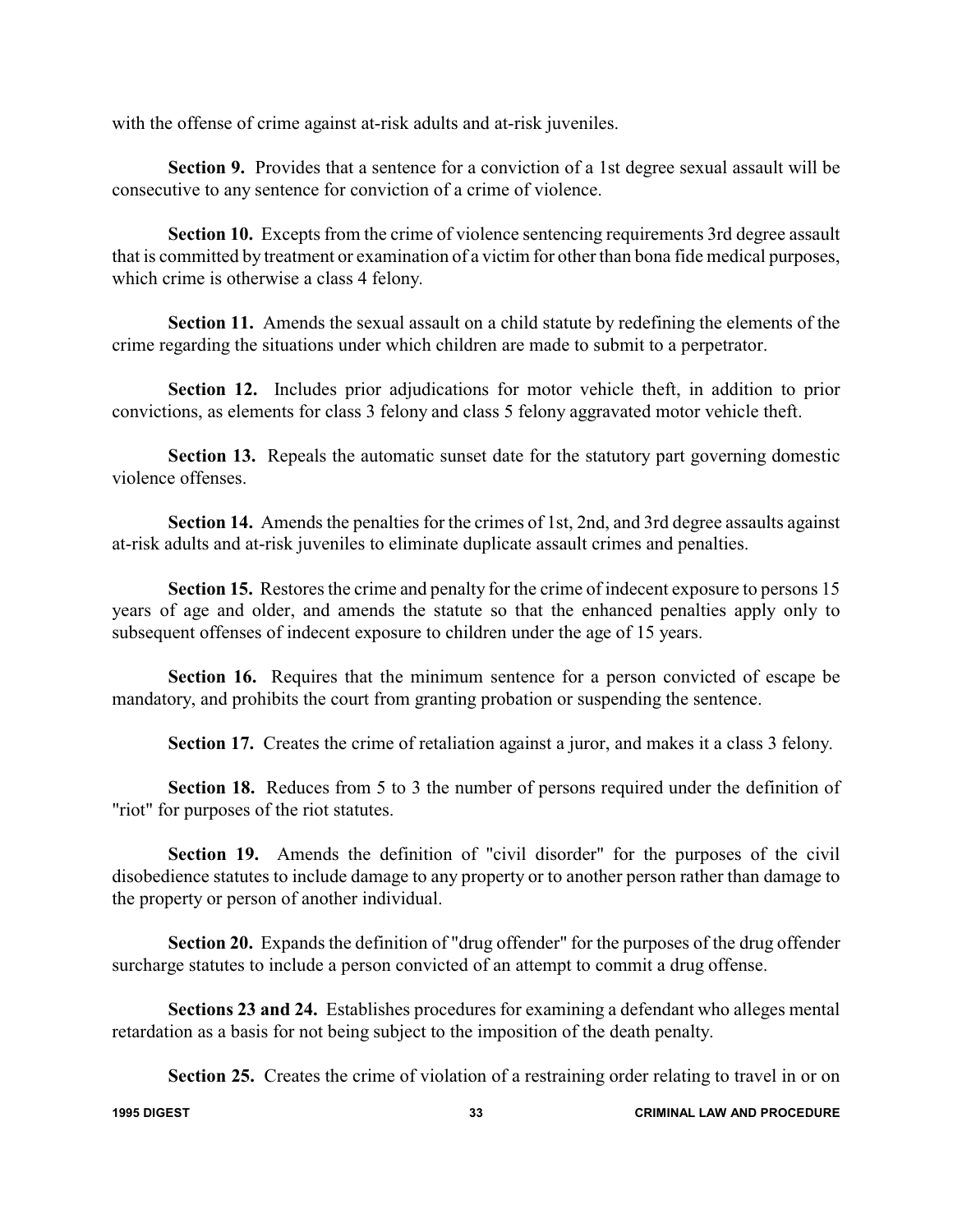with the offense of crime against at-risk adults and at-risk juveniles.

**Section 9.** Provides that a sentence for a conviction of a 1st degree sexual assault will be consecutive to any sentence for conviction of a crime of violence.

**Section 10.** Excepts from the crime of violence sentencing requirements 3rd degree assault that is committed by treatment or examination of a victim for other than bona fide medical purposes, which crime is otherwise a class 4 felony.

**Section 11.** Amends the sexual assault on a child statute by redefining the elements of the crime regarding the situations under which children are made to submit to a perpetrator.

**Section 12.** Includes prior adjudications for motor vehicle theft, in addition to prior convictions, as elements for class 3 felony and class 5 felony aggravated motor vehicle theft.

**Section 13.** Repeals the automatic sunset date for the statutory part governing domestic violence offenses.

**Section 14.** Amends the penalties for the crimes of 1st, 2nd, and 3rd degree assaults against at-risk adults and at-risk juveniles to eliminate duplicate assault crimes and penalties.

**Section 15.** Restores the crime and penalty for the crime of indecent exposure to persons 15 years of age and older, and amends the statute so that the enhanced penalties apply only to subsequent offenses of indecent exposure to children under the age of 15 years.

**Section 16.** Requires that the minimum sentence for a person convicted of escape be mandatory, and prohibits the court from granting probation or suspending the sentence.

**Section 17.** Creates the crime of retaliation against a juror, and makes it a class 3 felony.

**Section 18.** Reduces from 5 to 3 the number of persons required under the definition of "riot" for purposes of the riot statutes.

**Section 19.** Amends the definition of "civil disorder" for the purposes of the civil disobedience statutes to include damage to any property or to another person rather than damage to the property or person of another individual.

**Section 20.** Expands the definition of "drug offender" for the purposes of the drug offender surcharge statutes to include a person convicted of an attempt to commit a drug offense.

**Sections 23 and 24.** Establishes procedures for examining a defendant who alleges mental retardation as a basis for not being subject to the imposition of the death penalty.

**Section 25.** Creates the crime of violation of a restraining order relating to travel in or on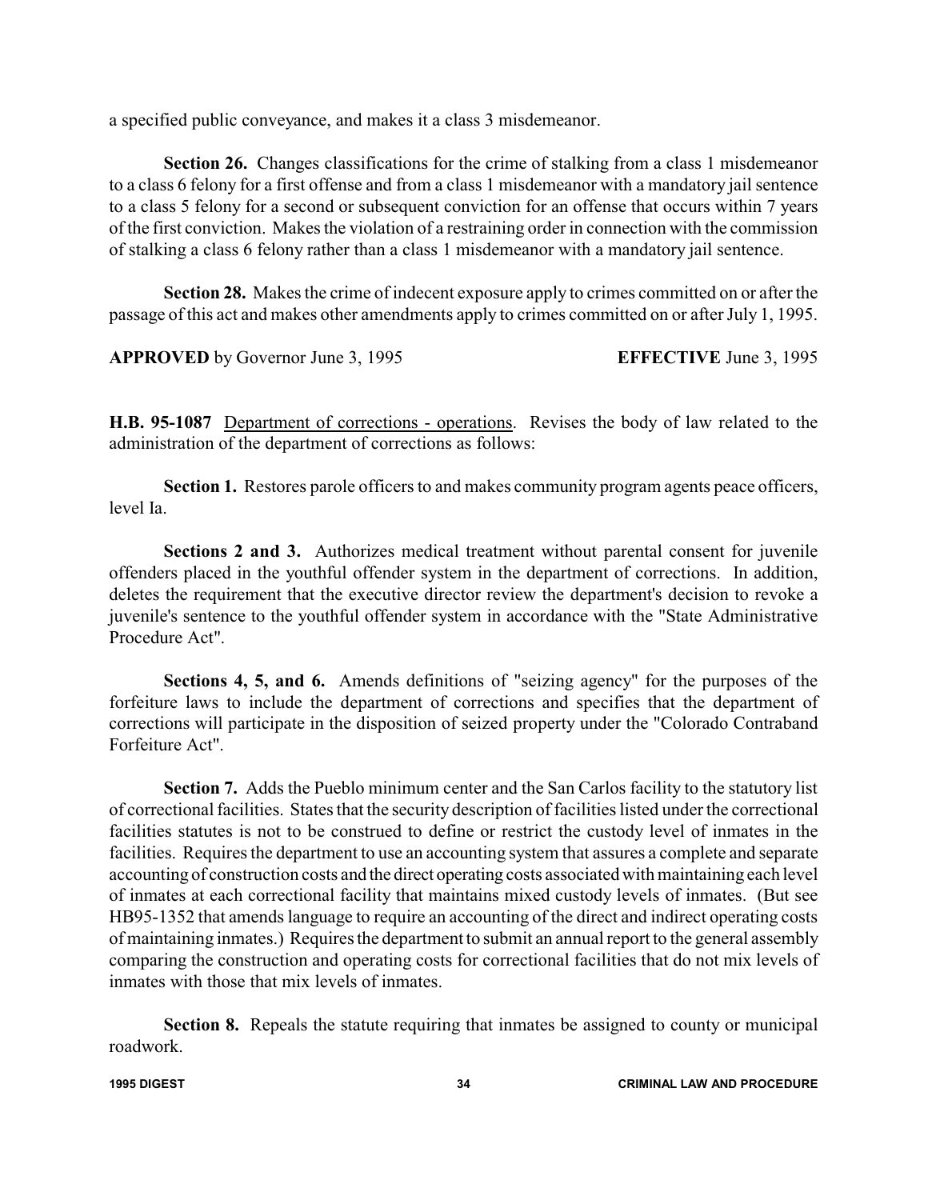a specified public conveyance, and makes it a class 3 misdemeanor.

**Section 26.** Changes classifications for the crime of stalking from a class 1 misdemeanor to a class 6 felony for a first offense and from a class 1 misdemeanor with a mandatory jail sentence to a class 5 felony for a second or subsequent conviction for an offense that occurs within 7 years of the first conviction. Makes the violation of a restraining order in connection with the commission of stalking a class 6 felony rather than a class 1 misdemeanor with a mandatory jail sentence.

**Section 28.** Makes the crime of indecent exposure apply to crimes committed on or after the passage of this act and makes other amendments apply to crimes committed on or after July 1, 1995.

**APPROVED** by Governor June 3, 1995 **EFFECTIVE** June 3, 1995

**H.B. 95-1087** Department of corrections - operations. Revises the body of law related to the administration of the department of corrections as follows:

**Section 1.** Restores parole officers to and makes community program agents peace officers, level Ia.

**Sections 2 and 3.** Authorizes medical treatment without parental consent for juvenile offenders placed in the youthful offender system in the department of corrections. In addition, deletes the requirement that the executive director review the department's decision to revoke a juvenile's sentence to the youthful offender system in accordance with the "State Administrative Procedure Act".

**Sections 4, 5, and 6.** Amends definitions of "seizing agency" for the purposes of the forfeiture laws to include the department of corrections and specifies that the department of corrections will participate in the disposition of seized property under the "Colorado Contraband Forfeiture Act".

**Section 7.** Adds the Pueblo minimum center and the San Carlos facility to the statutory list of correctional facilities. States that the security description of facilities listed under the correctional facilities statutes is not to be construed to define or restrict the custody level of inmates in the facilities. Requires the department to use an accounting system that assures a complete and separate accounting of construction costs and the direct operating costs associated with maintaining each level of inmates at each correctional facility that maintains mixed custody levels of inmates. (But see HB95-1352 that amends language to require an accounting of the direct and indirect operating costs of maintaining inmates.) Requires the department to submit an annual report to the general assembly comparing the construction and operating costs for correctional facilities that do not mix levels of inmates with those that mix levels of inmates.

**Section 8.** Repeals the statute requiring that inmates be assigned to county or municipal roadwork.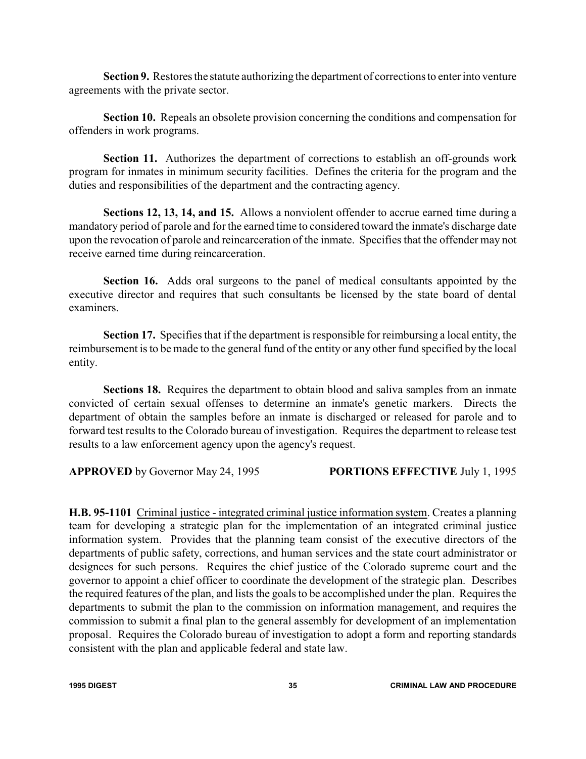**Section 9.** Restores the statute authorizing the department of corrections to enter into venture agreements with the private sector.

**Section 10.** Repeals an obsolete provision concerning the conditions and compensation for offenders in work programs.

**Section 11.** Authorizes the department of corrections to establish an off-grounds work program for inmates in minimum security facilities. Defines the criteria for the program and the duties and responsibilities of the department and the contracting agency.

**Sections 12, 13, 14, and 15.** Allows a nonviolent offender to accrue earned time during a mandatory period of parole and for the earned time to considered toward the inmate's discharge date upon the revocation of parole and reincarceration of the inmate. Specifies that the offender may not receive earned time during reincarceration.

**Section 16.** Adds oral surgeons to the panel of medical consultants appointed by the executive director and requires that such consultants be licensed by the state board of dental examiners.

**Section 17.** Specifies that if the department is responsible for reimbursing a local entity, the reimbursement is to be made to the general fund of the entity or any other fund specified by the local entity.

**Sections 18.** Requires the department to obtain blood and saliva samples from an inmate convicted of certain sexual offenses to determine an inmate's genetic markers. Directs the department of obtain the samples before an inmate is discharged or released for parole and to forward test results to the Colorado bureau of investigation. Requires the department to release test results to a law enforcement agency upon the agency's request.

**APPROVED** by Governor May 24, 1995 **PORTIONS EFFECTIVE** July 1, 1995

**H.B. 95-1101** Criminal justice - integrated criminal justice information system. Creates a planning team for developing a strategic plan for the implementation of an integrated criminal justice information system. Provides that the planning team consist of the executive directors of the departments of public safety, corrections, and human services and the state court administrator or designees for such persons. Requires the chief justice of the Colorado supreme court and the governor to appoint a chief officer to coordinate the development of the strategic plan. Describes the required features of the plan, and lists the goals to be accomplished under the plan. Requires the departments to submit the plan to the commission on information management, and requires the commission to submit a final plan to the general assembly for development of an implementation proposal. Requires the Colorado bureau of investigation to adopt a form and reporting standards consistent with the plan and applicable federal and state law.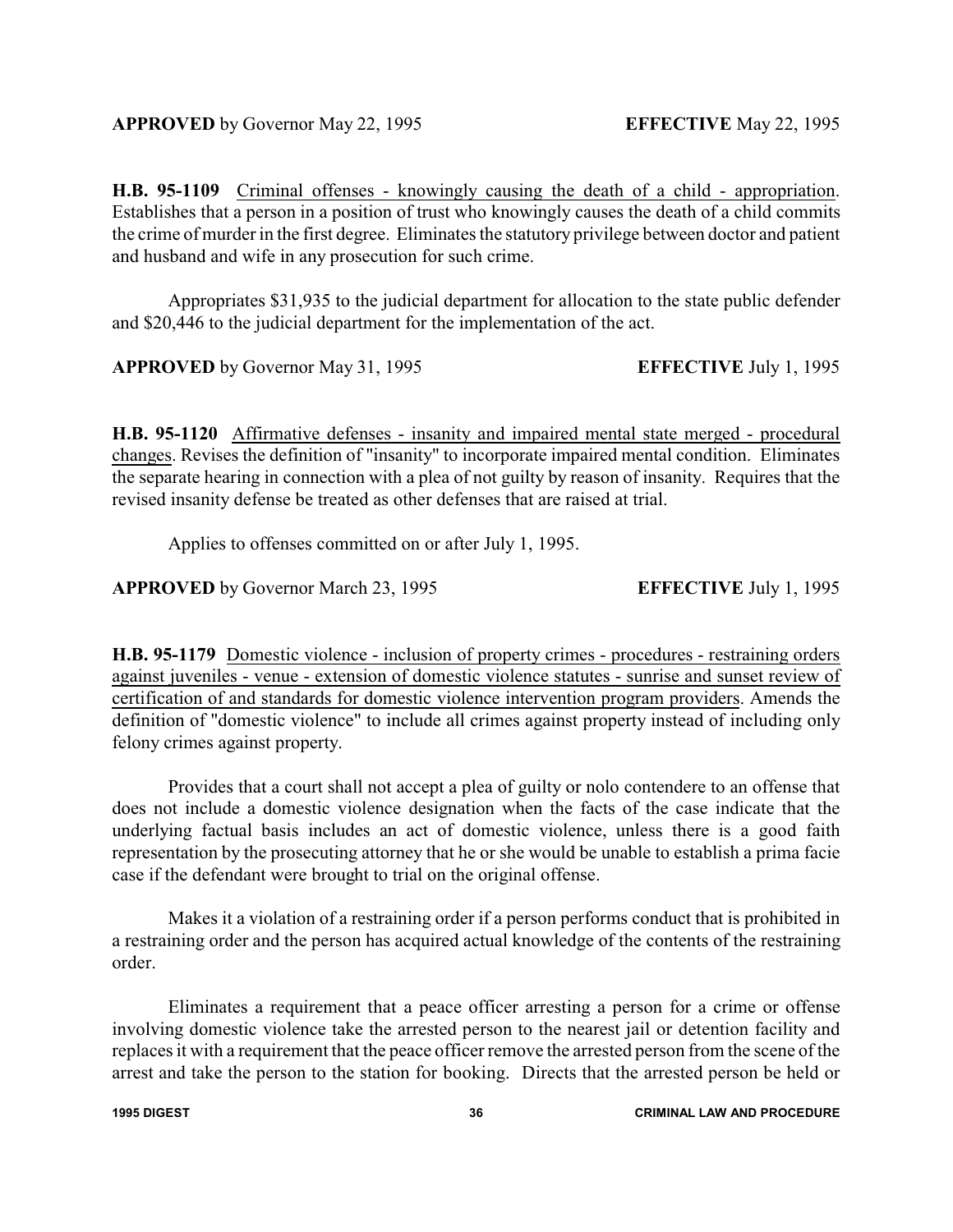**APPROVED** by Governor May 22, 1995 **EFFECTIVE** May 22, 1995

**H.B. 95-1109** Criminal offenses - knowingly causing the death of a child - appropriation. Establishes that a person in a position of trust who knowingly causes the death of a child commits the crime of murder in the first degree. Eliminates the statutory privilege between doctor and patient and husband and wife in any prosecution for such crime.

Appropriates $31,935 to the judicial department for allocation to the state public defender and $20,446 to the judicial department for the implementation of the act.

**APPROVED** by Governor May 31, 1995 **EFFECTIVE** July 1, 1995

**H.B. 95-1120** Affirmative defenses - insanity and impaired mental state merged - procedural changes. Revises the definition of "insanity" to incorporate impaired mental condition. Eliminates the separate hearing in connection with a plea of not guilty by reason of insanity. Requires that the revised insanity defense be treated as other defenses that are raised at trial.

Applies to offenses committed on or after July 1, 1995.

**APPROVED** by Governor March 23, 1995 **EFFECTIVE** July 1, 1995

**H.B. 95-1179** Domestic violence - inclusion of property crimes - procedures - restraining orders against juveniles - venue - extension of domestic violence statutes - sunrise and sunset review of certification of and standards for domestic violence intervention program providers. Amends the definition of "domestic violence" to include all crimes against property instead of including only felony crimes against property.

Provides that a court shall not accept a plea of guilty or nolo contendere to an offense that does not include a domestic violence designation when the facts of the case indicate that the underlying factual basis includes an act of domestic violence, unless there is a good faith representation by the prosecuting attorney that he or she would be unable to establish a prima facie case if the defendant were brought to trial on the original offense.

Makes it a violation of a restraining order if a person performs conduct that is prohibited in a restraining order and the person has acquired actual knowledge of the contents of the restraining order.

Eliminates a requirement that a peace officer arresting a person for a crime or offense involving domestic violence take the arrested person to the nearest jail or detention facility and replaces it with a requirement that the peace officer remove the arrested person from the scene of the arrest and take the person to the station for booking. Directs that the arrested person be held or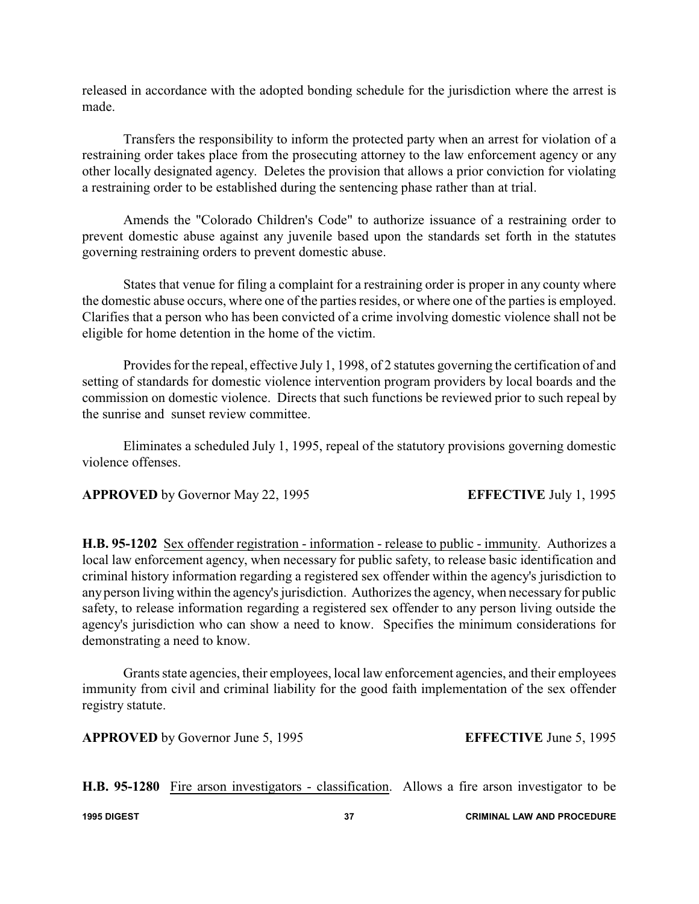released in accordance with the adopted bonding schedule for the jurisdiction where the arrest is made.

Transfers the responsibility to inform the protected party when an arrest for violation of a restraining order takes place from the prosecuting attorney to the law enforcement agency or any other locally designated agency. Deletes the provision that allows a prior conviction for violating a restraining order to be established during the sentencing phase rather than at trial.

Amends the "Colorado Children's Code" to authorize issuance of a restraining order to prevent domestic abuse against any juvenile based upon the standards set forth in the statutes governing restraining orders to prevent domestic abuse.

States that venue for filing a complaint for a restraining order is proper in any county where the domestic abuse occurs, where one of the parties resides, or where one of the parties is employed. Clarifies that a person who has been convicted of a crime involving domestic violence shall not be eligible for home detention in the home of the victim.

Provides for the repeal, effective July 1, 1998, of 2 statutes governing the certification of and setting of standards for domestic violence intervention program providers by local boards and the commission on domestic violence. Directs that such functions be reviewed prior to such repeal by the sunrise and sunset review committee.

Eliminates a scheduled July 1, 1995, repeal of the statutory provisions governing domestic violence offenses.

**APPROVED** by Governor May 22, 1995 **EFFECTIVE** July 1, 1995

**H.B. 95-1202** Sex offender registration - information - release to public - immunity. Authorizes a local law enforcement agency, when necessary for public safety, to release basic identification and criminal history information regarding a registered sex offender within the agency's jurisdiction to any person living within the agency's jurisdiction. Authorizes the agency, when necessary for public safety, to release information regarding a registered sex offender to any person living outside the agency's jurisdiction who can show a need to know. Specifies the minimum considerations for demonstrating a need to know.

Grants state agencies, their employees, local law enforcement agencies, and their employees immunity from civil and criminal liability for the good faith implementation of the sex offender registry statute.

**APPROVED** by Governor June 5, 1995 **EFFECTIVE** June 5, 1995

**H.B. 95-1280** Fire arson investigators - classification. Allows a fire arson investigator to be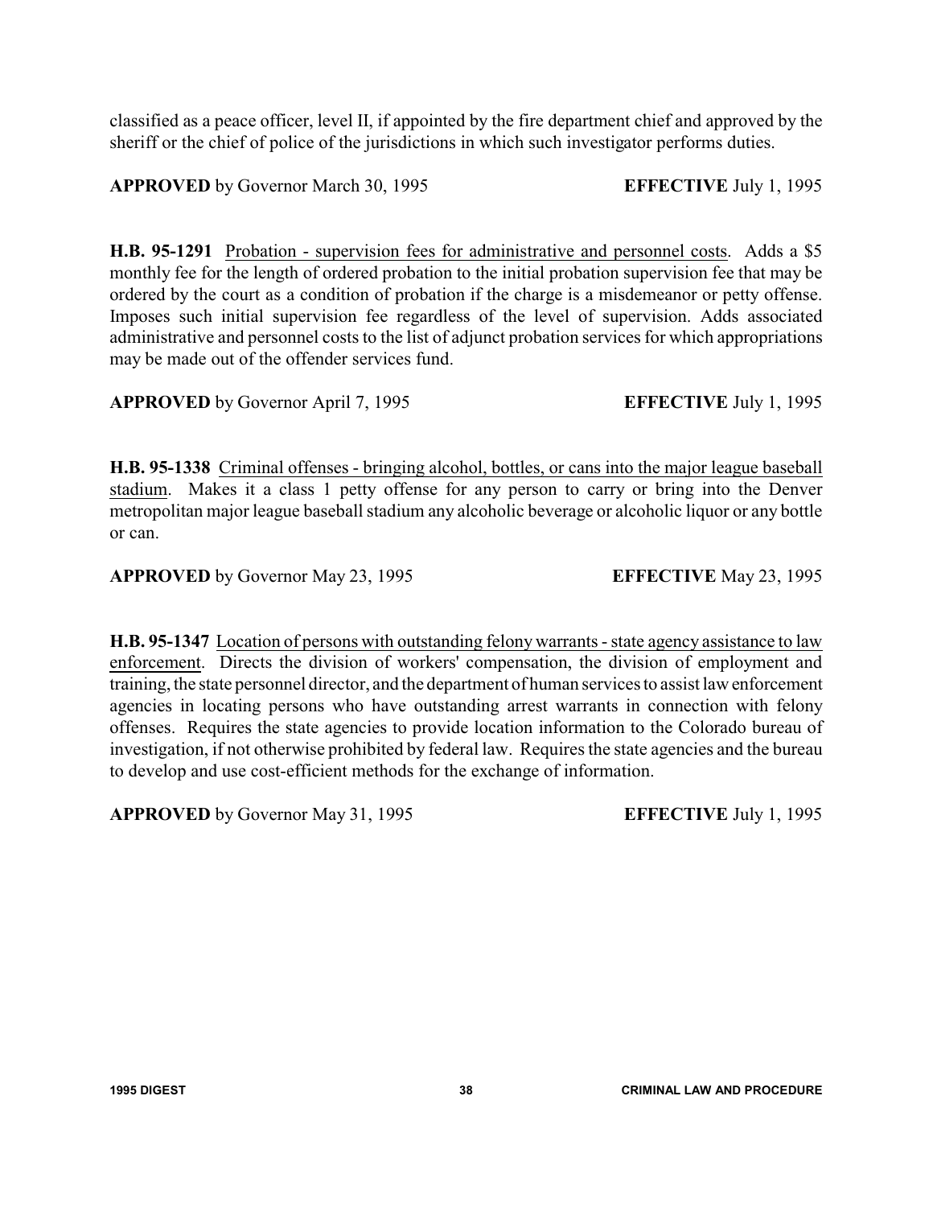classified as a peace officer, level II, if appointed by the fire department chief and approved by the sheriff or the chief of police of the jurisdictions in which such investigator performs duties.

**APPROVED** by Governor March 30, 1995 **EFFECTIVE** July 1, 1995

**H.B. 95-1291** Probation - supervision fees for administrative and personnel costs. Adds a $5 monthly fee for the length of ordered probation to the initial probation supervision fee that may be ordered by the court as a condition of probation if the charge is a misdemeanor or petty offense. Imposes such initial supervision fee regardless of the level of supervision. Adds associated administrative and personnel costs to the list of adjunct probation services for which appropriations may be made out of the offender services fund.

**APPROVED** by Governor April 7, 1995 **EFFECTIVE** July 1, 1995

**H.B. 95-1338** Criminal offenses - bringing alcohol, bottles, or cans into the major league baseball stadium. Makes it a class 1 petty offense for any person to carry or bring into the Denver metropolitan major league baseball stadium any alcoholic beverage or alcoholic liquor or any bottle or can.

**APPROVED** by Governor May 23, 1995 **EFFECTIVE** May 23, 1995

**H.B. 95-1347** Location of persons with outstanding felony warrants - state agency assistance to law enforcement. Directs the division of workers' compensation, the division of employment and training, the state personnel director, and the department of human services to assist law enforcement agencies in locating persons who have outstanding arrest warrants in connection with felony offenses. Requires the state agencies to provide location information to the Colorado bureau of investigation, if not otherwise prohibited by federal law. Requires the state agencies and the bureau to develop and use cost-efficient methods for the exchange of information.

**APPROVED** by Governor May 31, 1995 **EFFECTIVE** July 1, 1995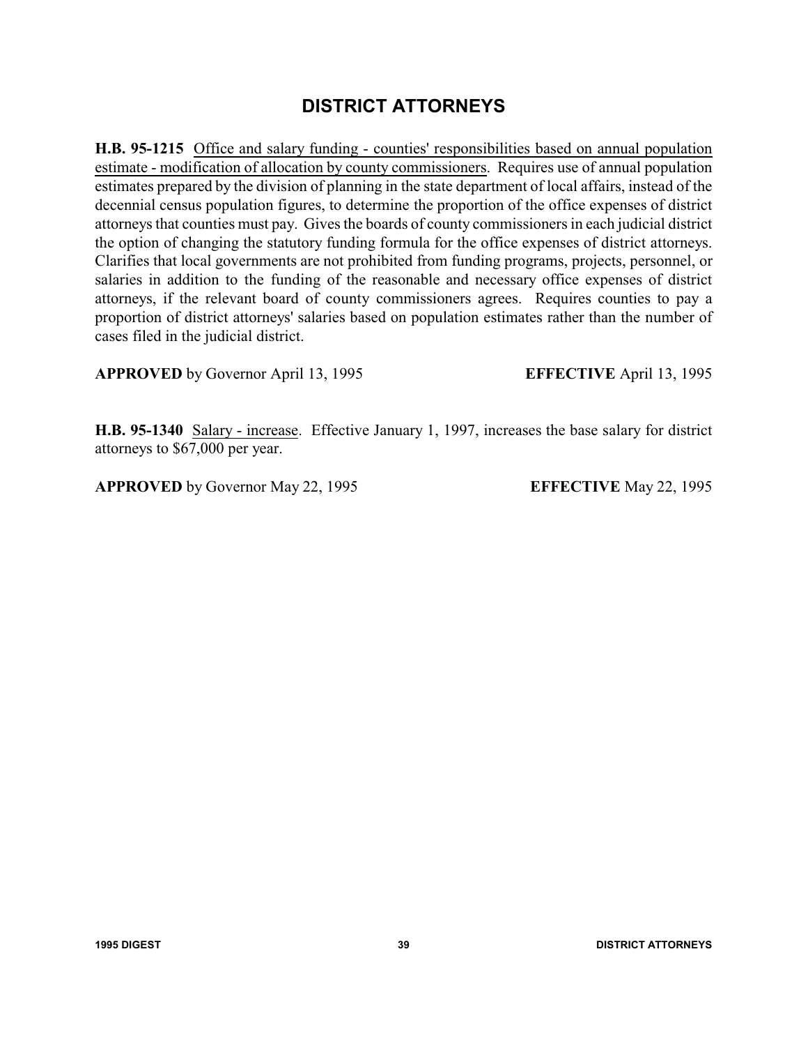# DISTRICT ATTORNEYS

**H.B. 95-1215** Office and salary funding - counties' responsibilities based on annual population estimate - modification of allocation by county commissioners. Requires use of annual population estimates prepared by the division of planning in the state department of local affairs, instead of the decennial census population figures, to determine the proportion of the office expenses of district attorneys that counties must pay. Gives the boards of county commissioners in each judicial district the option of changing the statutory funding formula for the office expenses of district attorneys. Clarifies that local governments are not prohibited from funding programs, projects, personnel, or salaries in addition to the funding of the reasonable and necessary office expenses of district attorneys, if the relevant board of county commissioners agrees. Requires counties to pay a proportion of district attorneys' salaries based on population estimates rather than the number of cases filed in the judicial district.

**APPROVED** by Governor April 13, 1995 **EFFECTIVE** April 13, 1995

**H.B. 95-1340** Salary - increase. Effective January 1, 1997, increases the base salary for district attorneys to $67,000 per year.

**APPROVED** by Governor May 22, 1995 **EFFECTIVE** May 22, 1995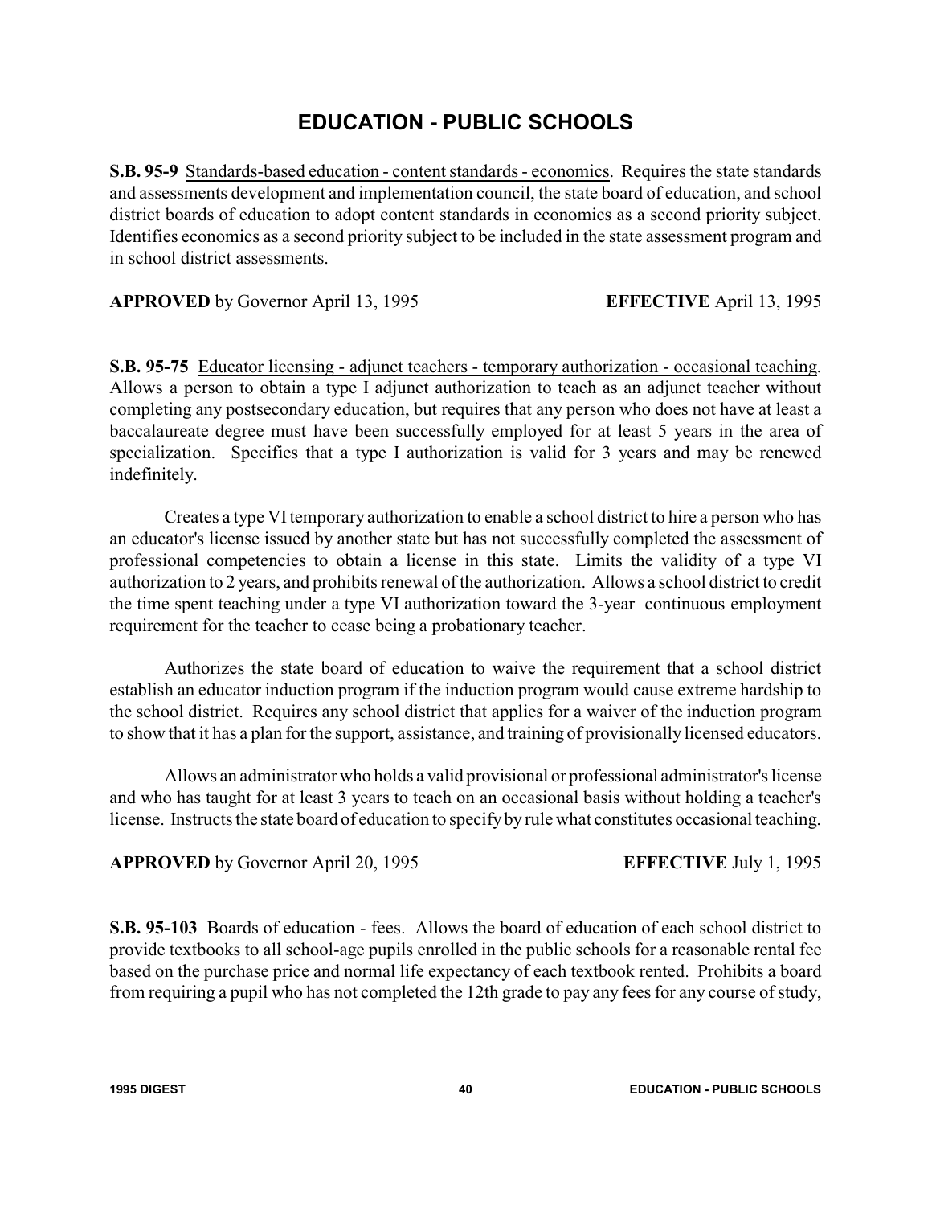# EDUCATION - PUBLIC SCHOOLS

**S.B. 95-9** Standards-based education - content standards - economics. Requires the state standards and assessments development and implementation council, the state board of education, and school district boards of education to adopt content standards in economics as a second priority subject. Identifies economics as a second priority subject to be included in the state assessment program and in school district assessments.

**APPROVED** by Governor April 13, 1995 **EFFECTIVE** April 13, 1995

**S.B. 95-75** Educator licensing - adjunct teachers - temporary authorization - occasional teaching. Allows a person to obtain a type I adjunct authorization to teach as an adjunct teacher without completing any postsecondary education, but requires that any person who does not have at least a baccalaureate degree must have been successfully employed for at least 5 years in the area of specialization. Specifies that a type I authorization is valid for 3 years and may be renewed indefinitely.

Creates a type VI temporary authorization to enable a school district to hire a person who has an educator's license issued by another state but has not successfully completed the assessment of professional competencies to obtain a license in this state. Limits the validity of a type VI authorization to 2 years, and prohibits renewal of the authorization. Allows a school district to credit the time spent teaching under a type VI authorization toward the 3-year continuous employment requirement for the teacher to cease being a probationary teacher.

Authorizes the state board of education to waive the requirement that a school district establish an educator induction program if the induction program would cause extreme hardship to the school district. Requires any school district that applies for a waiver of the induction program to show that it has a plan for the support, assistance, and training of provisionally licensed educators.

Allows an administrator who holds a valid provisional or professional administrator's license and who has taught for at least 3 years to teach on an occasional basis without holding a teacher's license. Instructs the state board of education to specify by rule what constitutes occasional teaching.

**APPROVED** by Governor April 20, 1995 **EFFECTIVE** July 1, 1995

**S.B. 95-103** Boards of education - fees. Allows the board of education of each school district to provide textbooks to all school-age pupils enrolled in the public schools for a reasonable rental fee based on the purchase price and normal life expectancy of each textbook rented. Prohibits a board from requiring a pupil who has not completed the 12th grade to pay any fees for any course of study,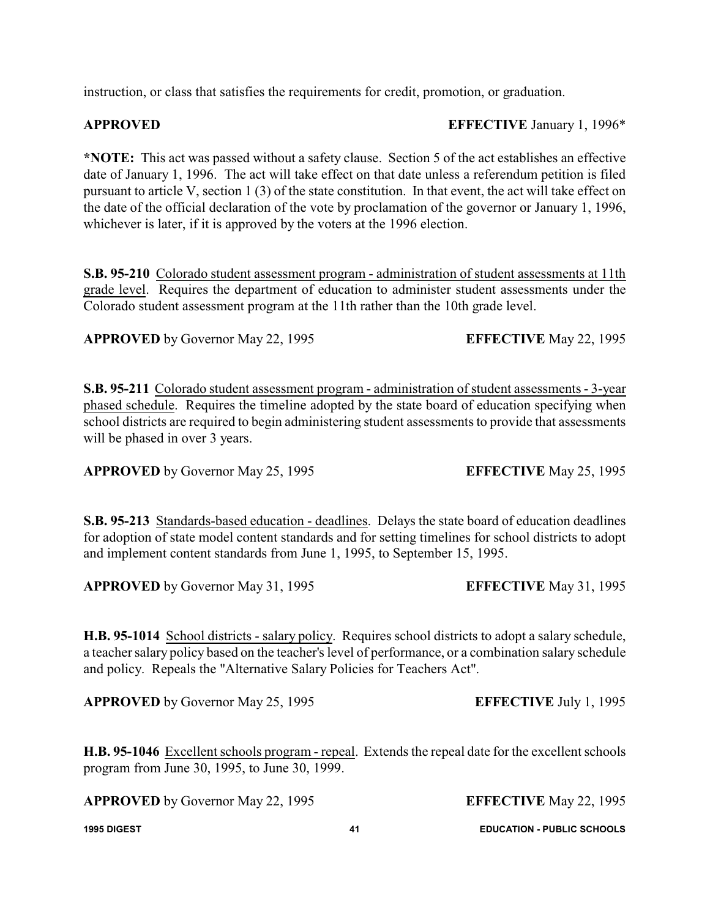instruction, or class that satisfies the requirements for credit, promotion, or graduation.

**APPROVED** **EFFECTIVE** January 1, 1996*

***NOTE:** This act was passed without a safety clause. Section 5 of the act establishes an effective date of January 1, 1996. The act will take effect on that date unless a referendum petition is filed pursuant to article V, section 1 (3) of the state constitution. In that event, the act will take effect on the date of the official declaration of the vote by proclamation of the governor or January 1, 1996, whichever is later, if it is approved by the voters at the 1996 election.

**S.B. 95-210** <u>Colorado student assessment program - administration of student assessments at 11th grade level</u>. Requires the department of education to administer student assessments under the Colorado student assessment program at the 11th rather than the 10th grade level.

**APPROVED** by Governor May 22, 1995 **EFFECTIVE** May 22, 1995

**S.B. 95-211** <u>Colorado student assessment program - administration of student assessments - 3-year phased schedule</u>. Requires the timeline adopted by the state board of education specifying when school districts are required to begin administering student assessments to provide that assessments will be phased in over 3 years.

**APPROVED** by Governor May 25, 1995 **EFFECTIVE** May 25, 1995

**S.B. 95-213** <u>Standards-based education - deadlines</u>. Delays the state board of education deadlines for adoption of state model content standards and for setting timelines for school districts to adopt and implement content standards from June 1, 1995, to September 15, 1995.

**APPROVED** by Governor May 31, 1995 **EFFECTIVE** May 31, 1995

**H.B. 95-1014** <u>School districts - salary policy</u>. Requires school districts to adopt a salary schedule, a teacher salary policy based on the teacher's level of performance, or a combination salary schedule and policy. Repeals the "Alternative Salary Policies for Teachers Act".

**APPROVED** by Governor May 25, 1995 **EFFECTIVE** July 1, 1995

**H.B. 95-1046** <u>Excellent schools program - repeal</u>. Extends the repeal date for the excellent schools program from June 30, 1995, to June 30, 1999.

**APPROVED** by Governor May 22, 1995 **EFFECTIVE** May 22, 1995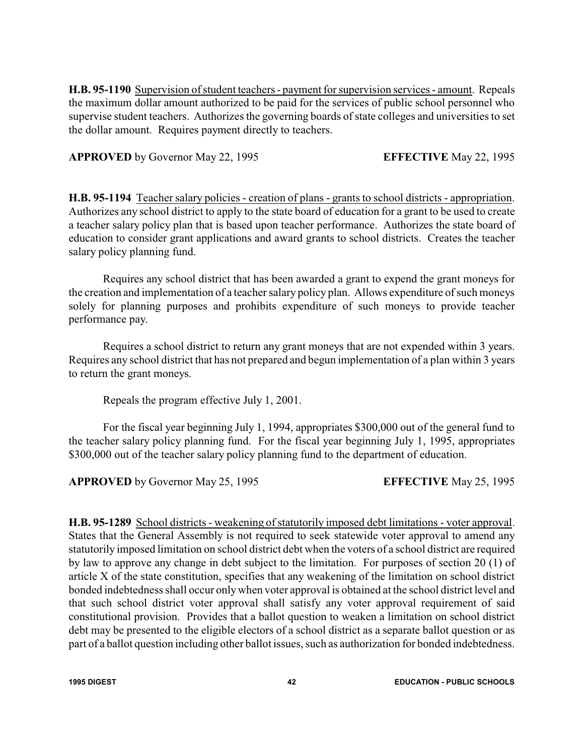**H.B. 95-1190** Supervision of student teachers - payment for supervision services - amount. Repeals the maximum dollar amount authorized to be paid for the services of public school personnel who supervise student teachers. Authorizes the governing boards of state colleges and universities to set the dollar amount. Requires payment directly to teachers.

**APPROVED** by Governor May 22, 1995 **EFFECTIVE** May 22, 1995

**H.B. 95-1194** Teacher salary policies - creation of plans - grants to school districts - appropriation. Authorizes any school district to apply to the state board of education for a grant to be used to create a teacher salary policy plan that is based upon teacher performance. Authorizes the state board of education to consider grant applications and award grants to school districts. Creates the teacher salary policy planning fund.

Requires any school district that has been awarded a grant to expend the grant moneys for the creation and implementation of a teacher salary policy plan. Allows expenditure of such moneys solely for planning purposes and prohibits expenditure of such moneys to provide teacher performance pay.

Requires a school district to return any grant moneys that are not expended within 3 years. Requires any school district that has not prepared and begun implementation of a plan within 3 years to return the grant moneys.

Repeals the program effective July 1, 2001.

For the fiscal year beginning July 1, 1994, appropriates $300,000 out of the general fund to the teacher salary policy planning fund. For the fiscal year beginning July 1, 1995, appropriates $300,000 out of the teacher salary policy planning fund to the department of education.

**APPROVED** by Governor May 25, 1995 **EFFECTIVE** May 25, 1995

**H.B. 95-1289** School districts - weakening of statutorily imposed debt limitations - voter approval. States that the General Assembly is not required to seek statewide voter approval to amend any statutorily imposed limitation on school district debt when the voters of a school district are required by law to approve any change in debt subject to the limitation. For purposes of section 20 (1) of article X of the state constitution, specifies that any weakening of the limitation on school district bonded indebtedness shall occur only when voter approval is obtained at the school district level and that such school district voter approval shall satisfy any voter approval requirement of said constitutional provision. Provides that a ballot question to weaken a limitation on school district debt may be presented to the eligible electors of a school district as a separate ballot question or as part of a ballot question including other ballot issues, such as authorization for bonded indebtedness.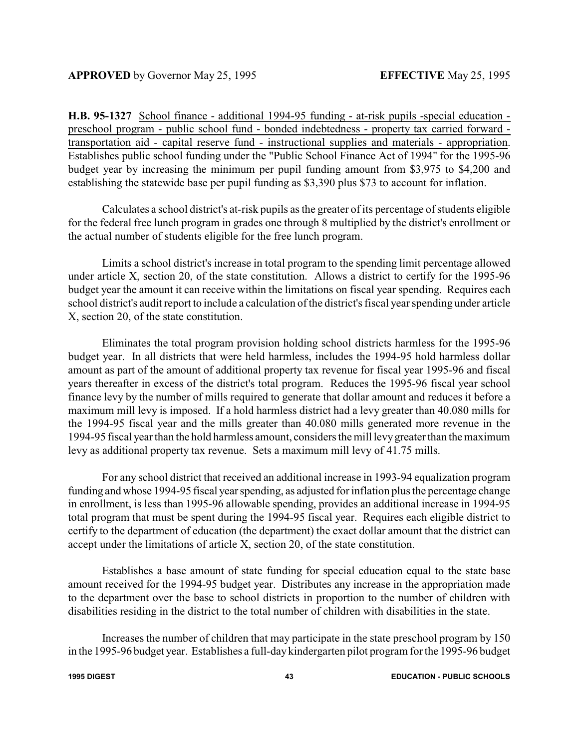**APPROVED** by Governor May 25, 1995 **EFFECTIVE** May 25, 1995

**H.B. 95-1327** School finance - additional 1994-95 funding - at-risk pupils -special education - preschool program - public school fund - bonded indebtedness - property tax carried forward - transportation aid - capital reserve fund - instructional supplies and materials - appropriation. Establishes public school funding under the "Public School Finance Act of 1994" for the 1995-96 budget year by increasing the minimum per pupil funding amount from $3,975 to $4,200 and establishing the statewide base per pupil funding as $3,390 plus $73 to account for inflation.

Calculates a school district's at-risk pupils as the greater of its percentage of students eligible for the federal free lunch program in grades one through 8 multiplied by the district's enrollment or the actual number of students eligible for the free lunch program.

Limits a school district's increase in total program to the spending limit percentage allowed under article X, section 20, of the state constitution. Allows a district to certify for the 1995-96 budget year the amount it can receive within the limitations on fiscal year spending. Requires each school district's audit report to include a calculation of the district's fiscal year spending under article X, section 20, of the state constitution.

Eliminates the total program provision holding school districts harmless for the 1995-96 budget year. In all districts that were held harmless, includes the 1994-95 hold harmless dollar amount as part of the amount of additional property tax revenue for fiscal year 1995-96 and fiscal years thereafter in excess of the district's total program. Reduces the 1995-96 fiscal year school finance levy by the number of mills required to generate that dollar amount and reduces it before a maximum mill levy is imposed. If a hold harmless district had a levy greater than 40.080 mills for the 1994-95 fiscal year and the mills greater than 40.080 mills generated more revenue in the 1994-95 fiscal year than the hold harmless amount, considers the mill levy greater than the maximum levy as additional property tax revenue. Sets a maximum mill levy of 41.75 mills.

For any school district that received an additional increase in 1993-94 equalization program funding and whose 1994-95 fiscal year spending, as adjusted for inflation plus the percentage change in enrollment, is less than 1995-96 allowable spending, provides an additional increase in 1994-95 total program that must be spent during the 1994-95 fiscal year. Requires each eligible district to certify to the department of education (the department) the exact dollar amount that the district can accept under the limitations of article X, section 20, of the state constitution.

Establishes a base amount of state funding for special education equal to the state base amount received for the 1994-95 budget year. Distributes any increase in the appropriation made to the department over the base to school districts in proportion to the number of children with disabilities residing in the district to the total number of children with disabilities in the state.

Increases the number of children that may participate in the state preschool program by 150 in the 1995-96 budget year. Establishes a full-day kindergarten pilot program for the 1995-96 budget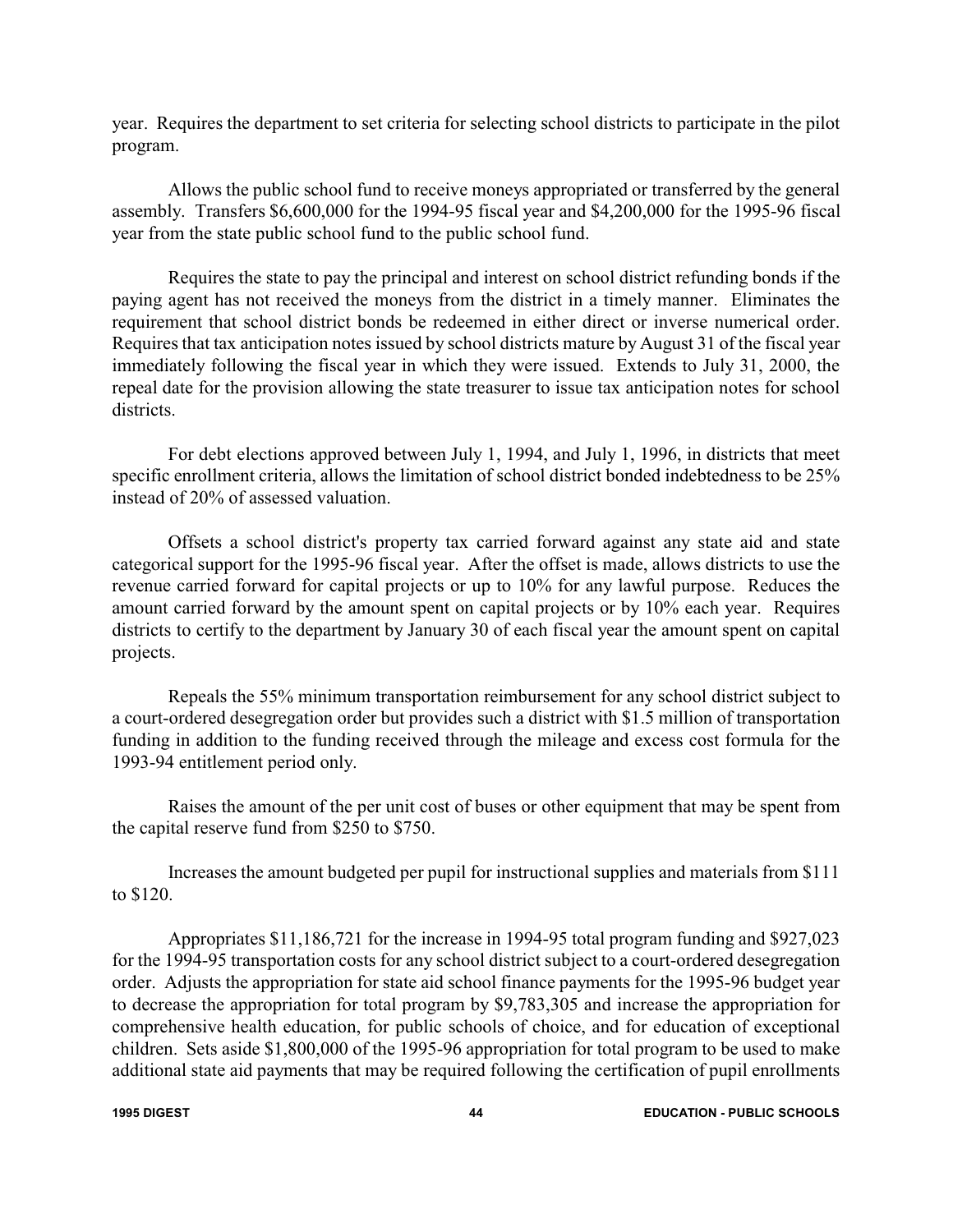year. Requires the department to set criteria for selecting school districts to participate in the pilot program.

Allows the public school fund to receive moneys appropriated or transferred by the general assembly. Transfers $6,600,000 for the 1994-95 fiscal year and $4,200,000 for the 1995-96 fiscal year from the state public school fund to the public school fund.

Requires the state to pay the principal and interest on school district refunding bonds if the paying agent has not received the moneys from the district in a timely manner. Eliminates the requirement that school district bonds be redeemed in either direct or inverse numerical order. Requires that tax anticipation notes issued by school districts mature by August 31 of the fiscal year immediately following the fiscal year in which they were issued. Extends to July 31, 2000, the repeal date for the provision allowing the state treasurer to issue tax anticipation notes for school districts.

For debt elections approved between July 1, 1994, and July 1, 1996, in districts that meet specific enrollment criteria, allows the limitation of school district bonded indebtedness to be 25% instead of 20% of assessed valuation.

Offsets a school district's property tax carried forward against any state aid and state categorical support for the 1995-96 fiscal year. After the offset is made, allows districts to use the revenue carried forward for capital projects or up to 10% for any lawful purpose. Reduces the amount carried forward by the amount spent on capital projects or by 10% each year. Requires districts to certify to the department by January 30 of each fiscal year the amount spent on capital projects.

Repeals the 55% minimum transportation reimbursement for any school district subject to a court-ordered desegregation order but provides such a district with $1.5 million of transportation funding in addition to the funding received through the mileage and excess cost formula for the 1993-94 entitlement period only.

Raises the amount of the per unit cost of buses or other equipment that may be spent from the capital reserve fund from $250 to $750.

Increases the amount budgeted per pupil for instructional supplies and materials from $111 to $120.

Appropriates $11,186,721 for the increase in 1994-95 total program funding and $927,023 for the 1994-95 transportation costs for any school district subject to a court-ordered desegregation order. Adjusts the appropriation for state aid school finance payments for the 1995-96 budget year to decrease the appropriation for total program by $9,783,305 and increase the appropriation for comprehensive health education, for public schools of choice, and for education of exceptional children. Sets aside $1,800,000 of the 1995-96 appropriation for total program to be used to make additional state aid payments that may be required following the certification of pupil enrollments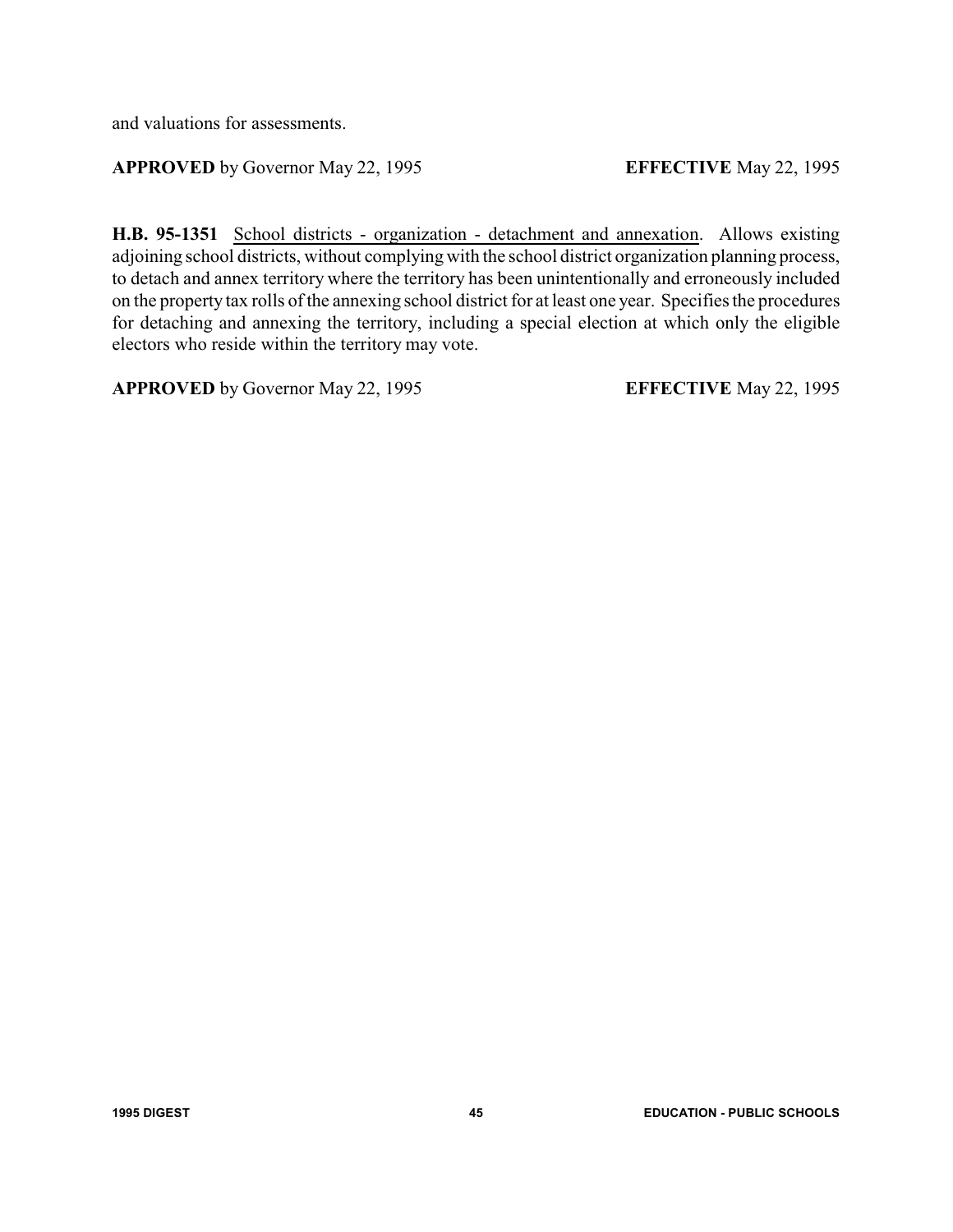and valuations for assessments.

**APPROVED** by Governor May 22, 1995 **EFFECTIVE** May 22, 1995

**H.B. 95-1351** School districts - organization - detachment and annexation. Allows existing adjoining school districts, without complying with the school district organization planning process, to detach and annex territory where the territory has been unintentionally and erroneously included on the property tax rolls of the annexing school district for at least one year. Specifies the procedures for detaching and annexing the territory, including a special election at which only the eligible electors who reside within the territory may vote.

**APPROVED** by Governor May 22, 1995 **EFFECTIVE** May 22, 1995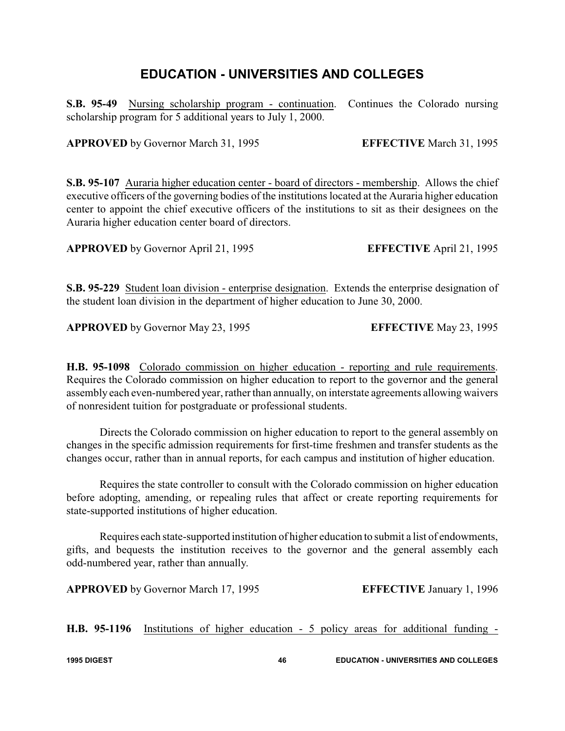# EDUCATION - UNIVERSITIES AND COLLEGES

**S.B. 95-49** Nursing scholarship program - continuation. Continues the Colorado nursing scholarship program for 5 additional years to July 1, 2000.

**APPROVED** by Governor March 31, 1995 **EFFECTIVE** March 31, 1995

**S.B. 95-107** Auraria higher education center - board of directors - membership. Allows the chief executive officers of the governing bodies of the institutions located at the Auraria higher education center to appoint the chief executive officers of the institutions to sit as their designees on the Auraria higher education center board of directors.

**APPROVED** by Governor April 21, 1995 **EFFECTIVE** April 21, 1995

**S.B. 95-229** Student loan division - enterprise designation. Extends the enterprise designation of the student loan division in the department of higher education to June 30, 2000.

**APPROVED** by Governor May 23, 1995 **EFFECTIVE** May 23, 1995

**H.B. 95-1098** Colorado commission on higher education - reporting and rule requirements. Requires the Colorado commission on higher education to report to the governor and the general assembly each even-numbered year, rather than annually, on interstate agreements allowing waivers of nonresident tuition for postgraduate or professional students.

Directs the Colorado commission on higher education to report to the general assembly on changes in the specific admission requirements for first-time freshmen and transfer students as the changes occur, rather than in annual reports, for each campus and institution of higher education.

Requires the state controller to consult with the Colorado commission on higher education before adopting, amending, or repealing rules that affect or create reporting requirements for state-supported institutions of higher education.

Requires each state-supported institution of higher education to submit a list of endowments, gifts, and bequests the institution receives to the governor and the general assembly each odd-numbered year, rather than annually.

**APPROVED** by Governor March 17, 1995 **EFFECTIVE** January 1, 1996

**H.B. 95-1196** Institutions of higher education - 5 policy areas for additional funding -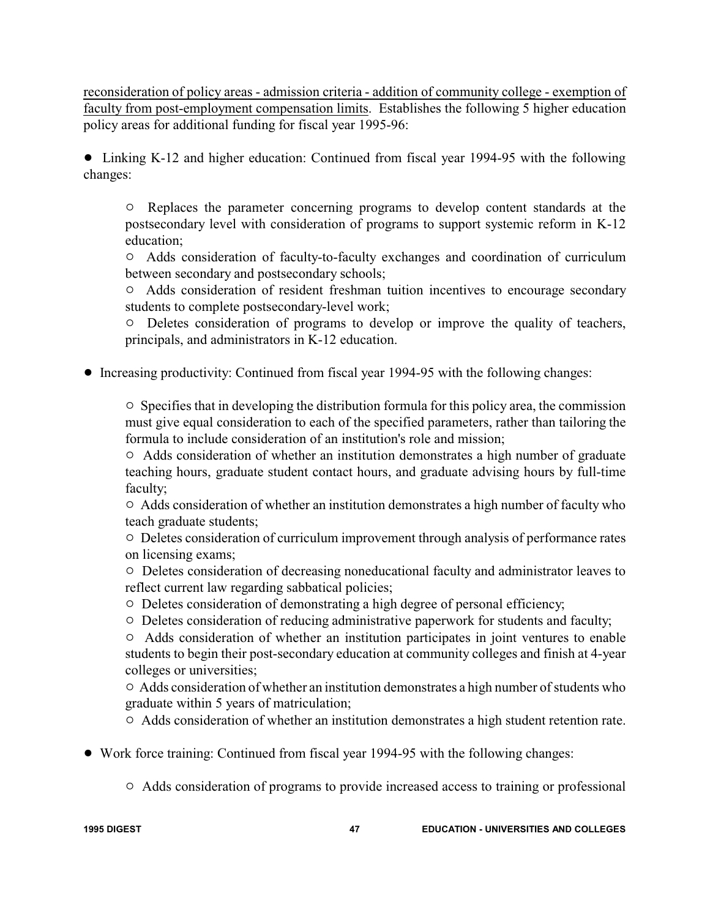reconsideration of policy areas - admission criteria - addition of community college - exemption of faculty from post-employment compensation limits. Establishes the following 5 higher education policy areas for additional funding for fiscal year 1995-96:

- Linking K-12 and higher education: Continued from fiscal year 1994-95 with the following changes:
  - Replaces the parameter concerning programs to develop content standards at the postsecondary level with consideration of programs to support systemic reform in K-12 education;
  - Adds consideration of faculty-to-faculty exchanges and coordination of curriculum between secondary and postsecondary schools;
  - Adds consideration of resident freshman tuition incentives to encourage secondary students to complete postsecondary-level work;
  - Deletes consideration of programs to develop or improve the quality of teachers, principals, and administrators in K-12 education.

- Increasing productivity: Continued from fiscal year 1994-95 with the following changes:
  - Specifies that in developing the distribution formula for this policy area, the commission must give equal consideration to each of the specified parameters, rather than tailoring the formula to include consideration of an institution's role and mission;
  - Adds consideration of whether an institution demonstrates a high number of graduate teaching hours, graduate student contact hours, and graduate advising hours by full-time faculty;
  - Adds consideration of whether an institution demonstrates a high number of faculty who teach graduate students;
  - Deletes consideration of curriculum improvement through analysis of performance rates on licensing exams;
  - Deletes consideration of decreasing noneducational faculty and administrator leaves to reflect current law regarding sabbatical policies;
  - Deletes consideration of demonstrating a high degree of personal efficiency;
  - Deletes consideration of reducing administrative paperwork for students and faculty;
  - Adds consideration of whether an institution participates in joint ventures to enable students to begin their post-secondary education at community colleges and finish at 4-year colleges or universities;
  - Adds consideration of whether an institution demonstrates a high number of students who graduate within 5 years of matriculation;
  - Adds consideration of whether an institution demonstrates a high student retention rate.

- Work force training: Continued from fiscal year 1994-95 with the following changes:
  - Adds consideration of programs to provide increased access to training or professional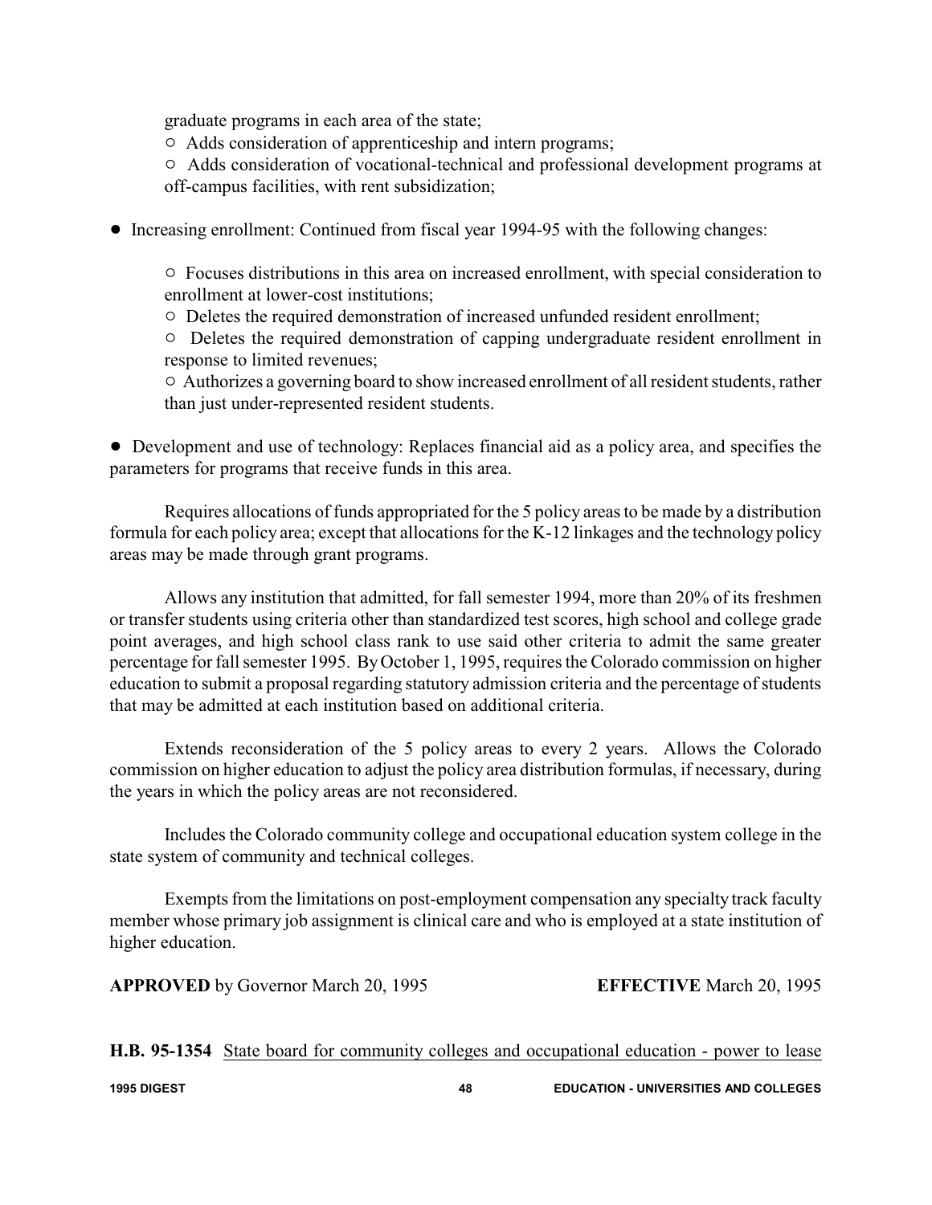graduate programs in each area of the state;

○ Adds consideration of apprenticeship and intern programs;

○ Adds consideration of vocational-technical and professional development programs at off-campus facilities, with rent subsidization;

- Increasing enrollment: Continued from fiscal year 1994-95 with the following changes:

  ○ Focuses distributions in this area on increased enrollment, with special consideration to enrollment at lower-cost institutions;

  ○ Deletes the required demonstration of increased unfunded resident enrollment;

  ○ Deletes the required demonstration of capping undergraduate resident enrollment in response to limited revenues;

  ○ Authorizes a governing board to show increased enrollment of all resident students, rather than just under-represented resident students.

- Development and use of technology: Replaces financial aid as a policy area, and specifies the parameters for programs that receive funds in this area.

Requires allocations of funds appropriated for the 5 policy areas to be made by a distribution formula for each policy area; except that allocations for the K-12 linkages and the technology policy areas may be made through grant programs.

Allows any institution that admitted, for fall semester 1994, more than 20% of its freshmen or transfer students using criteria other than standardized test scores, high school and college grade point averages, and high school class rank to use said other criteria to admit the same greater percentage for fall semester 1995. By October 1, 1995, requires the Colorado commission on higher education to submit a proposal regarding statutory admission criteria and the percentage of students that may be admitted at each institution based on additional criteria.

Extends reconsideration of the 5 policy areas to every 2 years. Allows the Colorado commission on higher education to adjust the policy area distribution formulas, if necessary, during the years in which the policy areas are not reconsidered.

Includes the Colorado community college and occupational education system college in the state system of community and technical colleges.

Exempts from the limitations on post-employment compensation any specialty track faculty member whose primary job assignment is clinical care and who is employed at a state institution of higher education.

**APPROVED** by Governor March 20, 1995 **EFFECTIVE** March 20, 1995

**H.B. 95-1354** State board for community colleges and occupational education - power to lease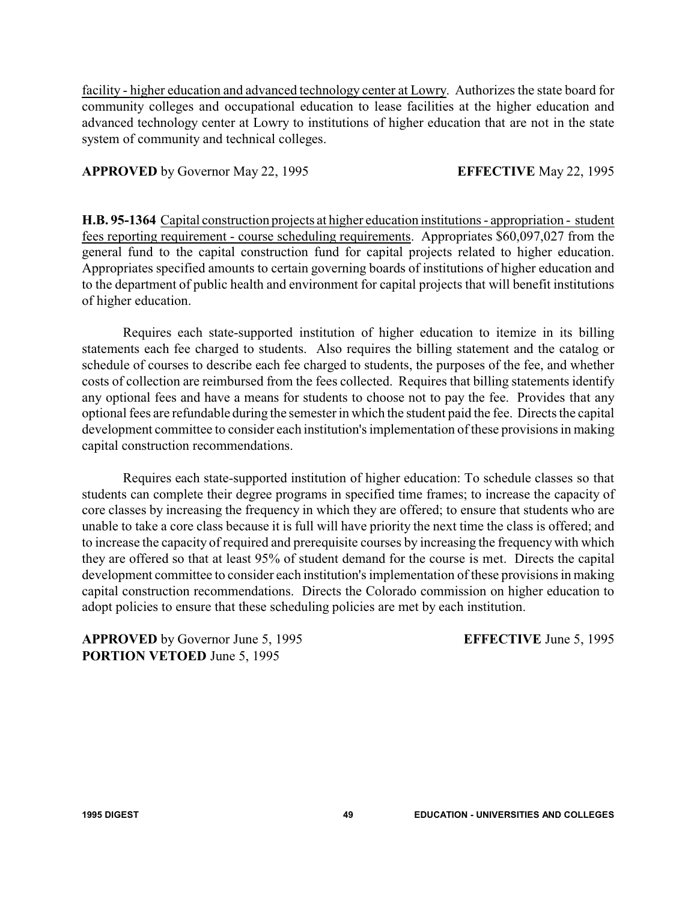facility - higher education and advanced technology center at Lowry. Authorizes the state board for community colleges and occupational education to lease facilities at the higher education and advanced technology center at Lowry to institutions of higher education that are not in the state system of community and technical colleges.

**APPROVED** by Governor May 22, 1995 **EFFECTIVE** May 22, 1995

**H.B. 95-1364** Capital construction projects at higher education institutions - appropriation - student fees reporting requirement - course scheduling requirements. Appropriates $60,097,027 from the general fund to the capital construction fund for capital projects related to higher education. Appropriates specified amounts to certain governing boards of institutions of higher education and to the department of public health and environment for capital projects that will benefit institutions of higher education.

Requires each state-supported institution of higher education to itemize in its billing statements each fee charged to students. Also requires the billing statement and the catalog or schedule of courses to describe each fee charged to students, the purposes of the fee, and whether costs of collection are reimbursed from the fees collected. Requires that billing statements identify any optional fees and have a means for students to choose not to pay the fee. Provides that any optional fees are refundable during the semester in which the student paid the fee. Directs the capital development committee to consider each institution's implementation of these provisions in making capital construction recommendations.

Requires each state-supported institution of higher education: To schedule classes so that students can complete their degree programs in specified time frames; to increase the capacity of core classes by increasing the frequency in which they are offered; to ensure that students who are unable to take a core class because it is full will have priority the next time the class is offered; and to increase the capacity of required and prerequisite courses by increasing the frequency with which they are offered so that at least 95% of student demand for the course is met. Directs the capital development committee to consider each institution's implementation of these provisions in making capital construction recommendations. Directs the Colorado commission on higher education to adopt policies to ensure that these scheduling policies are met by each institution.

**APPROVED** by Governor June 5, 1995 **EFFECTIVE** June 5, 1995
**PORTION VETOED** June 5, 1995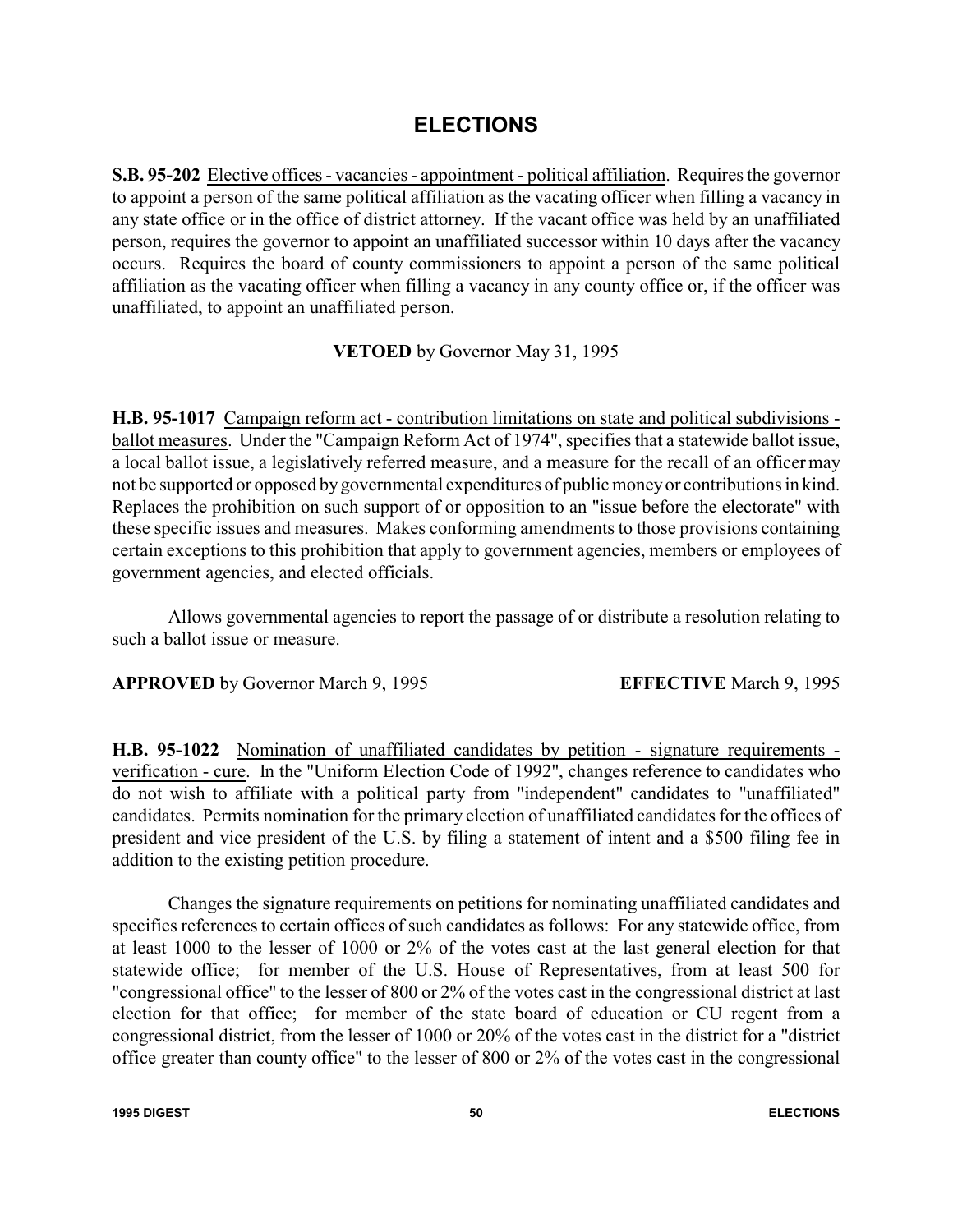# ELECTIONS

**S.B. 95-202** Elective offices - vacancies - appointment - political affiliation. Requires the governor to appoint a person of the same political affiliation as the vacating officer when filling a vacancy in any state office or in the office of district attorney. If the vacant office was held by an unaffiliated person, requires the governor to appoint an unaffiliated successor within 10 days after the vacancy occurs. Requires the board of county commissioners to appoint a person of the same political affiliation as the vacating officer when filling a vacancy in any county office or, if the officer was unaffiliated, to appoint an unaffiliated person.

**VETOED** by Governor May 31, 1995

**H.B. 95-1017** Campaign reform act - contribution limitations on state and political subdivisions - ballot measures. Under the "Campaign Reform Act of 1974", specifies that a statewide ballot issue, a local ballot issue, a legislatively referred measure, and a measure for the recall of an officer may not be supported or opposed by governmental expenditures of public money or contributions in kind. Replaces the prohibition on such support of or opposition to an "issue before the electorate" with these specific issues and measures. Makes conforming amendments to those provisions containing certain exceptions to this prohibition that apply to government agencies, members or employees of government agencies, and elected officials.

Allows governmental agencies to report the passage of or distribute a resolution relating to such a ballot issue or measure.

**APPROVED** by Governor March 9, 1995 **EFFECTIVE** March 9, 1995

**H.B. 95-1022** Nomination of unaffiliated candidates by petition - signature requirements - verification - cure. In the "Uniform Election Code of 1992", changes reference to candidates who do not wish to affiliate with a political party from "independent" candidates to "unaffiliated" candidates. Permits nomination for the primary election of unaffiliated candidates for the offices of president and vice president of the U.S. by filing a statement of intent and a $500 filing fee in addition to the existing petition procedure.

Changes the signature requirements on petitions for nominating unaffiliated candidates and specifies references to certain offices of such candidates as follows: For any statewide office, from at least 1000 to the lesser of 1000 or 2% of the votes cast at the last general election for that statewide office; for member of the U.S. House of Representatives, from at least 500 for "congressional office" to the lesser of 800 or 2% of the votes cast in the congressional district at last election for that office; for member of the state board of education or CU regent from a congressional district, from the lesser of 1000 or 20% of the votes cast in the district for a "district office greater than county office" to the lesser of 800 or 2% of the votes cast in the congressional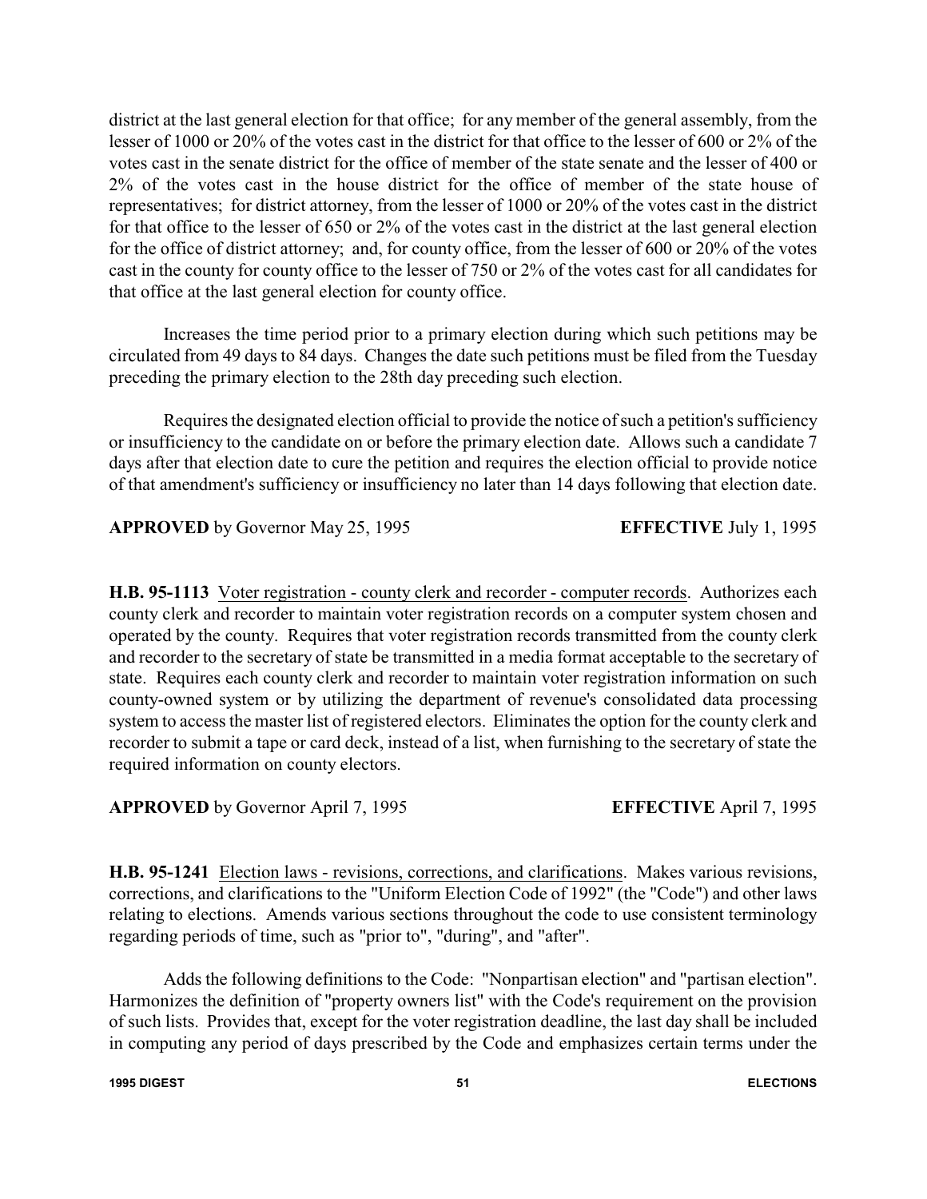district at the last general election for that office; for any member of the general assembly, from the lesser of 1000 or 20% of the votes cast in the district for that office to the lesser of 600 or 2% of the votes cast in the senate district for the office of member of the state senate and the lesser of 400 or 2% of the votes cast in the house district for the office of member of the state house of representatives; for district attorney, from the lesser of 1000 or 20% of the votes cast in the district for that office to the lesser of 650 or 2% of the votes cast in the district at the last general election for the office of district attorney; and, for county office, from the lesser of 600 or 20% of the votes cast in the county for county office to the lesser of 750 or 2% of the votes cast for all candidates for that office at the last general election for county office.

Increases the time period prior to a primary election during which such petitions may be circulated from 49 days to 84 days. Changes the date such petitions must be filed from the Tuesday preceding the primary election to the 28th day preceding such election.

Requires the designated election official to provide the notice of such a petition's sufficiency or insufficiency to the candidate on or before the primary election date. Allows such a candidate 7 days after that election date to cure the petition and requires the election official to provide notice of that amendment's sufficiency or insufficiency no later than 14 days following that election date.

**APPROVED** by Governor May 25, 1995 **EFFECTIVE** July 1, 1995

**H.B. 95-1113** Voter registration - county clerk and recorder - computer records. Authorizes each county clerk and recorder to maintain voter registration records on a computer system chosen and operated by the county. Requires that voter registration records transmitted from the county clerk and recorder to the secretary of state be transmitted in a media format acceptable to the secretary of state. Requires each county clerk and recorder to maintain voter registration information on such county-owned system or by utilizing the department of revenue's consolidated data processing system to access the master list of registered electors. Eliminates the option for the county clerk and recorder to submit a tape or card deck, instead of a list, when furnishing to the secretary of state the required information on county electors.

**APPROVED** by Governor April 7, 1995 **EFFECTIVE** April 7, 1995

**H.B. 95-1241** Election laws - revisions, corrections, and clarifications. Makes various revisions, corrections, and clarifications to the "Uniform Election Code of 1992" (the "Code") and other laws relating to elections. Amends various sections throughout the code to use consistent terminology regarding periods of time, such as "prior to", "during", and "after".

Adds the following definitions to the Code: "Nonpartisan election" and "partisan election". Harmonizes the definition of "property owners list" with the Code's requirement on the provision of such lists. Provides that, except for the voter registration deadline, the last day shall be included in computing any period of days prescribed by the Code and emphasizes certain terms under the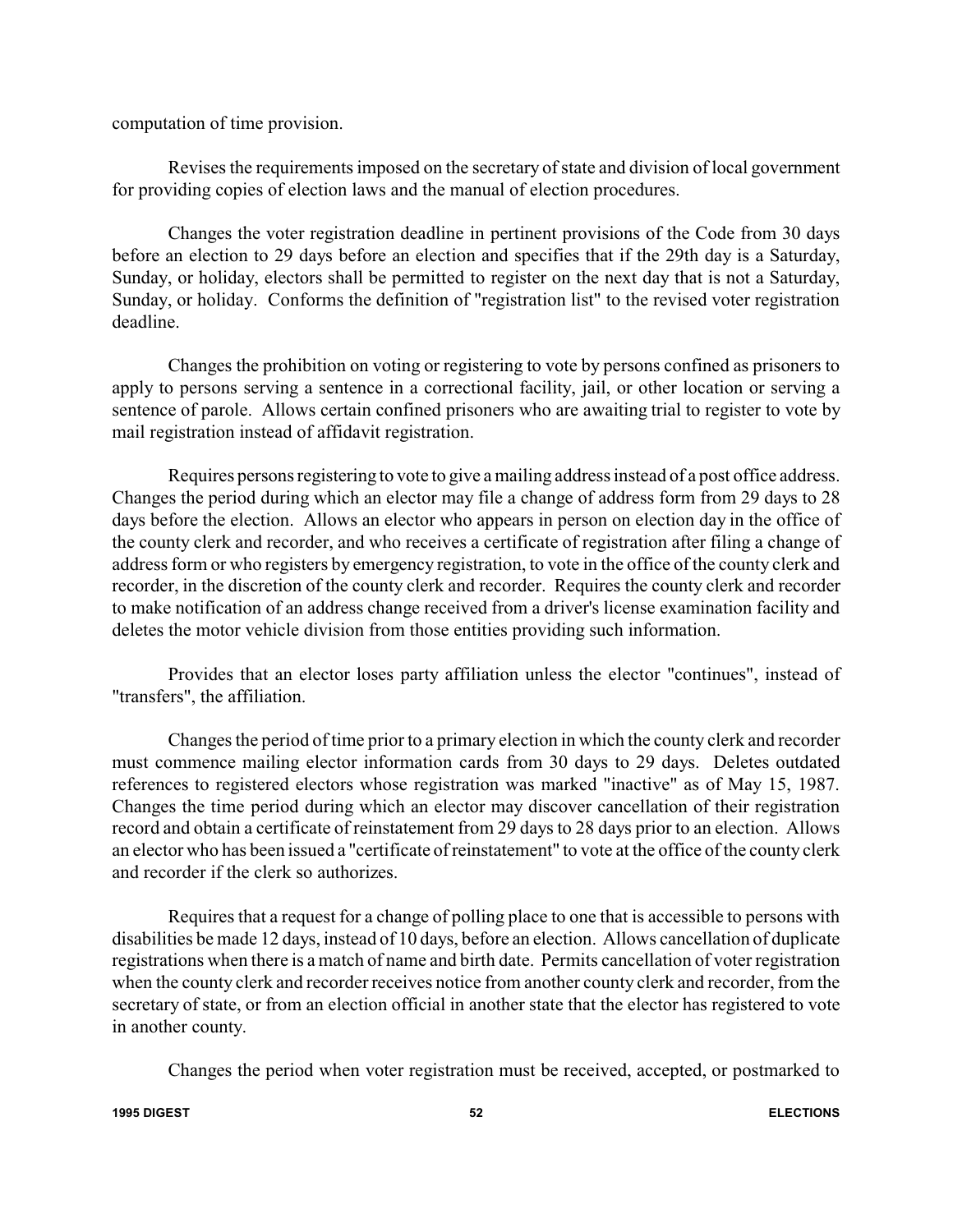computation of time provision.

Revises the requirements imposed on the secretary of state and division of local government for providing copies of election laws and the manual of election procedures.

Changes the voter registration deadline in pertinent provisions of the Code from 30 days before an election to 29 days before an election and specifies that if the 29th day is a Saturday, Sunday, or holiday, electors shall be permitted to register on the next day that is not a Saturday, Sunday, or holiday. Conforms the definition of "registration list" to the revised voter registration deadline.

Changes the prohibition on voting or registering to vote by persons confined as prisoners to apply to persons serving a sentence in a correctional facility, jail, or other location or serving a sentence of parole. Allows certain confined prisoners who are awaiting trial to register to vote by mail registration instead of affidavit registration.

Requires persons registering to vote to give a mailing address instead of a post office address. Changes the period during which an elector may file a change of address form from 29 days to 28 days before the election. Allows an elector who appears in person on election day in the office of the county clerk and recorder, and who receives a certificate of registration after filing a change of address form or who registers by emergency registration, to vote in the office of the county clerk and recorder, in the discretion of the county clerk and recorder. Requires the county clerk and recorder to make notification of an address change received from a driver's license examination facility and deletes the motor vehicle division from those entities providing such information.

Provides that an elector loses party affiliation unless the elector "continues", instead of "transfers", the affiliation.

Changes the period of time prior to a primary election in which the county clerk and recorder must commence mailing elector information cards from 30 days to 29 days. Deletes outdated references to registered electors whose registration was marked "inactive" as of May 15, 1987. Changes the time period during which an elector may discover cancellation of their registration record and obtain a certificate of reinstatement from 29 days to 28 days prior to an election. Allows an elector who has been issued a "certificate of reinstatement" to vote at the office of the county clerk and recorder if the clerk so authorizes.

Requires that a request for a change of polling place to one that is accessible to persons with disabilities be made 12 days, instead of 10 days, before an election. Allows cancellation of duplicate registrations when there is a match of name and birth date. Permits cancellation of voter registration when the county clerk and recorder receives notice from another county clerk and recorder, from the secretary of state, or from an election official in another state that the elector has registered to vote in another county.

Changes the period when voter registration must be received, accepted, or postmarked to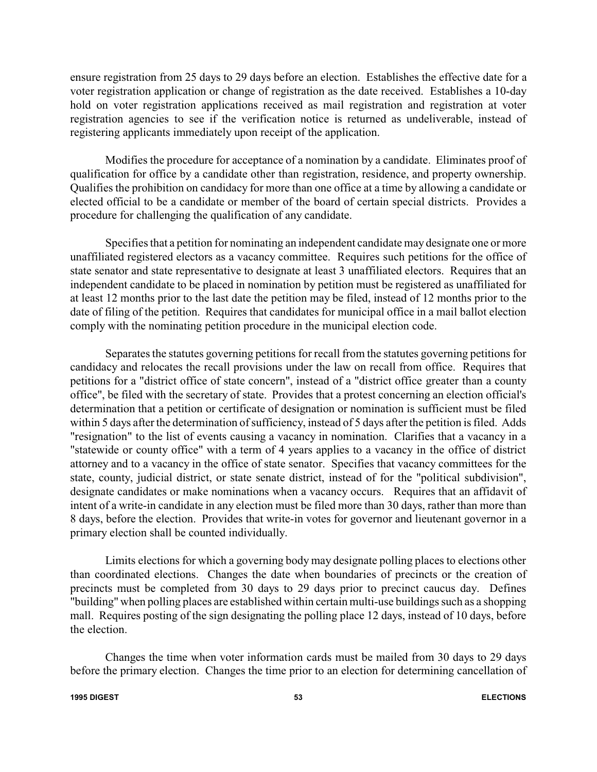ensure registration from 25 days to 29 days before an election. Establishes the effective date for a voter registration application or change of registration as the date received. Establishes a 10-day hold on voter registration applications received as mail registration and registration at voter registration agencies to see if the verification notice is returned as undeliverable, instead of registering applicants immediately upon receipt of the application.

Modifies the procedure for acceptance of a nomination by a candidate. Eliminates proof of qualification for office by a candidate other than registration, residence, and property ownership. Qualifies the prohibition on candidacy for more than one office at a time by allowing a candidate or elected official to be a candidate or member of the board of certain special districts. Provides a procedure for challenging the qualification of any candidate.

Specifies that a petition for nominating an independent candidate may designate one or more unaffiliated registered electors as a vacancy committee. Requires such petitions for the office of state senator and state representative to designate at least 3 unaffiliated electors. Requires that an independent candidate to be placed in nomination by petition must be registered as unaffiliated for at least 12 months prior to the last date the petition may be filed, instead of 12 months prior to the date of filing of the petition. Requires that candidates for municipal office in a mail ballot election comply with the nominating petition procedure in the municipal election code.

Separates the statutes governing petitions for recall from the statutes governing petitions for candidacy and relocates the recall provisions under the law on recall from office. Requires that petitions for a "district office of state concern", instead of a "district office greater than a county office", be filed with the secretary of state. Provides that a protest concerning an election official's determination that a petition or certificate of designation or nomination is sufficient must be filed within 5 days after the determination of sufficiency, instead of 5 days after the petition is filed. Adds "resignation" to the list of events causing a vacancy in nomination. Clarifies that a vacancy in a "statewide or county office" with a term of 4 years applies to a vacancy in the office of district attorney and to a vacancy in the office of state senator. Specifies that vacancy committees for the state, county, judicial district, or state senate district, instead of for the "political subdivision", designate candidates or make nominations when a vacancy occurs. Requires that an affidavit of intent of a write-in candidate in any election must be filed more than 30 days, rather than more than 8 days, before the election. Provides that write-in votes for governor and lieutenant governor in a primary election shall be counted individually.

Limits elections for which a governing body may designate polling places to elections other than coordinated elections. Changes the date when boundaries of precincts or the creation of precincts must be completed from 30 days to 29 days prior to precinct caucus day. Defines "building" when polling places are established within certain multi-use buildings such as a shopping mall. Requires posting of the sign designating the polling place 12 days, instead of 10 days, before the election.

Changes the time when voter information cards must be mailed from 30 days to 29 days before the primary election. Changes the time prior to an election for determining cancellation of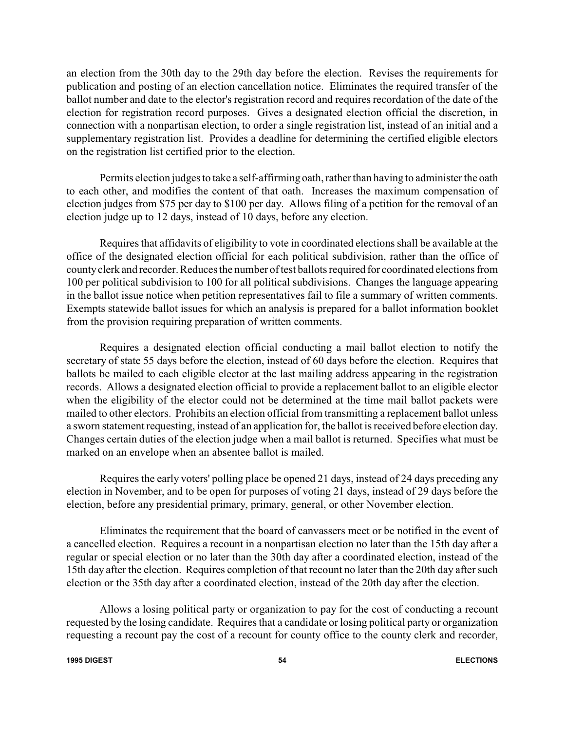an election from the 30th day to the 29th day before the election. Revises the requirements for publication and posting of an election cancellation notice. Eliminates the required transfer of the ballot number and date to the elector's registration record and requires recordation of the date of the election for registration record purposes. Gives a designated election official the discretion, in connection with a nonpartisan election, to order a single registration list, instead of an initial and a supplementary registration list. Provides a deadline for determining the certified eligible electors on the registration list certified prior to the election.

Permits election judges to take a self-affirming oath, rather than having to administer the oath to each other, and modifies the content of that oath. Increases the maximum compensation of election judges from $75 per day to $100 per day. Allows filing of a petition for the removal of an election judge up to 12 days, instead of 10 days, before any election.

Requires that affidavits of eligibility to vote in coordinated elections shall be available at the office of the designated election official for each political subdivision, rather than the office of county clerk and recorder. Reduces the number of test ballots required for coordinated elections from 100 per political subdivision to 100 for all political subdivisions. Changes the language appearing in the ballot issue notice when petition representatives fail to file a summary of written comments. Exempts statewide ballot issues for which an analysis is prepared for a ballot information booklet from the provision requiring preparation of written comments.

Requires a designated election official conducting a mail ballot election to notify the secretary of state 55 days before the election, instead of 60 days before the election. Requires that ballots be mailed to each eligible elector at the last mailing address appearing in the registration records. Allows a designated election official to provide a replacement ballot to an eligible elector when the eligibility of the elector could not be determined at the time mail ballot packets were mailed to other electors. Prohibits an election official from transmitting a replacement ballot unless a sworn statement requesting, instead of an application for, the ballot is received before election day. Changes certain duties of the election judge when a mail ballot is returned. Specifies what must be marked on an envelope when an absentee ballot is mailed.

Requires the early voters' polling place be opened 21 days, instead of 24 days preceding any election in November, and to be open for purposes of voting 21 days, instead of 29 days before the election, before any presidential primary, primary, general, or other November election.

Eliminates the requirement that the board of canvassers meet or be notified in the event of a cancelled election. Requires a recount in a nonpartisan election no later than the 15th day after a regular or special election or no later than the 30th day after a coordinated election, instead of the 15th day after the election. Requires completion of that recount no later than the 20th day after such election or the 35th day after a coordinated election, instead of the 20th day after the election.

Allows a losing political party or organization to pay for the cost of conducting a recount requested by the losing candidate. Requires that a candidate or losing political party or organization requesting a recount pay the cost of a recount for county office to the county clerk and recorder,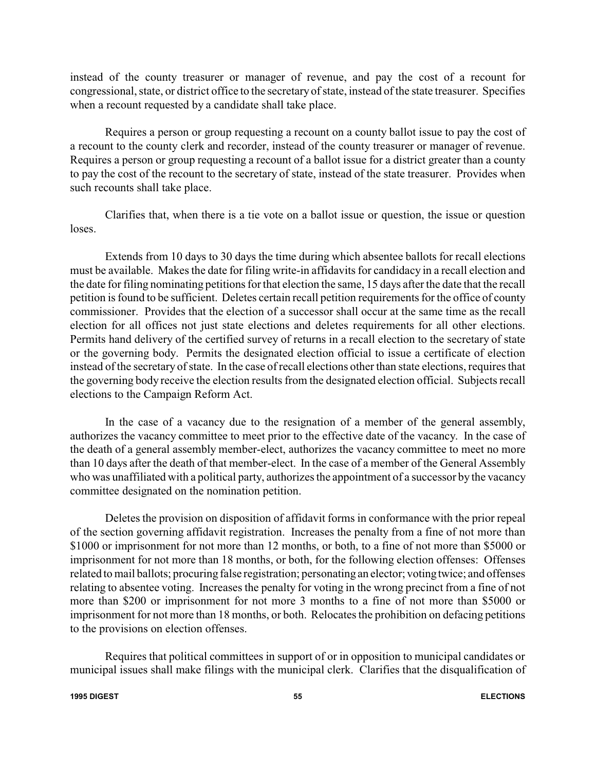instead of the county treasurer or manager of revenue, and pay the cost of a recount for congressional, state, or district office to the secretary of state, instead of the state treasurer. Specifies when a recount requested by a candidate shall take place.

Requires a person or group requesting a recount on a county ballot issue to pay the cost of a recount to the county clerk and recorder, instead of the county treasurer or manager of revenue. Requires a person or group requesting a recount of a ballot issue for a district greater than a county to pay the cost of the recount to the secretary of state, instead of the state treasurer. Provides when such recounts shall take place.

Clarifies that, when there is a tie vote on a ballot issue or question, the issue or question loses.

Extends from 10 days to 30 days the time during which absentee ballots for recall elections must be available. Makes the date for filing write-in affidavits for candidacy in a recall election and the date for filing nominating petitions for that election the same, 15 days after the date that the recall petition is found to be sufficient. Deletes certain recall petition requirements for the office of county commissioner. Provides that the election of a successor shall occur at the same time as the recall election for all offices not just state elections and deletes requirements for all other elections. Permits hand delivery of the certified survey of returns in a recall election to the secretary of state or the governing body. Permits the designated election official to issue a certificate of election instead of the secretary of state. In the case of recall elections other than state elections, requires that the governing body receive the election results from the designated election official. Subjects recall elections to the Campaign Reform Act.

In the case of a vacancy due to the resignation of a member of the general assembly, authorizes the vacancy committee to meet prior to the effective date of the vacancy. In the case of the death of a general assembly member-elect, authorizes the vacancy committee to meet no more than 10 days after the death of that member-elect. In the case of a member of the General Assembly who was unaffiliated with a political party, authorizes the appointment of a successor by the vacancy committee designated on the nomination petition.

Deletes the provision on disposition of affidavit forms in conformance with the prior repeal of the section governing affidavit registration. Increases the penalty from a fine of not more than \$1000 or imprisonment for not more than 12 months, or both, to a fine of not more than \$5000 or imprisonment for not more than 18 months, or both, for the following election offenses: Offenses related to mail ballots; procuring false registration; personating an elector; voting twice; and offenses relating to absentee voting. Increases the penalty for voting in the wrong precinct from a fine of not more than \$200 or imprisonment for not more 3 months to a fine of not more than \$5000 or imprisonment for not more than 18 months, or both. Relocates the prohibition on defacing petitions to the provisions on election offenses.

Requires that political committees in support of or in opposition to municipal candidates or municipal issues shall make filings with the municipal clerk. Clarifies that the disqualification of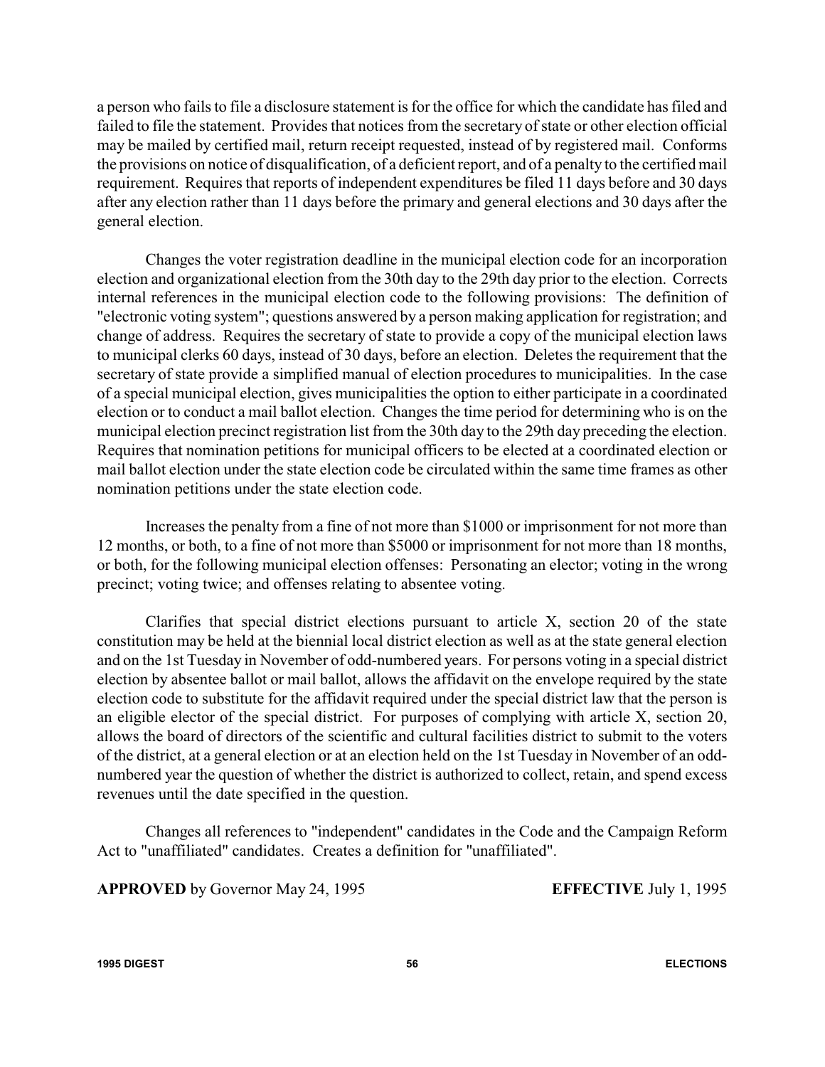a person who fails to file a disclosure statement is for the office for which the candidate has filed and failed to file the statement. Provides that notices from the secretary of state or other election official may be mailed by certified mail, return receipt requested, instead of by registered mail. Conforms the provisions on notice of disqualification, of a deficient report, and of a penalty to the certified mail requirement. Requires that reports of independent expenditures be filed 11 days before and 30 days after any election rather than 11 days before the primary and general elections and 30 days after the general election.

Changes the voter registration deadline in the municipal election code for an incorporation election and organizational election from the 30th day to the 29th day prior to the election. Corrects internal references in the municipal election code to the following provisions: The definition of "electronic voting system"; questions answered by a person making application for registration; and change of address. Requires the secretary of state to provide a copy of the municipal election laws to municipal clerks 60 days, instead of 30 days, before an election. Deletes the requirement that the secretary of state provide a simplified manual of election procedures to municipalities. In the case of a special municipal election, gives municipalities the option to either participate in a coordinated election or to conduct a mail ballot election. Changes the time period for determining who is on the municipal election precinct registration list from the 30th day to the 29th day preceding the election. Requires that nomination petitions for municipal officers to be elected at a coordinated election or mail ballot election under the state election code be circulated within the same time frames as other nomination petitions under the state election code.

Increases the penalty from a fine of not more than $1000 or imprisonment for not more than 12 months, or both, to a fine of not more than $5000 or imprisonment for not more than 18 months, or both, for the following municipal election offenses: Personating an elector; voting in the wrong precinct; voting twice; and offenses relating to absentee voting.

Clarifies that special district elections pursuant to article X, section 20 of the state constitution may be held at the biennial local district election as well as at the state general election and on the 1st Tuesday in November of odd-numbered years. For persons voting in a special district election by absentee ballot or mail ballot, allows the affidavit on the envelope required by the state election code to substitute for the affidavit required under the special district law that the person is an eligible elector of the special district. For purposes of complying with article X, section 20, allows the board of directors of the scientific and cultural facilities district to submit to the voters of the district, at a general election or at an election held on the 1st Tuesday in November of an odd-numbered year the question of whether the district is authorized to collect, retain, and spend excess revenues until the date specified in the question.

Changes all references to "independent" candidates in the Code and the Campaign Reform Act to "unaffiliated" candidates. Creates a definition for "unaffiliated".

**APPROVED** by Governor May 24, 1995 **EFFECTIVE** July 1, 1995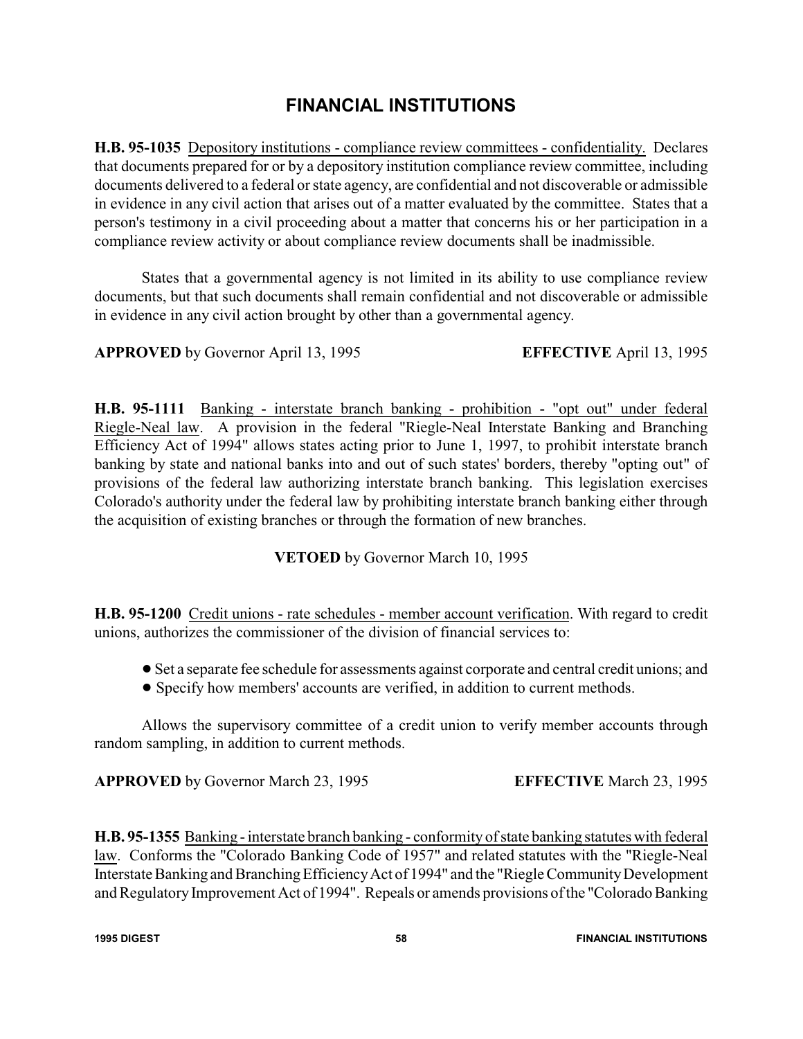# FINANCIAL INSTITUTIONS

**H.B. 95-1035** Depository institutions - compliance review committees - confidentiality. Declares that documents prepared for or by a depository institution compliance review committee, including documents delivered to a federal or state agency, are confidential and not discoverable or admissible in evidence in any civil action that arises out of a matter evaluated by the committee. States that a person's testimony in a civil proceeding about a matter that concerns his or her participation in a compliance review activity or about compliance review documents shall be inadmissible.

States that a governmental agency is not limited in its ability to use compliance review documents, but that such documents shall remain confidential and not discoverable or admissible in evidence in any civil action brought by other than a governmental agency.

**APPROVED** by Governor April 13, 1995 **EFFECTIVE** April 13, 1995

**H.B. 95-1111** Banking - interstate branch banking - prohibition - "opt out" under federal Riegle-Neal law. A provision in the federal "Riegle-Neal Interstate Banking and Branching Efficiency Act of 1994" allows states acting prior to June 1, 1997, to prohibit interstate branch banking by state and national banks into and out of such states' borders, thereby "opting out" of provisions of the federal law authorizing interstate branch banking. This legislation exercises Colorado's authority under the federal law by prohibiting interstate branch banking either through the acquisition of existing branches or through the formation of new branches.

**VETOED** by Governor March 10, 1995

**H.B. 95-1200** Credit unions - rate schedules - member account verification. With regard to credit unions, authorizes the commissioner of the division of financial services to:

- Set a separate fee schedule for assessments against corporate and central credit unions; and
- Specify how members' accounts are verified, in addition to current methods.

Allows the supervisory committee of a credit union to verify member accounts through random sampling, in addition to current methods.

**APPROVED** by Governor March 23, 1995 **EFFECTIVE** March 23, 1995

**H.B. 95-1355** Banking - interstate branch banking - conformity of state banking statutes with federal law. Conforms the "Colorado Banking Code of 1957" and related statutes with the "Riegle-Neal Interstate Banking and Branching Efficiency Act of 1994" and the "Riegle Community Development and Regulatory Improvement Act of 1994". Repeals or amends provisions of the "Colorado Banking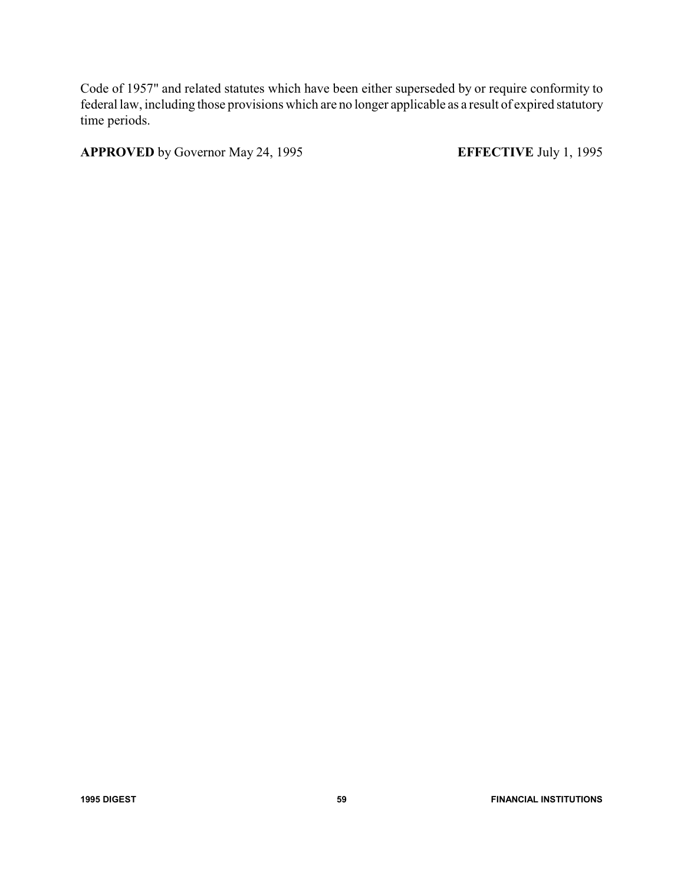Code of 1957" and related statutes which have been either superseded by or require conformity to federal law, including those provisions which are no longer applicable as a result of expired statutory time periods.

**APPROVED** by Governor May 24, 1995 **EFFECTIVE** July 1, 1995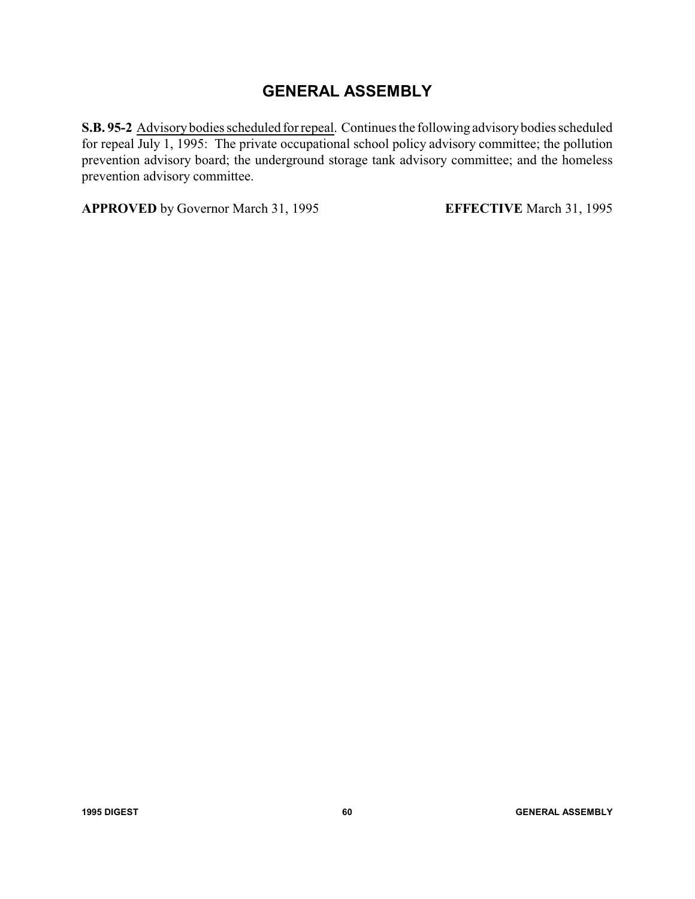# GENERAL ASSEMBLY

**S.B. 95-2** Advisory bodies scheduled for repeal. Continues the following advisory bodies scheduled for repeal July 1, 1995: The private occupational school policy advisory committee; the pollution prevention advisory board; the underground storage tank advisory committee; and the homeless prevention advisory committee.

**APPROVED** by Governor March 31, 1995 **EFFECTIVE** March 31, 1995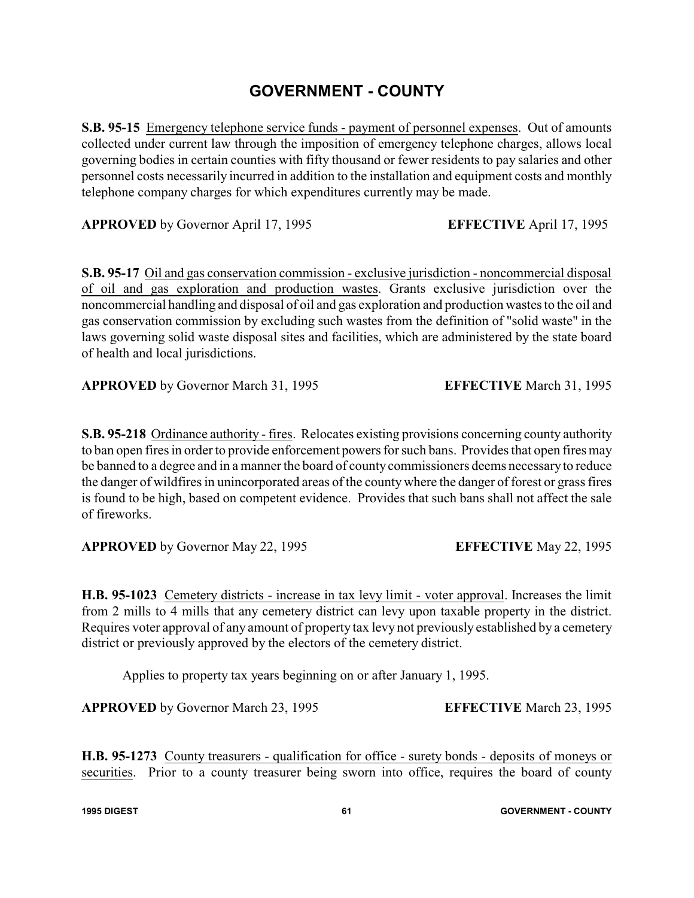# GOVERNMENT - COUNTY

**S.B. 95-15** Emergency telephone service funds - payment of personnel expenses. Out of amounts collected under current law through the imposition of emergency telephone charges, allows local governing bodies in certain counties with fifty thousand or fewer residents to pay salaries and other personnel costs necessarily incurred in addition to the installation and equipment costs and monthly telephone company charges for which expenditures currently may be made.

**APPROVED** by Governor April 17, 1995 **EFFECTIVE** April 17, 1995

**S.B. 95-17** Oil and gas conservation commission - exclusive jurisdiction - noncommercial disposal of oil and gas exploration and production wastes. Grants exclusive jurisdiction over the noncommercial handling and disposal of oil and gas exploration and production wastes to the oil and gas conservation commission by excluding such wastes from the definition of "solid waste" in the laws governing solid waste disposal sites and facilities, which are administered by the state board of health and local jurisdictions.

**APPROVED** by Governor March 31, 1995 **EFFECTIVE** March 31, 1995

**S.B. 95-218** Ordinance authority - fires. Relocates existing provisions concerning county authority to ban open fires in order to provide enforcement powers for such bans. Provides that open fires may be banned to a degree and in a manner the board of county commissioners deems necessary to reduce the danger of wildfires in unincorporated areas of the county where the danger of forest or grass fires is found to be high, based on competent evidence. Provides that such bans shall not affect the sale of fireworks.

**APPROVED** by Governor May 22, 1995 **EFFECTIVE** May 22, 1995

**H.B. 95-1023** Cemetery districts - increase in tax levy limit - voter approval. Increases the limit from 2 mills to 4 mills that any cemetery district can levy upon taxable property in the district. Requires voter approval of any amount of property tax levy not previously established by a cemetery district or previously approved by the electors of the cemetery district.

Applies to property tax years beginning on or after January 1, 1995.

**APPROVED** by Governor March 23, 1995 **EFFECTIVE** March 23, 1995

**H.B. 95-1273** County treasurers - qualification for office - surety bonds - deposits of moneys or securities. Prior to a county treasurer being sworn into office, requires the board of county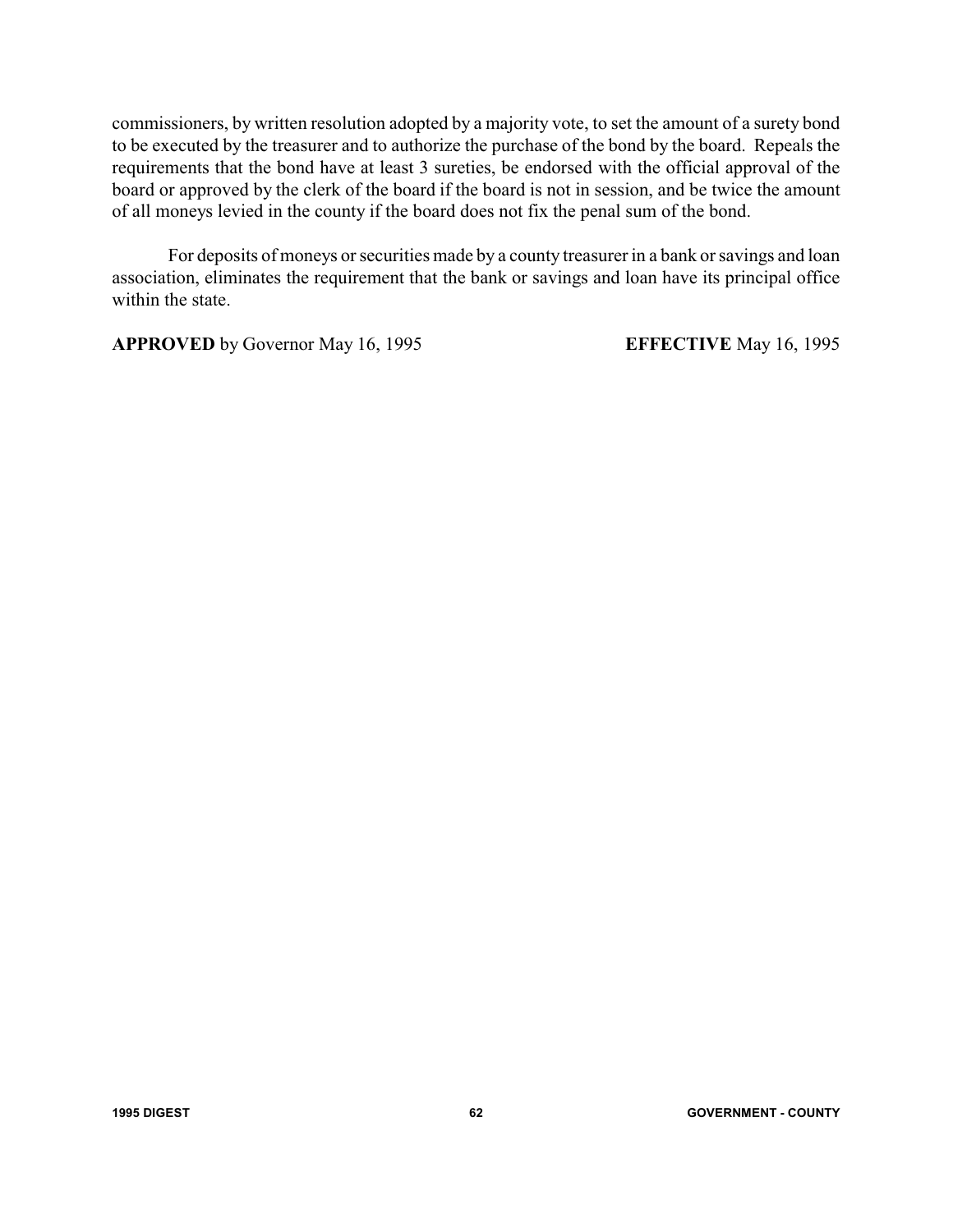commissioners, by written resolution adopted by a majority vote, to set the amount of a surety bond to be executed by the treasurer and to authorize the purchase of the bond by the board. Repeals the requirements that the bond have at least 3 sureties, be endorsed with the official approval of the board or approved by the clerk of the board if the board is not in session, and be twice the amount of all moneys levied in the county if the board does not fix the penal sum of the bond.

For deposits of moneys or securities made by a county treasurer in a bank or savings and loan association, eliminates the requirement that the bank or savings and loan have its principal office within the state.

**APPROVED** by Governor May 16, 1995 **EFFECTIVE** May 16, 1995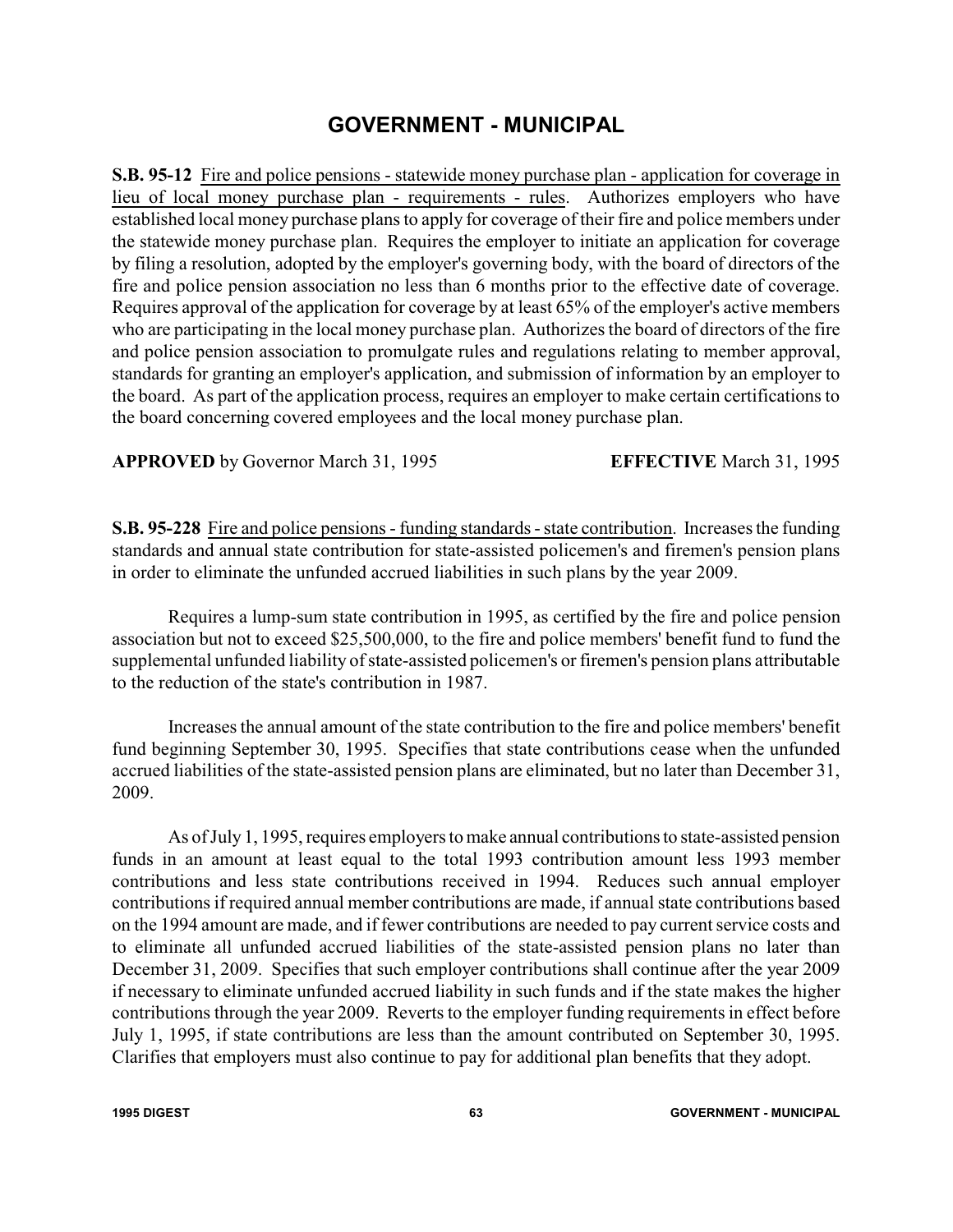# GOVERNMENT - MUNICIPAL

**S.B. 95-12** Fire and police pensions - statewide money purchase plan - application for coverage in lieu of local money purchase plan - requirements - rules. Authorizes employers who have established local money purchase plans to apply for coverage of their fire and police members under the statewide money purchase plan. Requires the employer to initiate an application for coverage by filing a resolution, adopted by the employer's governing body, with the board of directors of the fire and police pension association no less than 6 months prior to the effective date of coverage. Requires approval of the application for coverage by at least 65% of the employer's active members who are participating in the local money purchase plan. Authorizes the board of directors of the fire and police pension association to promulgate rules and regulations relating to member approval, standards for granting an employer's application, and submission of information by an employer to the board. As part of the application process, requires an employer to make certain certifications to the board concerning covered employees and the local money purchase plan.

**APPROVED** by Governor March 31, 1995 **EFFECTIVE** March 31, 1995

**S.B. 95-228** Fire and police pensions - funding standards - state contribution. Increases the funding standards and annual state contribution for state-assisted policemen's and firemen's pension plans in order to eliminate the unfunded accrued liabilities in such plans by the year 2009.

Requires a lump-sum state contribution in 1995, as certified by the fire and police pension association but not to exceed $25,500,000, to the fire and police members' benefit fund to fund the supplemental unfunded liability of state-assisted policemen's or firemen's pension plans attributable to the reduction of the state's contribution in 1987.

Increases the annual amount of the state contribution to the fire and police members' benefit fund beginning September 30, 1995. Specifies that state contributions cease when the unfunded accrued liabilities of the state-assisted pension plans are eliminated, but no later than December 31, 2009.

As of July 1, 1995, requires employers to make annual contributions to state-assisted pension funds in an amount at least equal to the total 1993 contribution amount less 1993 member contributions and less state contributions received in 1994. Reduces such annual employer contributions if required annual member contributions are made, if annual state contributions based on the 1994 amount are made, and if fewer contributions are needed to pay current service costs and to eliminate all unfunded accrued liabilities of the state-assisted pension plans no later than December 31, 2009. Specifies that such employer contributions shall continue after the year 2009 if necessary to eliminate unfunded accrued liability in such funds and if the state makes the higher contributions through the year 2009. Reverts to the employer funding requirements in effect before July 1, 1995, if state contributions are less than the amount contributed on September 30, 1995. Clarifies that employers must also continue to pay for additional plan benefits that they adopt.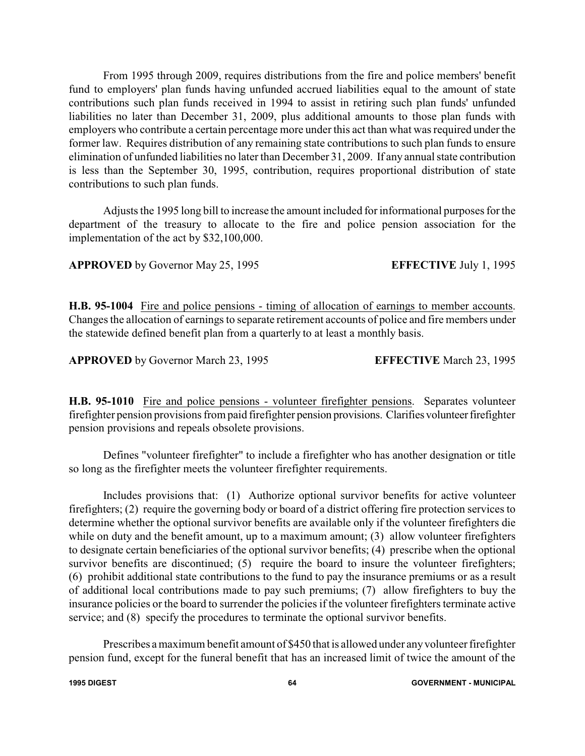From 1995 through 2009, requires distributions from the fire and police members' benefit fund to employers' plan funds having unfunded accrued liabilities equal to the amount of state contributions such plan funds received in 1994 to assist in retiring such plan funds' unfunded liabilities no later than December 31, 2009, plus additional amounts to those plan funds with employers who contribute a certain percentage more under this act than what was required under the former law. Requires distribution of any remaining state contributions to such plan funds to ensure elimination of unfunded liabilities no later than December 31, 2009. If any annual state contribution is less than the September 30, 1995, contribution, requires proportional distribution of state contributions to such plan funds.

Adjusts the 1995 long bill to increase the amount included for informational purposes for the department of the treasury to allocate to the fire and police pension association for the implementation of the act by $32,100,000.

**APPROVED** by Governor May 25, 1995 **EFFECTIVE** July 1, 1995

**H.B. 95-1004** Fire and police pensions - timing of allocation of earnings to member accounts. Changes the allocation of earnings to separate retirement accounts of police and fire members under the statewide defined benefit plan from a quarterly to at least a monthly basis.

**APPROVED** by Governor March 23, 1995 **EFFECTIVE** March 23, 1995

**H.B. 95-1010** Fire and police pensions - volunteer firefighter pensions. Separates volunteer firefighter pension provisions from paid firefighter pension provisions. Clarifies volunteer firefighter pension provisions and repeals obsolete provisions.

Defines "volunteer firefighter" to include a firefighter who has another designation or title so long as the firefighter meets the volunteer firefighter requirements.

Includes provisions that: (1) Authorize optional survivor benefits for active volunteer firefighters; (2) require the governing body or board of a district offering fire protection services to determine whether the optional survivor benefits are available only if the volunteer firefighters die while on duty and the benefit amount, up to a maximum amount; (3) allow volunteer firefighters to designate certain beneficiaries of the optional survivor benefits; (4) prescribe when the optional survivor benefits are discontinued; (5) require the board to insure the volunteer firefighters; (6) prohibit additional state contributions to the fund to pay the insurance premiums or as a result of additional local contributions made to pay such premiums; (7) allow firefighters to buy the insurance policies or the board to surrender the policies if the volunteer firefighters terminate active service; and (8) specify the procedures to terminate the optional survivor benefits.

Prescribes a maximum benefit amount of $450 that is allowed under any volunteer firefighter pension fund, except for the funeral benefit that has an increased limit of twice the amount of the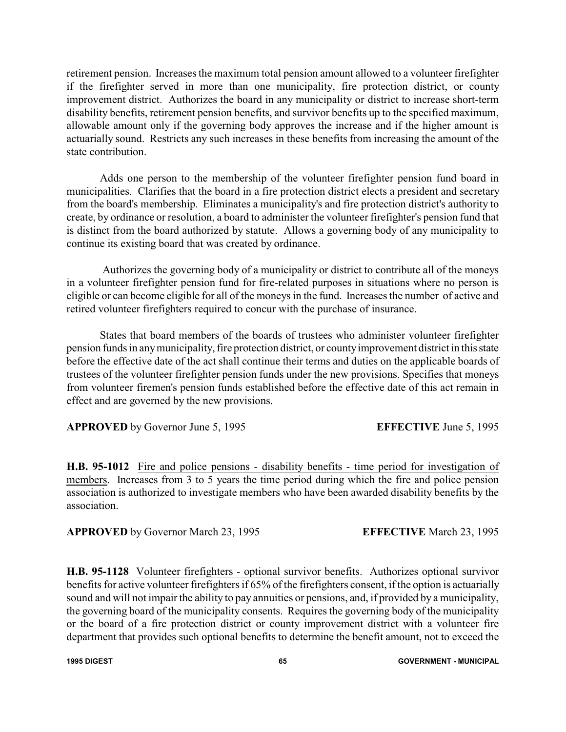retirement pension. Increases the maximum total pension amount allowed to a volunteer firefighter if the firefighter served in more than one municipality, fire protection district, or county improvement district. Authorizes the board in any municipality or district to increase short-term disability benefits, retirement pension benefits, and survivor benefits up to the specified maximum, allowable amount only if the governing body approves the increase and if the higher amount is actuarially sound. Restricts any such increases in these benefits from increasing the amount of the state contribution.

Adds one person to the membership of the volunteer firefighter pension fund board in municipalities. Clarifies that the board in a fire protection district elects a president and secretary from the board's membership. Eliminates a municipality's and fire protection district's authority to create, by ordinance or resolution, a board to administer the volunteer firefighter's pension fund that is distinct from the board authorized by statute. Allows a governing body of any municipality to continue its existing board that was created by ordinance.

Authorizes the governing body of a municipality or district to contribute all of the moneys in a volunteer firefighter pension fund for fire-related purposes in situations where no person is eligible or can become eligible for all of the moneys in the fund. Increases the number of active and retired volunteer firefighters required to concur with the purchase of insurance.

States that board members of the boards of trustees who administer volunteer firefighter pension funds in any municipality, fire protection district, or county improvement district in this state before the effective date of the act shall continue their terms and duties on the applicable boards of trustees of the volunteer firefighter pension funds under the new provisions. Specifies that moneys from volunteer firemen's pension funds established before the effective date of this act remain in effect and are governed by the new provisions.

**APPROVED** by Governor June 5, 1995 **EFFECTIVE** June 5, 1995

**H.B. 95-1012** Fire and police pensions - disability benefits - time period for investigation of members. Increases from 3 to 5 years the time period during which the fire and police pension association is authorized to investigate members who have been awarded disability benefits by the association.

**APPROVED** by Governor March 23, 1995 **EFFECTIVE** March 23, 1995

**H.B. 95-1128** Volunteer firefighters - optional survivor benefits. Authorizes optional survivor benefits for active volunteer firefighters if 65% of the firefighters consent, if the option is actuarially sound and will not impair the ability to pay annuities or pensions, and, if provided by a municipality, the governing board of the municipality consents. Requires the governing body of the municipality or the board of a fire protection district or county improvement district with a volunteer fire department that provides such optional benefits to determine the benefit amount, not to exceed the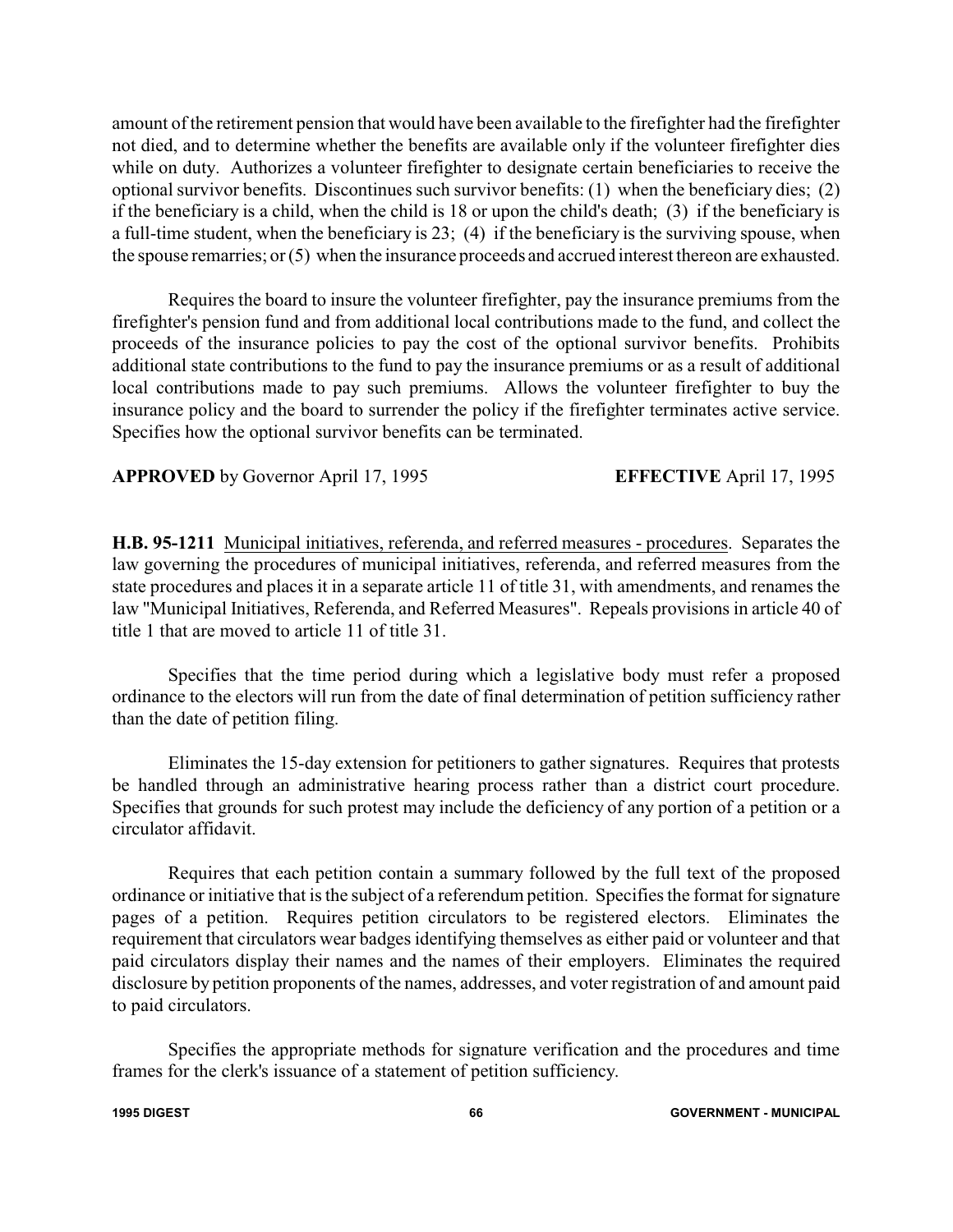amount of the retirement pension that would have been available to the firefighter had the firefighter not died, and to determine whether the benefits are available only if the volunteer firefighter dies while on duty. Authorizes a volunteer firefighter to designate certain beneficiaries to receive the optional survivor benefits. Discontinues such survivor benefits: (1) when the beneficiary dies; (2) if the beneficiary is a child, when the child is 18 or upon the child's death; (3) if the beneficiary is a full-time student, when the beneficiary is 23; (4) if the beneficiary is the surviving spouse, when the spouse remarries; or (5) when the insurance proceeds and accrued interest thereon are exhausted.

Requires the board to insure the volunteer firefighter, pay the insurance premiums from the firefighter's pension fund and from additional local contributions made to the fund, and collect the proceeds of the insurance policies to pay the cost of the optional survivor benefits. Prohibits additional state contributions to the fund to pay the insurance premiums or as a result of additional local contributions made to pay such premiums. Allows the volunteer firefighter to buy the insurance policy and the board to surrender the policy if the firefighter terminates active service. Specifies how the optional survivor benefits can be terminated.

**APPROVED** by Governor April 17, 1995 **EFFECTIVE** April 17, 1995

**H.B. 95-1211** Municipal initiatives, referenda, and referred measures - procedures. Separates the law governing the procedures of municipal initiatives, referenda, and referred measures from the state procedures and places it in a separate article 11 of title 31, with amendments, and renames the law "Municipal Initiatives, Referenda, and Referred Measures". Repeals provisions in article 40 of title 1 that are moved to article 11 of title 31.

Specifies that the time period during which a legislative body must refer a proposed ordinance to the electors will run from the date of final determination of petition sufficiency rather than the date of petition filing.

Eliminates the 15-day extension for petitioners to gather signatures. Requires that protests be handled through an administrative hearing process rather than a district court procedure. Specifies that grounds for such protest may include the deficiency of any portion of a petition or a circulator affidavit.

Requires that each petition contain a summary followed by the full text of the proposed ordinance or initiative that is the subject of a referendum petition. Specifies the format for signature pages of a petition. Requires petition circulators to be registered electors. Eliminates the requirement that circulators wear badges identifying themselves as either paid or volunteer and that paid circulators display their names and the names of their employers. Eliminates the required disclosure by petition proponents of the names, addresses, and voter registration of and amount paid to paid circulators.

Specifies the appropriate methods for signature verification and the procedures and time frames for the clerk's issuance of a statement of petition sufficiency.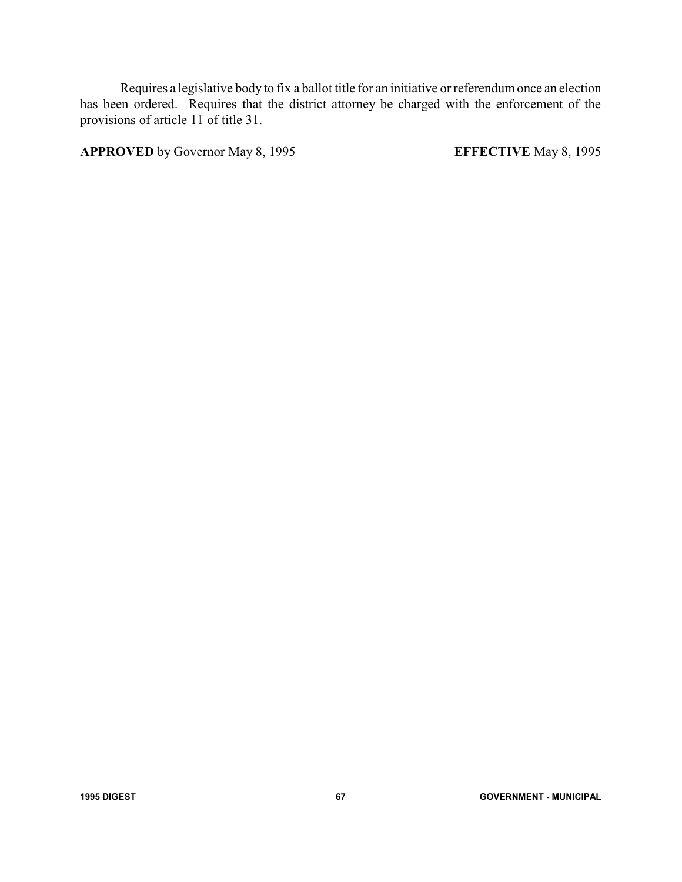Requires a legislative body to fix a ballot title for an initiative or referendum once an election has been ordered. Requires that the district attorney be charged with the enforcement of the provisions of article 11 of title 31.

**APPROVED** by Governor May 8, 1995 **EFFECTIVE** May 8, 1995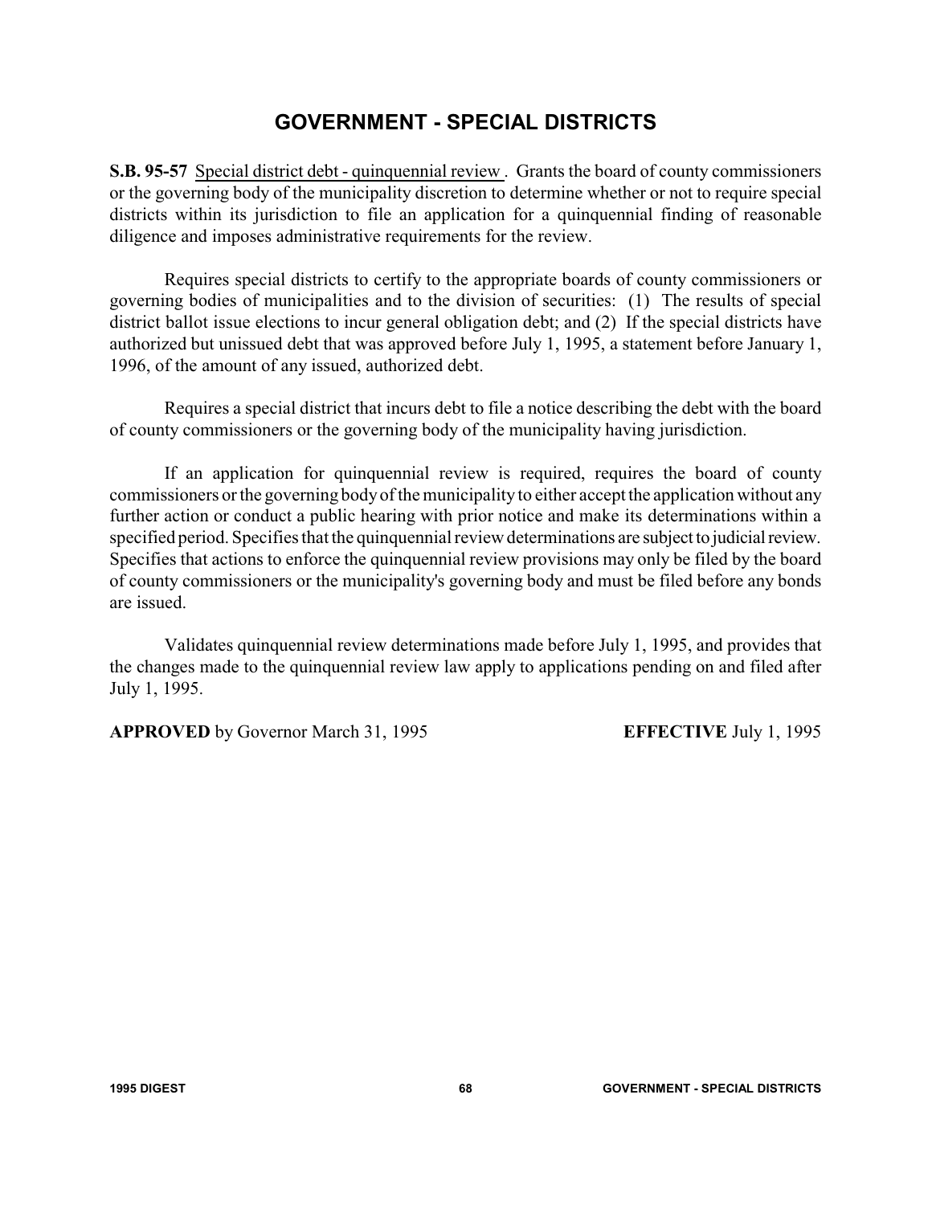# GOVERNMENT - SPECIAL DISTRICTS

**S.B. 95-57** Special district debt - quinquennial review. Grants the board of county commissioners or the governing body of the municipality discretion to determine whether or not to require special districts within its jurisdiction to file an application for a quinquennial finding of reasonable diligence and imposes administrative requirements for the review.

Requires special districts to certify to the appropriate boards of county commissioners or governing bodies of municipalities and to the division of securities: (1) The results of special district ballot issue elections to incur general obligation debt; and (2) If the special districts have authorized but unissued debt that was approved before July 1, 1995, a statement before January 1, 1996, of the amount of any issued, authorized debt.

Requires a special district that incurs debt to file a notice describing the debt with the board of county commissioners or the governing body of the municipality having jurisdiction.

If an application for quinquennial review is required, requires the board of county commissioners or the governing body of the municipality to either accept the application without any further action or conduct a public hearing with prior notice and make its determinations within a specified period. Specifies that the quinquennial review determinations are subject to judicial review. Specifies that actions to enforce the quinquennial review provisions may only be filed by the board of county commissioners or the municipality's governing body and must be filed before any bonds are issued.

Validates quinquennial review determinations made before July 1, 1995, and provides that the changes made to the quinquennial review law apply to applications pending on and filed after July 1, 1995.

**APPROVED** by Governor March 31, 1995 **EFFECTIVE** July 1, 1995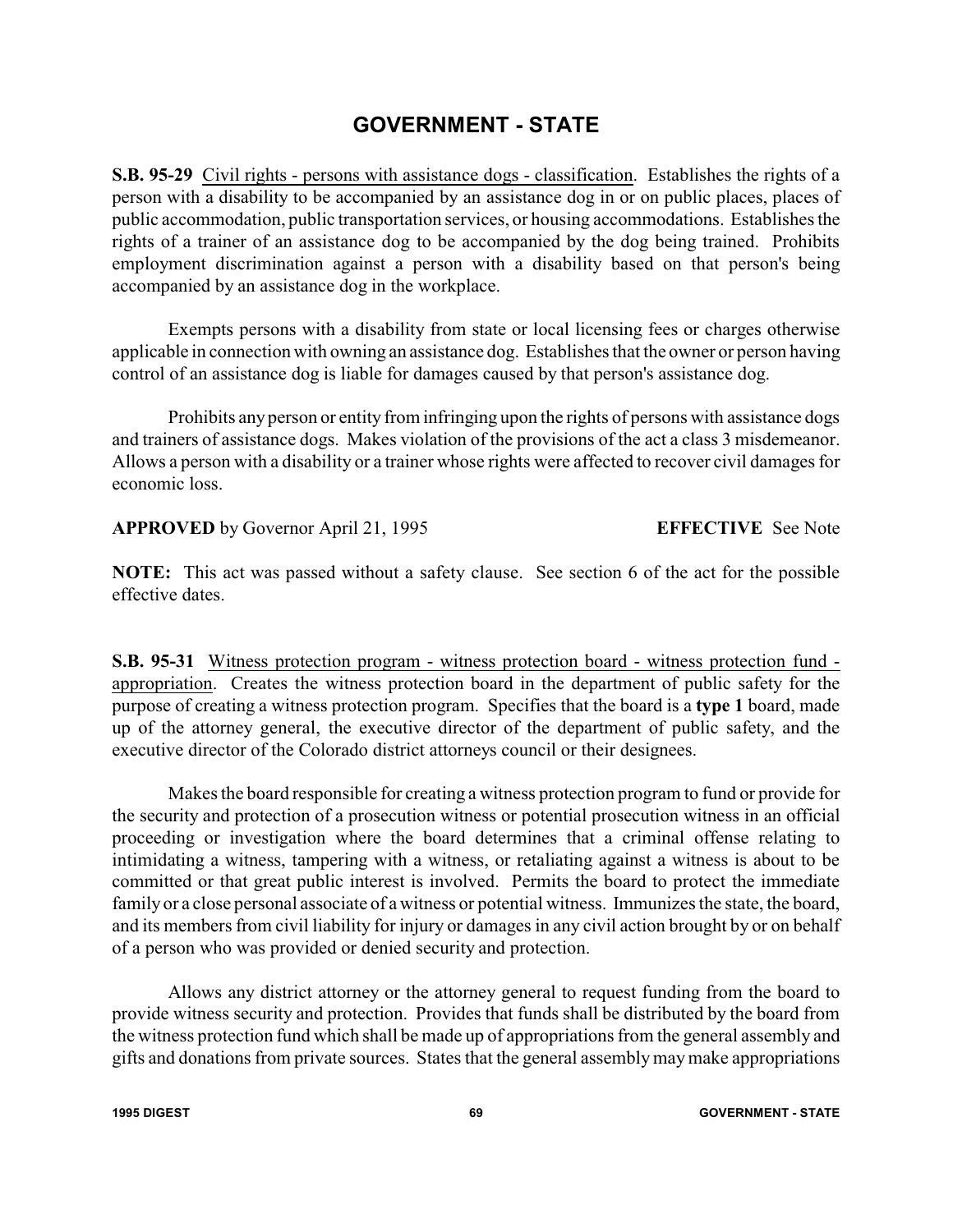# GOVERNMENT - STATE

**S.B. 95-29** Civil rights - persons with assistance dogs - classification. Establishes the rights of a person with a disability to be accompanied by an assistance dog in or on public places, places of public accommodation, public transportation services, or housing accommodations. Establishes the rights of a trainer of an assistance dog to be accompanied by the dog being trained. Prohibits employment discrimination against a person with a disability based on that person's being accompanied by an assistance dog in the workplace.

Exempts persons with a disability from state or local licensing fees or charges otherwise applicable in connection with owning an assistance dog. Establishes that the owner or person having control of an assistance dog is liable for damages caused by that person's assistance dog.

Prohibits any person or entity from infringing upon the rights of persons with assistance dogs and trainers of assistance dogs. Makes violation of the provisions of the act a class 3 misdemeanor. Allows a person with a disability or a trainer whose rights were affected to recover civil damages for economic loss.

**APPROVED** by Governor April 21, 1995 **EFFECTIVE** See Note

**NOTE:** This act was passed without a safety clause. See section 6 of the act for the possible effective dates.

**S.B. 95-31** Witness protection program - witness protection board - witness protection fund - appropriation. Creates the witness protection board in the department of public safety for the purpose of creating a witness protection program. Specifies that the board is a **type 1** board, made up of the attorney general, the executive director of the department of public safety, and the executive director of the Colorado district attorneys council or their designees.

Makes the board responsible for creating a witness protection program to fund or provide for the security and protection of a prosecution witness or potential prosecution witness in an official proceeding or investigation where the board determines that a criminal offense relating to intimidating a witness, tampering with a witness, or retaliating against a witness is about to be committed or that great public interest is involved. Permits the board to protect the immediate family or a close personal associate of a witness or potential witness. Immunizes the state, the board, and its members from civil liability for injury or damages in any civil action brought by or on behalf of a person who was provided or denied security and protection.

Allows any district attorney or the attorney general to request funding from the board to provide witness security and protection. Provides that funds shall be distributed by the board from the witness protection fund which shall be made up of appropriations from the general assembly and gifts and donations from private sources. States that the general assembly may make appropriations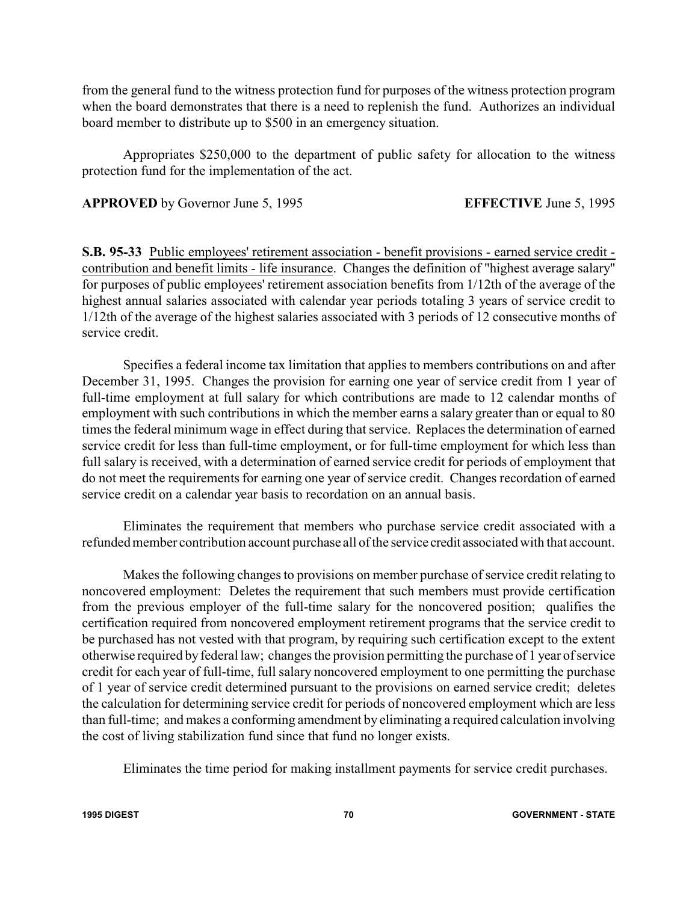from the general fund to the witness protection fund for purposes of the witness protection program when the board demonstrates that there is a need to replenish the fund. Authorizes an individual board member to distribute up to $500 in an emergency situation.

Appropriates $250,000 to the department of public safety for allocation to the witness protection fund for the implementation of the act.

**APPROVED** by Governor June 5, 1995 **EFFECTIVE** June 5, 1995

**S.B. 95-33** Public employees' retirement association - benefit provisions - earned service credit - contribution and benefit limits - life insurance. Changes the definition of "highest average salary" for purposes of public employees' retirement association benefits from 1/12th of the average of the highest annual salaries associated with calendar year periods totaling 3 years of service credit to 1/12th of the average of the highest salaries associated with 3 periods of 12 consecutive months of service credit.

Specifies a federal income tax limitation that applies to members contributions on and after December 31, 1995. Changes the provision for earning one year of service credit from 1 year of full-time employment at full salary for which contributions are made to 12 calendar months of employment with such contributions in which the member earns a salary greater than or equal to 80 times the federal minimum wage in effect during that service. Replaces the determination of earned service credit for less than full-time employment, or for full-time employment for which less than full salary is received, with a determination of earned service credit for periods of employment that do not meet the requirements for earning one year of service credit. Changes recordation of earned service credit on a calendar year basis to recordation on an annual basis.

Eliminates the requirement that members who purchase service credit associated with a refunded member contribution account purchase all of the service credit associated with that account.

Makes the following changes to provisions on member purchase of service credit relating to noncovered employment: Deletes the requirement that such members must provide certification from the previous employer of the full-time salary for the noncovered position; qualifies the certification required from noncovered employment retirement programs that the service credit to be purchased has not vested with that program, by requiring such certification except to the extent otherwise required by federal law; changes the provision permitting the purchase of 1 year of service credit for each year of full-time, full salary noncovered employment to one permitting the purchase of 1 year of service credit determined pursuant to the provisions on earned service credit; deletes the calculation for determining service credit for periods of noncovered employment which are less than full-time; and makes a conforming amendment by eliminating a required calculation involving the cost of living stabilization fund since that fund no longer exists.

Eliminates the time period for making installment payments for service credit purchases.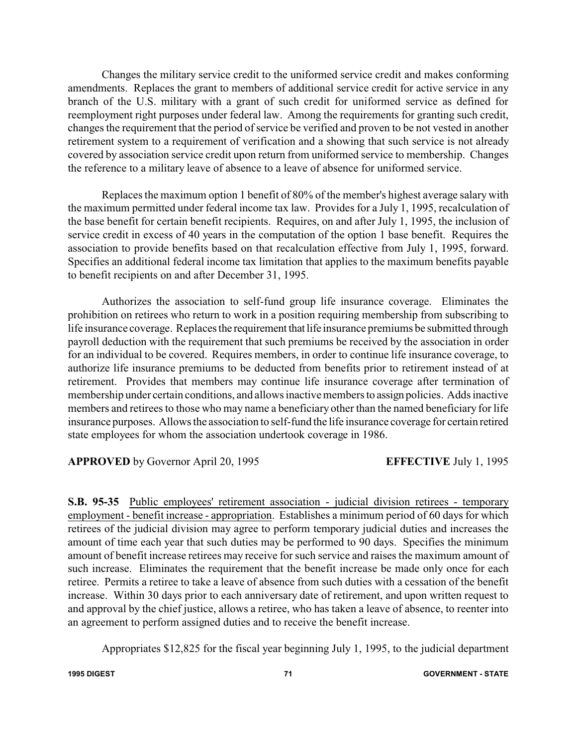Changes the military service credit to the uniformed service credit and makes conforming amendments. Replaces the grant to members of additional service credit for active service in any branch of the U.S. military with a grant of such credit for uniformed service as defined for reemployment right purposes under federal law. Among the requirements for granting such credit, changes the requirement that the period of service be verified and proven to be not vested in another retirement system to a requirement of verification and a showing that such service is not already covered by association service credit upon return from uniformed service to membership. Changes the reference to a military leave of absence to a leave of absence for uniformed service.

Replaces the maximum option 1 benefit of 80% of the member's highest average salary with the maximum permitted under federal income tax law. Provides for a July 1, 1995, recalculation of the base benefit for certain benefit recipients. Requires, on and after July 1, 1995, the inclusion of service credit in excess of 40 years in the computation of the option 1 base benefit. Requires the association to provide benefits based on that recalculation effective from July 1, 1995, forward. Specifies an additional federal income tax limitation that applies to the maximum benefits payable to benefit recipients on and after December 31, 1995.

Authorizes the association to self-fund group life insurance coverage. Eliminates the prohibition on retirees who return to work in a position requiring membership from subscribing to life insurance coverage. Replaces the requirement that life insurance premiums be submitted through payroll deduction with the requirement that such premiums be received by the association in order for an individual to be covered. Requires members, in order to continue life insurance coverage, to authorize life insurance premiums to be deducted from benefits prior to retirement instead of at retirement. Provides that members may continue life insurance coverage after termination of membership under certain conditions, and allows inactive members to assign policies. Adds inactive members and retirees to those who may name a beneficiary other than the named beneficiary for life insurance purposes. Allows the association to self-fund the life insurance coverage for certain retired state employees for whom the association undertook coverage in 1986.

**APPROVED** by Governor April 20, 1995 **EFFECTIVE** July 1, 1995

**S.B. 95-35** Public employees' retirement association - judicial division retirees - temporary employment - benefit increase - appropriation. Establishes a minimum period of 60 days for which retirees of the judicial division may agree to perform temporary judicial duties and increases the amount of time each year that such duties may be performed to 90 days. Specifies the minimum amount of benefit increase retirees may receive for such service and raises the maximum amount of such increase. Eliminates the requirement that the benefit increase be made only once for each retiree. Permits a retiree to take a leave of absence from such duties with a cessation of the benefit increase. Within 30 days prior to each anniversary date of retirement, and upon written request to and approval by the chief justice, allows a retiree, who has taken a leave of absence, to reenter into an agreement to perform assigned duties and to receive the benefit increase.

Appropriates $12,825 for the fiscal year beginning July 1, 1995, to the judicial department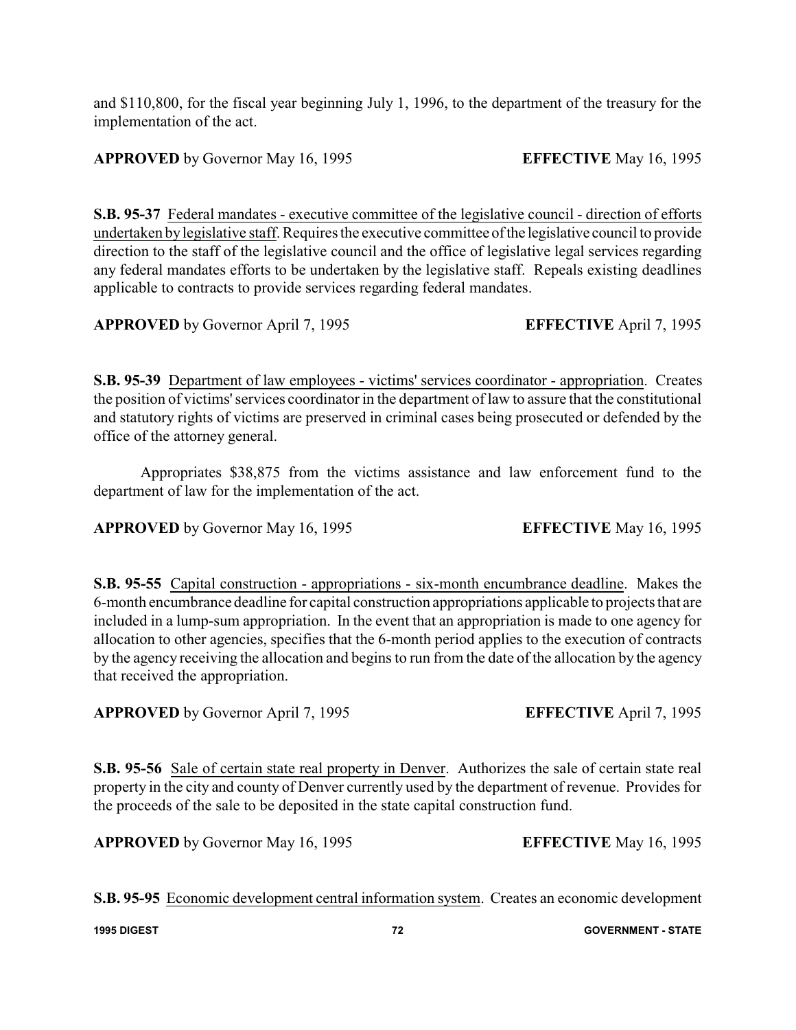and $110,800, for the fiscal year beginning July 1, 1996, to the department of the treasury for the implementation of the act.

**APPROVED** by Governor May 16, 1995 **EFFECTIVE** May 16, 1995

**S.B. 95-37** Federal mandates - executive committee of the legislative council - direction of efforts undertaken by legislative staff. Requires the executive committee of the legislative council to provide direction to the staff of the legislative council and the office of legislative legal services regarding any federal mandates efforts to be undertaken by the legislative staff. Repeals existing deadlines applicable to contracts to provide services regarding federal mandates.

**APPROVED** by Governor April 7, 1995 **EFFECTIVE** April 7, 1995

**S.B. 95-39** Department of law employees - victims' services coordinator - appropriation. Creates the position of victims' services coordinator in the department of law to assure that the constitutional and statutory rights of victims are preserved in criminal cases being prosecuted or defended by the office of the attorney general.

Appropriates $38,875 from the victims assistance and law enforcement fund to the department of law for the implementation of the act.

**APPROVED** by Governor May 16, 1995 **EFFECTIVE** May 16, 1995

**S.B. 95-55** Capital construction - appropriations - six-month encumbrance deadline. Makes the 6-month encumbrance deadline for capital construction appropriations applicable to projects that are included in a lump-sum appropriation. In the event that an appropriation is made to one agency for allocation to other agencies, specifies that the 6-month period applies to the execution of contracts by the agency receiving the allocation and begins to run from the date of the allocation by the agency that received the appropriation.

**APPROVED** by Governor April 7, 1995 **EFFECTIVE** April 7, 1995

**S.B. 95-56** Sale of certain state real property in Denver. Authorizes the sale of certain state real property in the city and county of Denver currently used by the department of revenue. Provides for the proceeds of the sale to be deposited in the state capital construction fund.

**APPROVED** by Governor May 16, 1995 **EFFECTIVE** May 16, 1995

**S.B. 95-95** Economic development central information system. Creates an economic development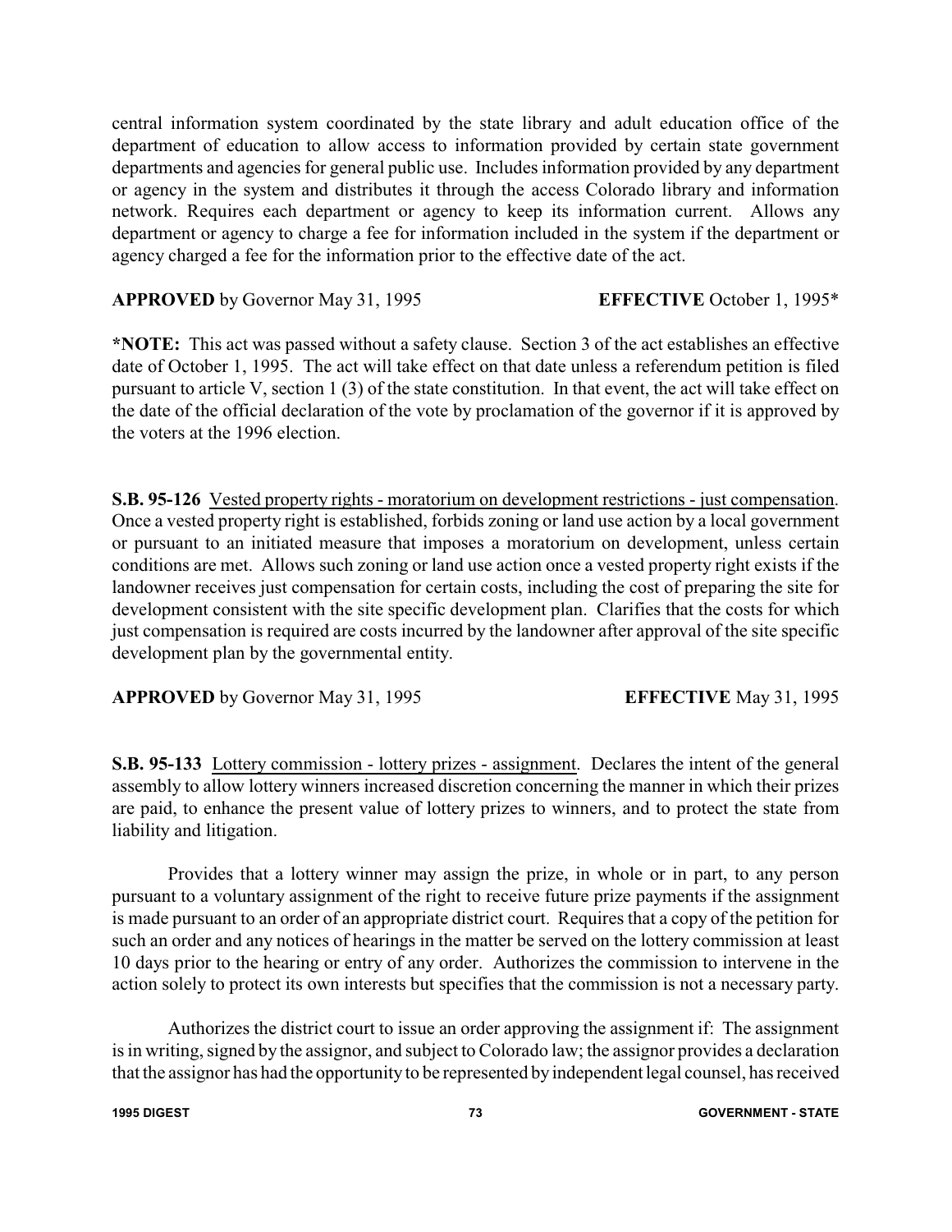central information system coordinated by the state library and adult education office of the department of education to allow access to information provided by certain state government departments and agencies for general public use. Includes information provided by any department or agency in the system and distributes it through the access Colorado library and information network. Requires each department or agency to keep its information current. Allows any department or agency to charge a fee for information included in the system if the department or agency charged a fee for the information prior to the effective date of the act.

**APPROVED** by Governor May 31, 1995 **EFFECTIVE** October 1, 1995*

***NOTE:** This act was passed without a safety clause. Section 3 of the act establishes an effective date of October 1, 1995. The act will take effect on that date unless a referendum petition is filed pursuant to article V, section 1 (3) of the state constitution. In that event, the act will take effect on the date of the official declaration of the vote by proclamation of the governor if it is approved by the voters at the 1996 election.

**S.B. 95-126** Vested property rights - moratorium on development restrictions - just compensation. Once a vested property right is established, forbids zoning or land use action by a local government or pursuant to an initiated measure that imposes a moratorium on development, unless certain conditions are met. Allows such zoning or land use action once a vested property right exists if the landowner receives just compensation for certain costs, including the cost of preparing the site for development consistent with the site specific development plan. Clarifies that the costs for which just compensation is required are costs incurred by the landowner after approval of the site specific development plan by the governmental entity.

**APPROVED** by Governor May 31, 1995 **EFFECTIVE** May 31, 1995

**S.B. 95-133** Lottery commission - lottery prizes - assignment. Declares the intent of the general assembly to allow lottery winners increased discretion concerning the manner in which their prizes are paid, to enhance the present value of lottery prizes to winners, and to protect the state from liability and litigation.

Provides that a lottery winner may assign the prize, in whole or in part, to any person pursuant to a voluntary assignment of the right to receive future prize payments if the assignment is made pursuant to an order of an appropriate district court. Requires that a copy of the petition for such an order and any notices of hearings in the matter be served on the lottery commission at least 10 days prior to the hearing or entry of any order. Authorizes the commission to intervene in the action solely to protect its own interests but specifies that the commission is not a necessary party.

Authorizes the district court to issue an order approving the assignment if: The assignment is in writing, signed by the assignor, and subject to Colorado law; the assignor provides a declaration that the assignor has had the opportunity to be represented by independent legal counsel, has received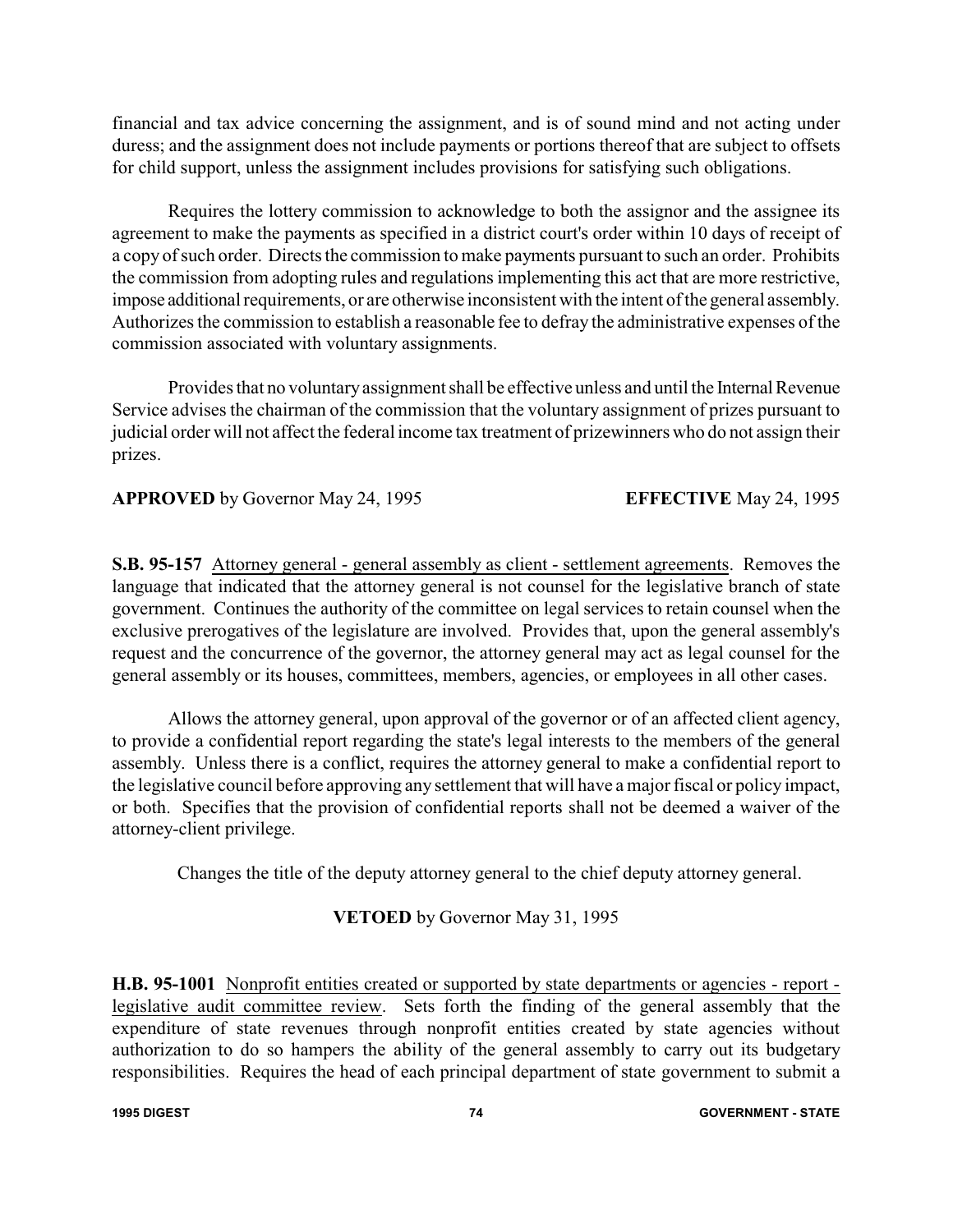financial and tax advice concerning the assignment, and is of sound mind and not acting under duress; and the assignment does not include payments or portions thereof that are subject to offsets for child support, unless the assignment includes provisions for satisfying such obligations.

Requires the lottery commission to acknowledge to both the assignor and the assignee its agreement to make the payments as specified in a district court's order within 10 days of receipt of a copy of such order. Directs the commission to make payments pursuant to such an order. Prohibits the commission from adopting rules and regulations implementing this act that are more restrictive, impose additional requirements, or are otherwise inconsistent with the intent of the general assembly. Authorizes the commission to establish a reasonable fee to defray the administrative expenses of the commission associated with voluntary assignments.

Provides that no voluntary assignment shall be effective unless and until the Internal Revenue Service advises the chairman of the commission that the voluntary assignment of prizes pursuant to judicial order will not affect the federal income tax treatment of prizewinners who do not assign their prizes.

**APPROVED** by Governor May 24, 1995 **EFFECTIVE** May 24, 1995

**S.B. 95-157** Attorney general - general assembly as client - settlement agreements. Removes the language that indicated that the attorney general is not counsel for the legislative branch of state government. Continues the authority of the committee on legal services to retain counsel when the exclusive prerogatives of the legislature are involved. Provides that, upon the general assembly's request and the concurrence of the governor, the attorney general may act as legal counsel for the general assembly or its houses, committees, members, agencies, or employees in all other cases.

Allows the attorney general, upon approval of the governor or of an affected client agency, to provide a confidential report regarding the state's legal interests to the members of the general assembly. Unless there is a conflict, requires the attorney general to make a confidential report to the legislative council before approving any settlement that will have a major fiscal or policy impact, or both. Specifies that the provision of confidential reports shall not be deemed a waiver of the attorney-client privilege.

Changes the title of the deputy attorney general to the chief deputy attorney general.

**VETOED** by Governor May 31, 1995

**H.B. 95-1001** Nonprofit entities created or supported by state departments or agencies - report - legislative audit committee review. Sets forth the finding of the general assembly that the expenditure of state revenues through nonprofit entities created by state agencies without authorization to do so hampers the ability of the general assembly to carry out its budgetary responsibilities. Requires the head of each principal department of state government to submit a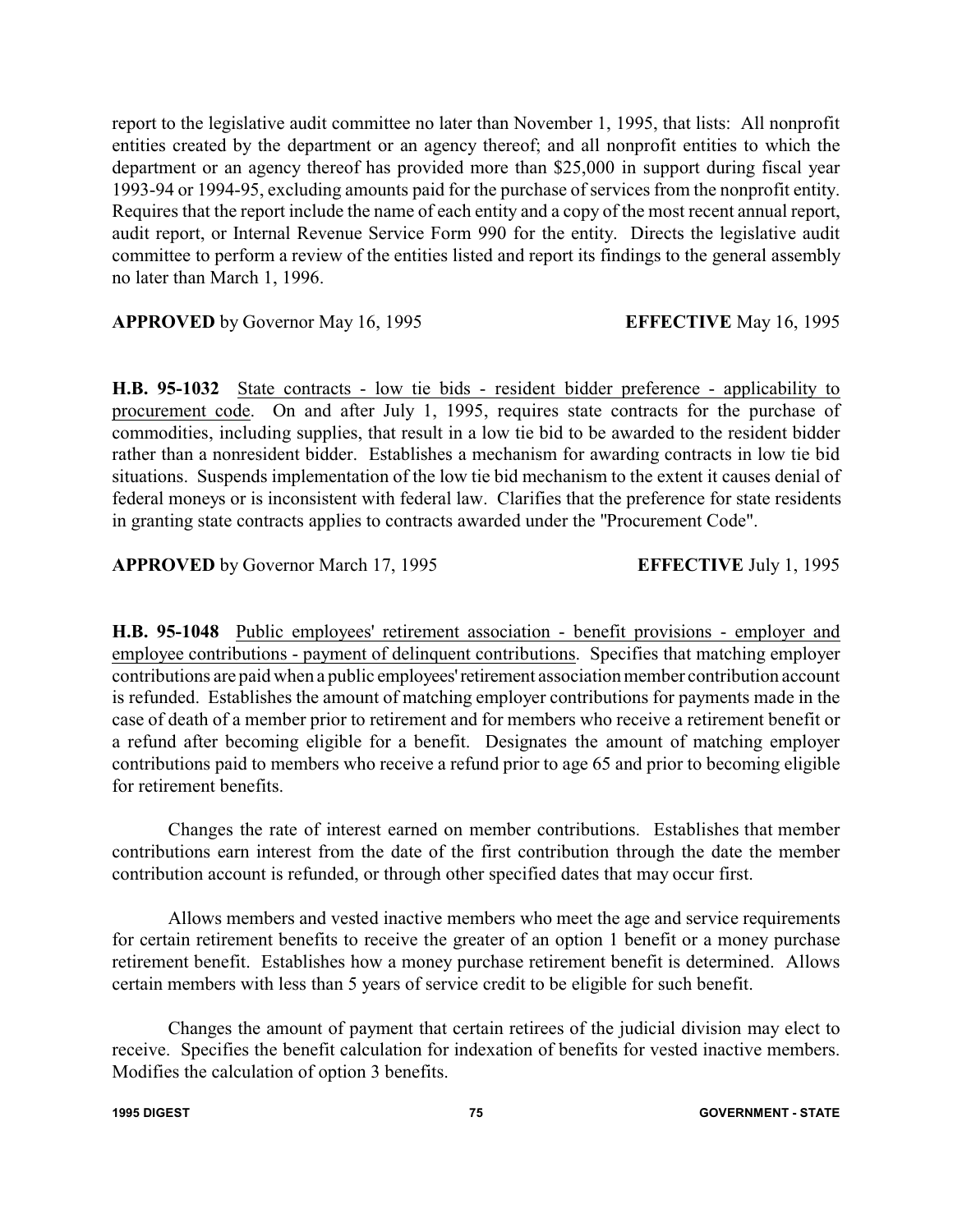report to the legislative audit committee no later than November 1, 1995, that lists: All nonprofit entities created by the department or an agency thereof; and all nonprofit entities to which the department or an agency thereof has provided more than $25,000 in support during fiscal year 1993-94 or 1994-95, excluding amounts paid for the purchase of services from the nonprofit entity. Requires that the report include the name of each entity and a copy of the most recent annual report, audit report, or Internal Revenue Service Form 990 for the entity. Directs the legislative audit committee to perform a review of the entities listed and report its findings to the general assembly no later than March 1, 1996.

**APPROVED** by Governor May 16, 1995 **EFFECTIVE** May 16, 1995

**H.B. 95-1032** State contracts - low tie bids - resident bidder preference - applicability to procurement code. On and after July 1, 1995, requires state contracts for the purchase of commodities, including supplies, that result in a low tie bid to be awarded to the resident bidder rather than a nonresident bidder. Establishes a mechanism for awarding contracts in low tie bid situations. Suspends implementation of the low tie bid mechanism to the extent it causes denial of federal moneys or is inconsistent with federal law. Clarifies that the preference for state residents in granting state contracts applies to contracts awarded under the "Procurement Code".

**APPROVED** by Governor March 17, 1995 **EFFECTIVE** July 1, 1995

**H.B. 95-1048** Public employees' retirement association - benefit provisions - employer and employee contributions - payment of delinquent contributions. Specifies that matching employer contributions are paid when a public employees' retirement association member contribution account is refunded. Establishes the amount of matching employer contributions for payments made in the case of death of a member prior to retirement and for members who receive a retirement benefit or a refund after becoming eligible for a benefit. Designates the amount of matching employer contributions paid to members who receive a refund prior to age 65 and prior to becoming eligible for retirement benefits.

Changes the rate of interest earned on member contributions. Establishes that member contributions earn interest from the date of the first contribution through the date the member contribution account is refunded, or through other specified dates that may occur first.

Allows members and vested inactive members who meet the age and service requirements for certain retirement benefits to receive the greater of an option 1 benefit or a money purchase retirement benefit. Establishes how a money purchase retirement benefit is determined. Allows certain members with less than 5 years of service credit to be eligible for such benefit.

Changes the amount of payment that certain retirees of the judicial division may elect to receive. Specifies the benefit calculation for indexation of benefits for vested inactive members. Modifies the calculation of option 3 benefits.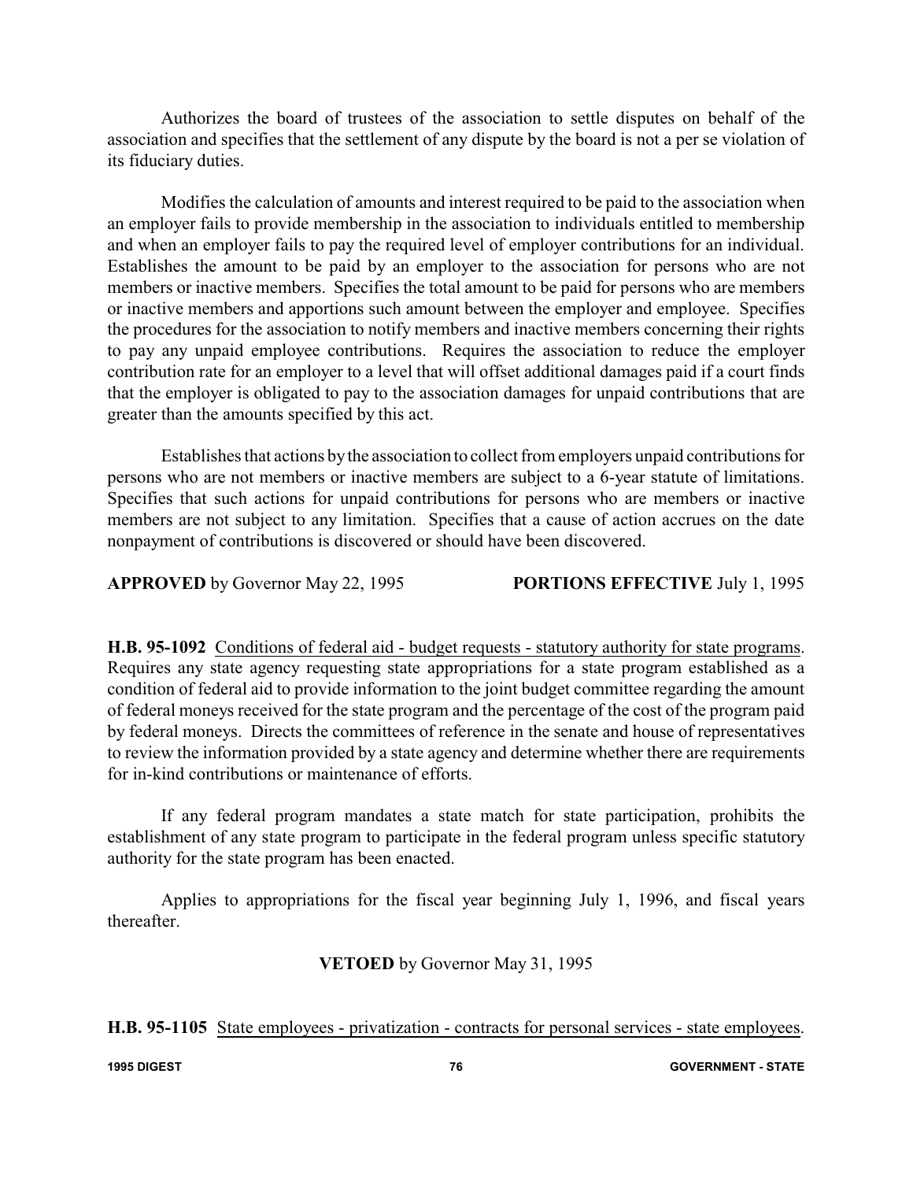Authorizes the board of trustees of the association to settle disputes on behalf of the association and specifies that the settlement of any dispute by the board is not a per se violation of its fiduciary duties.

Modifies the calculation of amounts and interest required to be paid to the association when an employer fails to provide membership in the association to individuals entitled to membership and when an employer fails to pay the required level of employer contributions for an individual. Establishes the amount to be paid by an employer to the association for persons who are not members or inactive members. Specifies the total amount to be paid for persons who are members or inactive members and apportions such amount between the employer and employee. Specifies the procedures for the association to notify members and inactive members concerning their rights to pay any unpaid employee contributions. Requires the association to reduce the employer contribution rate for an employer to a level that will offset additional damages paid if a court finds that the employer is obligated to pay to the association damages for unpaid contributions that are greater than the amounts specified by this act.

Establishes that actions by the association to collect from employers unpaid contributions for persons who are not members or inactive members are subject to a 6-year statute of limitations. Specifies that such actions for unpaid contributions for persons who are members or inactive members are not subject to any limitation. Specifies that a cause of action accrues on the date nonpayment of contributions is discovered or should have been discovered.

**APPROVED** by Governor May 22, 1995 **PORTIONS EFFECTIVE** July 1, 1995

**H.B. 95-1092** Conditions of federal aid - budget requests - statutory authority for state programs. Requires any state agency requesting state appropriations for a state program established as a condition of federal aid to provide information to the joint budget committee regarding the amount of federal moneys received for the state program and the percentage of the cost of the program paid by federal moneys. Directs the committees of reference in the senate and house of representatives to review the information provided by a state agency and determine whether there are requirements for in-kind contributions or maintenance of efforts.

If any federal program mandates a state match for state participation, prohibits the establishment of any state program to participate in the federal program unless specific statutory authority for the state program has been enacted.

Applies to appropriations for the fiscal year beginning July 1, 1996, and fiscal years thereafter.

**VETOED** by Governor May 31, 1995

**H.B. 95-1105** State employees - privatization - contracts for personal services - state employees.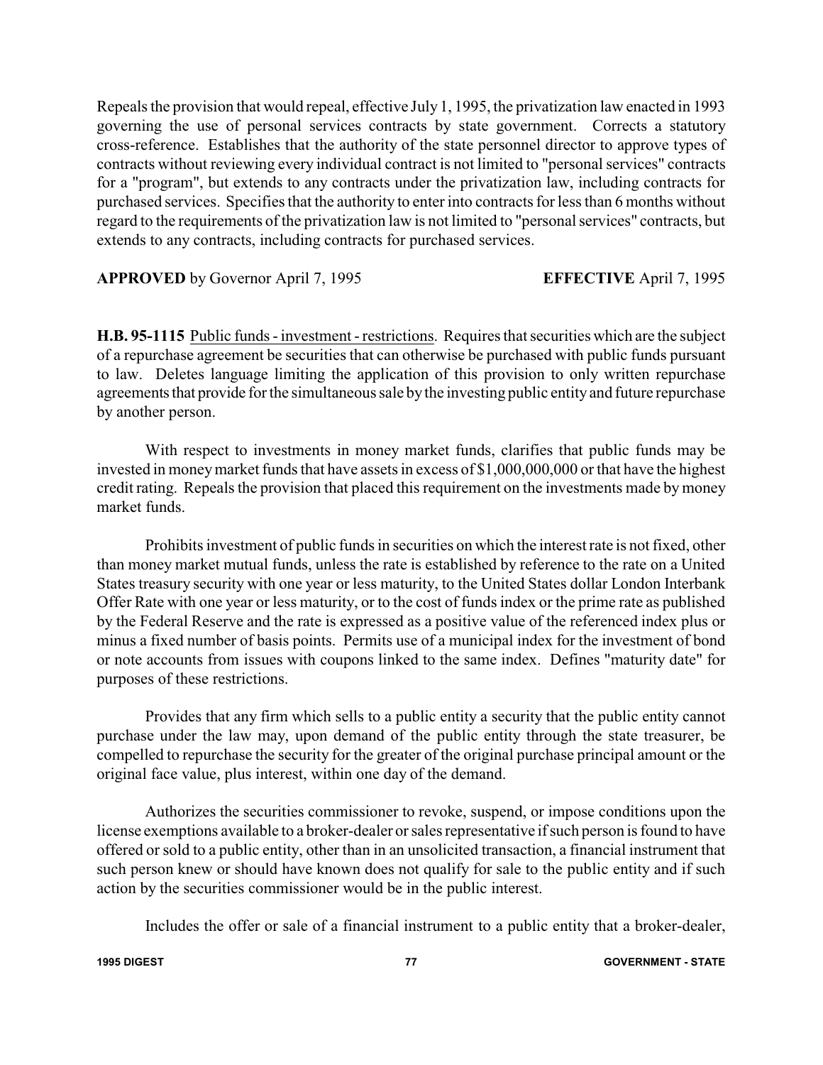Repeals the provision that would repeal, effective July 1, 1995, the privatization law enacted in 1993 governing the use of personal services contracts by state government. Corrects a statutory cross-reference. Establishes that the authority of the state personnel director to approve types of contracts without reviewing every individual contract is not limited to "personal services" contracts for a "program", but extends to any contracts under the privatization law, including contracts for purchased services. Specifies that the authority to enter into contracts for less than 6 months without regard to the requirements of the privatization law is not limited to "personal services" contracts, but extends to any contracts, including contracts for purchased services.

**APPROVED** by Governor April 7, 1995 **EFFECTIVE** April 7, 1995

**H.B. 95-1115** Public funds - investment - restrictions. Requires that securities which are the subject of a repurchase agreement be securities that can otherwise be purchased with public funds pursuant to law. Deletes language limiting the application of this provision to only written repurchase agreements that provide for the simultaneous sale by the investing public entity and future repurchase by another person.

With respect to investments in money market funds, clarifies that public funds may be invested in money market funds that have assets in excess of $1,000,000,000 or that have the highest credit rating. Repeals the provision that placed this requirement on the investments made by money market funds.

Prohibits investment of public funds in securities on which the interest rate is not fixed, other than money market mutual funds, unless the rate is established by reference to the rate on a United States treasury security with one year or less maturity, to the United States dollar London Interbank Offer Rate with one year or less maturity, or to the cost of funds index or the prime rate as published by the Federal Reserve and the rate is expressed as a positive value of the referenced index plus or minus a fixed number of basis points. Permits use of a municipal index for the investment of bond or note accounts from issues with coupons linked to the same index. Defines "maturity date" for purposes of these restrictions.

Provides that any firm which sells to a public entity a security that the public entity cannot purchase under the law may, upon demand of the public entity through the state treasurer, be compelled to repurchase the security for the greater of the original purchase principal amount or the original face value, plus interest, within one day of the demand.

Authorizes the securities commissioner to revoke, suspend, or impose conditions upon the license exemptions available to a broker-dealer or sales representative if such person is found to have offered or sold to a public entity, other than in an unsolicited transaction, a financial instrument that such person knew or should have known does not qualify for sale to the public entity and if such action by the securities commissioner would be in the public interest.

Includes the offer or sale of a financial instrument to a public entity that a broker-dealer,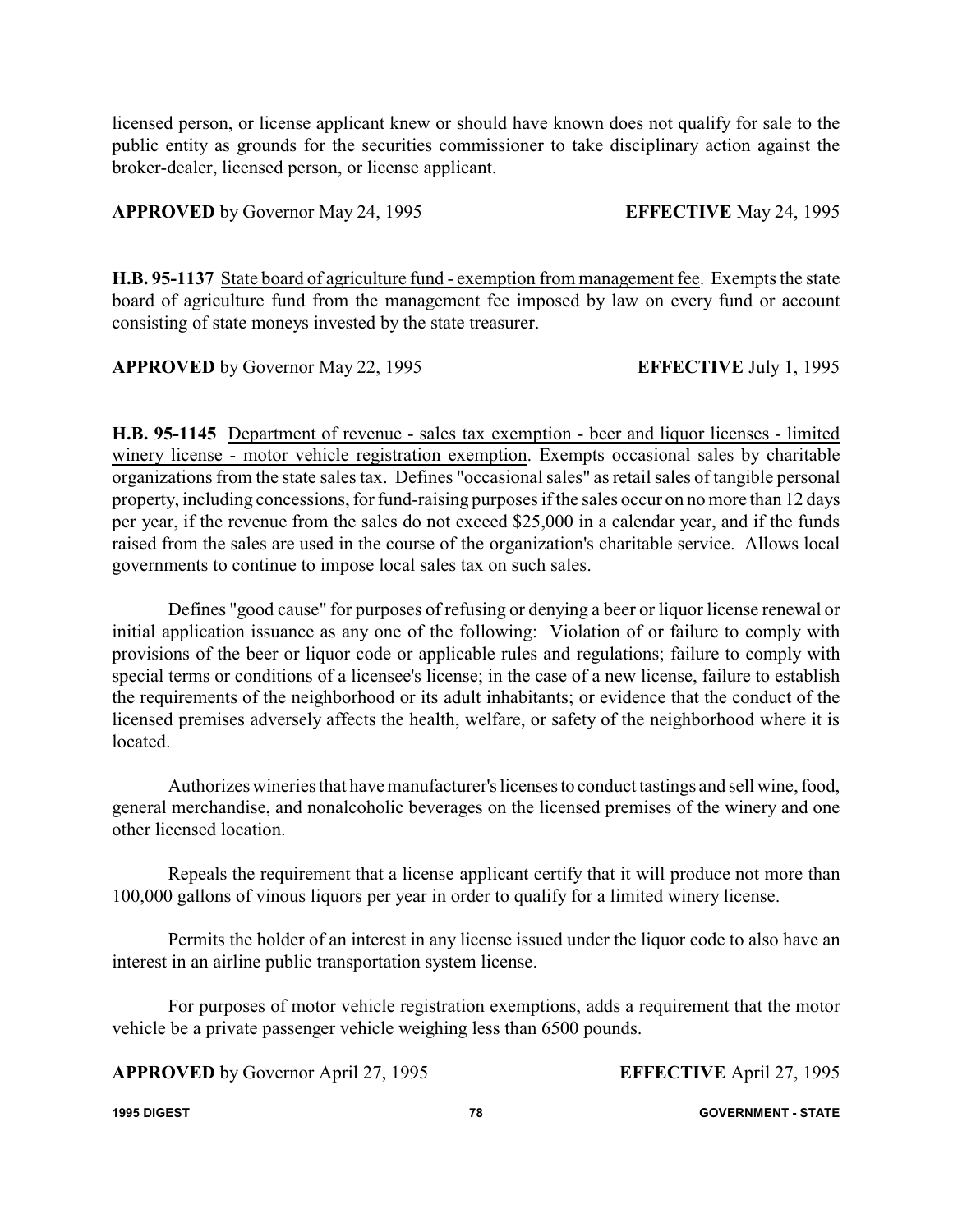licensed person, or license applicant knew or should have known does not qualify for sale to the public entity as grounds for the securities commissioner to take disciplinary action against the broker-dealer, licensed person, or license applicant.

**APPROVED** by Governor May 24, 1995 **EFFECTIVE** May 24, 1995

**H.B. 95-1137** State board of agriculture fund - exemption from management fee. Exempts the state board of agriculture fund from the management fee imposed by law on every fund or account consisting of state moneys invested by the state treasurer.

**APPROVED** by Governor May 22, 1995 **EFFECTIVE** July 1, 1995

**H.B. 95-1145** Department of revenue - sales tax exemption - beer and liquor licenses - limited winery license - motor vehicle registration exemption. Exempts occasional sales by charitable organizations from the state sales tax. Defines "occasional sales" as retail sales of tangible personal property, including concessions, for fund-raising purposes if the sales occur on no more than 12 days per year, if the revenue from the sales do not exceed $25,000 in a calendar year, and if the funds raised from the sales are used in the course of the organization's charitable service. Allows local governments to continue to impose local sales tax on such sales.

Defines "good cause" for purposes of refusing or denying a beer or liquor license renewal or initial application issuance as any one of the following: Violation of or failure to comply with provisions of the beer or liquor code or applicable rules and regulations; failure to comply with special terms or conditions of a licensee's license; in the case of a new license, failure to establish the requirements of the neighborhood or its adult inhabitants; or evidence that the conduct of the licensed premises adversely affects the health, welfare, or safety of the neighborhood where it is located.

Authorizes wineries that have manufacturer's licenses to conduct tastings and sell wine, food, general merchandise, and nonalcoholic beverages on the licensed premises of the winery and one other licensed location.

Repeals the requirement that a license applicant certify that it will produce not more than 100,000 gallons of vinous liquors per year in order to qualify for a limited winery license.

Permits the holder of an interest in any license issued under the liquor code to also have an interest in an airline public transportation system license.

For purposes of motor vehicle registration exemptions, adds a requirement that the motor vehicle be a private passenger vehicle weighing less than 6500 pounds.

**APPROVED** by Governor April 27, 1995 **EFFECTIVE** April 27, 1995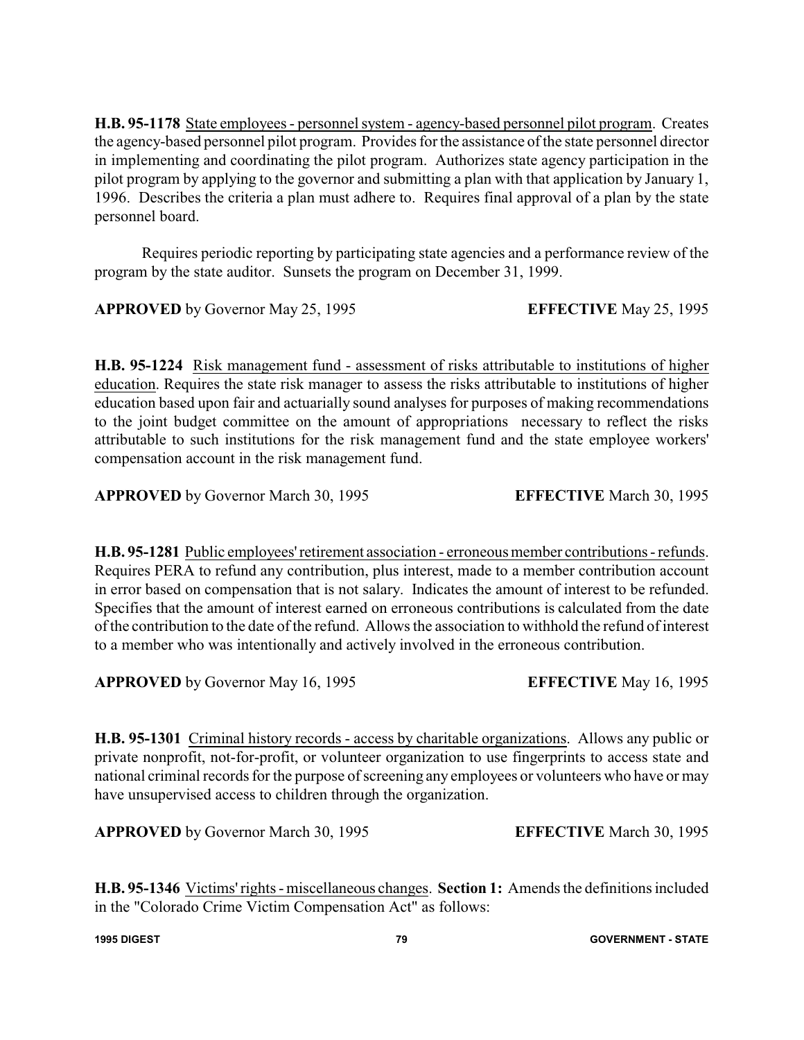**H.B. 95-1178** State employees - personnel system - agency-based personnel pilot program. Creates the agency-based personnel pilot program. Provides for the assistance of the state personnel director in implementing and coordinating the pilot program. Authorizes state agency participation in the pilot program by applying to the governor and submitting a plan with that application by January 1, 1996. Describes the criteria a plan must adhere to. Requires final approval of a plan by the state personnel board.

Requires periodic reporting by participating state agencies and a performance review of the program by the state auditor. Sunsets the program on December 31, 1999.

**APPROVED** by Governor May 25, 1995 **EFFECTIVE** May 25, 1995

**H.B. 95-1224** Risk management fund - assessment of risks attributable to institutions of higher education. Requires the state risk manager to assess the risks attributable to institutions of higher education based upon fair and actuarially sound analyses for purposes of making recommendations to the joint budget committee on the amount of appropriations necessary to reflect the risks attributable to such institutions for the risk management fund and the state employee workers' compensation account in the risk management fund.

**APPROVED** by Governor March 30, 1995 **EFFECTIVE** March 30, 1995

**H.B. 95-1281** Public employees' retirement association - erroneous member contributions - refunds. Requires PERA to refund any contribution, plus interest, made to a member contribution account in error based on compensation that is not salary. Indicates the amount of interest to be refunded. Specifies that the amount of interest earned on erroneous contributions is calculated from the date of the contribution to the date of the refund. Allows the association to withhold the refund of interest to a member who was intentionally and actively involved in the erroneous contribution.

**APPROVED** by Governor May 16, 1995 **EFFECTIVE** May 16, 1995

**H.B. 95-1301** Criminal history records - access by charitable organizations. Allows any public or private nonprofit, not-for-profit, or volunteer organization to use fingerprints to access state and national criminal records for the purpose of screening any employees or volunteers who have or may have unsupervised access to children through the organization.

**APPROVED** by Governor March 30, 1995 **EFFECTIVE** March 30, 1995

**H.B. 95-1346** Victims' rights - miscellaneous changes. **Section 1:** Amends the definitions included in the "Colorado Crime Victim Compensation Act" as follows: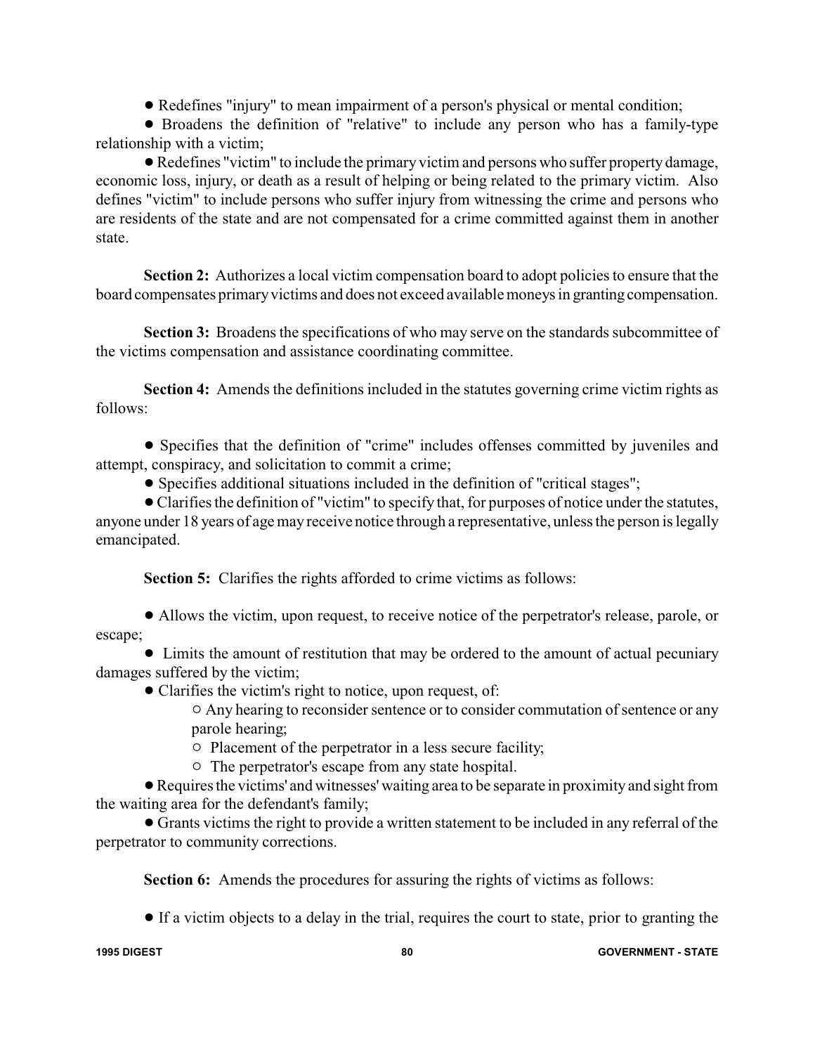- Redefines "injury" to mean impairment of a person's physical or mental condition;
- Broadens the definition of "relative" to include any person who has a family-type relationship with a victim;
- Redefines "victim" to include the primary victim and persons who suffer property damage, economic loss, injury, or death as a result of helping or being related to the primary victim. Also defines "victim" to include persons who suffer injury from witnessing the crime and persons who are residents of the state and are not compensated for a crime committed against them in another state.

**Section 2:** Authorizes a local victim compensation board to adopt policies to ensure that the board compensates primary victims and does not exceed available moneys in granting compensation.

**Section 3:** Broadens the specifications of who may serve on the standards subcommittee of the victims compensation and assistance coordinating committee.

**Section 4:** Amends the definitions included in the statutes governing crime victim rights as follows:

- Specifies that the definition of "crime" includes offenses committed by juveniles and attempt, conspiracy, and solicitation to commit a crime;
- Specifies additional situations included in the definition of "critical stages";
- Clarifies the definition of "victim" to specify that, for purposes of notice under the statutes, anyone under 18 years of age may receive notice through a representative, unless the person is legally emancipated.

**Section 5:** Clarifies the rights afforded to crime victims as follows:

- Allows the victim, upon request, to receive notice of the perpetrator's release, parole, or escape;
- Limits the amount of restitution that may be ordered to the amount of actual pecuniary damages suffered by the victim;
- Clarifies the victim's right to notice, upon request, of:
  - Any hearing to reconsider sentence or to consider commutation of sentence or any parole hearing;
  - Placement of the perpetrator in a less secure facility;
  - The perpetrator's escape from any state hospital.
- Requires the victims' and witnesses' waiting area to be separate in proximity and sight from the waiting area for the defendant's family;
- Grants victims the right to provide a written statement to be included in any referral of the perpetrator to community corrections.

**Section 6:** Amends the procedures for assuring the rights of victims as follows:

- If a victim objects to a delay in the trial, requires the court to state, prior to granting the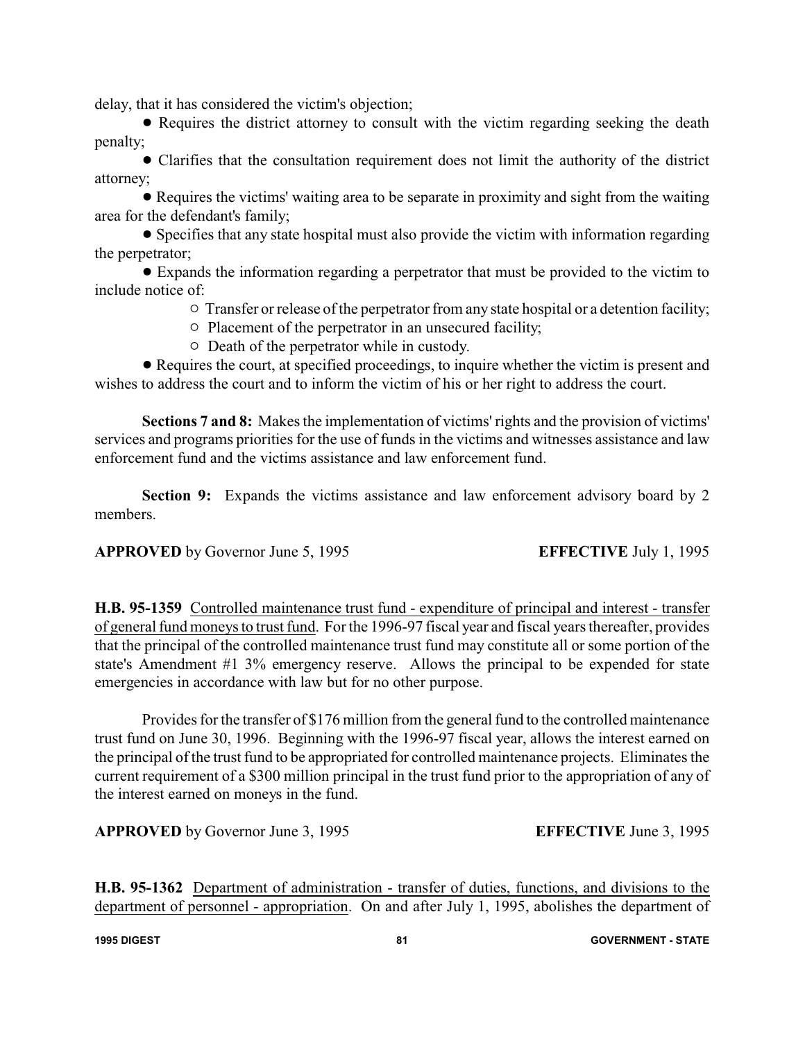delay, that it has considered the victim's objection;

- Requires the district attorney to consult with the victim regarding seeking the death penalty;
- Clarifies that the consultation requirement does not limit the authority of the district attorney;
- Requires the victims' waiting area to be separate in proximity and sight from the waiting area for the defendant's family;
- Specifies that any state hospital must also provide the victim with information regarding the perpetrator;
- Expands the information regarding a perpetrator that must be provided to the victim to include notice of:
  - Transfer or release of the perpetrator from any state hospital or a detention facility;
  - Placement of the perpetrator in an unsecured facility;
  - Death of the perpetrator while in custody.
- Requires the court, at specified proceedings, to inquire whether the victim is present and wishes to address the court and to inform the victim of his or her right to address the court.

**Sections 7 and 8:** Makes the implementation of victims' rights and the provision of victims' services and programs priorities for the use of funds in the victims and witnesses assistance and law enforcement fund and the victims assistance and law enforcement fund.

**Section 9:** Expands the victims assistance and law enforcement advisory board by 2 members.

**APPROVED** by Governor June 5, 1995 **EFFECTIVE** July 1, 1995

**H.B. 95-1359** Controlled maintenance trust fund - expenditure of principal and interest - transfer of general fund moneys to trust fund. For the 1996-97 fiscal year and fiscal years thereafter, provides that the principal of the controlled maintenance trust fund may constitute all or some portion of the state's Amendment #1 3% emergency reserve. Allows the principal to be expended for state emergencies in accordance with law but for no other purpose.

Provides for the transfer of $176 million from the general fund to the controlled maintenance trust fund on June 30, 1996. Beginning with the 1996-97 fiscal year, allows the interest earned on the principal of the trust fund to be appropriated for controlled maintenance projects. Eliminates the current requirement of a $300 million principal in the trust fund prior to the appropriation of any of the interest earned on moneys in the fund.

**APPROVED** by Governor June 3, 1995 **EFFECTIVE** June 3, 1995

**H.B. 95-1362** Department of administration - transfer of duties, functions, and divisions to the department of personnel - appropriation. On and after July 1, 1995, abolishes the department of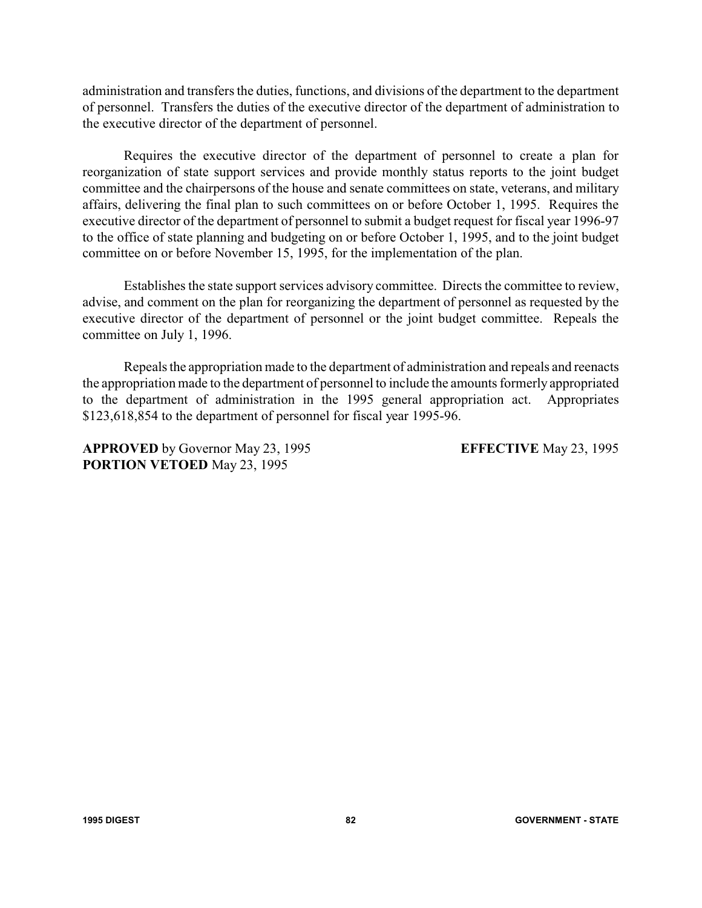administration and transfers the duties, functions, and divisions of the department to the department of personnel. Transfers the duties of the executive director of the department of administration to the executive director of the department of personnel.

Requires the executive director of the department of personnel to create a plan for reorganization of state support services and provide monthly status reports to the joint budget committee and the chairpersons of the house and senate committees on state, veterans, and military affairs, delivering the final plan to such committees on or before October 1, 1995. Requires the executive director of the department of personnel to submit a budget request for fiscal year 1996-97 to the office of state planning and budgeting on or before October 1, 1995, and to the joint budget committee on or before November 15, 1995, for the implementation of the plan.

Establishes the state support services advisory committee. Directs the committee to review, advise, and comment on the plan for reorganizing the department of personnel as requested by the executive director of the department of personnel or the joint budget committee. Repeals the committee on July 1, 1996.

Repeals the appropriation made to the department of administration and repeals and reenacts the appropriation made to the department of personnel to include the amounts formerly appropriated to the department of administration in the 1995 general appropriation act. Appropriates $123,618,854 to the department of personnel for fiscal year 1995-96.

**APPROVED** by Governor May 23, 1995 **EFFECTIVE** May 23, 1995
**PORTION VETOED** May 23, 1995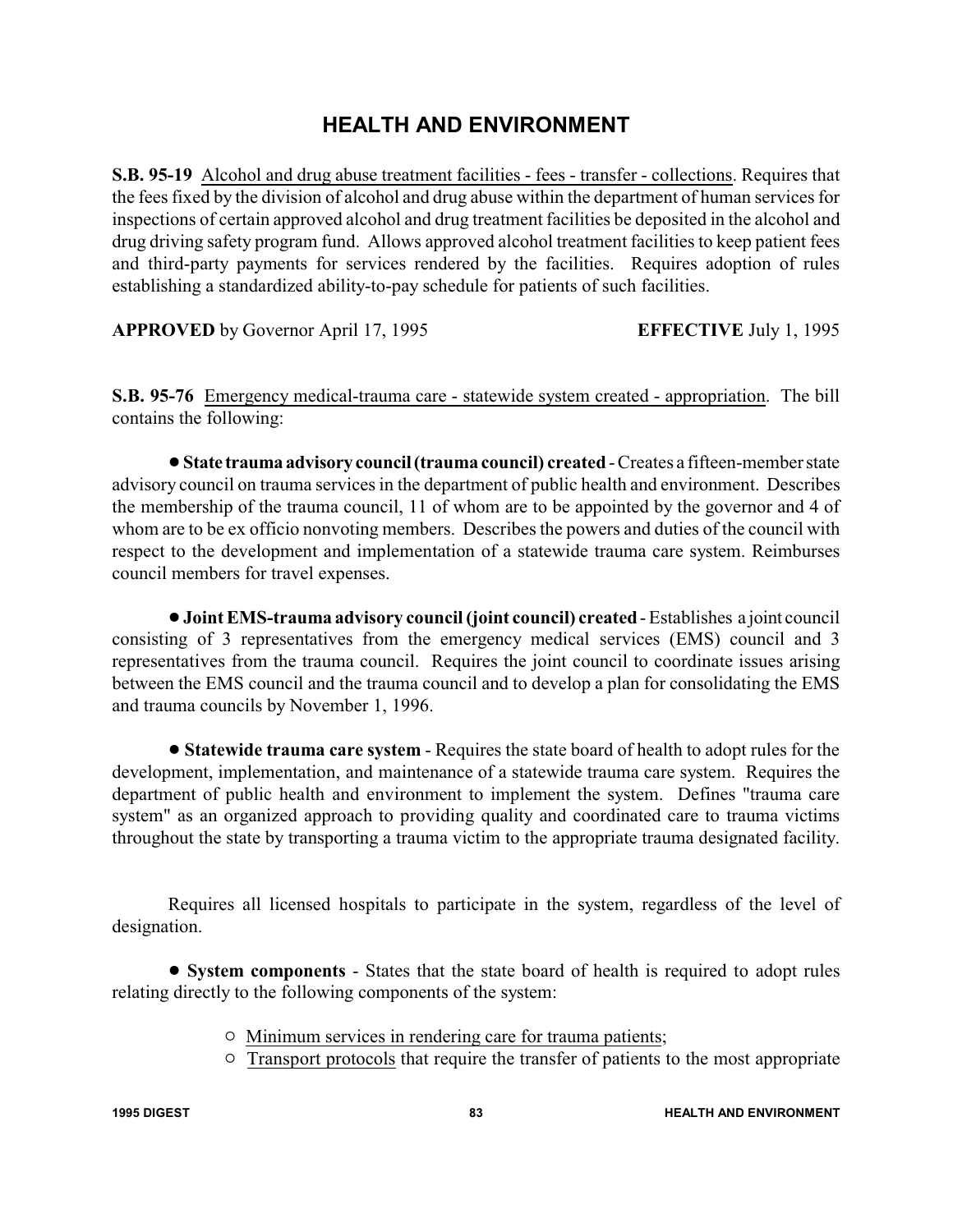# HEALTH AND ENVIRONMENT

**S.B. 95-19** Alcohol and drug abuse treatment facilities - fees - transfer - collections. Requires that the fees fixed by the division of alcohol and drug abuse within the department of human services for inspections of certain approved alcohol and drug treatment facilities be deposited in the alcohol and drug driving safety program fund. Allows approved alcohol treatment facilities to keep patient fees and third-party payments for services rendered by the facilities. Requires adoption of rules establishing a standardized ability-to-pay schedule for patients of such facilities.

**APPROVED** by Governor April 17, 1995 **EFFECTIVE** July 1, 1995

**S.B. 95-76** Emergency medical-trauma care - statewide system created - appropriation. The bill contains the following:

- **State trauma advisory council (trauma council) created** - Creates a fifteen-member state advisory council on trauma services in the department of public health and environment. Describes the membership of the trauma council, 11 of whom are to be appointed by the governor and 4 of whom are to be ex officio nonvoting members. Describes the powers and duties of the council with respect to the development and implementation of a statewide trauma care system. Reimburses council members for travel expenses.

- **Joint EMS-trauma advisory council (joint council) created** - Establishes a joint council consisting of 3 representatives from the emergency medical services (EMS) council and 3 representatives from the trauma council. Requires the joint council to coordinate issues arising between the EMS council and the trauma council and to develop a plan for consolidating the EMS and trauma councils by November 1, 1996.

- **Statewide trauma care system** - Requires the state board of health to adopt rules for the development, implementation, and maintenance of a statewide trauma care system. Requires the department of public health and environment to implement the system. Defines "trauma care system" as an organized approach to providing quality and coordinated care to trauma victims throughout the state by transporting a trauma victim to the appropriate trauma designated facility.

Requires all licensed hospitals to participate in the system, regardless of the level of designation.

- **System components** - States that the state board of health is required to adopt rules relating directly to the following components of the system:

  - Minimum services in rendering care for trauma patients;
  - Transport protocols that require the transfer of patients to the most appropriate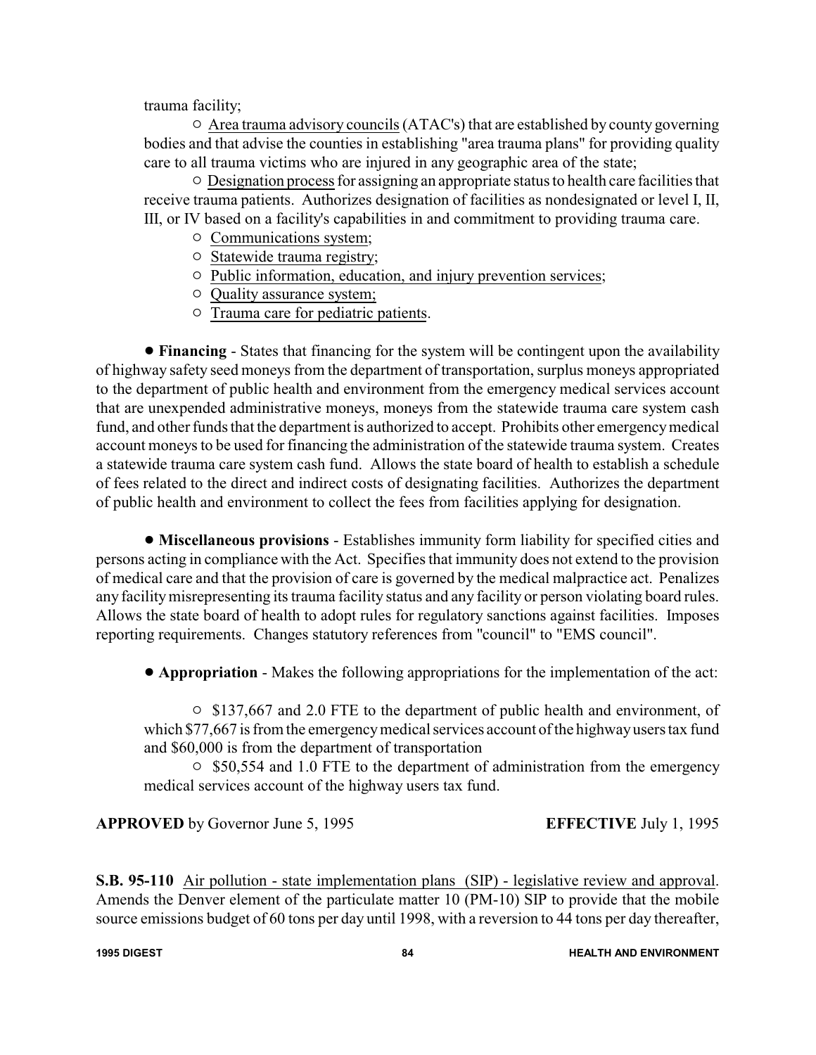trauma facility;

○ Area trauma advisory councils (ATAC's) that are established by county governing bodies and that advise the counties in establishing "area trauma plans" for providing quality care to all trauma victims who are injured in any geographic area of the state;

○ Designation process for assigning an appropriate status to health care facilities that receive trauma patients. Authorizes designation of facilities as nondesignated or level I, II, III, or IV based on a facility's capabilities in and commitment to providing trauma care.

○ Communications system;

○ Statewide trauma registry;

○ Public information, education, and injury prevention services;

○ Quality assurance system;

○ Trauma care for pediatric patients.

● **Financing** - States that financing for the system will be contingent upon the availability of highway safety seed moneys from the department of transportation, surplus moneys appropriated to the department of public health and environment from the emergency medical services account that are unexpended administrative moneys, moneys from the statewide trauma care system cash fund, and other funds that the department is authorized to accept. Prohibits other emergency medical account moneys to be used for financing the administration of the statewide trauma system. Creates a statewide trauma care system cash fund. Allows the state board of health to establish a schedule of fees related to the direct and indirect costs of designating facilities. Authorizes the department of public health and environment to collect the fees from facilities applying for designation.

● **Miscellaneous provisions** - Establishes immunity form liability for specified cities and persons acting in compliance with the Act. Specifies that immunity does not extend to the provision of medical care and that the provision of care is governed by the medical malpractice act. Penalizes any facility misrepresenting its trauma facility status and any facility or person violating board rules. Allows the state board of health to adopt rules for regulatory sanctions against facilities. Imposes reporting requirements. Changes statutory references from "council" to "EMS council".

● **Appropriation** - Makes the following appropriations for the implementation of the act:

○ $137,667 and 2.0 FTE to the department of public health and environment, of which $77,667 is from the emergency medical services account of the highway users tax fund and $60,000 is from the department of transportation

○ $50,554 and 1.0 FTE to the department of administration from the emergency medical services account of the highway users tax fund.

**APPROVED** by Governor June 5, 1995 **EFFECTIVE** July 1, 1995

**S.B. 95-110** Air pollution - state implementation plans (SIP) - legislative review and approval. Amends the Denver element of the particulate matter 10 (PM-10) SIP to provide that the mobile source emissions budget of 60 tons per day until 1998, with a reversion to 44 tons per day thereafter,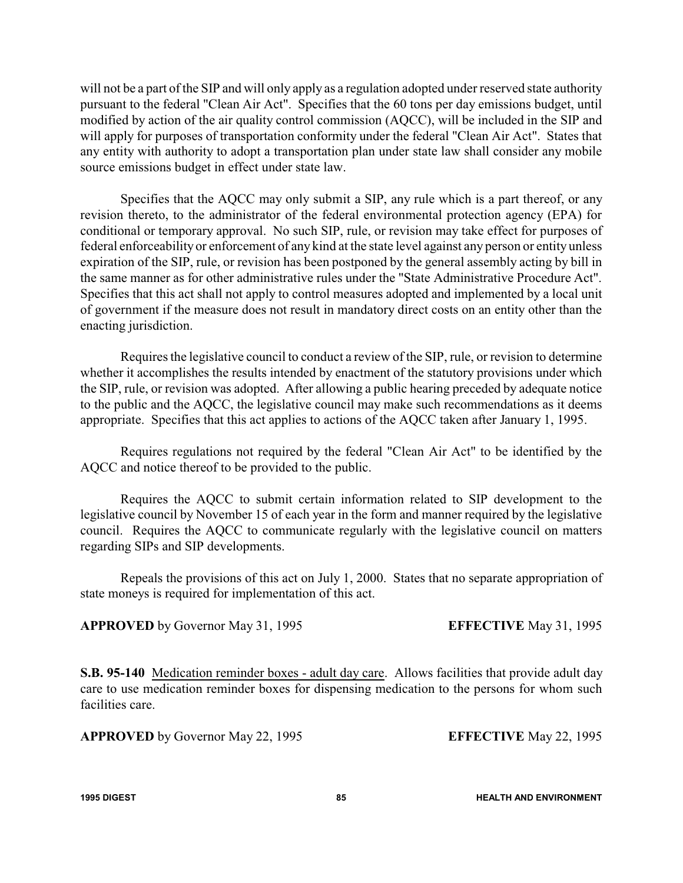will not be a part of the SIP and will only apply as a regulation adopted under reserved state authority pursuant to the federal "Clean Air Act". Specifies that the 60 tons per day emissions budget, until modified by action of the air quality control commission (AQCC), will be included in the SIP and will apply for purposes of transportation conformity under the federal "Clean Air Act". States that any entity with authority to adopt a transportation plan under state law shall consider any mobile source emissions budget in effect under state law.

Specifies that the AQCC may only submit a SIP, any rule which is a part thereof, or any revision thereto, to the administrator of the federal environmental protection agency (EPA) for conditional or temporary approval. No such SIP, rule, or revision may take effect for purposes of federal enforceability or enforcement of any kind at the state level against any person or entity unless expiration of the SIP, rule, or revision has been postponed by the general assembly acting by bill in the same manner as for other administrative rules under the "State Administrative Procedure Act". Specifies that this act shall not apply to control measures adopted and implemented by a local unit of government if the measure does not result in mandatory direct costs on an entity other than the enacting jurisdiction.

Requires the legislative council to conduct a review of the SIP, rule, or revision to determine whether it accomplishes the results intended by enactment of the statutory provisions under which the SIP, rule, or revision was adopted. After allowing a public hearing preceded by adequate notice to the public and the AQCC, the legislative council may make such recommendations as it deems appropriate. Specifies that this act applies to actions of the AQCC taken after January 1, 1995.

Requires regulations not required by the federal "Clean Air Act" to be identified by the AQCC and notice thereof to be provided to the public.

Requires the AQCC to submit certain information related to SIP development to the legislative council by November 15 of each year in the form and manner required by the legislative council. Requires the AQCC to communicate regularly with the legislative council on matters regarding SIPs and SIP developments.

Repeals the provisions of this act on July 1, 2000. States that no separate appropriation of state moneys is required for implementation of this act.

**APPROVED** by Governor May 31, 1995 **EFFECTIVE** May 31, 1995

**S.B. 95-140** Medication reminder boxes - adult day care. Allows facilities that provide adult day care to use medication reminder boxes for dispensing medication to the persons for whom such facilities care.

**APPROVED** by Governor May 22, 1995 **EFFECTIVE** May 22, 1995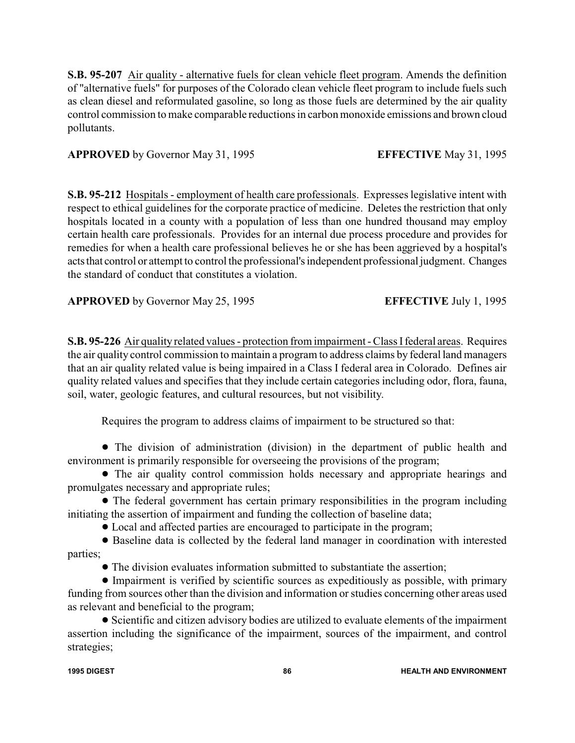**S.B. 95-207** Air quality - alternative fuels for clean vehicle fleet program. Amends the definition of "alternative fuels" for purposes of the Colorado clean vehicle fleet program to include fuels such as clean diesel and reformulated gasoline, so long as those fuels are determined by the air quality control commission to make comparable reductions in carbon monoxide emissions and brown cloud pollutants.

**APPROVED** by Governor May 31, 1995 **EFFECTIVE** May 31, 1995

**S.B. 95-212** Hospitals - employment of health care professionals. Expresses legislative intent with respect to ethical guidelines for the corporate practice of medicine. Deletes the restriction that only hospitals located in a county with a population of less than one hundred thousand may employ certain health care professionals. Provides for an internal due process procedure and provides for remedies for when a health care professional believes he or she has been aggrieved by a hospital's acts that control or attempt to control the professional's independent professional judgment. Changes the standard of conduct that constitutes a violation.

**APPROVED** by Governor May 25, 1995 **EFFECTIVE** July 1, 1995

**S.B. 95-226** Air quality related values - protection from impairment - Class I federal areas. Requires the air quality control commission to maintain a program to address claims by federal land managers that an air quality related value is being impaired in a Class I federal area in Colorado. Defines air quality related values and specifies that they include certain categories including odor, flora, fauna, soil, water, geologic features, and cultural resources, but not visibility.

Requires the program to address claims of impairment to be structured so that:

- The division of administration (division) in the department of public health and environment is primarily responsible for overseeing the provisions of the program;
- The air quality control commission holds necessary and appropriate hearings and promulgates necessary and appropriate rules;
- The federal government has certain primary responsibilities in the program including initiating the assertion of impairment and funding the collection of baseline data;
- Local and affected parties are encouraged to participate in the program;
- Baseline data is collected by the federal land manager in coordination with interested parties;
- The division evaluates information submitted to substantiate the assertion;
- Impairment is verified by scientific sources as expeditiously as possible, with primary funding from sources other than the division and information or studies concerning other areas used as relevant and beneficial to the program;
- Scientific and citizen advisory bodies are utilized to evaluate elements of the impairment assertion including the significance of the impairment, sources of the impairment, and control strategies;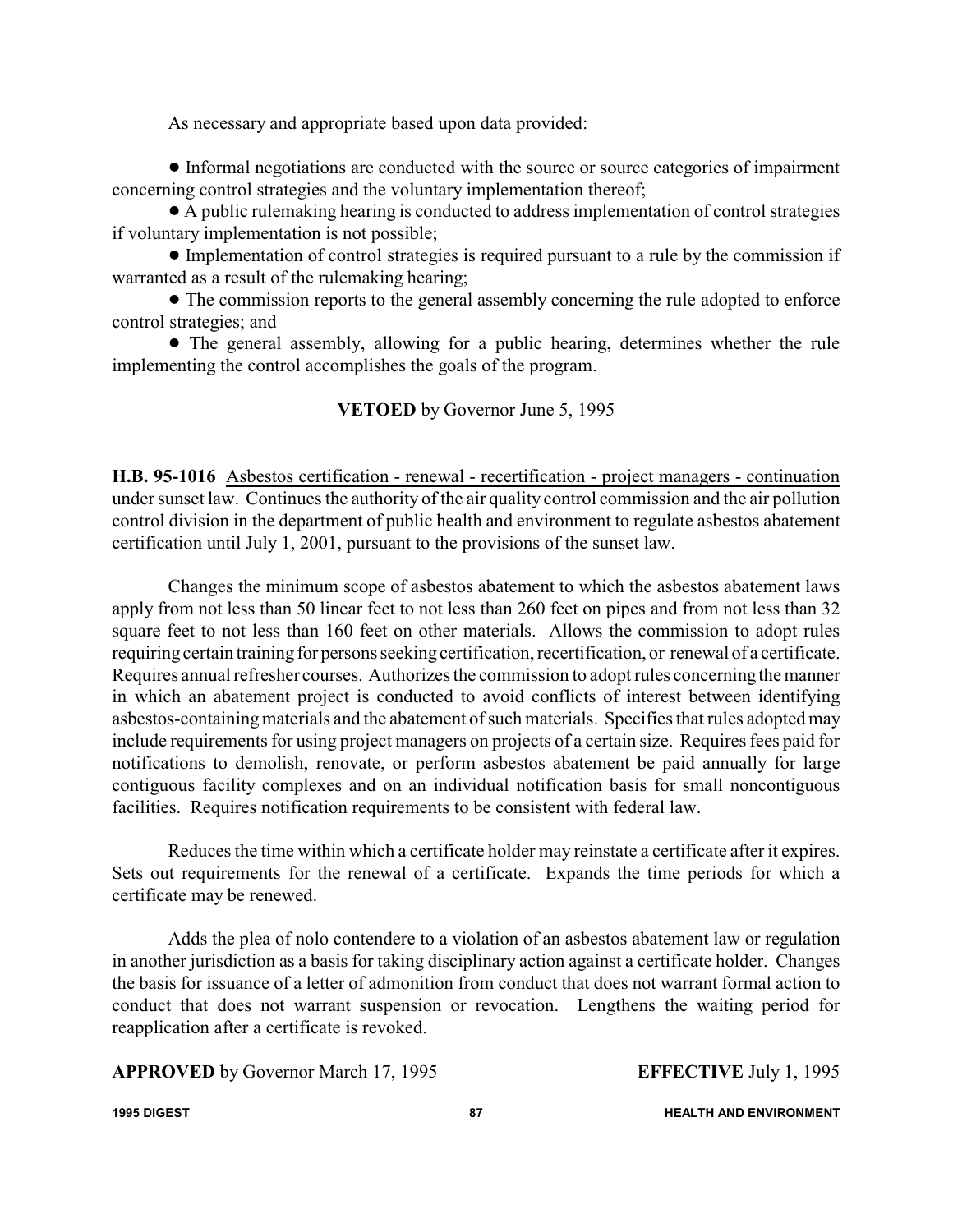As necessary and appropriate based upon data provided:

- Informal negotiations are conducted with the source or source categories of impairment concerning control strategies and the voluntary implementation thereof;
- A public rulemaking hearing is conducted to address implementation of control strategies if voluntary implementation is not possible;
- Implementation of control strategies is required pursuant to a rule by the commission if warranted as a result of the rulemaking hearing;
- The commission reports to the general assembly concerning the rule adopted to enforce control strategies; and
- The general assembly, allowing for a public hearing, determines whether the rule implementing the control accomplishes the goals of the program.

**VETOED** by Governor June 5, 1995

**H.B. 95-1016** Asbestos certification - renewal - recertification - project managers - continuation under sunset law. Continues the authority of the air quality control commission and the air pollution control division in the department of public health and environment to regulate asbestos abatement certification until July 1, 2001, pursuant to the provisions of the sunset law.

Changes the minimum scope of asbestos abatement to which the asbestos abatement laws apply from not less than 50 linear feet to not less than 260 feet on pipes and from not less than 32 square feet to not less than 160 feet on other materials. Allows the commission to adopt rules requiring certain training for persons seeking certification, recertification, or renewal of a certificate. Requires annual refresher courses. Authorizes the commission to adopt rules concerning the manner in which an abatement project is conducted to avoid conflicts of interest between identifying asbestos-containing materials and the abatement of such materials. Specifies that rules adopted may include requirements for using project managers on projects of a certain size. Requires fees paid for notifications to demolish, renovate, or perform asbestos abatement be paid annually for large contiguous facility complexes and on an individual notification basis for small noncontiguous facilities. Requires notification requirements to be consistent with federal law.

Reduces the time within which a certificate holder may reinstate a certificate after it expires. Sets out requirements for the renewal of a certificate. Expands the time periods for which a certificate may be renewed.

Adds the plea of nolo contendere to a violation of an asbestos abatement law or regulation in another jurisdiction as a basis for taking disciplinary action against a certificate holder. Changes the basis for issuance of a letter of admonition from conduct that does not warrant formal action to conduct that does not warrant suspension or revocation. Lengthens the waiting period for reapplication after a certificate is revoked.

**APPROVED** by Governor March 17, 1995 **EFFECTIVE** July 1, 1995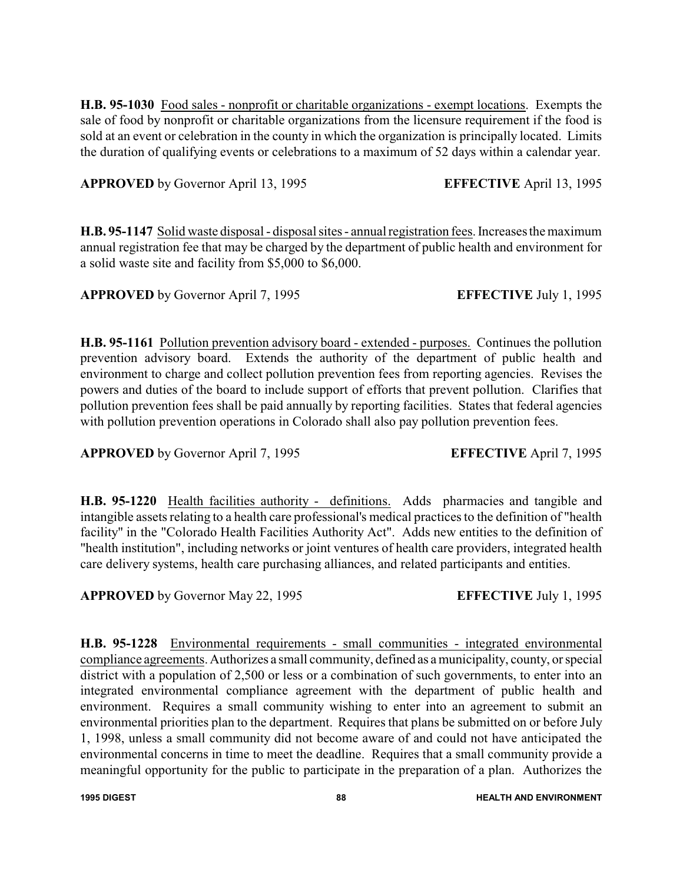**H.B. 95-1030** Food sales - nonprofit or charitable organizations - exempt locations. Exempts the sale of food by nonprofit or charitable organizations from the licensure requirement if the food is sold at an event or celebration in the county in which the organization is principally located. Limits the duration of qualifying events or celebrations to a maximum of 52 days within a calendar year.

**APPROVED** by Governor April 13, 1995 **EFFECTIVE** April 13, 1995

**H.B. 95-1147** Solid waste disposal - disposal sites - annual registration fees. Increases the maximum annual registration fee that may be charged by the department of public health and environment for a solid waste site and facility from $5,000 to $6,000.

**APPROVED** by Governor April 7, 1995 **EFFECTIVE** July 1, 1995

**H.B. 95-1161** Pollution prevention advisory board - extended - purposes. Continues the pollution prevention advisory board. Extends the authority of the department of public health and environment to charge and collect pollution prevention fees from reporting agencies. Revises the powers and duties of the board to include support of efforts that prevent pollution. Clarifies that pollution prevention fees shall be paid annually by reporting facilities. States that federal agencies with pollution prevention operations in Colorado shall also pay pollution prevention fees.

**APPROVED** by Governor April 7, 1995 **EFFECTIVE** April 7, 1995

**H.B. 95-1220** Health facilities authority - definitions. Adds pharmacies and tangible and intangible assets relating to a health care professional's medical practices to the definition of "health facility" in the "Colorado Health Facilities Authority Act". Adds new entities to the definition of "health institution", including networks or joint ventures of health care providers, integrated health care delivery systems, health care purchasing alliances, and related participants and entities.

**APPROVED** by Governor May 22, 1995 **EFFECTIVE** July 1, 1995

**H.B. 95-1228** Environmental requirements - small communities - integrated environmental compliance agreements. Authorizes a small community, defined as a municipality, county, or special district with a population of 2,500 or less or a combination of such governments, to enter into an integrated environmental compliance agreement with the department of public health and environment. Requires a small community wishing to enter into an agreement to submit an environmental priorities plan to the department. Requires that plans be submitted on or before July 1, 1998, unless a small community did not become aware of and could not have anticipated the environmental concerns in time to meet the deadline. Requires that a small community provide a meaningful opportunity for the public to participate in the preparation of a plan. Authorizes the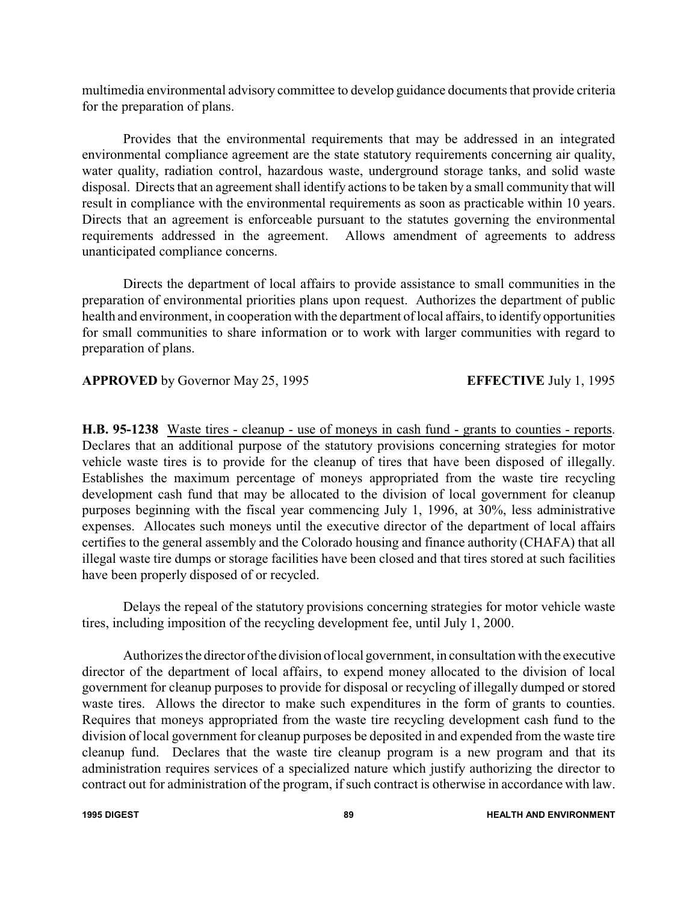multimedia environmental advisory committee to develop guidance documents that provide criteria for the preparation of plans.

Provides that the environmental requirements that may be addressed in an integrated environmental compliance agreement are the state statutory requirements concerning air quality, water quality, radiation control, hazardous waste, underground storage tanks, and solid waste disposal. Directs that an agreement shall identify actions to be taken by a small community that will result in compliance with the environmental requirements as soon as practicable within 10 years. Directs that an agreement is enforceable pursuant to the statutes governing the environmental requirements addressed in the agreement. Allows amendment of agreements to address unanticipated compliance concerns.

Directs the department of local affairs to provide assistance to small communities in the preparation of environmental priorities plans upon request. Authorizes the department of public health and environment, in cooperation with the department of local affairs, to identify opportunities for small communities to share information or to work with larger communities with regard to preparation of plans.

**APPROVED** by Governor May 25, 1995 **EFFECTIVE** July 1, 1995

**H.B. 95-1238** Waste tires - cleanup - use of moneys in cash fund - grants to counties - reports. Declares that an additional purpose of the statutory provisions concerning strategies for motor vehicle waste tires is to provide for the cleanup of tires that have been disposed of illegally. Establishes the maximum percentage of moneys appropriated from the waste tire recycling development cash fund that may be allocated to the division of local government for cleanup purposes beginning with the fiscal year commencing July 1, 1996, at 30%, less administrative expenses. Allocates such moneys until the executive director of the department of local affairs certifies to the general assembly and the Colorado housing and finance authority (CHAFA) that all illegal waste tire dumps or storage facilities have been closed and that tires stored at such facilities have been properly disposed of or recycled.

Delays the repeal of the statutory provisions concerning strategies for motor vehicle waste tires, including imposition of the recycling development fee, until July 1, 2000.

Authorizes the director of the division of local government, in consultation with the executive director of the department of local affairs, to expend money allocated to the division of local government for cleanup purposes to provide for disposal or recycling of illegally dumped or stored waste tires. Allows the director to make such expenditures in the form of grants to counties. Requires that moneys appropriated from the waste tire recycling development cash fund to the division of local government for cleanup purposes be deposited in and expended from the waste tire cleanup fund. Declares that the waste tire cleanup program is a new program and that its administration requires services of a specialized nature which justify authorizing the director to contract out for administration of the program, if such contract is otherwise in accordance with law.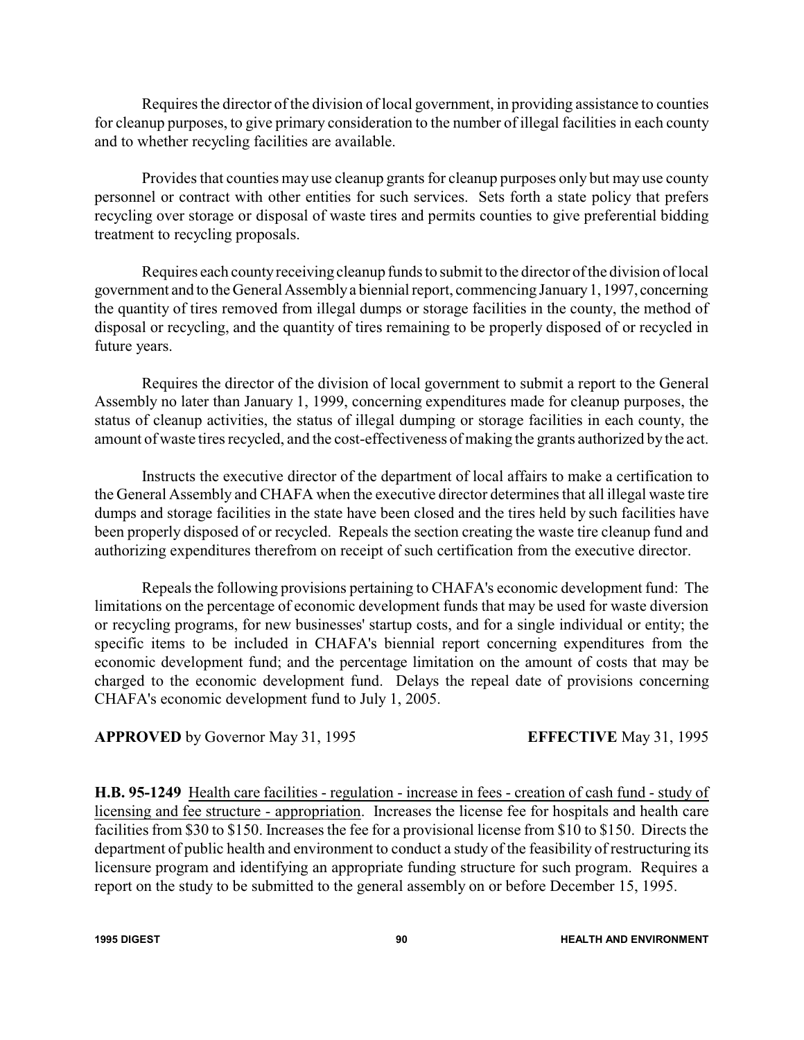Requires the director of the division of local government, in providing assistance to counties for cleanup purposes, to give primary consideration to the number of illegal facilities in each county and to whether recycling facilities are available.

Provides that counties may use cleanup grants for cleanup purposes only but may use county personnel or contract with other entities for such services. Sets forth a state policy that prefers recycling over storage or disposal of waste tires and permits counties to give preferential bidding treatment to recycling proposals.

Requires each county receiving cleanup funds to submit to the director of the division of local government and to the General Assembly a biennial report, commencing January 1, 1997, concerning the quantity of tires removed from illegal dumps or storage facilities in the county, the method of disposal or recycling, and the quantity of tires remaining to be properly disposed of or recycled in future years.

Requires the director of the division of local government to submit a report to the General Assembly no later than January 1, 1999, concerning expenditures made for cleanup purposes, the status of cleanup activities, the status of illegal dumping or storage facilities in each county, the amount of waste tires recycled, and the cost-effectiveness of making the grants authorized by the act.

Instructs the executive director of the department of local affairs to make a certification to the General Assembly and CHAFA when the executive director determines that all illegal waste tire dumps and storage facilities in the state have been closed and the tires held by such facilities have been properly disposed of or recycled. Repeals the section creating the waste tire cleanup fund and authorizing expenditures therefrom on receipt of such certification from the executive director.

Repeals the following provisions pertaining to CHAFA's economic development fund: The limitations on the percentage of economic development funds that may be used for waste diversion or recycling programs, for new businesses' startup costs, and for a single individual or entity; the specific items to be included in CHAFA's biennial report concerning expenditures from the economic development fund; and the percentage limitation on the amount of costs that may be charged to the economic development fund. Delays the repeal date of provisions concerning CHAFA's economic development fund to July 1, 2005.

**APPROVED** by Governor May 31, 1995 **EFFECTIVE** May 31, 1995

**H.B. 95-1249** Health care facilities - regulation - increase in fees - creation of cash fund - study of licensing and fee structure - appropriation. Increases the license fee for hospitals and health care facilities from $30 to $150. Increases the fee for a provisional license from $10 to $150. Directs the department of public health and environment to conduct a study of the feasibility of restructuring its licensure program and identifying an appropriate funding structure for such program. Requires a report on the study to be submitted to the general assembly on or before December 15, 1995.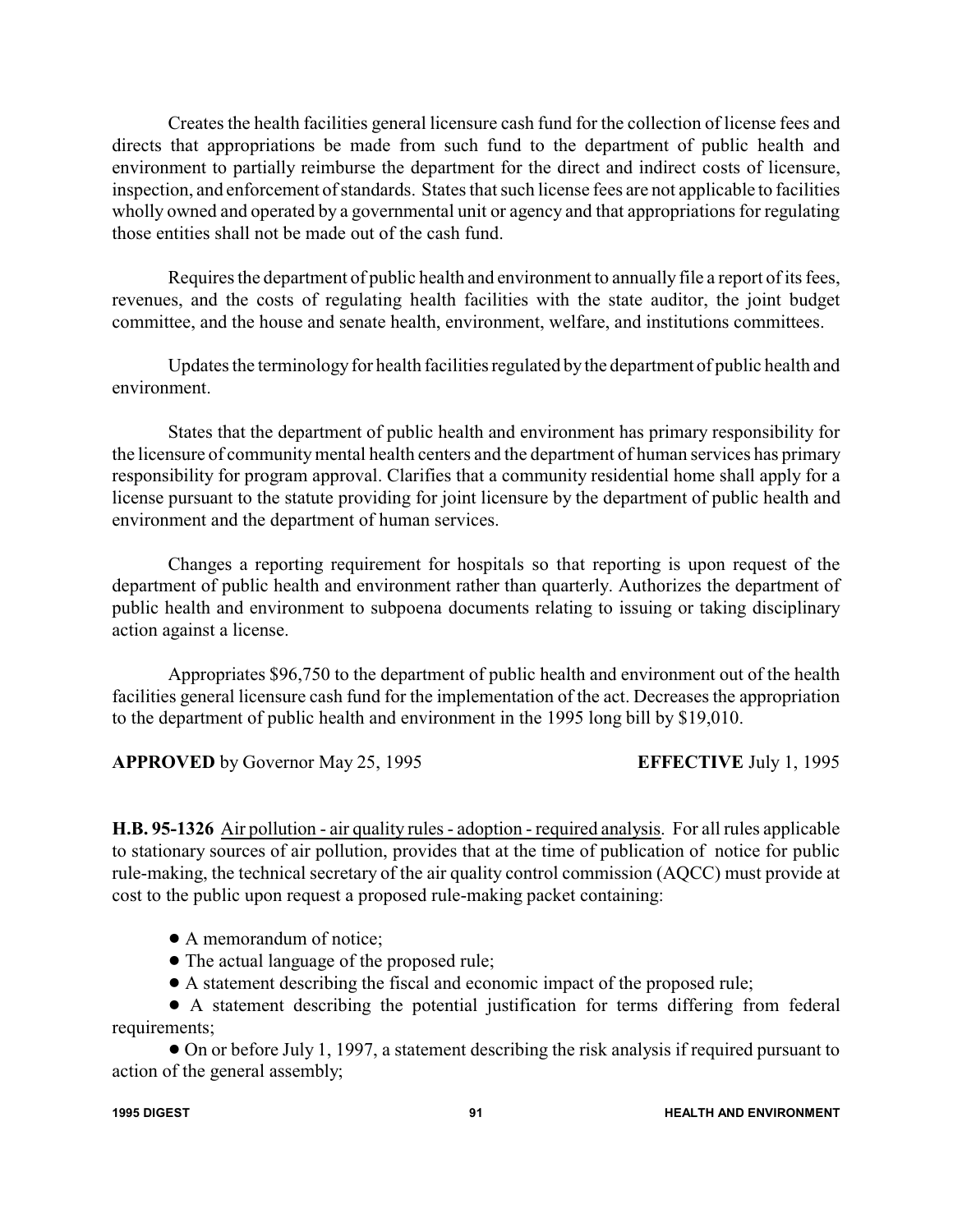Creates the health facilities general licensure cash fund for the collection of license fees and directs that appropriations be made from such fund to the department of public health and environment to partially reimburse the department for the direct and indirect costs of licensure, inspection, and enforcement of standards. States that such license fees are not applicable to facilities wholly owned and operated by a governmental unit or agency and that appropriations for regulating those entities shall not be made out of the cash fund.

Requires the department of public health and environment to annually file a report of its fees, revenues, and the costs of regulating health facilities with the state auditor, the joint budget committee, and the house and senate health, environment, welfare, and institutions committees.

Updates the terminology for health facilities regulated by the department of public health and environment.

States that the department of public health and environment has primary responsibility for the licensure of community mental health centers and the department of human services has primary responsibility for program approval. Clarifies that a community residential home shall apply for a license pursuant to the statute providing for joint licensure by the department of public health and environment and the department of human services.

Changes a reporting requirement for hospitals so that reporting is upon request of the department of public health and environment rather than quarterly. Authorizes the department of public health and environment to subpoena documents relating to issuing or taking disciplinary action against a license.

Appropriates $96,750 to the department of public health and environment out of the health facilities general licensure cash fund for the implementation of the act. Decreases the appropriation to the department of public health and environment in the 1995 long bill by $19,010.

**APPROVED** by Governor May 25, 1995 **EFFECTIVE** July 1, 1995

**H.B. 95-1326** Air pollution - air quality rules - adoption - required analysis. For all rules applicable to stationary sources of air pollution, provides that at the time of publication of notice for public rule-making, the technical secretary of the air quality control commission (AQCC) must provide at cost to the public upon request a proposed rule-making packet containing:

- A memorandum of notice;
- The actual language of the proposed rule;
- A statement describing the fiscal and economic impact of the proposed rule;
- A statement describing the potential justification for terms differing from federal requirements;
- On or before July 1, 1997, a statement describing the risk analysis if required pursuant to action of the general assembly;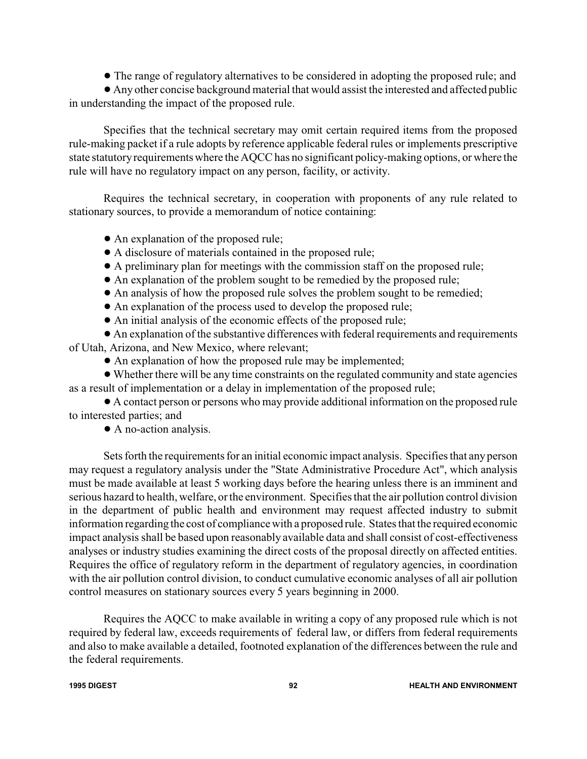- The range of regulatory alternatives to be considered in adopting the proposed rule; and
- Any other concise background material that would assist the interested and affected public in understanding the impact of the proposed rule.

Specifies that the technical secretary may omit certain required items from the proposed rule-making packet if a rule adopts by reference applicable federal rules or implements prescriptive state statutory requirements where the AQCC has no significant policy-making options, or where the rule will have no regulatory impact on any person, facility, or activity.

Requires the technical secretary, in cooperation with proponents of any rule related to stationary sources, to provide a memorandum of notice containing:

- An explanation of the proposed rule;
- A disclosure of materials contained in the proposed rule;
- A preliminary plan for meetings with the commission staff on the proposed rule;
- An explanation of the problem sought to be remedied by the proposed rule;
- An analysis of how the proposed rule solves the problem sought to be remedied;
- An explanation of the process used to develop the proposed rule;
- An initial analysis of the economic effects of the proposed rule;
- An explanation of the substantive differences with federal requirements and requirements of Utah, Arizona, and New Mexico, where relevant;
- An explanation of how the proposed rule may be implemented;
- Whether there will be any time constraints on the regulated community and state agencies as a result of implementation or a delay in implementation of the proposed rule;
- A contact person or persons who may provide additional information on the proposed rule to interested parties; and
- A no-action analysis.

Sets forth the requirements for an initial economic impact analysis. Specifies that any person may request a regulatory analysis under the "State Administrative Procedure Act", which analysis must be made available at least 5 working days before the hearing unless there is an imminent and serious hazard to health, welfare, or the environment. Specifies that the air pollution control division in the department of public health and environment may request affected industry to submit information regarding the cost of compliance with a proposed rule. States that the required economic impact analysis shall be based upon reasonably available data and shall consist of cost-effectiveness analyses or industry studies examining the direct costs of the proposal directly on affected entities. Requires the office of regulatory reform in the department of regulatory agencies, in coordination with the air pollution control division, to conduct cumulative economic analyses of all air pollution control measures on stationary sources every 5 years beginning in 2000.

Requires the AQCC to make available in writing a copy of any proposed rule which is not required by federal law, exceeds requirements of federal law, or differs from federal requirements and also to make available a detailed, footnoted explanation of the differences between the rule and the federal requirements.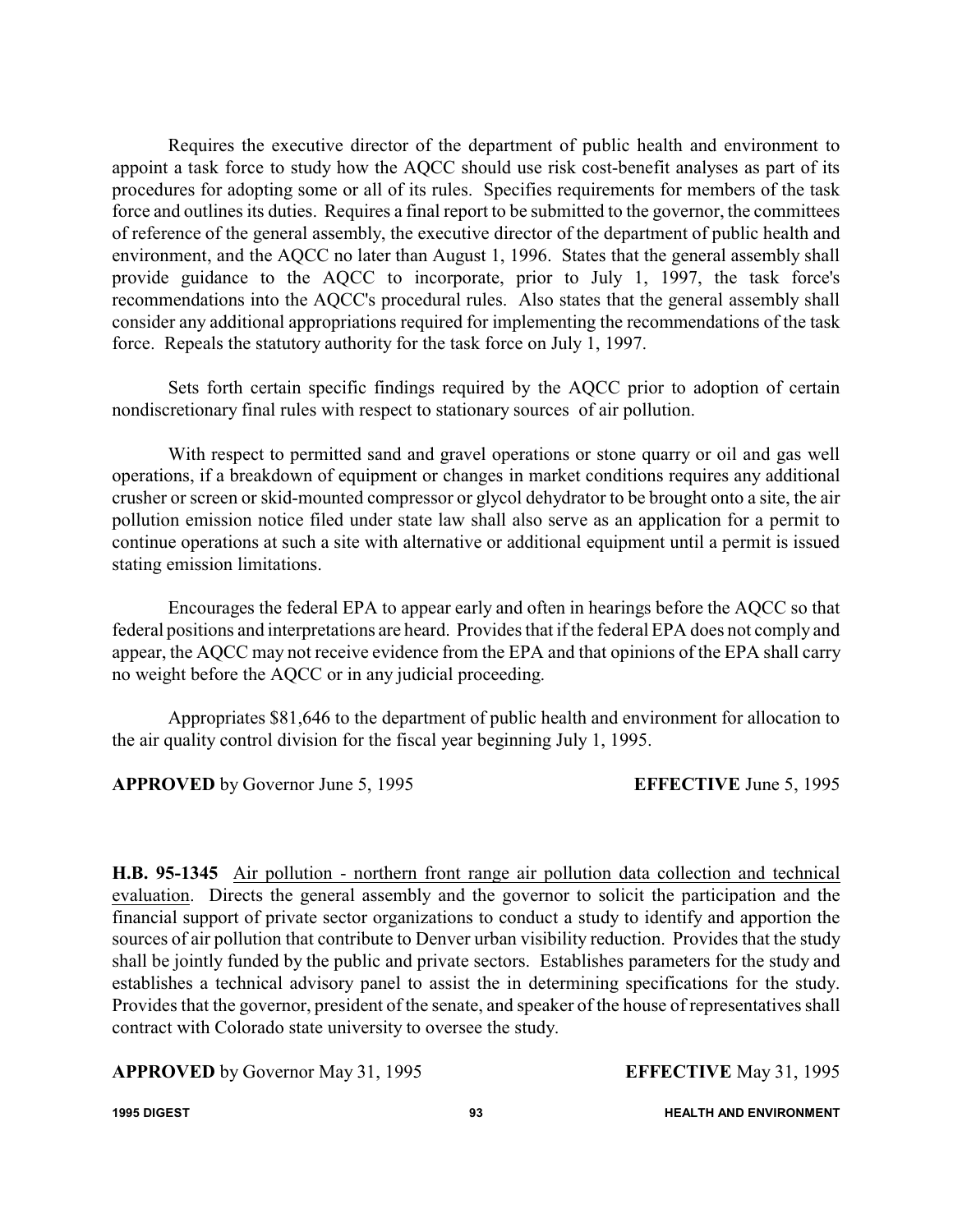Requires the executive director of the department of public health and environment to appoint a task force to study how the AQCC should use risk cost-benefit analyses as part of its procedures for adopting some or all of its rules. Specifies requirements for members of the task force and outlines its duties. Requires a final report to be submitted to the governor, the committees of reference of the general assembly, the executive director of the department of public health and environment, and the AQCC no later than August 1, 1996. States that the general assembly shall provide guidance to the AQCC to incorporate, prior to July 1, 1997, the task force's recommendations into the AQCC's procedural rules. Also states that the general assembly shall consider any additional appropriations required for implementing the recommendations of the task force. Repeals the statutory authority for the task force on July 1, 1997.

Sets forth certain specific findings required by the AQCC prior to adoption of certain nondiscretionary final rules with respect to stationary sources of air pollution.

With respect to permitted sand and gravel operations or stone quarry or oil and gas well operations, if a breakdown of equipment or changes in market conditions requires any additional crusher or screen or skid-mounted compressor or glycol dehydrator to be brought onto a site, the air pollution emission notice filed under state law shall also serve as an application for a permit to continue operations at such a site with alternative or additional equipment until a permit is issued stating emission limitations.

Encourages the federal EPA to appear early and often in hearings before the AQCC so that federal positions and interpretations are heard. Provides that if the federal EPA does not comply and appear, the AQCC may not receive evidence from the EPA and that opinions of the EPA shall carry no weight before the AQCC or in any judicial proceeding.

Appropriates $81,646 to the department of public health and environment for allocation to the air quality control division for the fiscal year beginning July 1, 1995.

**APPROVED** by Governor June 5, 1995 **EFFECTIVE** June 5, 1995

**H.B. 95-1345** Air pollution - northern front range air pollution data collection and technical evaluation. Directs the general assembly and the governor to solicit the participation and the financial support of private sector organizations to conduct a study to identify and apportion the sources of air pollution that contribute to Denver urban visibility reduction. Provides that the study shall be jointly funded by the public and private sectors. Establishes parameters for the study and establishes a technical advisory panel to assist the in determining specifications for the study. Provides that the governor, president of the senate, and speaker of the house of representatives shall contract with Colorado state university to oversee the study.

**APPROVED** by Governor May 31, 1995 **EFFECTIVE** May 31, 1995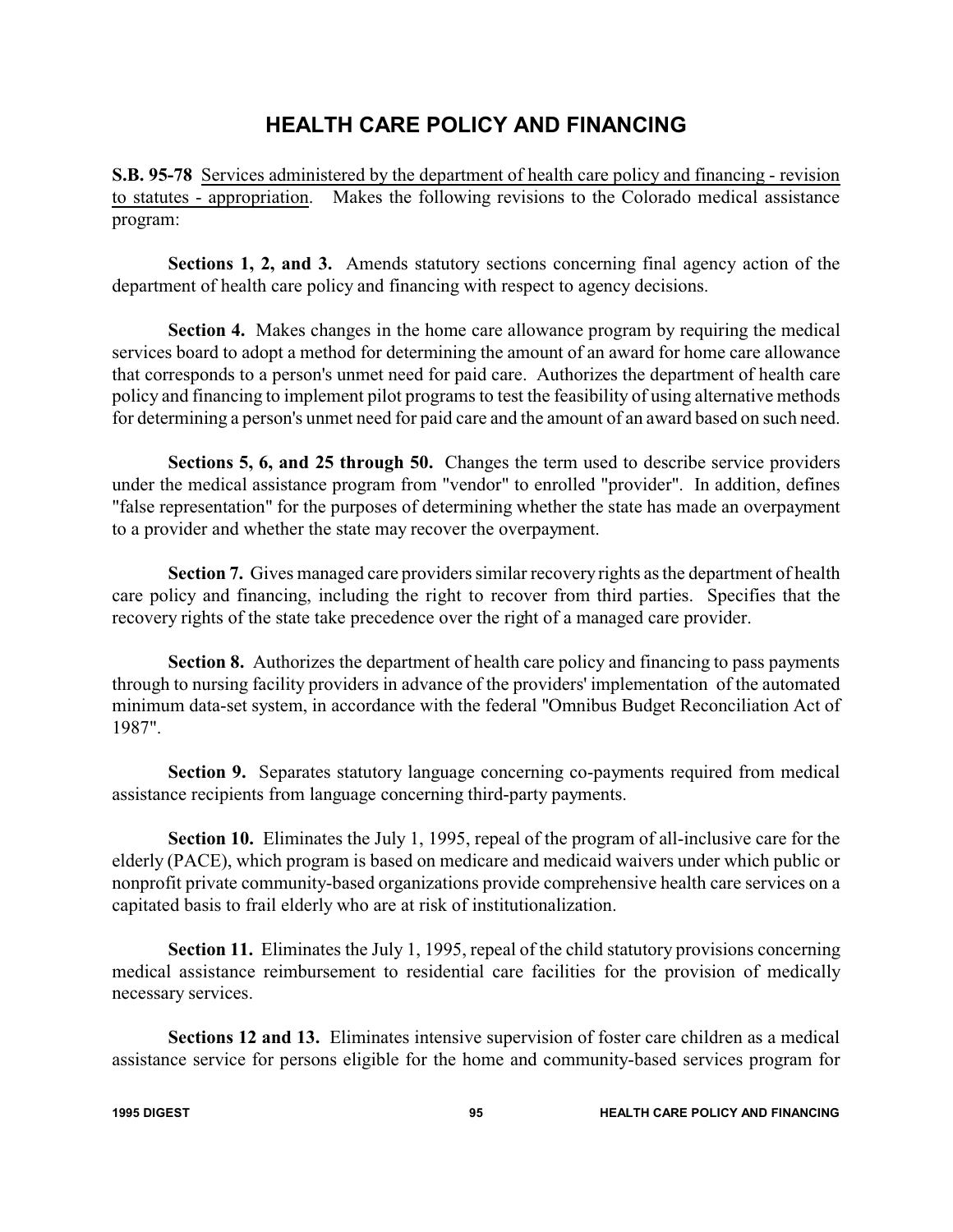# HEALTH CARE POLICY AND FINANCING

**S.B. 95-78** Services administered by the department of health care policy and financing - revision to statutes - appropriation. Makes the following revisions to the Colorado medical assistance program:

**Sections 1, 2, and 3.** Amends statutory sections concerning final agency action of the department of health care policy and financing with respect to agency decisions.

**Section 4.** Makes changes in the home care allowance program by requiring the medical services board to adopt a method for determining the amount of an award for home care allowance that corresponds to a person's unmet need for paid care. Authorizes the department of health care policy and financing to implement pilot programs to test the feasibility of using alternative methods for determining a person's unmet need for paid care and the amount of an award based on such need.

**Sections 5, 6, and 25 through 50.** Changes the term used to describe service providers under the medical assistance program from "vendor" to enrolled "provider". In addition, defines "false representation" for the purposes of determining whether the state has made an overpayment to a provider and whether the state may recover the overpayment.

**Section 7.** Gives managed care providers similar recovery rights as the department of health care policy and financing, including the right to recover from third parties. Specifies that the recovery rights of the state take precedence over the right of a managed care provider.

**Section 8.** Authorizes the department of health care policy and financing to pass payments through to nursing facility providers in advance of the providers' implementation of the automated minimum data-set system, in accordance with the federal "Omnibus Budget Reconciliation Act of 1987".

**Section 9.** Separates statutory language concerning co-payments required from medical assistance recipients from language concerning third-party payments.

**Section 10.** Eliminates the July 1, 1995, repeal of the program of all-inclusive care for the elderly (PACE), which program is based on medicare and medicaid waivers under which public or nonprofit private community-based organizations provide comprehensive health care services on a capitated basis to frail elderly who are at risk of institutionalization.

**Section 11.** Eliminates the July 1, 1995, repeal of the child statutory provisions concerning medical assistance reimbursement to residential care facilities for the provision of medically necessary services.

**Sections 12 and 13.** Eliminates intensive supervision of foster care children as a medical assistance service for persons eligible for the home and community-based services program for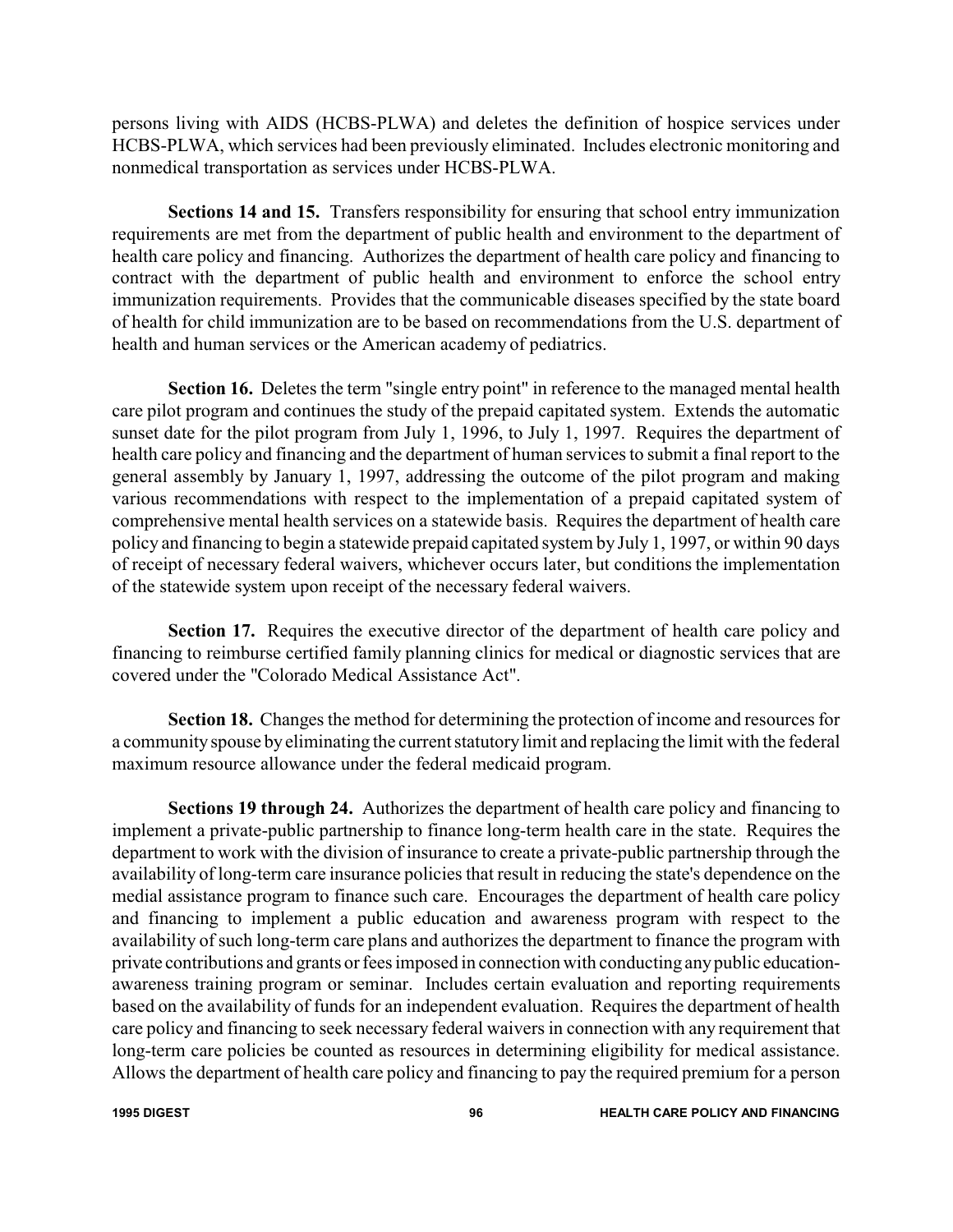persons living with AIDS (HCBS-PLWA) and deletes the definition of hospice services under HCBS-PLWA, which services had been previously eliminated. Includes electronic monitoring and nonmedical transportation as services under HCBS-PLWA.

**Sections 14 and 15.** Transfers responsibility for ensuring that school entry immunization requirements are met from the department of public health and environment to the department of health care policy and financing. Authorizes the department of health care policy and financing to contract with the department of public health and environment to enforce the school entry immunization requirements. Provides that the communicable diseases specified by the state board of health for child immunization are to be based on recommendations from the U.S. department of health and human services or the American academy of pediatrics.

**Section 16.** Deletes the term "single entry point" in reference to the managed mental health care pilot program and continues the study of the prepaid capitated system. Extends the automatic sunset date for the pilot program from July 1, 1996, to July 1, 1997. Requires the department of health care policy and financing and the department of human services to submit a final report to the general assembly by January 1, 1997, addressing the outcome of the pilot program and making various recommendations with respect to the implementation of a prepaid capitated system of comprehensive mental health services on a statewide basis. Requires the department of health care policy and financing to begin a statewide prepaid capitated system by July 1, 1997, or within 90 days of receipt of necessary federal waivers, whichever occurs later, but conditions the implementation of the statewide system upon receipt of the necessary federal waivers.

**Section 17.** Requires the executive director of the department of health care policy and financing to reimburse certified family planning clinics for medical or diagnostic services that are covered under the "Colorado Medical Assistance Act".

**Section 18.** Changes the method for determining the protection of income and resources for a community spouse by eliminating the current statutory limit and replacing the limit with the federal maximum resource allowance under the federal medicaid program.

**Sections 19 through 24.** Authorizes the department of health care policy and financing to implement a private-public partnership to finance long-term health care in the state. Requires the department to work with the division of insurance to create a private-public partnership through the availability of long-term care insurance policies that result in reducing the state's dependence on the medial assistance program to finance such care. Encourages the department of health care policy and financing to implement a public education and awareness program with respect to the availability of such long-term care plans and authorizes the department to finance the program with private contributions and grants or fees imposed in connection with conducting any public education-awareness training program or seminar. Includes certain evaluation and reporting requirements based on the availability of funds for an independent evaluation. Requires the department of health care policy and financing to seek necessary federal waivers in connection with any requirement that long-term care policies be counted as resources in determining eligibility for medical assistance. Allows the department of health care policy and financing to pay the required premium for a person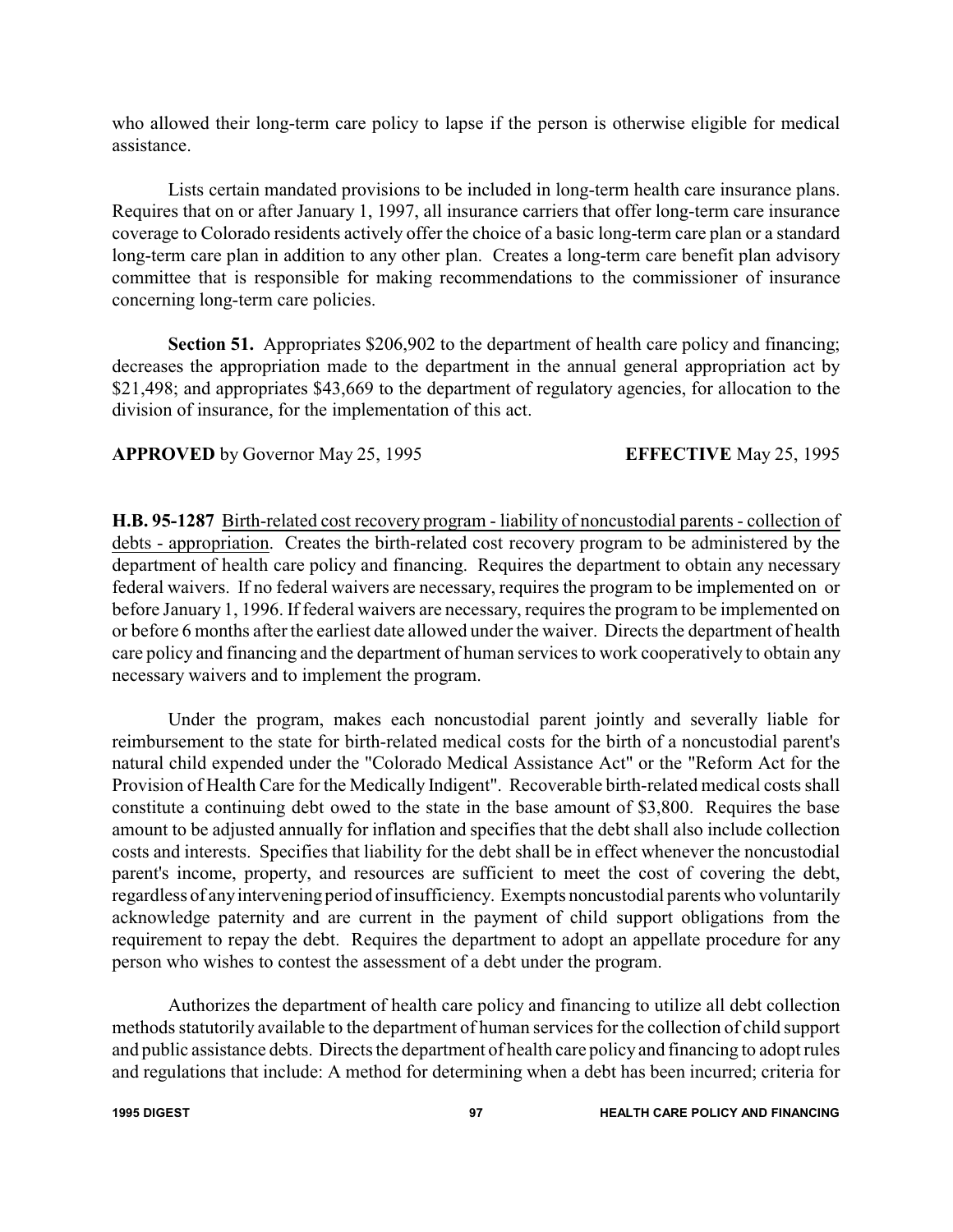who allowed their long-term care policy to lapse if the person is otherwise eligible for medical assistance.

Lists certain mandated provisions to be included in long-term health care insurance plans. Requires that on or after January 1, 1997, all insurance carriers that offer long-term care insurance coverage to Colorado residents actively offer the choice of a basic long-term care plan or a standard long-term care plan in addition to any other plan. Creates a long-term care benefit plan advisory committee that is responsible for making recommendations to the commissioner of insurance concerning long-term care policies.

**Section 51.** Appropriates $206,902 to the department of health care policy and financing; decreases the appropriation made to the department in the annual general appropriation act by $21,498; and appropriates $43,669 to the department of regulatory agencies, for allocation to the division of insurance, for the implementation of this act.

**APPROVED** by Governor May 25, 1995 **EFFECTIVE** May 25, 1995

**H.B. 95-1287** Birth-related cost recovery program - liability of noncustodial parents - collection of debts - appropriation. Creates the birth-related cost recovery program to be administered by the department of health care policy and financing. Requires the department to obtain any necessary federal waivers. If no federal waivers are necessary, requires the program to be implemented on or before January 1, 1996. If federal waivers are necessary, requires the program to be implemented on or before 6 months after the earliest date allowed under the waiver. Directs the department of health care policy and financing and the department of human services to work cooperatively to obtain any necessary waivers and to implement the program.

Under the program, makes each noncustodial parent jointly and severally liable for reimbursement to the state for birth-related medical costs for the birth of a noncustodial parent's natural child expended under the "Colorado Medical Assistance Act" or the "Reform Act for the Provision of Health Care for the Medically Indigent". Recoverable birth-related medical costs shall constitute a continuing debt owed to the state in the base amount of $3,800. Requires the base amount to be adjusted annually for inflation and specifies that the debt shall also include collection costs and interests. Specifies that liability for the debt shall be in effect whenever the noncustodial parent's income, property, and resources are sufficient to meet the cost of covering the debt, regardless of any intervening period of insufficiency. Exempts noncustodial parents who voluntarily acknowledge paternity and are current in the payment of child support obligations from the requirement to repay the debt. Requires the department to adopt an appellate procedure for any person who wishes to contest the assessment of a debt under the program.

Authorizes the department of health care policy and financing to utilize all debt collection methods statutorily available to the department of human services for the collection of child support and public assistance debts. Directs the department of health care policy and financing to adopt rules and regulations that include: A method for determining when a debt has been incurred; criteria for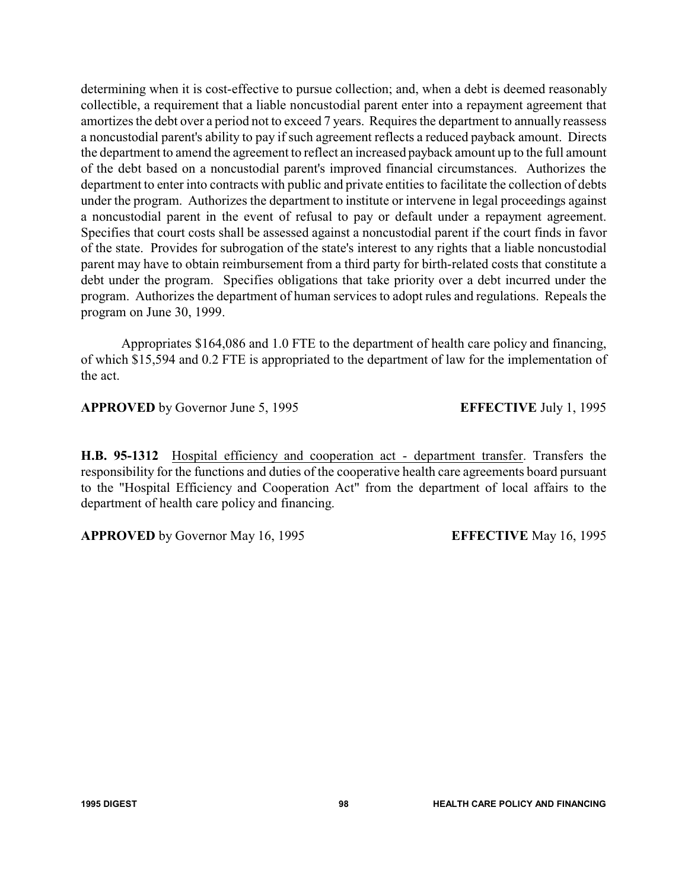determining when it is cost-effective to pursue collection; and, when a debt is deemed reasonably collectible, a requirement that a liable noncustodial parent enter into a repayment agreement that amortizes the debt over a period not to exceed 7 years. Requires the department to annually reassess a noncustodial parent's ability to pay if such agreement reflects a reduced payback amount. Directs the department to amend the agreement to reflect an increased payback amount up to the full amount of the debt based on a noncustodial parent's improved financial circumstances. Authorizes the department to enter into contracts with public and private entities to facilitate the collection of debts under the program. Authorizes the department to institute or intervene in legal proceedings against a noncustodial parent in the event of refusal to pay or default under a repayment agreement. Specifies that court costs shall be assessed against a noncustodial parent if the court finds in favor of the state. Provides for subrogation of the state's interest to any rights that a liable noncustodial parent may have to obtain reimbursement from a third party for birth-related costs that constitute a debt under the program. Specifies obligations that take priority over a debt incurred under the program. Authorizes the department of human services to adopt rules and regulations. Repeals the program on June 30, 1999.

Appropriates $164,086 and 1.0 FTE to the department of health care policy and financing, of which $15,594 and 0.2 FTE is appropriated to the department of law for the implementation of the act.

**APPROVED** by Governor June 5, 1995 **EFFECTIVE** July 1, 1995

**H.B. 95-1312** Hospital efficiency and cooperation act - department transfer. Transfers the responsibility for the functions and duties of the cooperative health care agreements board pursuant to the "Hospital Efficiency and Cooperation Act" from the department of local affairs to the department of health care policy and financing.

**APPROVED** by Governor May 16, 1995 **EFFECTIVE** May 16, 1995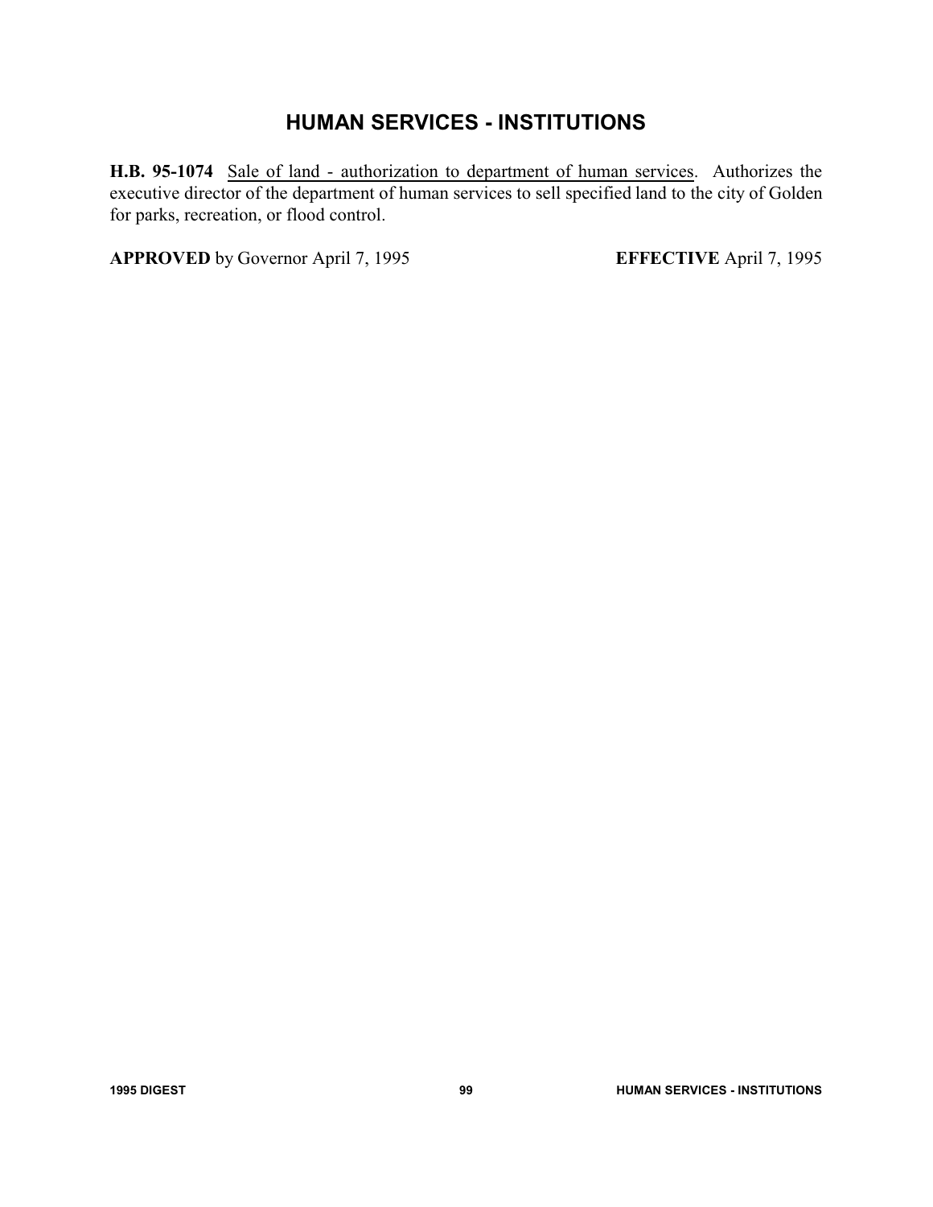## HUMAN SERVICES - INSTITUTIONS

**H.B. 95-1074** Sale of land - authorization to department of human services. Authorizes the executive director of the department of human services to sell specified land to the city of Golden for parks, recreation, or flood control.

**APPROVED** by Governor April 7, 1995 **EFFECTIVE** April 7, 1995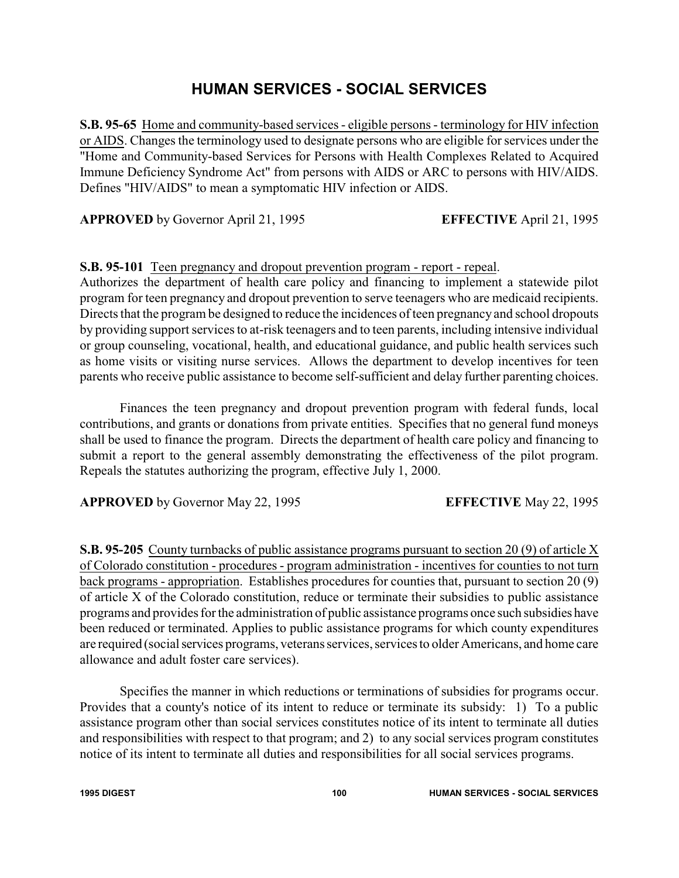# HUMAN SERVICES - SOCIAL SERVICES

**S.B. 95-65** Home and community-based services - eligible persons - terminology for HIV infection or AIDS. Changes the terminology used to designate persons who are eligible for services under the "Home and Community-based Services for Persons with Health Complexes Related to Acquired Immune Deficiency Syndrome Act" from persons with AIDS or ARC to persons with HIV/AIDS. Defines "HIV/AIDS" to mean a symptomatic HIV infection or AIDS.

**APPROVED** by Governor April 21, 1995 **EFFECTIVE** April 21, 1995

**S.B. 95-101** Teen pregnancy and dropout prevention program - report - repeal. Authorizes the department of health care policy and financing to implement a statewide pilot program for teen pregnancy and dropout prevention to serve teenagers who are medicaid recipients. Directs that the program be designed to reduce the incidences of teen pregnancy and school dropouts by providing support services to at-risk teenagers and to teen parents, including intensive individual or group counseling, vocational, health, and educational guidance, and public health services such as home visits or visiting nurse services. Allows the department to develop incentives for teen parents who receive public assistance to become self-sufficient and delay further parenting choices.

Finances the teen pregnancy and dropout prevention program with federal funds, local contributions, and grants or donations from private entities. Specifies that no general fund moneys shall be used to finance the program. Directs the department of health care policy and financing to submit a report to the general assembly demonstrating the effectiveness of the pilot program. Repeals the statutes authorizing the program, effective July 1, 2000.

**APPROVED** by Governor May 22, 1995 **EFFECTIVE** May 22, 1995

**S.B. 95-205** County turnbacks of public assistance programs pursuant to section 20 (9) of article X of Colorado constitution - procedures - program administration - incentives for counties to not turn back programs - appropriation. Establishes procedures for counties that, pursuant to section 20 (9) of article X of the Colorado constitution, reduce or terminate their subsidies to public assistance programs and provides for the administration of public assistance programs once such subsidies have been reduced or terminated. Applies to public assistance programs for which county expenditures are required (social services programs, veterans services, services to older Americans, and home care allowance and adult foster care services).

Specifies the manner in which reductions or terminations of subsidies for programs occur. Provides that a county's notice of its intent to reduce or terminate its subsidy: 1) To a public assistance program other than social services constitutes notice of its intent to terminate all duties and responsibilities with respect to that program; and 2) to any social services program constitutes notice of its intent to terminate all duties and responsibilities for all social services programs.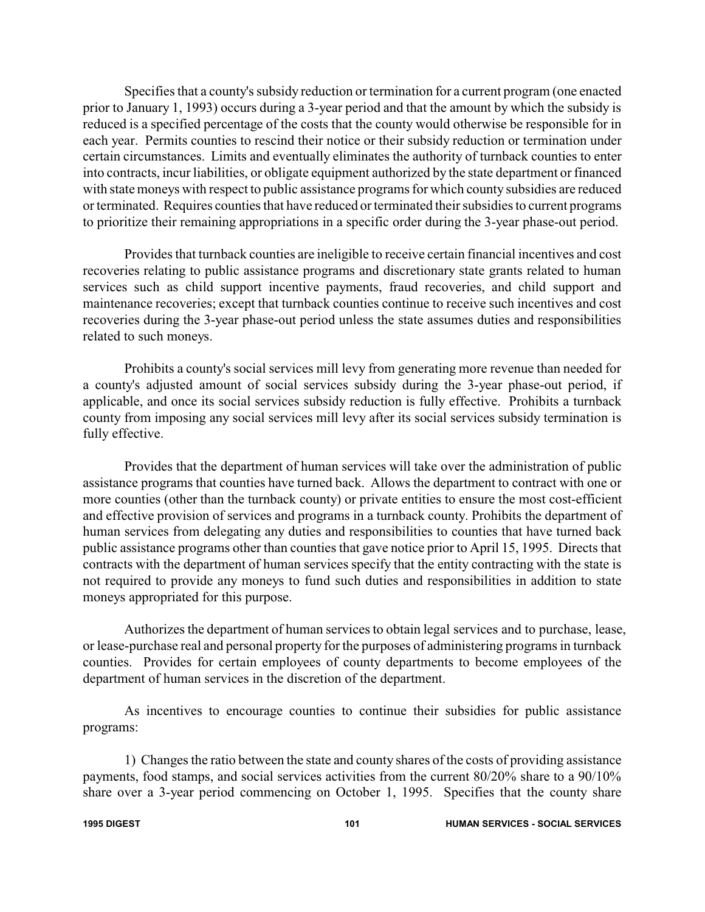Specifies that a county's subsidy reduction or termination for a current program (one enacted prior to January 1, 1993) occurs during a 3-year period and that the amount by which the subsidy is reduced is a specified percentage of the costs that the county would otherwise be responsible for in each year. Permits counties to rescind their notice or their subsidy reduction or termination under certain circumstances. Limits and eventually eliminates the authority of turnback counties to enter into contracts, incur liabilities, or obligate equipment authorized by the state department or financed with state moneys with respect to public assistance programs for which county subsidies are reduced or terminated. Requires counties that have reduced or terminated their subsidies to current programs to prioritize their remaining appropriations in a specific order during the 3-year phase-out period.

Provides that turnback counties are ineligible to receive certain financial incentives and cost recoveries relating to public assistance programs and discretionary state grants related to human services such as child support incentive payments, fraud recoveries, and child support and maintenance recoveries; except that turnback counties continue to receive such incentives and cost recoveries during the 3-year phase-out period unless the state assumes duties and responsibilities related to such moneys.

Prohibits a county's social services mill levy from generating more revenue than needed for a county's adjusted amount of social services subsidy during the 3-year phase-out period, if applicable, and once its social services subsidy reduction is fully effective. Prohibits a turnback county from imposing any social services mill levy after its social services subsidy termination is fully effective.

Provides that the department of human services will take over the administration of public assistance programs that counties have turned back. Allows the department to contract with one or more counties (other than the turnback county) or private entities to ensure the most cost-efficient and effective provision of services and programs in a turnback county. Prohibits the department of human services from delegating any duties and responsibilities to counties that have turned back public assistance programs other than counties that gave notice prior to April 15, 1995. Directs that contracts with the department of human services specify that the entity contracting with the state is not required to provide any moneys to fund such duties and responsibilities in addition to state moneys appropriated for this purpose.

Authorizes the department of human services to obtain legal services and to purchase, lease, or lease-purchase real and personal property for the purposes of administering programs in turnback counties. Provides for certain employees of county departments to become employees of the department of human services in the discretion of the department.

As incentives to encourage counties to continue their subsidies for public assistance programs:

1) Changes the ratio between the state and county shares of the costs of providing assistance payments, food stamps, and social services activities from the current 80/20% share to a 90/10% share over a 3-year period commencing on October 1, 1995. Specifies that the county share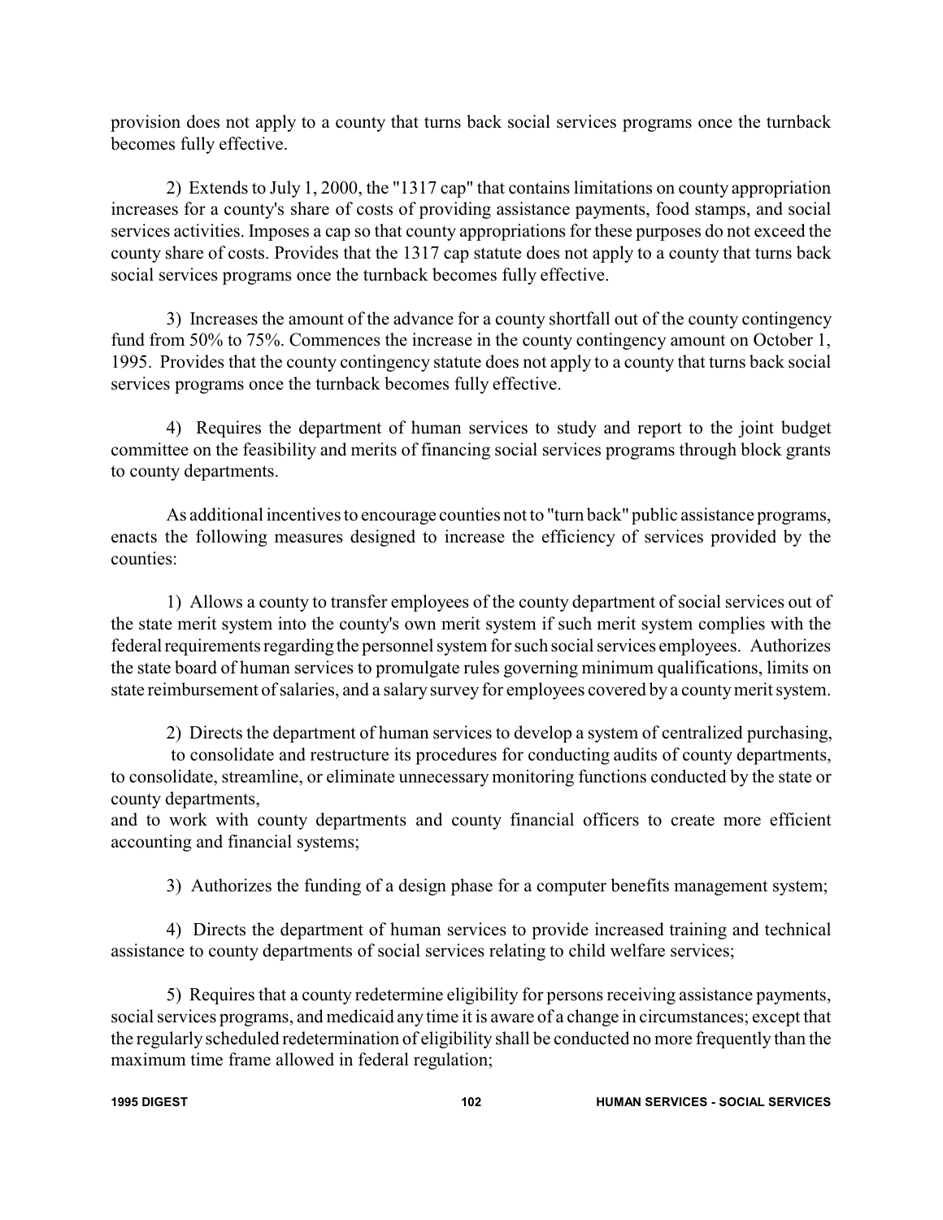provision does not apply to a county that turns back social services programs once the turnback becomes fully effective.

2) Extends to July 1, 2000, the "1317 cap" that contains limitations on county appropriation increases for a county's share of costs of providing assistance payments, food stamps, and social services activities. Imposes a cap so that county appropriations for these purposes do not exceed the county share of costs. Provides that the 1317 cap statute does not apply to a county that turns back social services programs once the turnback becomes fully effective.

3) Increases the amount of the advance for a county shortfall out of the county contingency fund from 50% to 75%. Commences the increase in the county contingency amount on October 1, 1995. Provides that the county contingency statute does not apply to a county that turns back social services programs once the turnback becomes fully effective.

4) Requires the department of human services to study and report to the joint budget committee on the feasibility and merits of financing social services programs through block grants to county departments.

As additional incentives to encourage counties not to "turn back" public assistance programs, enacts the following measures designed to increase the efficiency of services provided by the counties:

1) Allows a county to transfer employees of the county department of social services out of the state merit system into the county's own merit system if such merit system complies with the federal requirements regarding the personnel system for such social services employees. Authorizes the state board of human services to promulgate rules governing minimum qualifications, limits on state reimbursement of salaries, and a salary survey for employees covered by a county merit system.

2) Directs the department of human services to develop a system of centralized purchasing, to consolidate and restructure its procedures for conducting audits of county departments, to consolidate, streamline, or eliminate unnecessary monitoring functions conducted by the state or county departments,
and to work with county departments and county financial officers to create more efficient accounting and financial systems;

3) Authorizes the funding of a design phase for a computer benefits management system;

4) Directs the department of human services to provide increased training and technical assistance to county departments of social services relating to child welfare services;

5) Requires that a county redetermine eligibility for persons receiving assistance payments, social services programs, and medicaid any time it is aware of a change in circumstances; except that the regularly scheduled redetermination of eligibility shall be conducted no more frequently than the maximum time frame allowed in federal regulation;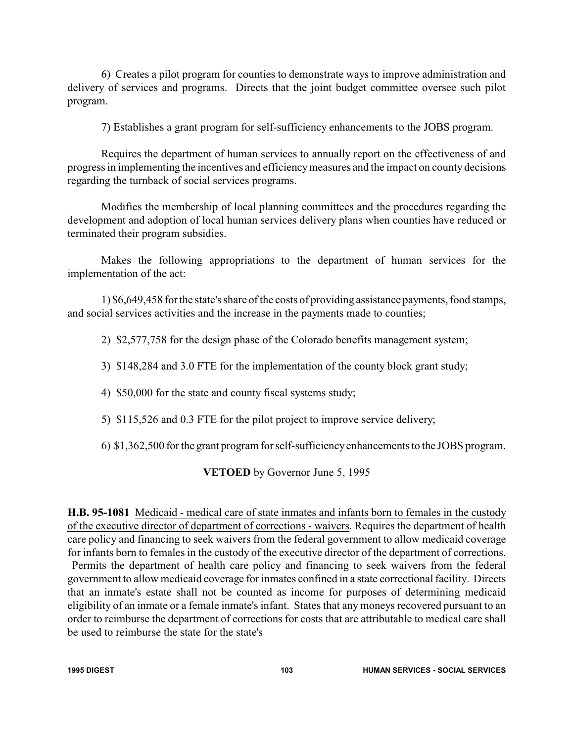6) Creates a pilot program for counties to demonstrate ways to improve administration and delivery of services and programs. Directs that the joint budget committee oversee such pilot program.

7) Establishes a grant program for self-sufficiency enhancements to the JOBS program.

Requires the department of human services to annually report on the effectiveness of and progress in implementing the incentives and efficiency measures and the impact on county decisions regarding the turnback of social services programs.

Modifies the membership of local planning committees and the procedures regarding the development and adoption of local human services delivery plans when counties have reduced or terminated their program subsidies.

Makes the following appropriations to the department of human services for the implementation of the act:

1) $6,649,458 for the state's share of the costs of providing assistance payments, food stamps, and social services activities and the increase in the payments made to counties;

2) $2,577,758 for the design phase of the Colorado benefits management system;

3) $148,284 and 3.0 FTE for the implementation of the county block grant study;

4) $50,000 for the state and county fiscal systems study;

5) $115,526 and 0.3 FTE for the pilot project to improve service delivery;

6) $1,362,500 for the grant program for self-sufficiency enhancements to the JOBS program.

**VETOED** by Governor June 5, 1995

**H.B. 95-1081** Medicaid - medical care of state inmates and infants born to females in the custody of the executive director of department of corrections - waivers. Requires the department of health care policy and financing to seek waivers from the federal government to allow medicaid coverage for infants born to females in the custody of the executive director of the department of corrections. Permits the department of health care policy and financing to seek waivers from the federal government to allow medicaid coverage for inmates confined in a state correctional facility. Directs that an inmate's estate shall not be counted as income for purposes of determining medicaid eligibility of an inmate or a female inmate's infant. States that any moneys recovered pursuant to an order to reimburse the department of corrections for costs that are attributable to medical care shall be used to reimburse the state for the state's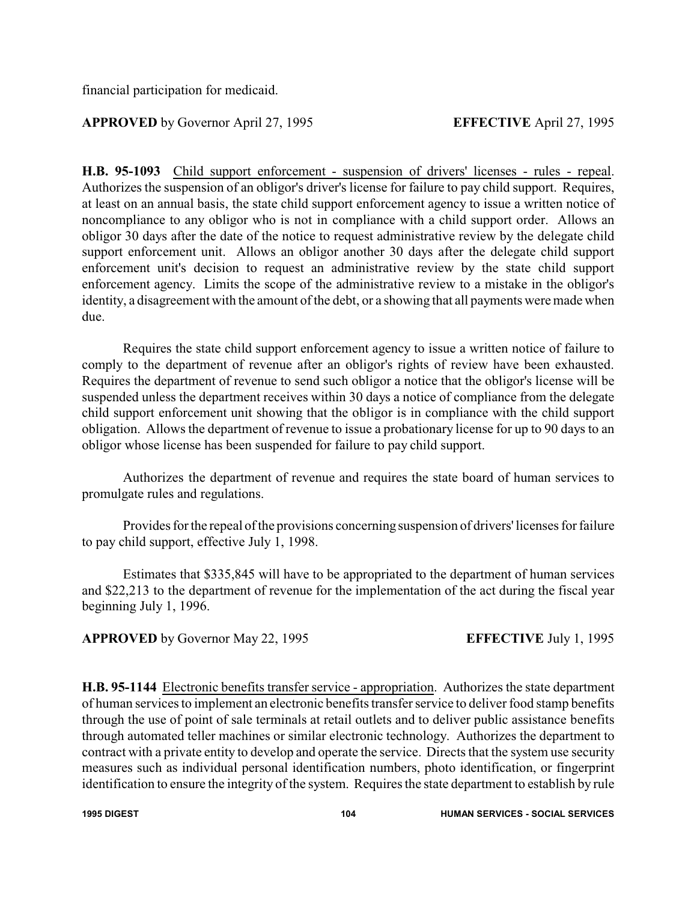financial participation for medicaid.

**APPROVED** by Governor April 27, 1995 **EFFECTIVE** April 27, 1995

**H.B. 95-1093** Child support enforcement - suspension of drivers' licenses - rules - repeal. Authorizes the suspension of an obligor's driver's license for failure to pay child support. Requires, at least on an annual basis, the state child support enforcement agency to issue a written notice of noncompliance to any obligor who is not in compliance with a child support order. Allows an obligor 30 days after the date of the notice to request administrative review by the delegate child support enforcement unit. Allows an obligor another 30 days after the delegate child support enforcement unit's decision to request an administrative review by the state child support enforcement agency. Limits the scope of the administrative review to a mistake in the obligor's identity, a disagreement with the amount of the debt, or a showing that all payments were made when due.

Requires the state child support enforcement agency to issue a written notice of failure to comply to the department of revenue after an obligor's rights of review have been exhausted. Requires the department of revenue to send such obligor a notice that the obligor's license will be suspended unless the department receives within 30 days a notice of compliance from the delegate child support enforcement unit showing that the obligor is in compliance with the child support obligation. Allows the department of revenue to issue a probationary license for up to 90 days to an obligor whose license has been suspended for failure to pay child support.

Authorizes the department of revenue and requires the state board of human services to promulgate rules and regulations.

Provides for the repeal of the provisions concerning suspension of drivers' licenses for failure to pay child support, effective July 1, 1998.

Estimates that $335,845 will have to be appropriated to the department of human services and $22,213 to the department of revenue for the implementation of the act during the fiscal year beginning July 1, 1996.

**APPROVED** by Governor May 22, 1995 **EFFECTIVE** July 1, 1995

**H.B. 95-1144** Electronic benefits transfer service - appropriation. Authorizes the state department of human services to implement an electronic benefits transfer service to deliver food stamp benefits through the use of point of sale terminals at retail outlets and to deliver public assistance benefits through automated teller machines or similar electronic technology. Authorizes the department to contract with a private entity to develop and operate the service. Directs that the system use security measures such as individual personal identification numbers, photo identification, or fingerprint identification to ensure the integrity of the system. Requires the state department to establish by rule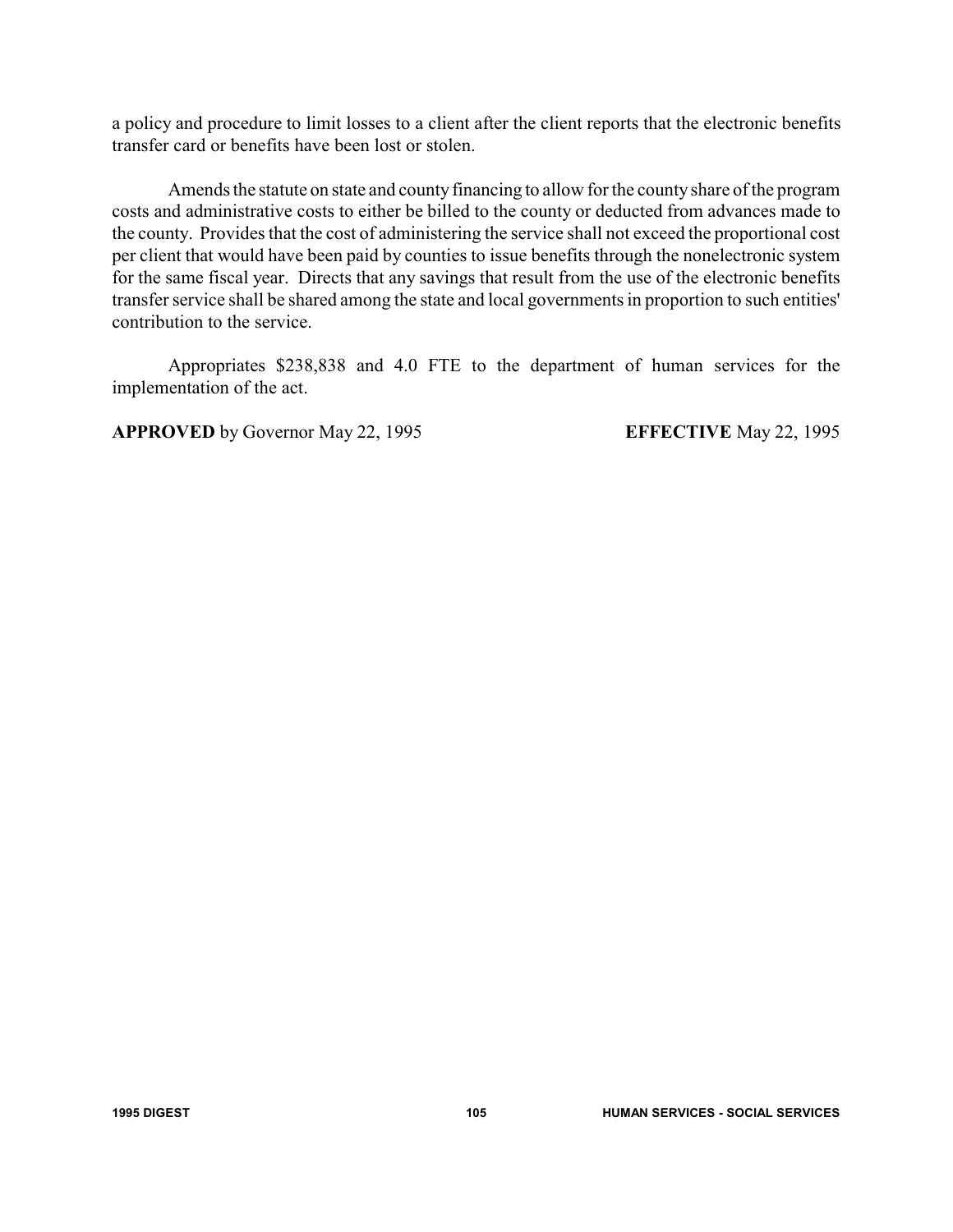a policy and procedure to limit losses to a client after the client reports that the electronic benefits transfer card or benefits have been lost or stolen.

Amends the statute on state and county financing to allow for the county share of the program costs and administrative costs to either be billed to the county or deducted from advances made to the county. Provides that the cost of administering the service shall not exceed the proportional cost per client that would have been paid by counties to issue benefits through the nonelectronic system for the same fiscal year. Directs that any savings that result from the use of the electronic benefits transfer service shall be shared among the state and local governments in proportion to such entities' contribution to the service.

Appropriates $238,838 and 4.0 FTE to the department of human services for the implementation of the act.

**APPROVED** by Governor May 22, 1995 **EFFECTIVE** May 22, 1995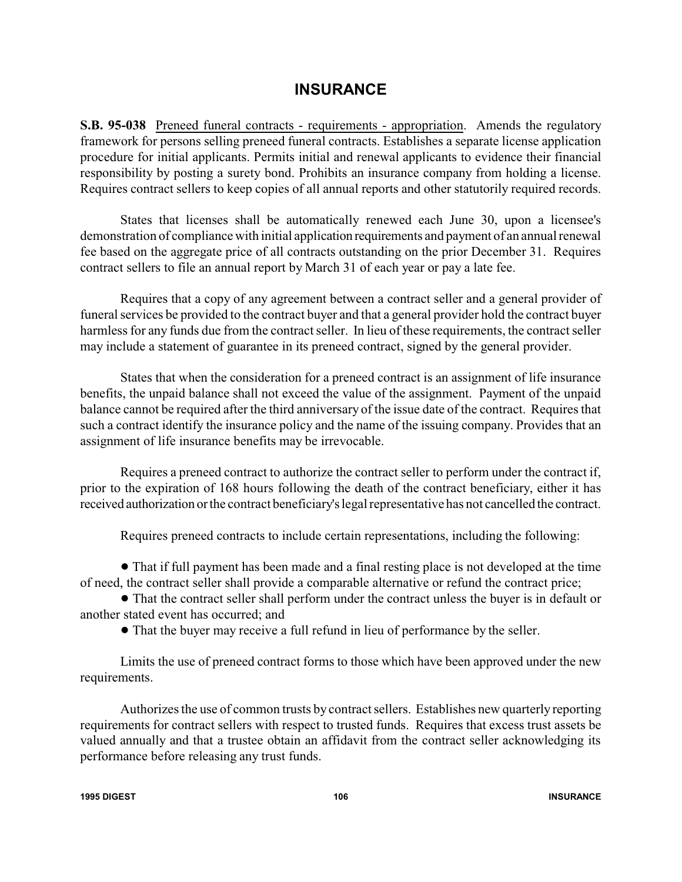# INSURANCE

**S.B. 95-038** Preneed funeral contracts - requirements - appropriation. Amends the regulatory framework for persons selling preneed funeral contracts. Establishes a separate license application procedure for initial applicants. Permits initial and renewal applicants to evidence their financial responsibility by posting a surety bond. Prohibits an insurance company from holding a license. Requires contract sellers to keep copies of all annual reports and other statutorily required records.

States that licenses shall be automatically renewed each June 30, upon a licensee's demonstration of compliance with initial application requirements and payment of an annual renewal fee based on the aggregate price of all contracts outstanding on the prior December 31. Requires contract sellers to file an annual report by March 31 of each year or pay a late fee.

Requires that a copy of any agreement between a contract seller and a general provider of funeral services be provided to the contract buyer and that a general provider hold the contract buyer harmless for any funds due from the contract seller. In lieu of these requirements, the contract seller may include a statement of guarantee in its preneed contract, signed by the general provider.

States that when the consideration for a preneed contract is an assignment of life insurance benefits, the unpaid balance shall not exceed the value of the assignment. Payment of the unpaid balance cannot be required after the third anniversary of the issue date of the contract. Requires that such a contract identify the insurance policy and the name of the issuing company. Provides that an assignment of life insurance benefits may be irrevocable.

Requires a preneed contract to authorize the contract seller to perform under the contract if, prior to the expiration of 168 hours following the death of the contract beneficiary, either it has received authorization or the contract beneficiary's legal representative has not cancelled the contract.

Requires preneed contracts to include certain representations, including the following:

- That if full payment has been made and a final resting place is not developed at the time of need, the contract seller shall provide a comparable alternative or refund the contract price;
- That the contract seller shall perform under the contract unless the buyer is in default or another stated event has occurred; and
- That the buyer may receive a full refund in lieu of performance by the seller.

Limits the use of preneed contract forms to those which have been approved under the new requirements.

Authorizes the use of common trusts by contract sellers. Establishes new quarterly reporting requirements for contract sellers with respect to trusted funds. Requires that excess trust assets be valued annually and that a trustee obtain an affidavit from the contract seller acknowledging its performance before releasing any trust funds.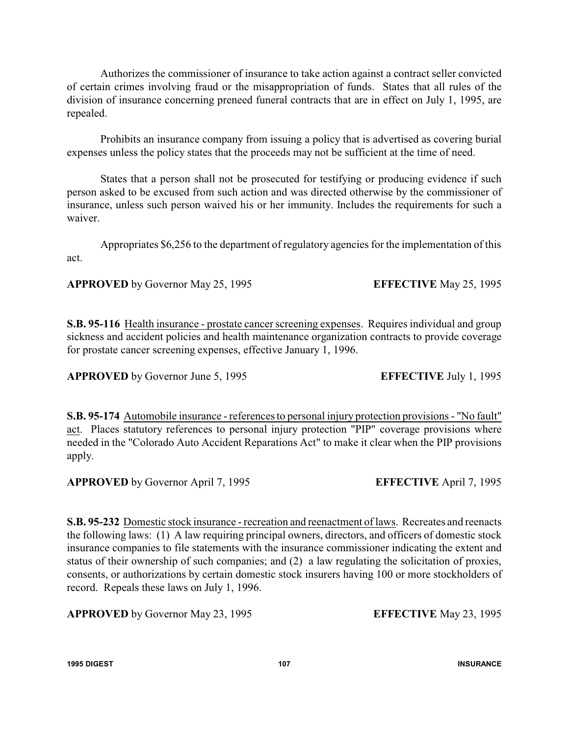Authorizes the commissioner of insurance to take action against a contract seller convicted of certain crimes involving fraud or the misappropriation of funds. States that all rules of the division of insurance concerning preneed funeral contracts that are in effect on July 1, 1995, are repealed.

Prohibits an insurance company from issuing a policy that is advertised as covering burial expenses unless the policy states that the proceeds may not be sufficient at the time of need.

States that a person shall not be prosecuted for testifying or producing evidence if such person asked to be excused from such action and was directed otherwise by the commissioner of insurance, unless such person waived his or her immunity. Includes the requirements for such a waiver.

Appropriates $6,256 to the department of regulatory agencies for the implementation of this act.

**APPROVED** by Governor May 25, 1995 **EFFECTIVE** May 25, 1995

**S.B. 95-116** Health insurance - prostate cancer screening expenses. Requires individual and group sickness and accident policies and health maintenance organization contracts to provide coverage for prostate cancer screening expenses, effective January 1, 1996.

**APPROVED** by Governor June 5, 1995 **EFFECTIVE** July 1, 1995

**S.B. 95-174** Automobile insurance - references to personal injury protection provisions - "No fault" act. Places statutory references to personal injury protection "PIP" coverage provisions where needed in the "Colorado Auto Accident Reparations Act" to make it clear when the PIP provisions apply.

**APPROVED** by Governor April 7, 1995 **EFFECTIVE** April 7, 1995

**S.B. 95-232** Domestic stock insurance - recreation and reenactment of laws. Recreates and reenacts the following laws: (1) A law requiring principal owners, directors, and officers of domestic stock insurance companies to file statements with the insurance commissioner indicating the extent and status of their ownership of such companies; and (2) a law regulating the solicitation of proxies, consents, or authorizations by certain domestic stock insurers having 100 or more stockholders of record. Repeals these laws on July 1, 1996.

**APPROVED** by Governor May 23, 1995 **EFFECTIVE** May 23, 1995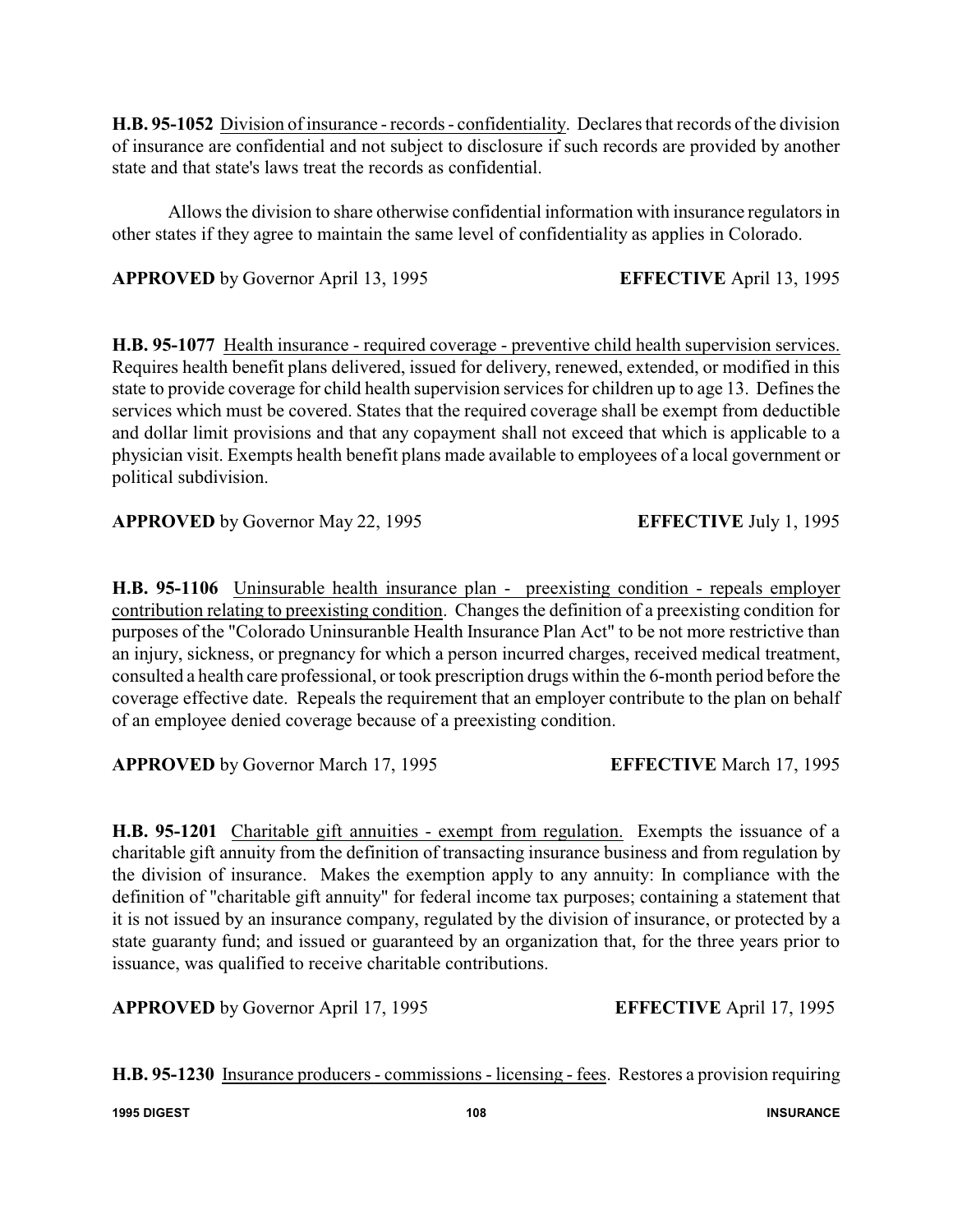**H.B. 95-1052** Division of insurance - records - confidentiality. Declares that records of the division of insurance are confidential and not subject to disclosure if such records are provided by another state and that state's laws treat the records as confidential.

Allows the division to share otherwise confidential information with insurance regulators in other states if they agree to maintain the same level of confidentiality as applies in Colorado.

**APPROVED** by Governor April 13, 1995 **EFFECTIVE** April 13, 1995

**H.B. 95-1077** Health insurance - required coverage - preventive child health supervision services. Requires health benefit plans delivered, issued for delivery, renewed, extended, or modified in this state to provide coverage for child health supervision services for children up to age 13. Defines the services which must be covered. States that the required coverage shall be exempt from deductible and dollar limit provisions and that any copayment shall not exceed that which is applicable to a physician visit. Exempts health benefit plans made available to employees of a local government or political subdivision.

**APPROVED** by Governor May 22, 1995 **EFFECTIVE** July 1, 1995

**H.B. 95-1106** Uninsurable health insurance plan - preexisting condition - repeals employer contribution relating to preexisting condition. Changes the definition of a preexisting condition for purposes of the "Colorado Uninsuranble Health Insurance Plan Act" to be not more restrictive than an injury, sickness, or pregnancy for which a person incurred charges, received medical treatment, consulted a health care professional, or took prescription drugs within the 6-month period before the coverage effective date. Repeals the requirement that an employer contribute to the plan on behalf of an employee denied coverage because of a preexisting condition.

**APPROVED** by Governor March 17, 1995 **EFFECTIVE** March 17, 1995

**H.B. 95-1201** Charitable gift annuities - exempt from regulation. Exempts the issuance of a charitable gift annuity from the definition of transacting insurance business and from regulation by the division of insurance. Makes the exemption apply to any annuity: In compliance with the definition of "charitable gift annuity" for federal income tax purposes; containing a statement that it is not issued by an insurance company, regulated by the division of insurance, or protected by a state guaranty fund; and issued or guaranteed by an organization that, for the three years prior to issuance, was qualified to receive charitable contributions.

**APPROVED** by Governor April 17, 1995 **EFFECTIVE** April 17, 1995

**H.B. 95-1230** Insurance producers - commissions - licensing - fees. Restores a provision requiring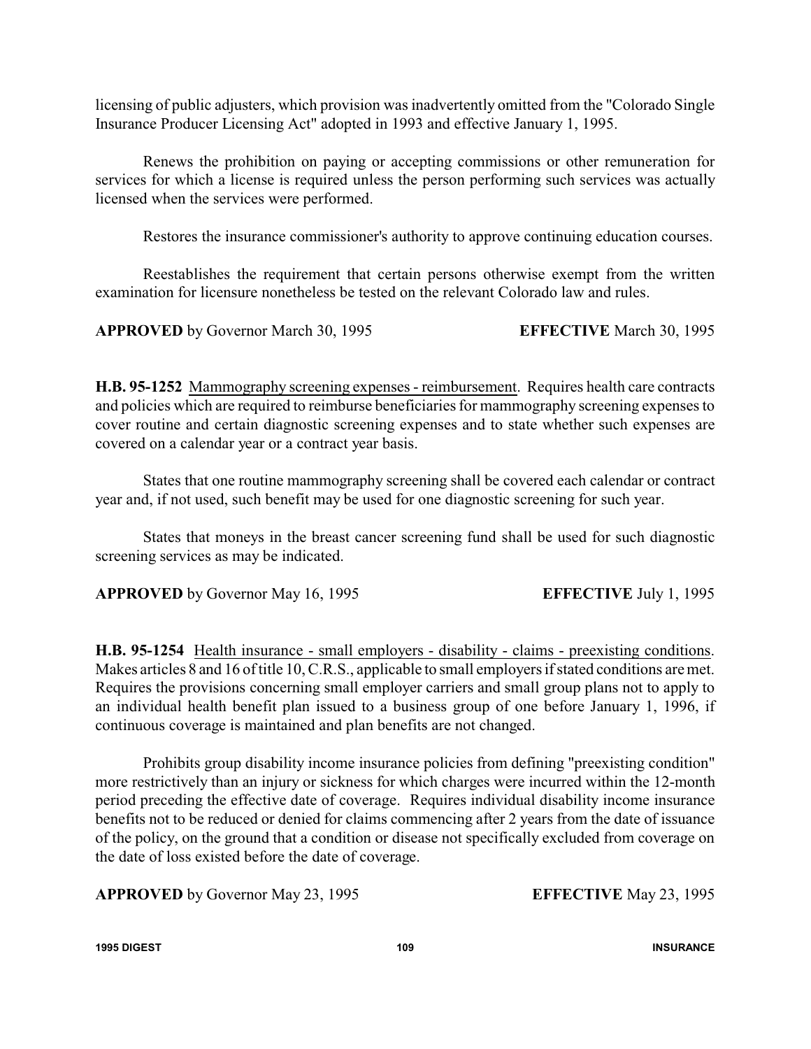licensing of public adjusters, which provision was inadvertently omitted from the "Colorado Single Insurance Producer Licensing Act" adopted in 1993 and effective January 1, 1995.

Renews the prohibition on paying or accepting commissions or other remuneration for services for which a license is required unless the person performing such services was actually licensed when the services were performed.

Restores the insurance commissioner's authority to approve continuing education courses.

Reestablishes the requirement that certain persons otherwise exempt from the written examination for licensure nonetheless be tested on the relevant Colorado law and rules.

**APPROVED** by Governor March 30, 1995 **EFFECTIVE** March 30, 1995

**H.B. 95-1252** Mammography screening expenses - reimbursement. Requires health care contracts and policies which are required to reimburse beneficiaries for mammography screening expenses to cover routine and certain diagnostic screening expenses and to state whether such expenses are covered on a calendar year or a contract year basis.

States that one routine mammography screening shall be covered each calendar or contract year and, if not used, such benefit may be used for one diagnostic screening for such year.

States that moneys in the breast cancer screening fund shall be used for such diagnostic screening services as may be indicated.

**APPROVED** by Governor May 16, 1995 **EFFECTIVE** July 1, 1995

**H.B. 95-1254** Health insurance - small employers - disability - claims - preexisting conditions. Makes articles 8 and 16 of title 10, C.R.S., applicable to small employers if stated conditions are met. Requires the provisions concerning small employer carriers and small group plans not to apply to an individual health benefit plan issued to a business group of one before January 1, 1996, if continuous coverage is maintained and plan benefits are not changed.

Prohibits group disability income insurance policies from defining "preexisting condition" more restrictively than an injury or sickness for which charges were incurred within the 12-month period preceding the effective date of coverage. Requires individual disability income insurance benefits not to be reduced or denied for claims commencing after 2 years from the date of issuance of the policy, on the ground that a condition or disease not specifically excluded from coverage on the date of loss existed before the date of coverage.

**APPROVED** by Governor May 23, 1995 **EFFECTIVE** May 23, 1995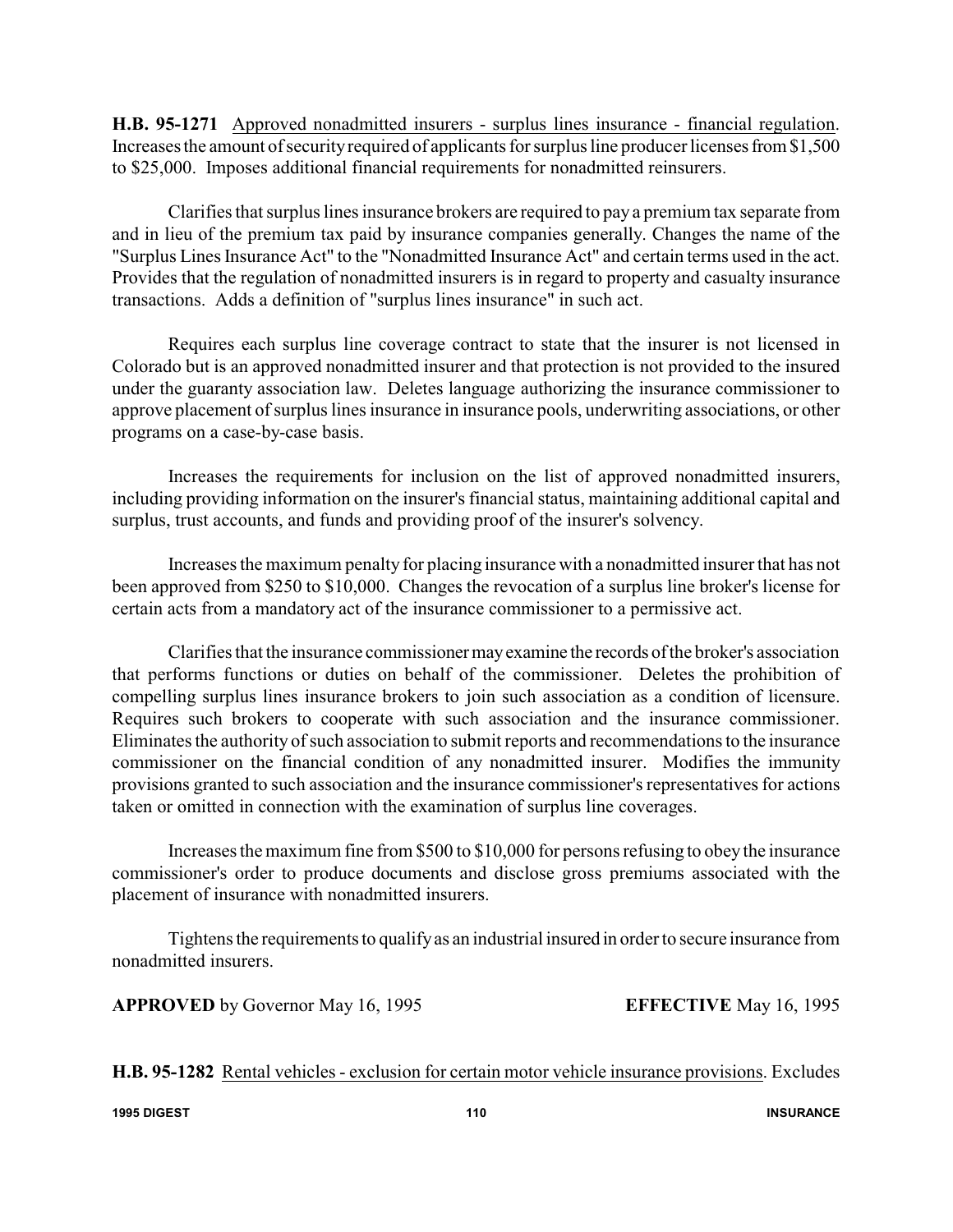**H.B. 95-1271** Approved nonadmitted insurers - surplus lines insurance - financial regulation. Increases the amount of security required of applicants for surplus line producer licenses from $1,500 to $25,000. Imposes additional financial requirements for nonadmitted reinsurers.

Clarifies that surplus lines insurance brokers are required to pay a premium tax separate from and in lieu of the premium tax paid by insurance companies generally. Changes the name of the "Surplus Lines Insurance Act" to the "Nonadmitted Insurance Act" and certain terms used in the act. Provides that the regulation of nonadmitted insurers is in regard to property and casualty insurance transactions. Adds a definition of "surplus lines insurance" in such act.

Requires each surplus line coverage contract to state that the insurer is not licensed in Colorado but is an approved nonadmitted insurer and that protection is not provided to the insured under the guaranty association law. Deletes language authorizing the insurance commissioner to approve placement of surplus lines insurance in insurance pools, underwriting associations, or other programs on a case-by-case basis.

Increases the requirements for inclusion on the list of approved nonadmitted insurers, including providing information on the insurer's financial status, maintaining additional capital and surplus, trust accounts, and funds and providing proof of the insurer's solvency.

Increases the maximum penalty for placing insurance with a nonadmitted insurer that has not been approved from $250 to $10,000. Changes the revocation of a surplus line broker's license for certain acts from a mandatory act of the insurance commissioner to a permissive act.

Clarifies that the insurance commissioner may examine the records of the broker's association that performs functions or duties on behalf of the commissioner. Deletes the prohibition of compelling surplus lines insurance brokers to join such association as a condition of licensure. Requires such brokers to cooperate with such association and the insurance commissioner. Eliminates the authority of such association to submit reports and recommendations to the insurance commissioner on the financial condition of any nonadmitted insurer. Modifies the immunity provisions granted to such association and the insurance commissioner's representatives for actions taken or omitted in connection with the examination of surplus line coverages.

Increases the maximum fine from $500 to $10,000 for persons refusing to obey the insurance commissioner's order to produce documents and disclose gross premiums associated with the placement of insurance with nonadmitted insurers.

Tightens the requirements to qualify as an industrial insured in order to secure insurance from nonadmitted insurers.

**APPROVED** by Governor May 16, 1995 **EFFECTIVE** May 16, 1995

**H.B. 95-1282** Rental vehicles - exclusion for certain motor vehicle insurance provisions. Excludes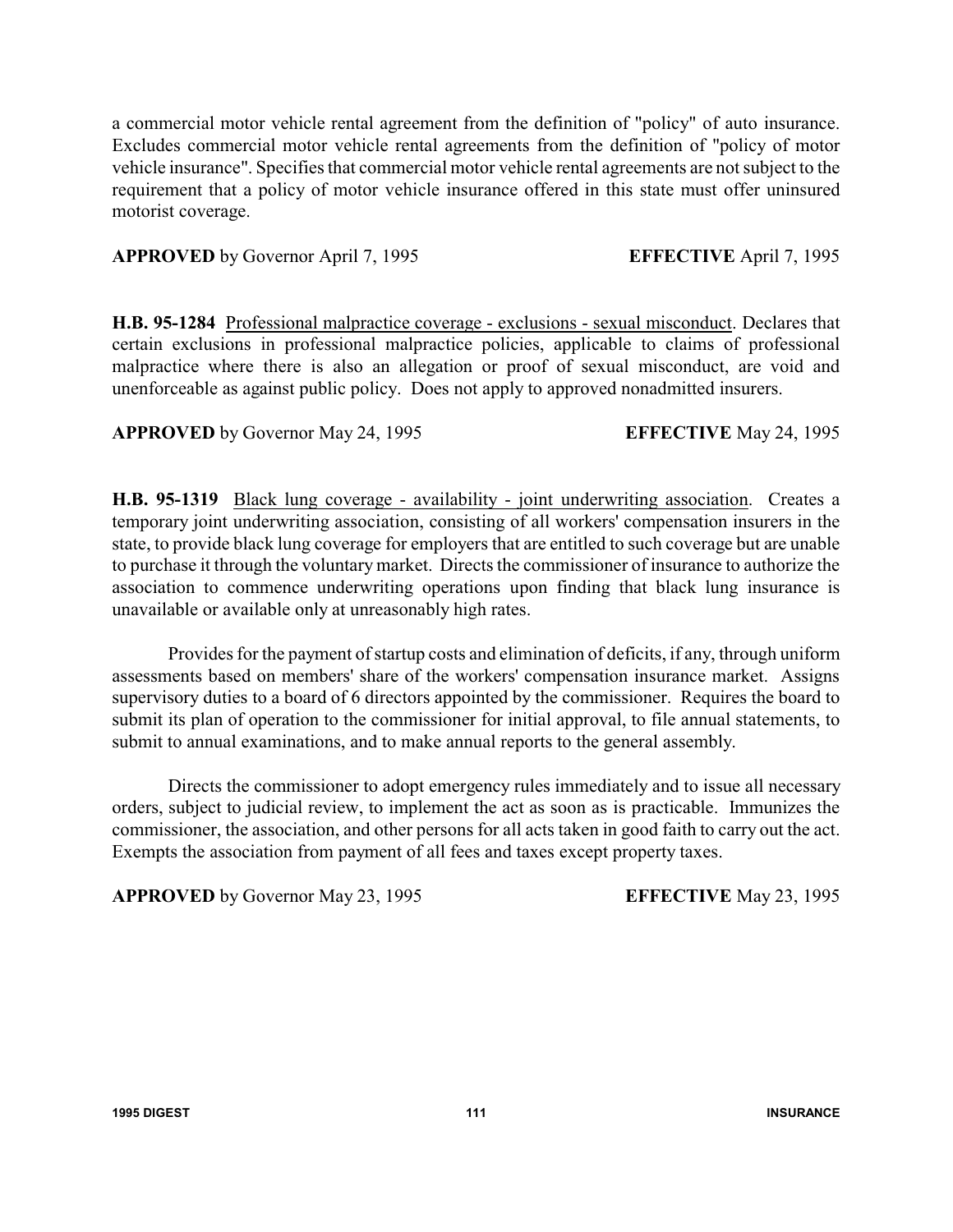a commercial motor vehicle rental agreement from the definition of "policy" of auto insurance. Excludes commercial motor vehicle rental agreements from the definition of "policy of motor vehicle insurance". Specifies that commercial motor vehicle rental agreements are not subject to the requirement that a policy of motor vehicle insurance offered in this state must offer uninsured motorist coverage.

**APPROVED** by Governor April 7, 1995 **EFFECTIVE** April 7, 1995

**H.B. 95-1284** Professional malpractice coverage - exclusions - sexual misconduct. Declares that certain exclusions in professional malpractice policies, applicable to claims of professional malpractice where there is also an allegation or proof of sexual misconduct, are void and unenforceable as against public policy. Does not apply to approved nonadmitted insurers.

**APPROVED** by Governor May 24, 1995 **EFFECTIVE** May 24, 1995

**H.B. 95-1319** Black lung coverage - availability - joint underwriting association. Creates a temporary joint underwriting association, consisting of all workers' compensation insurers in the state, to provide black lung coverage for employers that are entitled to such coverage but are unable to purchase it through the voluntary market. Directs the commissioner of insurance to authorize the association to commence underwriting operations upon finding that black lung insurance is unavailable or available only at unreasonably high rates.

Provides for the payment of startup costs and elimination of deficits, if any, through uniform assessments based on members' share of the workers' compensation insurance market. Assigns supervisory duties to a board of 6 directors appointed by the commissioner. Requires the board to submit its plan of operation to the commissioner for initial approval, to file annual statements, to submit to annual examinations, and to make annual reports to the general assembly.

Directs the commissioner to adopt emergency rules immediately and to issue all necessary orders, subject to judicial review, to implement the act as soon as is practicable. Immunizes the commissioner, the association, and other persons for all acts taken in good faith to carry out the act. Exempts the association from payment of all fees and taxes except property taxes.

**APPROVED** by Governor May 23, 1995 **EFFECTIVE** May 23, 1995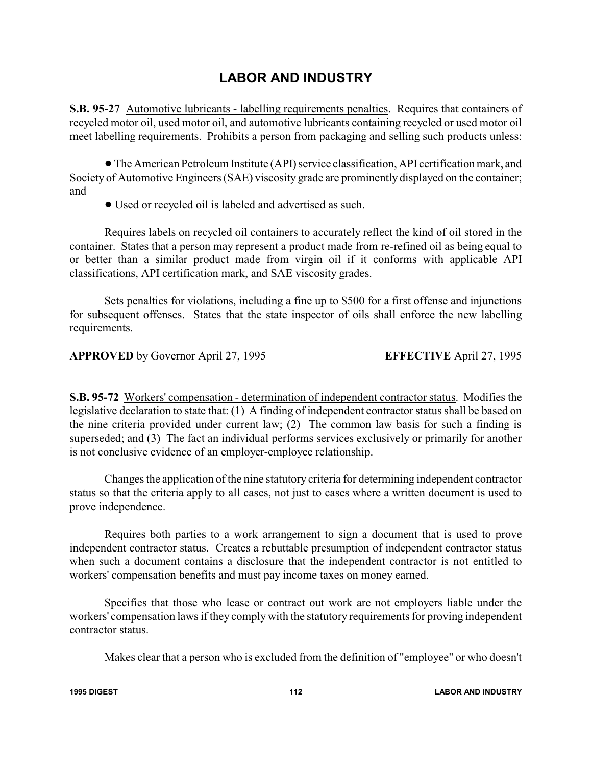# LABOR AND INDUSTRY

**S.B. 95-27** Automotive lubricants - labelling requirements penalties. Requires that containers of recycled motor oil, used motor oil, and automotive lubricants containing recycled or used motor oil meet labelling requirements. Prohibits a person from packaging and selling such products unless:

- The American Petroleum Institute (API) service classification, API certification mark, and Society of Automotive Engineers (SAE) viscosity grade are prominently displayed on the container; and
- Used or recycled oil is labeled and advertised as such.

Requires labels on recycled oil containers to accurately reflect the kind of oil stored in the container. States that a person may represent a product made from re-refined oil as being equal to or better than a similar product made from virgin oil if it conforms with applicable API classifications, API certification mark, and SAE viscosity grades.

Sets penalties for violations, including a fine up to $500 for a first offense and injunctions for subsequent offenses. States that the state inspector of oils shall enforce the new labelling requirements.

**APPROVED** by Governor April 27, 1995 **EFFECTIVE** April 27, 1995

**S.B. 95-72** Workers' compensation - determination of independent contractor status. Modifies the legislative declaration to state that: (1) A finding of independent contractor status shall be based on the nine criteria provided under current law; (2) The common law basis for such a finding is superseded; and (3) The fact an individual performs services exclusively or primarily for another is not conclusive evidence of an employer-employee relationship.

Changes the application of the nine statutory criteria for determining independent contractor status so that the criteria apply to all cases, not just to cases where a written document is used to prove independence.

Requires both parties to a work arrangement to sign a document that is used to prove independent contractor status. Creates a rebuttable presumption of independent contractor status when such a document contains a disclosure that the independent contractor is not entitled to workers' compensation benefits and must pay income taxes on money earned.

Specifies that those who lease or contract out work are not employers liable under the workers' compensation laws if they comply with the statutory requirements for proving independent contractor status.

Makes clear that a person who is excluded from the definition of "employee" or who doesn't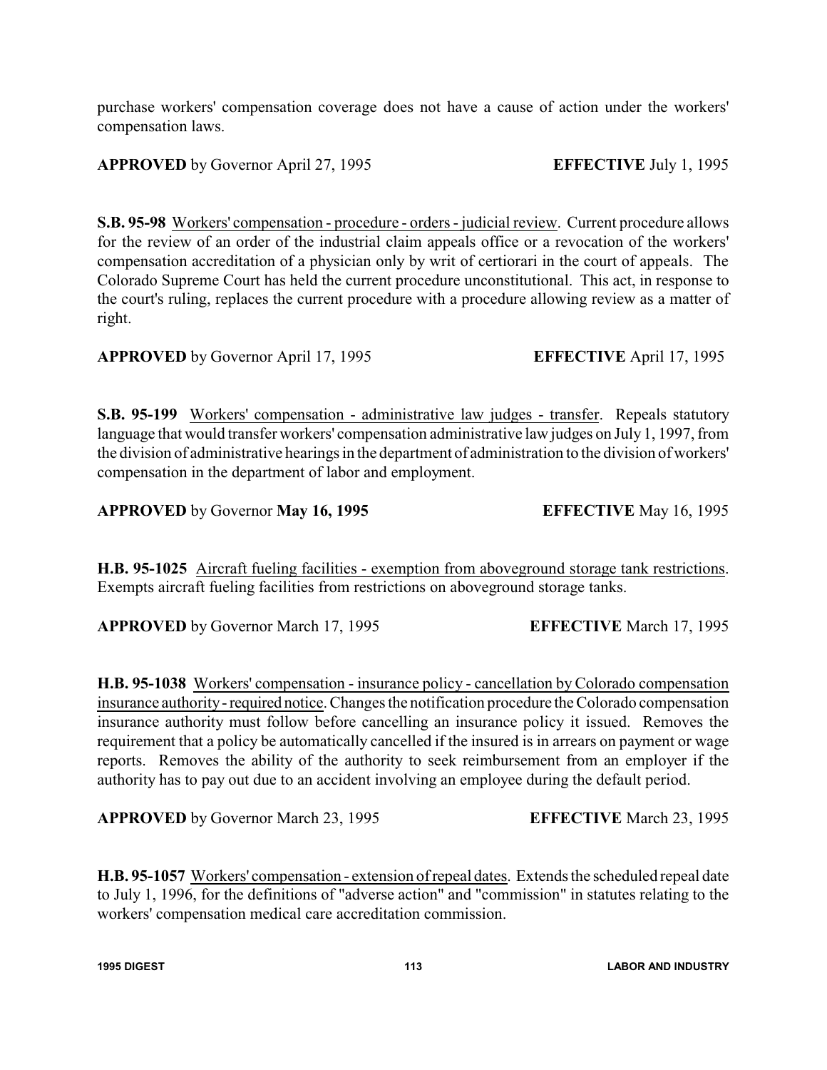purchase workers' compensation coverage does not have a cause of action under the workers' compensation laws.

**APPROVED** by Governor April 27, 1995 **EFFECTIVE** July 1, 1995

**S.B. 95-98** Workers' compensation - procedure - orders - judicial review. Current procedure allows for the review of an order of the industrial claim appeals office or a revocation of the workers' compensation accreditation of a physician only by writ of certiorari in the court of appeals. The Colorado Supreme Court has held the current procedure unconstitutional. This act, in response to the court's ruling, replaces the current procedure with a procedure allowing review as a matter of right.

**APPROVED** by Governor April 17, 1995 **EFFECTIVE** April 17, 1995

**S.B. 95-199** Workers' compensation - administrative law judges - transfer. Repeals statutory language that would transfer workers' compensation administrative law judges on July 1, 1997, from the division of administrative hearings in the department of administration to the division of workers' compensation in the department of labor and employment.

**APPROVED** by Governor **May 16, 1995** **EFFECTIVE** May 16, 1995

**H.B. 95-1025** Aircraft fueling facilities - exemption from aboveground storage tank restrictions. Exempts aircraft fueling facilities from restrictions on aboveground storage tanks.

**APPROVED** by Governor March 17, 1995 **EFFECTIVE** March 17, 1995

**H.B. 95-1038** Workers' compensation - insurance policy - cancellation by Colorado compensation insurance authority - required notice. Changes the notification procedure the Colorado compensation insurance authority must follow before cancelling an insurance policy it issued. Removes the requirement that a policy be automatically cancelled if the insured is in arrears on payment or wage reports. Removes the ability of the authority to seek reimbursement from an employer if the authority has to pay out due to an accident involving an employee during the default period.

**APPROVED** by Governor March 23, 1995 **EFFECTIVE** March 23, 1995

**H.B. 95-1057** Workers' compensation - extension of repeal dates. Extends the scheduled repeal date to July 1, 1996, for the definitions of "adverse action" and "commission" in statutes relating to the workers' compensation medical care accreditation commission.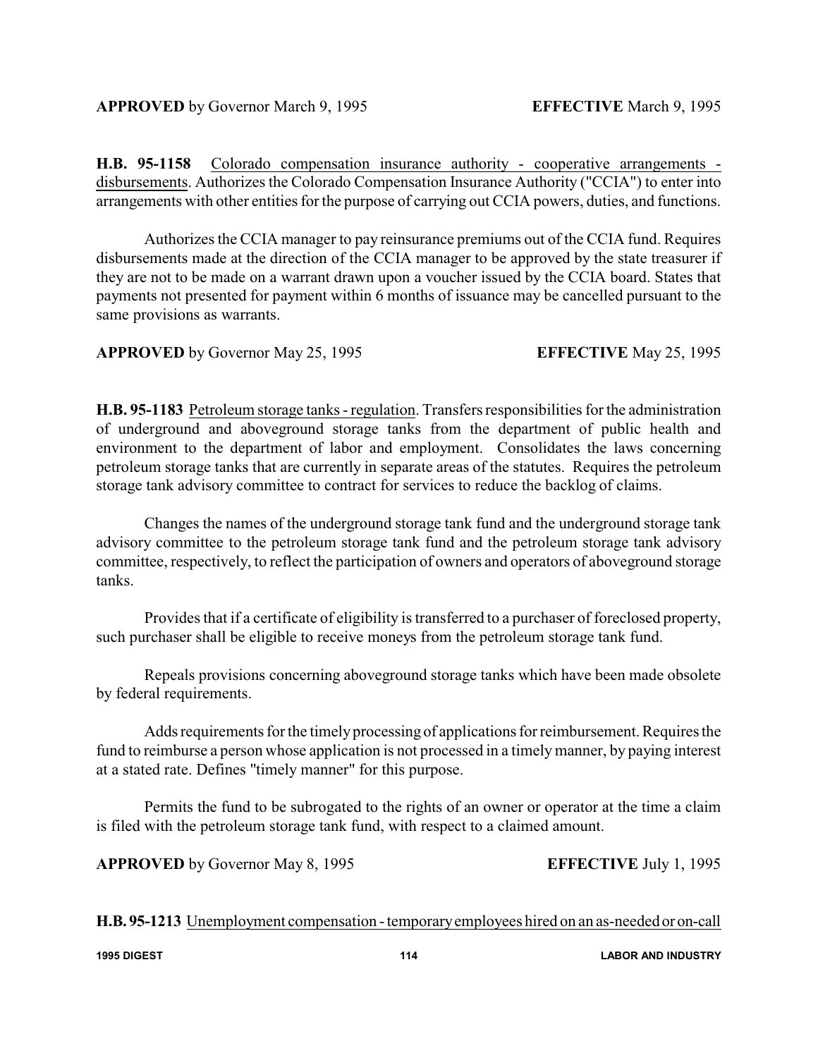**APPROVED** by Governor March 9, 1995 **EFFECTIVE** March 9, 1995

**H.B. 95-1158** Colorado compensation insurance authority - cooperative arrangements - disbursements. Authorizes the Colorado Compensation Insurance Authority ("CCIA") to enter into arrangements with other entities for the purpose of carrying out CCIA powers, duties, and functions.

Authorizes the CCIA manager to pay reinsurance premiums out of the CCIA fund. Requires disbursements made at the direction of the CCIA manager to be approved by the state treasurer if they are not to be made on a warrant drawn upon a voucher issued by the CCIA board. States that payments not presented for payment within 6 months of issuance may be cancelled pursuant to the same provisions as warrants.

**APPROVED** by Governor May 25, 1995 **EFFECTIVE** May 25, 1995

**H.B. 95-1183** Petroleum storage tanks - regulation. Transfers responsibilities for the administration of underground and aboveground storage tanks from the department of public health and environment to the department of labor and employment. Consolidates the laws concerning petroleum storage tanks that are currently in separate areas of the statutes. Requires the petroleum storage tank advisory committee to contract for services to reduce the backlog of claims.

Changes the names of the underground storage tank fund and the underground storage tank advisory committee to the petroleum storage tank fund and the petroleum storage tank advisory committee, respectively, to reflect the participation of owners and operators of aboveground storage tanks.

Provides that if a certificate of eligibility is transferred to a purchaser of foreclosed property, such purchaser shall be eligible to receive moneys from the petroleum storage tank fund.

Repeals provisions concerning aboveground storage tanks which have been made obsolete by federal requirements.

Adds requirements for the timely processing of applications for reimbursement. Requires the fund to reimburse a person whose application is not processed in a timely manner, by paying interest at a stated rate. Defines "timely manner" for this purpose.

Permits the fund to be subrogated to the rights of an owner or operator at the time a claim is filed with the petroleum storage tank fund, with respect to a claimed amount.

**APPROVED** by Governor May 8, 1995 **EFFECTIVE** July 1, 1995

**H.B. 95-1213** Unemployment compensation - temporary employees hired on an as-needed or on-call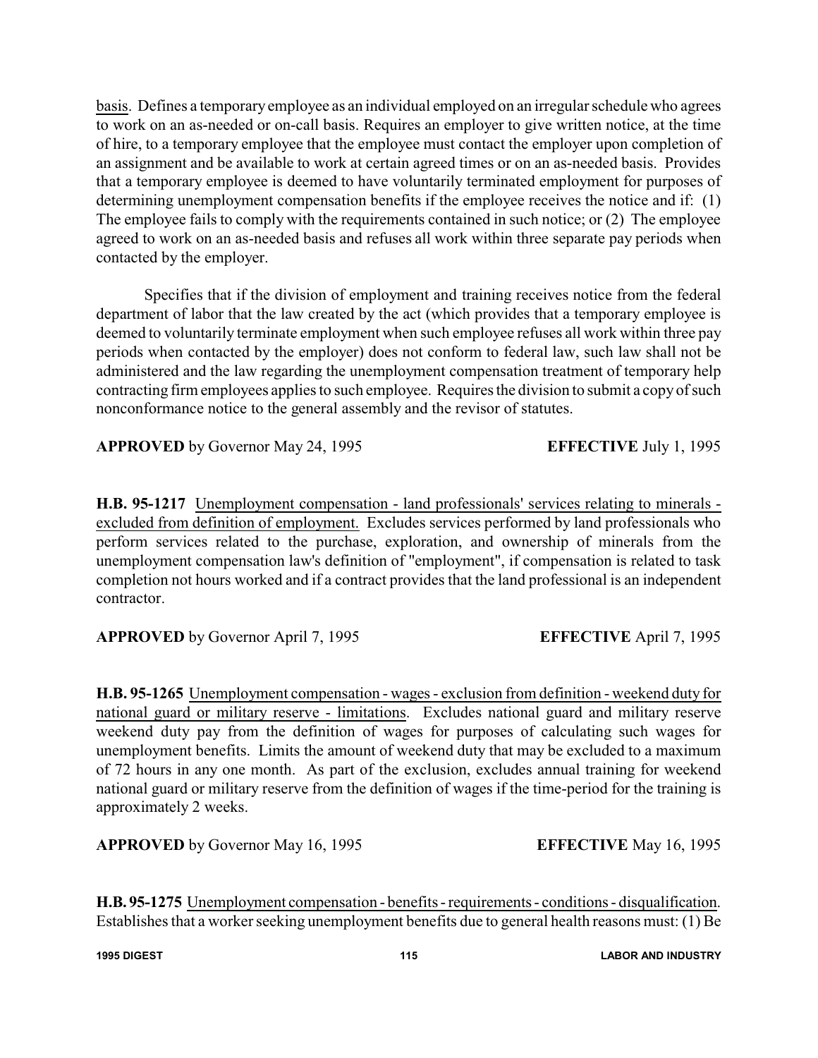basis. Defines a temporary employee as an individual employed on an irregular schedule who agrees to work on an as-needed or on-call basis. Requires an employer to give written notice, at the time of hire, to a temporary employee that the employee must contact the employer upon completion of an assignment and be available to work at certain agreed times or on an as-needed basis. Provides that a temporary employee is deemed to have voluntarily terminated employment for purposes of determining unemployment compensation benefits if the employee receives the notice and if: (1) The employee fails to comply with the requirements contained in such notice; or (2) The employee agreed to work on an as-needed basis and refuses all work within three separate pay periods when contacted by the employer.

Specifies that if the division of employment and training receives notice from the federal department of labor that the law created by the act (which provides that a temporary employee is deemed to voluntarily terminate employment when such employee refuses all work within three pay periods when contacted by the employer) does not conform to federal law, such law shall not be administered and the law regarding the unemployment compensation treatment of temporary help contracting firm employees applies to such employee. Requires the division to submit a copy of such nonconformance notice to the general assembly and the revisor of statutes.

**APPROVED** by Governor May 24, 1995 **EFFECTIVE** July 1, 1995

**H.B. 95-1217** Unemployment compensation - land professionals' services relating to minerals - excluded from definition of employment. Excludes services performed by land professionals who perform services related to the purchase, exploration, and ownership of minerals from the unemployment compensation law's definition of "employment", if compensation is related to task completion not hours worked and if a contract provides that the land professional is an independent contractor.

**APPROVED** by Governor April 7, 1995 **EFFECTIVE** April 7, 1995

**H.B. 95-1265** Unemployment compensation - wages - exclusion from definition - weekend duty for national guard or military reserve - limitations. Excludes national guard and military reserve weekend duty pay from the definition of wages for purposes of calculating such wages for unemployment benefits. Limits the amount of weekend duty that may be excluded to a maximum of 72 hours in any one month. As part of the exclusion, excludes annual training for weekend national guard or military reserve from the definition of wages if the time-period for the training is approximately 2 weeks.

**APPROVED** by Governor May 16, 1995 **EFFECTIVE** May 16, 1995

**H.B. 95-1275** Unemployment compensation - benefits - requirements - conditions - disqualification. Establishes that a worker seeking unemployment benefits due to general health reasons must: (1) Be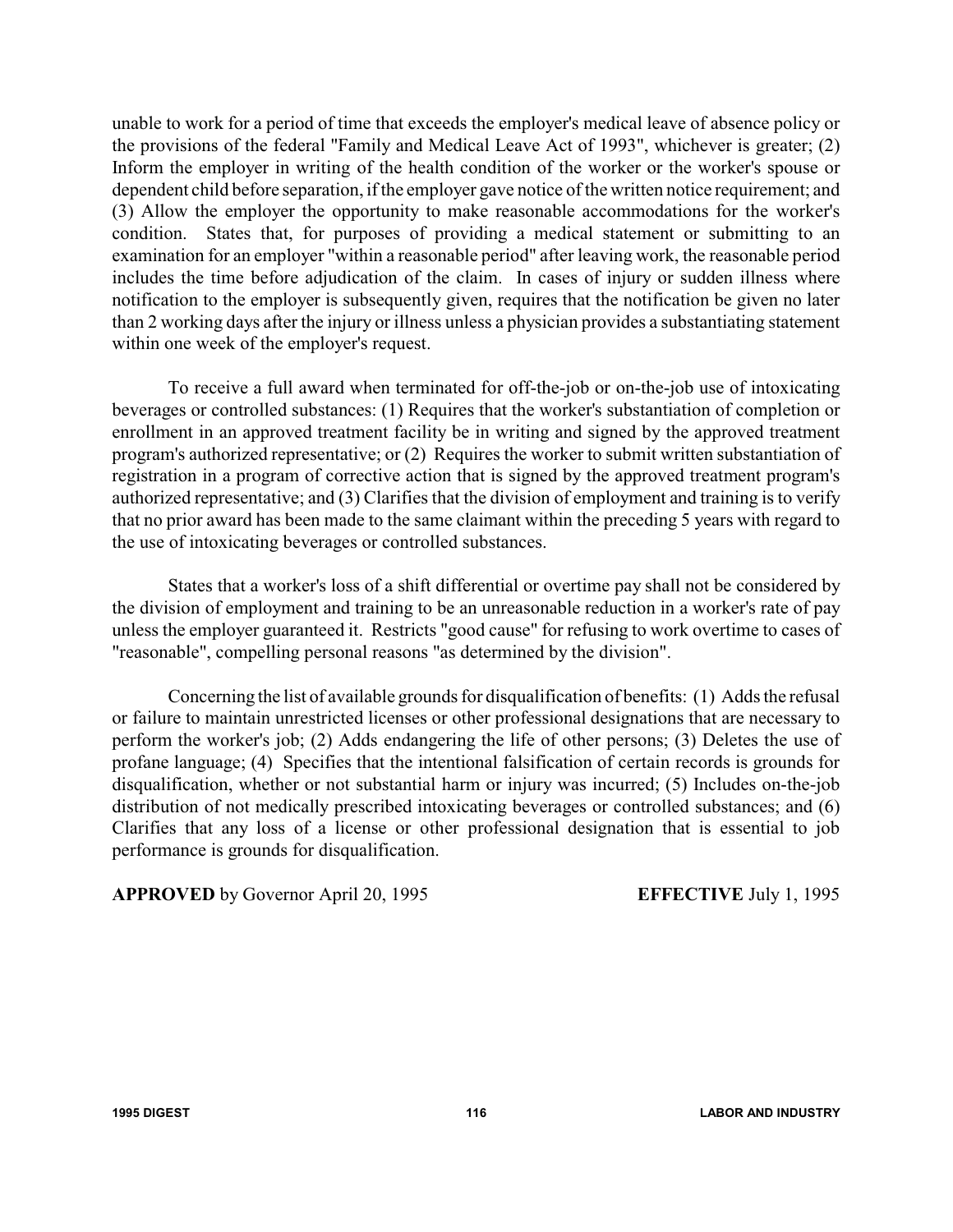unable to work for a period of time that exceeds the employer's medical leave of absence policy or the provisions of the federal "Family and Medical Leave Act of 1993", whichever is greater; (2) Inform the employer in writing of the health condition of the worker or the worker's spouse or dependent child before separation, if the employer gave notice of the written notice requirement; and (3) Allow the employer the opportunity to make reasonable accommodations for the worker's condition. States that, for purposes of providing a medical statement or submitting to an examination for an employer "within a reasonable period" after leaving work, the reasonable period includes the time before adjudication of the claim. In cases of injury or sudden illness where notification to the employer is subsequently given, requires that the notification be given no later than 2 working days after the injury or illness unless a physician provides a substantiating statement within one week of the employer's request.

To receive a full award when terminated for off-the-job or on-the-job use of intoxicating beverages or controlled substances: (1) Requires that the worker's substantiation of completion or enrollment in an approved treatment facility be in writing and signed by the approved treatment program's authorized representative; or (2) Requires the worker to submit written substantiation of registration in a program of corrective action that is signed by the approved treatment program's authorized representative; and (3) Clarifies that the division of employment and training is to verify that no prior award has been made to the same claimant within the preceding 5 years with regard to the use of intoxicating beverages or controlled substances.

States that a worker's loss of a shift differential or overtime pay shall not be considered by the division of employment and training to be an unreasonable reduction in a worker's rate of pay unless the employer guaranteed it. Restricts "good cause" for refusing to work overtime to cases of "reasonable", compelling personal reasons "as determined by the division".

Concerning the list of available grounds for disqualification of benefits: (1) Adds the refusal or failure to maintain unrestricted licenses or other professional designations that are necessary to perform the worker's job; (2) Adds endangering the life of other persons; (3) Deletes the use of profane language; (4) Specifies that the intentional falsification of certain records is grounds for disqualification, whether or not substantial harm or injury was incurred; (5) Includes on-the-job distribution of not medically prescribed intoxicating beverages or controlled substances; and (6) Clarifies that any loss of a license or other professional designation that is essential to job performance is grounds for disqualification.

**APPROVED** by Governor April 20, 1995 **EFFECTIVE** July 1, 1995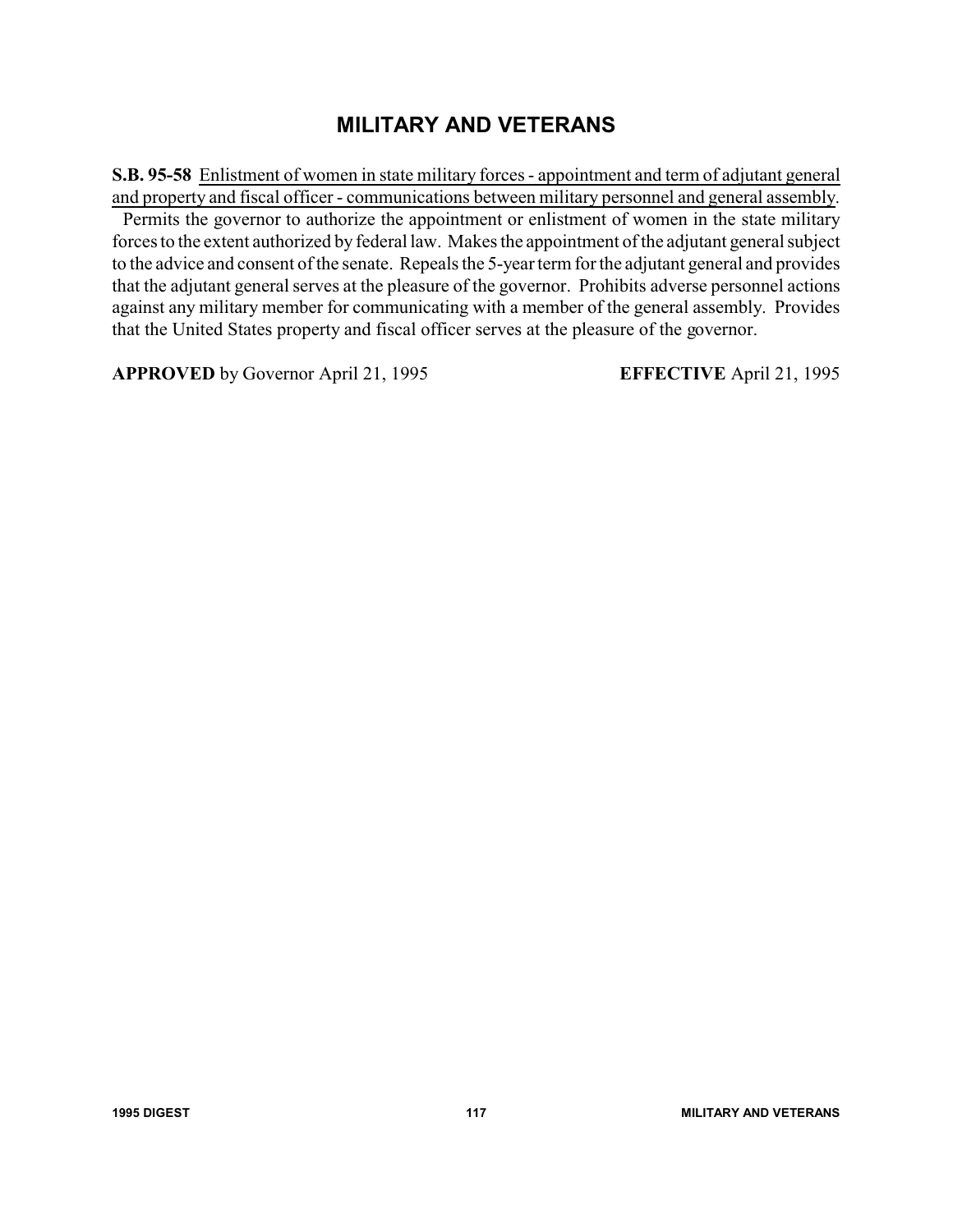# MILITARY AND VETERANS

**S.B. 95-58** Enlistment of women in state military forces - appointment and term of adjutant general and property and fiscal officer - communications between military personnel and general assembly.

Permits the governor to authorize the appointment or enlistment of women in the state military forces to the extent authorized by federal law. Makes the appointment of the adjutant general subject to the advice and consent of the senate. Repeals the 5-year term for the adjutant general and provides that the adjutant general serves at the pleasure of the governor. Prohibits adverse personnel actions against any military member for communicating with a member of the general assembly. Provides that the United States property and fiscal officer serves at the pleasure of the governor.

**APPROVED** by Governor April 21, 1995 **EFFECTIVE** April 21, 1995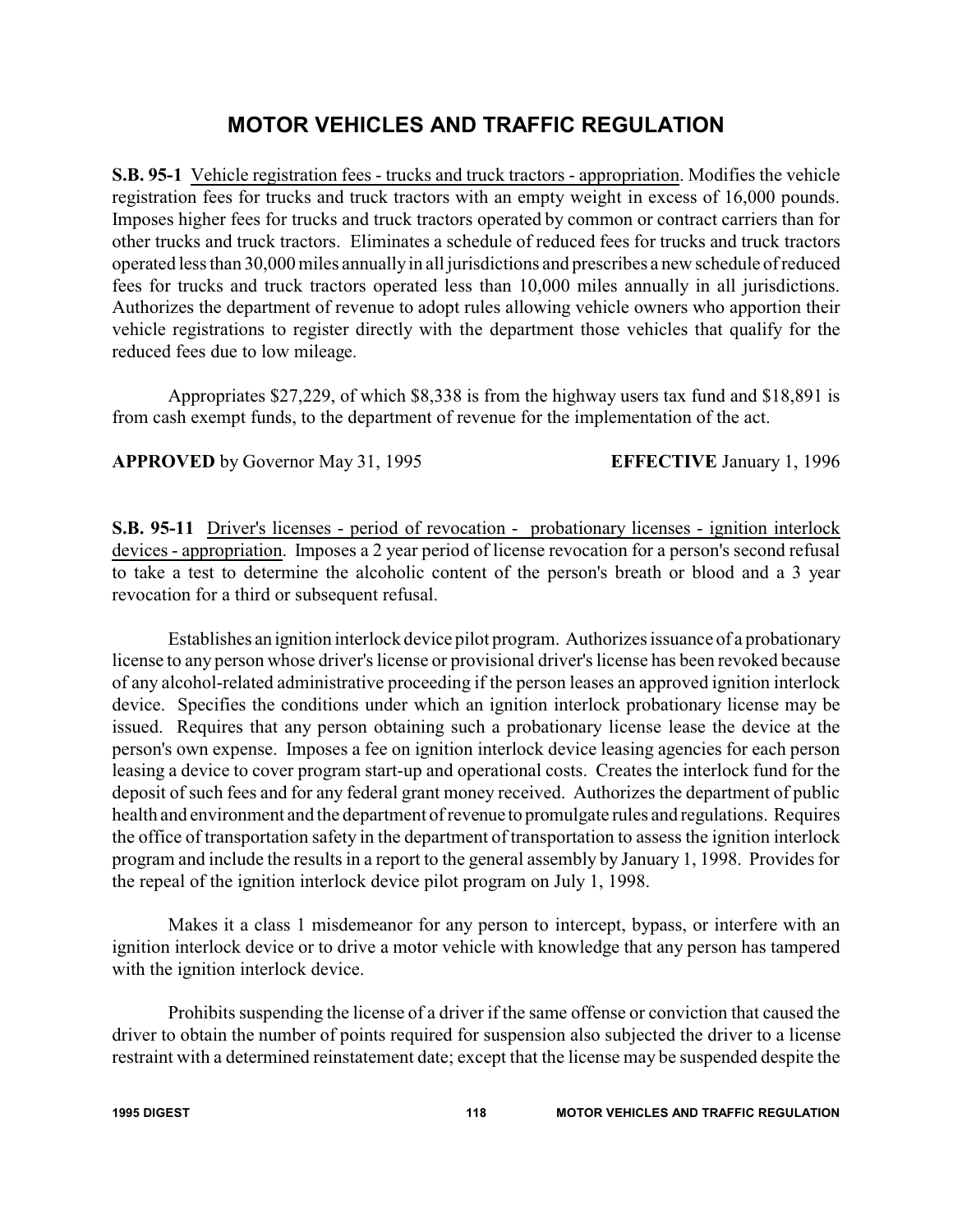# MOTOR VEHICLES AND TRAFFIC REGULATION

**S.B. 95-1** Vehicle registration fees - trucks and truck tractors - appropriation. Modifies the vehicle registration fees for trucks and truck tractors with an empty weight in excess of 16,000 pounds. Imposes higher fees for trucks and truck tractors operated by common or contract carriers than for other trucks and truck tractors. Eliminates a schedule of reduced fees for trucks and truck tractors operated less than 30,000 miles annually in all jurisdictions and prescribes a new schedule of reduced fees for trucks and truck tractors operated less than 10,000 miles annually in all jurisdictions. Authorizes the department of revenue to adopt rules allowing vehicle owners who apportion their vehicle registrations to register directly with the department those vehicles that qualify for the reduced fees due to low mileage.

Appropriates $27,229, of which $8,338 is from the highway users tax fund and $18,891 is from cash exempt funds, to the department of revenue for the implementation of the act.

**APPROVED** by Governor May 31, 1995 **EFFECTIVE** January 1, 1996

**S.B. 95-11** Driver's licenses - period of revocation - probationary licenses - ignition interlock devices - appropriation. Imposes a 2 year period of license revocation for a person's second refusal to take a test to determine the alcoholic content of the person's breath or blood and a 3 year revocation for a third or subsequent refusal.

Establishes an ignition interlock device pilot program. Authorizes issuance of a probationary license to any person whose driver's license or provisional driver's license has been revoked because of any alcohol-related administrative proceeding if the person leases an approved ignition interlock device. Specifies the conditions under which an ignition interlock probationary license may be issued. Requires that any person obtaining such a probationary license lease the device at the person's own expense. Imposes a fee on ignition interlock device leasing agencies for each person leasing a device to cover program start-up and operational costs. Creates the interlock fund for the deposit of such fees and for any federal grant money received. Authorizes the department of public health and environment and the department of revenue to promulgate rules and regulations. Requires the office of transportation safety in the department of transportation to assess the ignition interlock program and include the results in a report to the general assembly by January 1, 1998. Provides for the repeal of the ignition interlock device pilot program on July 1, 1998.

Makes it a class 1 misdemeanor for any person to intercept, bypass, or interfere with an ignition interlock device or to drive a motor vehicle with knowledge that any person has tampered with the ignition interlock device.

Prohibits suspending the license of a driver if the same offense or conviction that caused the driver to obtain the number of points required for suspension also subjected the driver to a license restraint with a determined reinstatement date; except that the license may be suspended despite the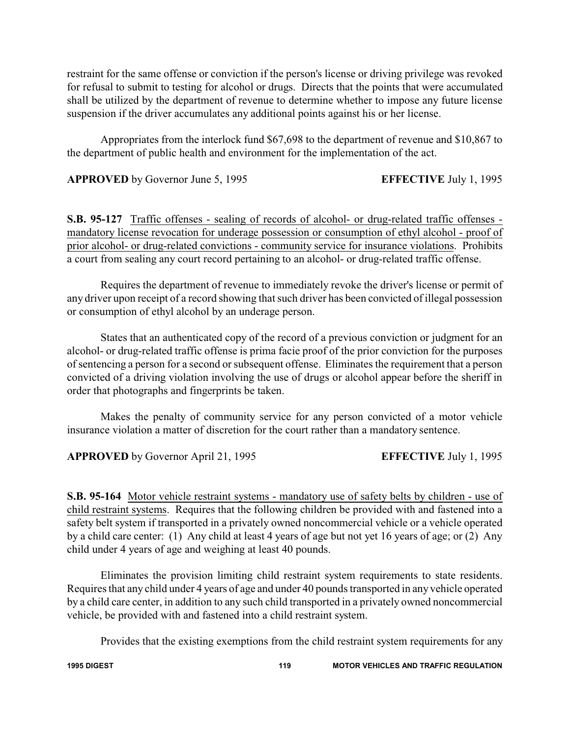restraint for the same offense or conviction if the person's license or driving privilege was revoked for refusal to submit to testing for alcohol or drugs. Directs that the points that were accumulated shall be utilized by the department of revenue to determine whether to impose any future license suspension if the driver accumulates any additional points against his or her license.

Appropriates from the interlock fund $67,698 to the department of revenue and $10,867 to the department of public health and environment for the implementation of the act.

**APPROVED** by Governor June 5, 1995 **EFFECTIVE** July 1, 1995

**S.B. 95-127** Traffic offenses - sealing of records of alcohol- or drug-related traffic offenses - mandatory license revocation for underage possession or consumption of ethyl alcohol - proof of prior alcohol- or drug-related convictions - community service for insurance violations. Prohibits a court from sealing any court record pertaining to an alcohol- or drug-related traffic offense.

Requires the department of revenue to immediately revoke the driver's license or permit of any driver upon receipt of a record showing that such driver has been convicted of illegal possession or consumption of ethyl alcohol by an underage person.

States that an authenticated copy of the record of a previous conviction or judgment for an alcohol- or drug-related traffic offense is prima facie proof of the prior conviction for the purposes of sentencing a person for a second or subsequent offense. Eliminates the requirement that a person convicted of a driving violation involving the use of drugs or alcohol appear before the sheriff in order that photographs and fingerprints be taken.

Makes the penalty of community service for any person convicted of a motor vehicle insurance violation a matter of discretion for the court rather than a mandatory sentence.

**APPROVED** by Governor April 21, 1995 **EFFECTIVE** July 1, 1995

**S.B. 95-164** Motor vehicle restraint systems - mandatory use of safety belts by children - use of child restraint systems. Requires that the following children be provided with and fastened into a safety belt system if transported in a privately owned noncommercial vehicle or a vehicle operated by a child care center: (1) Any child at least 4 years of age but not yet 16 years of age; or (2) Any child under 4 years of age and weighing at least 40 pounds.

Eliminates the provision limiting child restraint system requirements to state residents. Requires that any child under 4 years of age and under 40 pounds transported in any vehicle operated by a child care center, in addition to any such child transported in a privately owned noncommercial vehicle, be provided with and fastened into a child restraint system.

Provides that the existing exemptions from the child restraint system requirements for any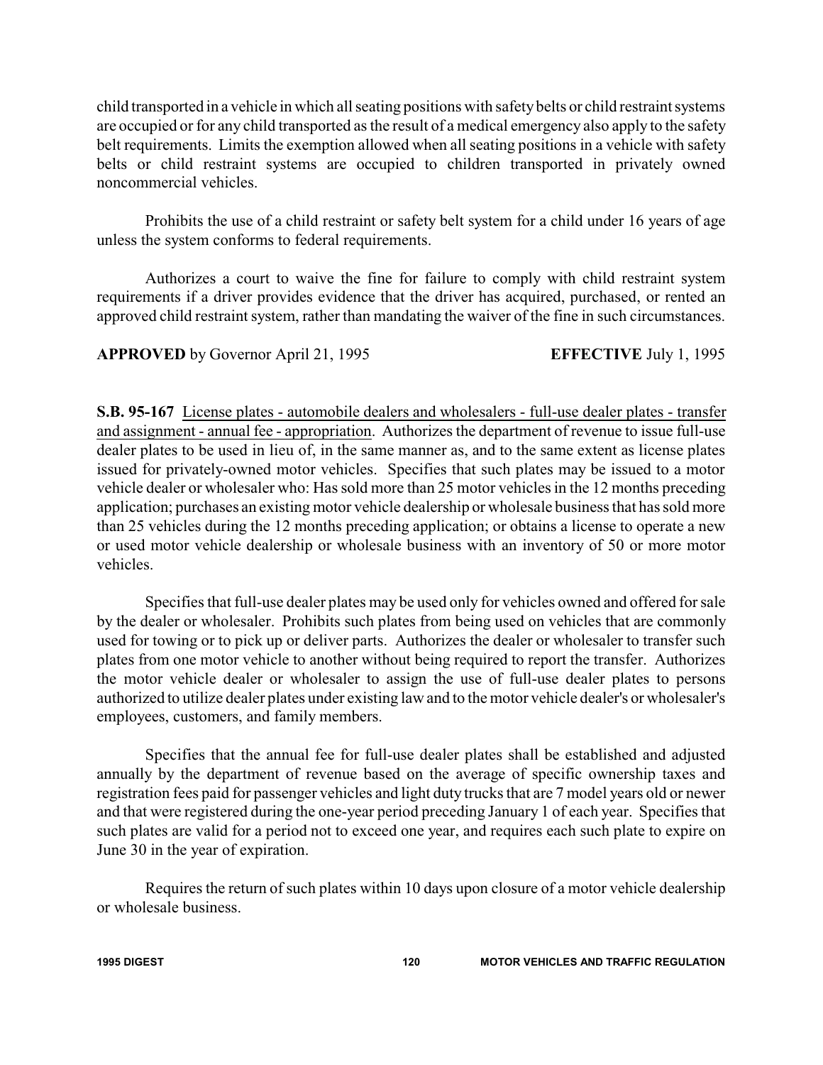child transported in a vehicle in which all seating positions with safety belts or child restraint systems are occupied or for any child transported as the result of a medical emergency also apply to the safety belt requirements. Limits the exemption allowed when all seating positions in a vehicle with safety belts or child restraint systems are occupied to children transported in privately owned noncommercial vehicles.

Prohibits the use of a child restraint or safety belt system for a child under 16 years of age unless the system conforms to federal requirements.

Authorizes a court to waive the fine for failure to comply with child restraint system requirements if a driver provides evidence that the driver has acquired, purchased, or rented an approved child restraint system, rather than mandating the waiver of the fine in such circumstances.

**APPROVED** by Governor April 21, 1995 **EFFECTIVE** July 1, 1995

**S.B. 95-167** License plates - automobile dealers and wholesalers - full-use dealer plates - transfer and assignment - annual fee - appropriation. Authorizes the department of revenue to issue full-use dealer plates to be used in lieu of, in the same manner as, and to the same extent as license plates issued for privately-owned motor vehicles. Specifies that such plates may be issued to a motor vehicle dealer or wholesaler who: Has sold more than 25 motor vehicles in the 12 months preceding application; purchases an existing motor vehicle dealership or wholesale business that has sold more than 25 vehicles during the 12 months preceding application; or obtains a license to operate a new or used motor vehicle dealership or wholesale business with an inventory of 50 or more motor vehicles.

Specifies that full-use dealer plates may be used only for vehicles owned and offered for sale by the dealer or wholesaler. Prohibits such plates from being used on vehicles that are commonly used for towing or to pick up or deliver parts. Authorizes the dealer or wholesaler to transfer such plates from one motor vehicle to another without being required to report the transfer. Authorizes the motor vehicle dealer or wholesaler to assign the use of full-use dealer plates to persons authorized to utilize dealer plates under existing law and to the motor vehicle dealer's or wholesaler's employees, customers, and family members.

Specifies that the annual fee for full-use dealer plates shall be established and adjusted annually by the department of revenue based on the average of specific ownership taxes and registration fees paid for passenger vehicles and light duty trucks that are 7 model years old or newer and that were registered during the one-year period preceding January 1 of each year. Specifies that such plates are valid for a period not to exceed one year, and requires each such plate to expire on June 30 in the year of expiration.

Requires the return of such plates within 10 days upon closure of a motor vehicle dealership or wholesale business.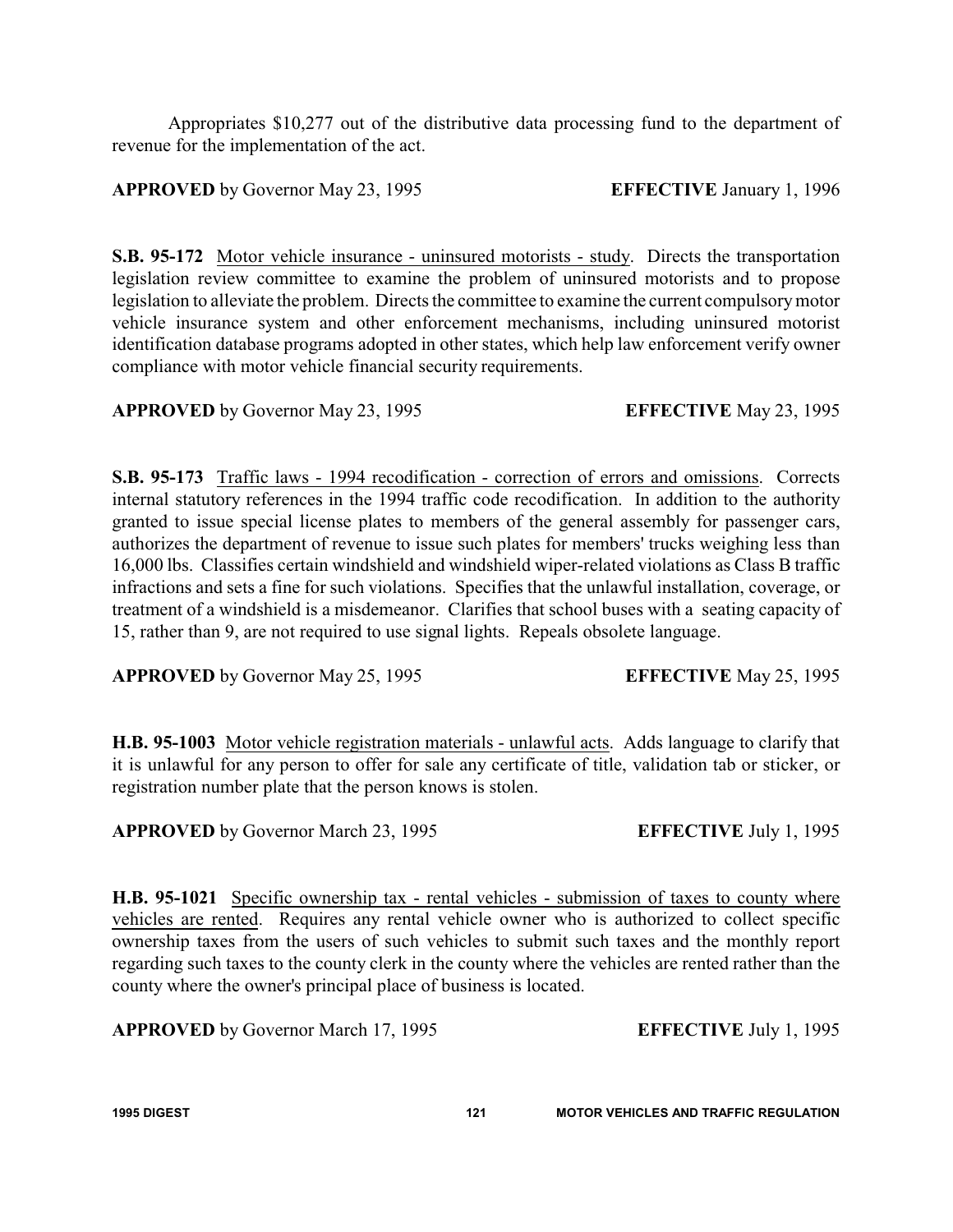Appropriates $10,277 out of the distributive data processing fund to the department of revenue for the implementation of the act.

**APPROVED** by Governor May 23, 1995 **EFFECTIVE** January 1, 1996

**S.B. 95-172** Motor vehicle insurance - uninsured motorists - study. Directs the transportation legislation review committee to examine the problem of uninsured motorists and to propose legislation to alleviate the problem. Directs the committee to examine the current compulsory motor vehicle insurance system and other enforcement mechanisms, including uninsured motorist identification database programs adopted in other states, which help law enforcement verify owner compliance with motor vehicle financial security requirements.

**APPROVED** by Governor May 23, 1995 **EFFECTIVE** May 23, 1995

**S.B. 95-173** Traffic laws - 1994 recodification - correction of errors and omissions. Corrects internal statutory references in the 1994 traffic code recodification. In addition to the authority granted to issue special license plates to members of the general assembly for passenger cars, authorizes the department of revenue to issue such plates for members' trucks weighing less than 16,000 lbs. Classifies certain windshield and windshield wiper-related violations as Class B traffic infractions and sets a fine for such violations. Specifies that the unlawful installation, coverage, or treatment of a windshield is a misdemeanor. Clarifies that school buses with a seating capacity of 15, rather than 9, are not required to use signal lights. Repeals obsolete language.

**APPROVED** by Governor May 25, 1995 **EFFECTIVE** May 25, 1995

**H.B. 95-1003** Motor vehicle registration materials - unlawful acts. Adds language to clarify that it is unlawful for any person to offer for sale any certificate of title, validation tab or sticker, or registration number plate that the person knows is stolen.

**APPROVED** by Governor March 23, 1995 **EFFECTIVE** July 1, 1995

**H.B. 95-1021** Specific ownership tax - rental vehicles - submission of taxes to county where vehicles are rented. Requires any rental vehicle owner who is authorized to collect specific ownership taxes from the users of such vehicles to submit such taxes and the monthly report regarding such taxes to the county clerk in the county where the vehicles are rented rather than the county where the owner's principal place of business is located.

**APPROVED** by Governor March 17, 1995 **EFFECTIVE** July 1, 1995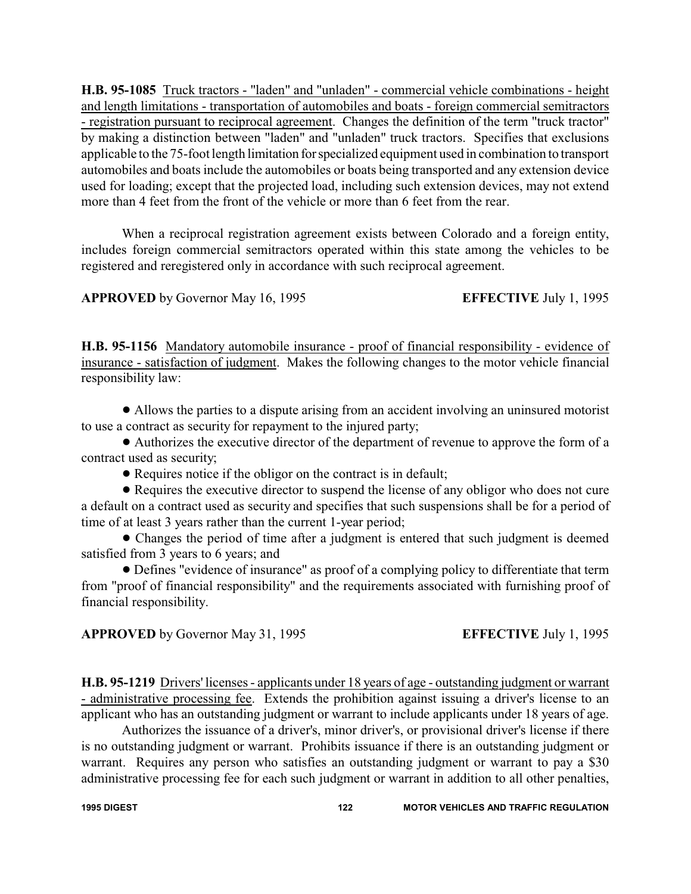**H.B. 95-1085** Truck tractors - "laden" and "unladen" - commercial vehicle combinations - height and length limitations - transportation of automobiles and boats - foreign commercial semitractors - registration pursuant to reciprocal agreement. Changes the definition of the term "truck tractor" by making a distinction between "laden" and "unladen" truck tractors. Specifies that exclusions applicable to the 75-foot length limitation for specialized equipment used in combination to transport automobiles and boats include the automobiles or boats being transported and any extension device used for loading; except that the projected load, including such extension devices, may not extend more than 4 feet from the front of the vehicle or more than 6 feet from the rear.

When a reciprocal registration agreement exists between Colorado and a foreign entity, includes foreign commercial semitractors operated within this state among the vehicles to be registered and reregistered only in accordance with such reciprocal agreement.

**APPROVED** by Governor May 16, 1995 **EFFECTIVE** July 1, 1995

**H.B. 95-1156** Mandatory automobile insurance - proof of financial responsibility - evidence of insurance - satisfaction of judgment. Makes the following changes to the motor vehicle financial responsibility law:

- Allows the parties to a dispute arising from an accident involving an uninsured motorist to use a contract as security for repayment to the injured party;
- Authorizes the executive director of the department of revenue to approve the form of a contract used as security;
- Requires notice if the obligor on the contract is in default;
- Requires the executive director to suspend the license of any obligor who does not cure a default on a contract used as security and specifies that such suspensions shall be for a period of time of at least 3 years rather than the current 1-year period;
- Changes the period of time after a judgment is entered that such judgment is deemed satisfied from 3 years to 6 years; and
- Defines "evidence of insurance" as proof of a complying policy to differentiate that term from "proof of financial responsibility" and the requirements associated with furnishing proof of financial responsibility.

**APPROVED** by Governor May 31, 1995 **EFFECTIVE** July 1, 1995

**H.B. 95-1219** Drivers' licenses - applicants under 18 years of age - outstanding judgment or warrant - administrative processing fee. Extends the prohibition against issuing a driver's license to an applicant who has an outstanding judgment or warrant to include applicants under 18 years of age.

Authorizes the issuance of a driver's, minor driver's, or provisional driver's license if there is no outstanding judgment or warrant. Prohibits issuance if there is an outstanding judgment or warrant. Requires any person who satisfies an outstanding judgment or warrant to pay a $30 administrative processing fee for each such judgment or warrant in addition to all other penalties,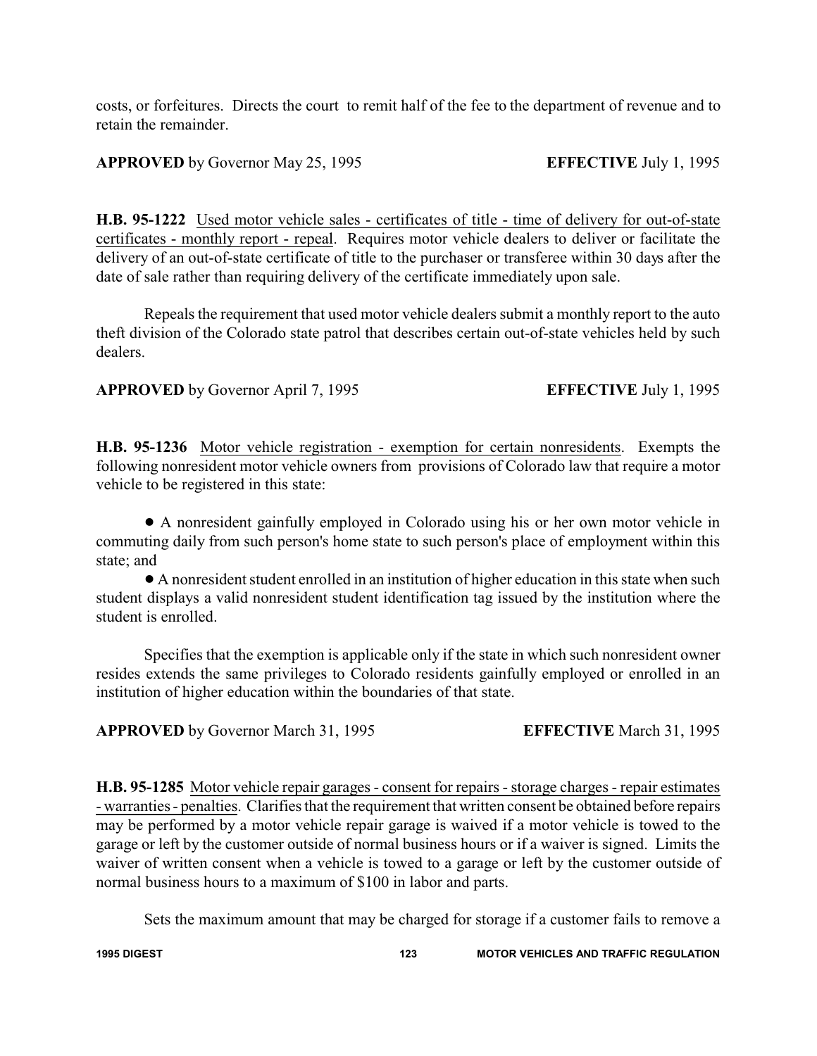costs, or forfeitures. Directs the court to remit half of the fee to the department of revenue and to retain the remainder.

**APPROVED** by Governor May 25, 1995 **EFFECTIVE** July 1, 1995

**H.B. 95-1222** Used motor vehicle sales - certificates of title - time of delivery for out-of-state certificates - monthly report - repeal. Requires motor vehicle dealers to deliver or facilitate the delivery of an out-of-state certificate of title to the purchaser or transferee within 30 days after the date of sale rather than requiring delivery of the certificate immediately upon sale.

Repeals the requirement that used motor vehicle dealers submit a monthly report to the auto theft division of the Colorado state patrol that describes certain out-of-state vehicles held by such dealers.

**APPROVED** by Governor April 7, 1995 **EFFECTIVE** July 1, 1995

**H.B. 95-1236** Motor vehicle registration - exemption for certain nonresidents. Exempts the following nonresident motor vehicle owners from provisions of Colorado law that require a motor vehicle to be registered in this state:

- A nonresident gainfully employed in Colorado using his or her own motor vehicle in commuting daily from such person's home state to such person's place of employment within this state; and
- A nonresident student enrolled in an institution of higher education in this state when such student displays a valid nonresident student identification tag issued by the institution where the student is enrolled.

Specifies that the exemption is applicable only if the state in which such nonresident owner resides extends the same privileges to Colorado residents gainfully employed or enrolled in an institution of higher education within the boundaries of that state.

**APPROVED** by Governor March 31, 1995 **EFFECTIVE** March 31, 1995

**H.B. 95-1285** Motor vehicle repair garages - consent for repairs - storage charges - repair estimates - warranties - penalties. Clarifies that the requirement that written consent be obtained before repairs may be performed by a motor vehicle repair garage is waived if a motor vehicle is towed to the garage or left by the customer outside of normal business hours or if a waiver is signed. Limits the waiver of written consent when a vehicle is towed to a garage or left by the customer outside of normal business hours to a maximum of $100 in labor and parts.

Sets the maximum amount that may be charged for storage if a customer fails to remove a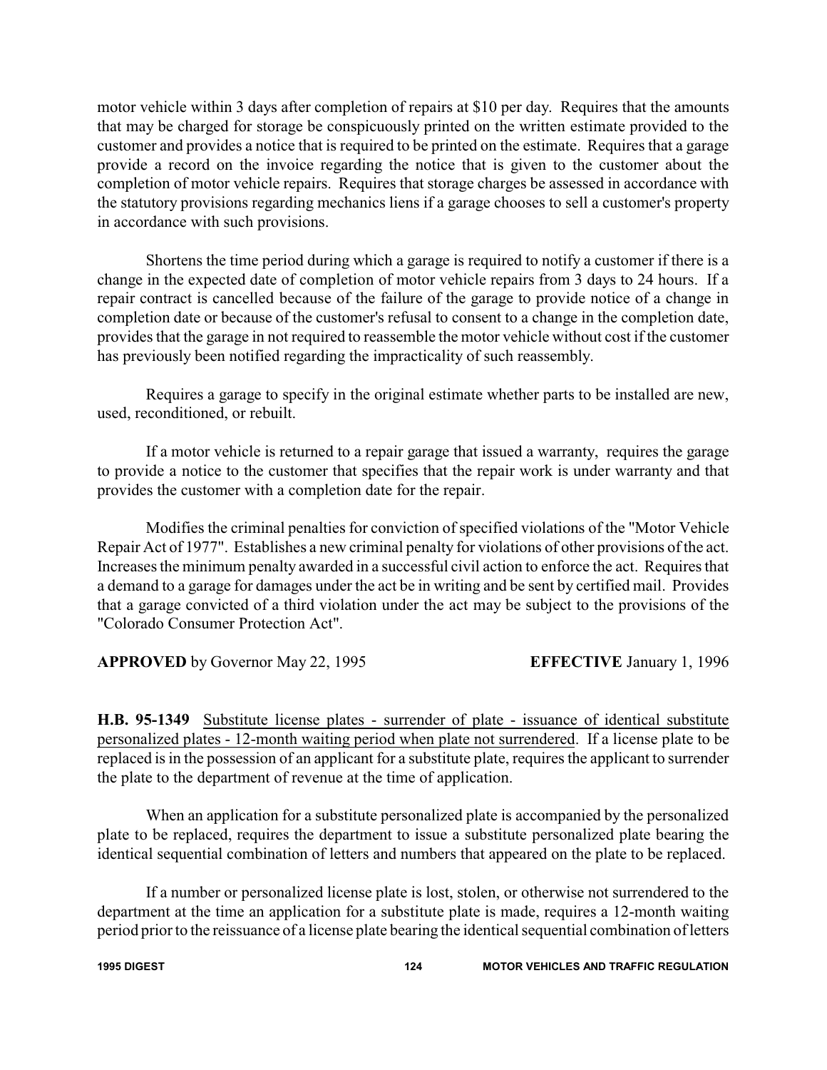motor vehicle within 3 days after completion of repairs at $10 per day. Requires that the amounts that may be charged for storage be conspicuously printed on the written estimate provided to the customer and provides a notice that is required to be printed on the estimate. Requires that a garage provide a record on the invoice regarding the notice that is given to the customer about the completion of motor vehicle repairs. Requires that storage charges be assessed in accordance with the statutory provisions regarding mechanics liens if a garage chooses to sell a customer's property in accordance with such provisions.

Shortens the time period during which a garage is required to notify a customer if there is a change in the expected date of completion of motor vehicle repairs from 3 days to 24 hours. If a repair contract is cancelled because of the failure of the garage to provide notice of a change in completion date or because of the customer's refusal to consent to a change in the completion date, provides that the garage in not required to reassemble the motor vehicle without cost if the customer has previously been notified regarding the impracticality of such reassembly.

Requires a garage to specify in the original estimate whether parts to be installed are new, used, reconditioned, or rebuilt.

If a motor vehicle is returned to a repair garage that issued a warranty, requires the garage to provide a notice to the customer that specifies that the repair work is under warranty and that provides the customer with a completion date for the repair.

Modifies the criminal penalties for conviction of specified violations of the "Motor Vehicle Repair Act of 1977". Establishes a new criminal penalty for violations of other provisions of the act. Increases the minimum penalty awarded in a successful civil action to enforce the act. Requires that a demand to a garage for damages under the act be in writing and be sent by certified mail. Provides that a garage convicted of a third violation under the act may be subject to the provisions of the "Colorado Consumer Protection Act".

**APPROVED** by Governor May 22, 1995 **EFFECTIVE** January 1, 1996

**H.B. 95-1349** Substitute license plates - surrender of plate - issuance of identical substitute personalized plates - 12-month waiting period when plate not surrendered. If a license plate to be replaced is in the possession of an applicant for a substitute plate, requires the applicant to surrender the plate to the department of revenue at the time of application.

When an application for a substitute personalized plate is accompanied by the personalized plate to be replaced, requires the department to issue a substitute personalized plate bearing the identical sequential combination of letters and numbers that appeared on the plate to be replaced.

If a number or personalized license plate is lost, stolen, or otherwise not surrendered to the department at the time an application for a substitute plate is made, requires a 12-month waiting period prior to the reissuance of a license plate bearing the identical sequential combination of letters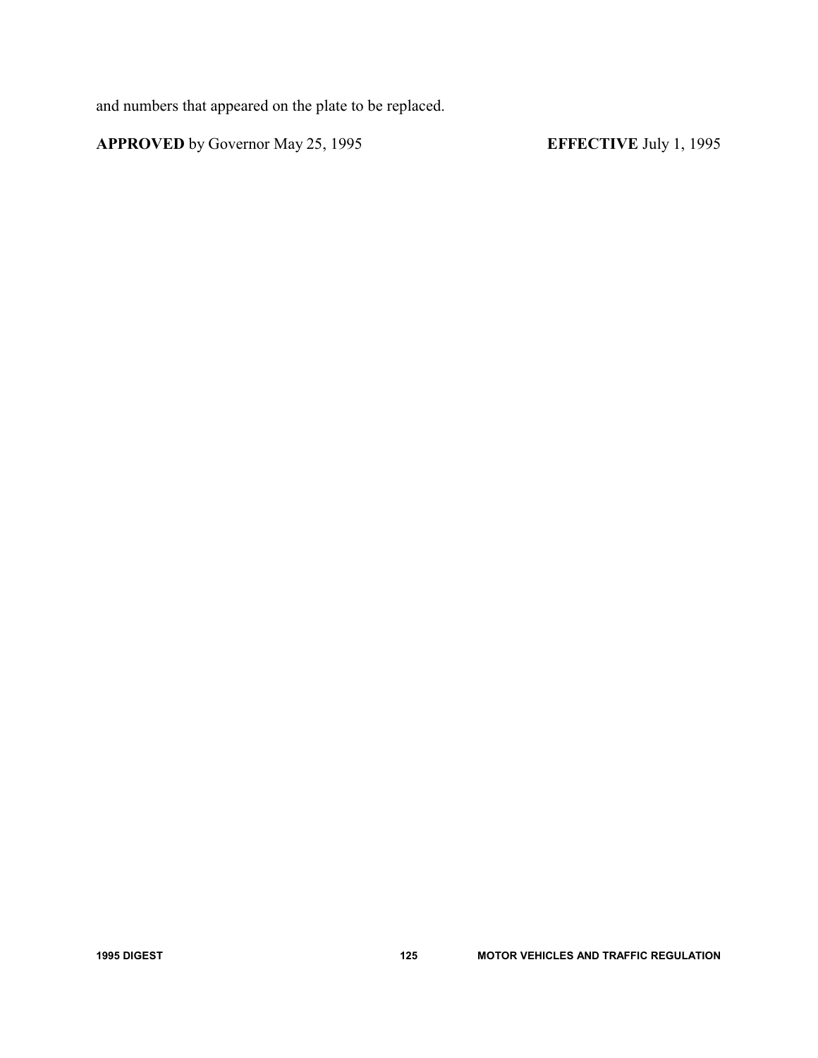and numbers that appeared on the plate to be replaced.

**APPROVED** by Governor May 25, 1995 **EFFECTIVE** July 1, 1995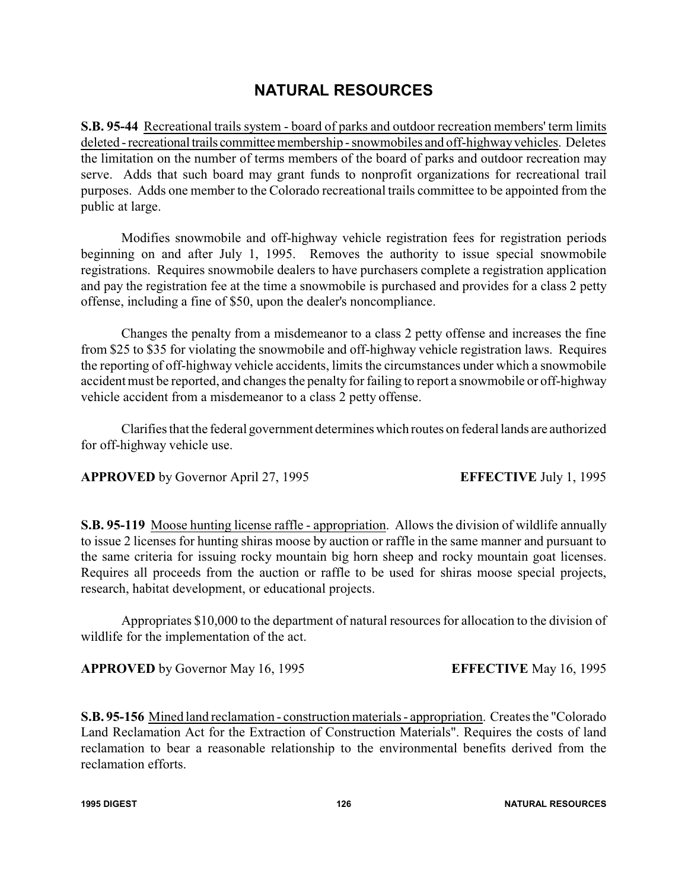# NATURAL RESOURCES

**S.B. 95-44** Recreational trails system - board of parks and outdoor recreation members' term limits deleted - recreational trails committee membership - snowmobiles and off-highway vehicles. Deletes the limitation on the number of terms members of the board of parks and outdoor recreation may serve. Adds that such board may grant funds to nonprofit organizations for recreational trail purposes. Adds one member to the Colorado recreational trails committee to be appointed from the public at large.

Modifies snowmobile and off-highway vehicle registration fees for registration periods beginning on and after July 1, 1995. Removes the authority to issue special snowmobile registrations. Requires snowmobile dealers to have purchasers complete a registration application and pay the registration fee at the time a snowmobile is purchased and provides for a class 2 petty offense, including a fine of $50, upon the dealer's noncompliance.

Changes the penalty from a misdemeanor to a class 2 petty offense and increases the fine from $25 to $35 for violating the snowmobile and off-highway vehicle registration laws. Requires the reporting of off-highway vehicle accidents, limits the circumstances under which a snowmobile accident must be reported, and changes the penalty for failing to report a snowmobile or off-highway vehicle accident from a misdemeanor to a class 2 petty offense.

Clarifies that the federal government determines which routes on federal lands are authorized for off-highway vehicle use.

**APPROVED** by Governor April 27, 1995 **EFFECTIVE** July 1, 1995

**S.B. 95-119** Moose hunting license raffle - appropriation. Allows the division of wildlife annually to issue 2 licenses for hunting shiras moose by auction or raffle in the same manner and pursuant to the same criteria for issuing rocky mountain big horn sheep and rocky mountain goat licenses. Requires all proceeds from the auction or raffle to be used for shiras moose special projects, research, habitat development, or educational projects.

Appropriates $10,000 to the department of natural resources for allocation to the division of wildlife for the implementation of the act.

**APPROVED** by Governor May 16, 1995 **EFFECTIVE** May 16, 1995

**S.B. 95-156** Mined land reclamation - construction materials - appropriation. Creates the "Colorado Land Reclamation Act for the Extraction of Construction Materials". Requires the costs of land reclamation to bear a reasonable relationship to the environmental benefits derived from the reclamation efforts.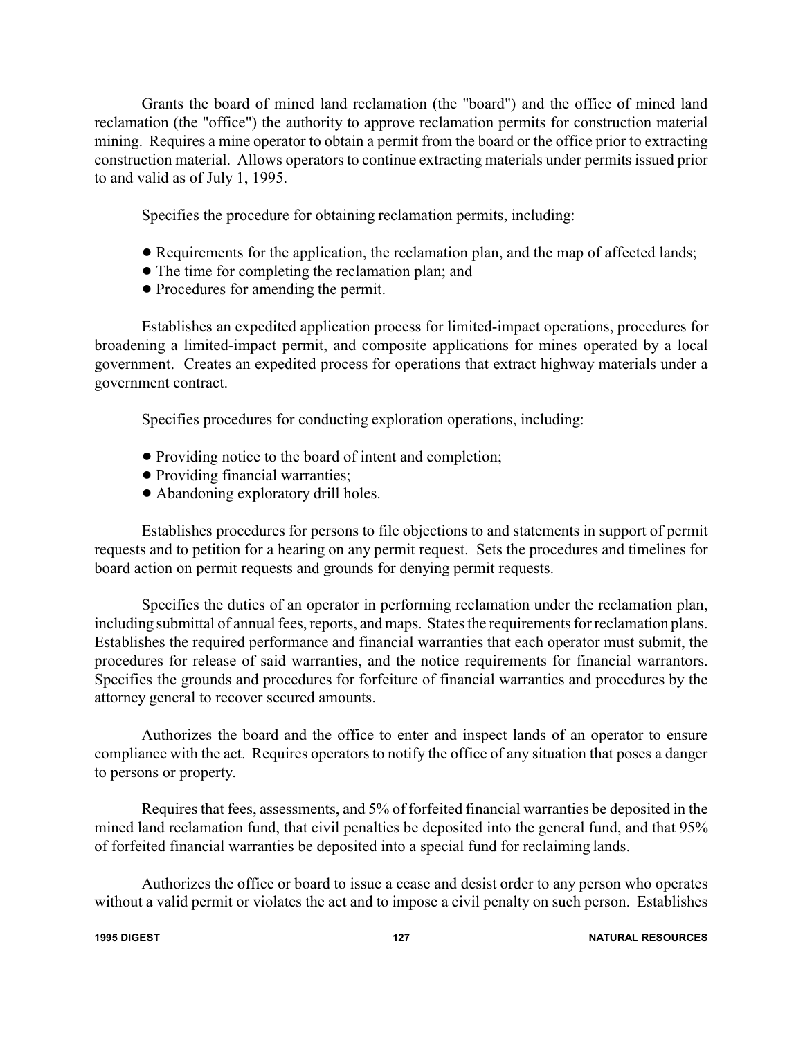Grants the board of mined land reclamation (the "board") and the office of mined land reclamation (the "office") the authority to approve reclamation permits for construction material mining. Requires a mine operator to obtain a permit from the board or the office prior to extracting construction material. Allows operators to continue extracting materials under permits issued prior to and valid as of July 1, 1995.

Specifies the procedure for obtaining reclamation permits, including:

- Requirements for the application, the reclamation plan, and the map of affected lands;
- The time for completing the reclamation plan; and
- Procedures for amending the permit.

Establishes an expedited application process for limited-impact operations, procedures for broadening a limited-impact permit, and composite applications for mines operated by a local government. Creates an expedited process for operations that extract highway materials under a government contract.

Specifies procedures for conducting exploration operations, including:

- Providing notice to the board of intent and completion;
- Providing financial warranties;
- Abandoning exploratory drill holes.

Establishes procedures for persons to file objections to and statements in support of permit requests and to petition for a hearing on any permit request. Sets the procedures and timelines for board action on permit requests and grounds for denying permit requests.

Specifies the duties of an operator in performing reclamation under the reclamation plan, including submittal of annual fees, reports, and maps. States the requirements for reclamation plans. Establishes the required performance and financial warranties that each operator must submit, the procedures for release of said warranties, and the notice requirements for financial warrantors. Specifies the grounds and procedures for forfeiture of financial warranties and procedures by the attorney general to recover secured amounts.

Authorizes the board and the office to enter and inspect lands of an operator to ensure compliance with the act. Requires operators to notify the office of any situation that poses a danger to persons or property.

Requires that fees, assessments, and 5% of forfeited financial warranties be deposited in the mined land reclamation fund, that civil penalties be deposited into the general fund, and that 95% of forfeited financial warranties be deposited into a special fund for reclaiming lands.

Authorizes the office or board to issue a cease and desist order to any person who operates without a valid permit or violates the act and to impose a civil penalty on such person. Establishes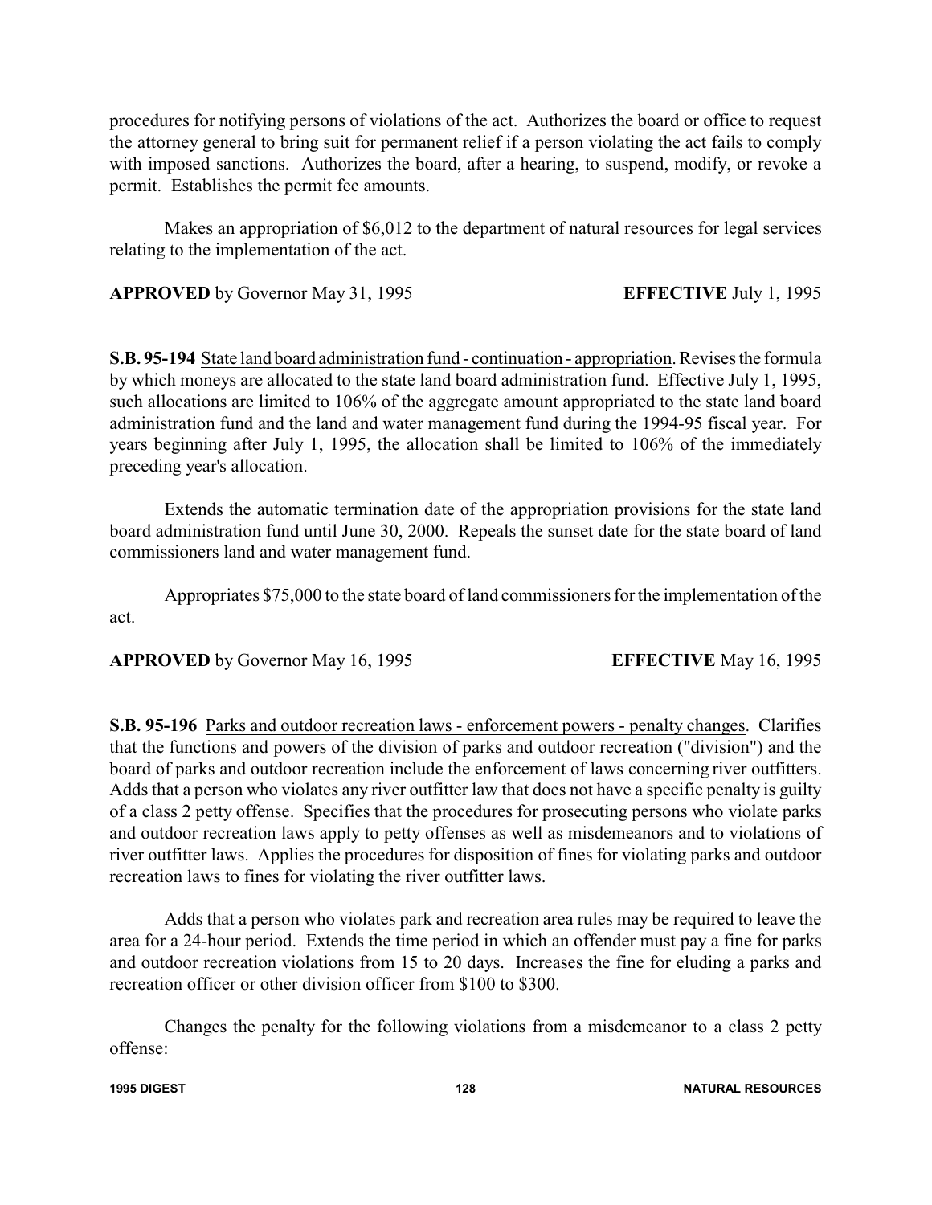procedures for notifying persons of violations of the act. Authorizes the board or office to request the attorney general to bring suit for permanent relief if a person violating the act fails to comply with imposed sanctions. Authorizes the board, after a hearing, to suspend, modify, or revoke a permit. Establishes the permit fee amounts.

Makes an appropriation of $6,012 to the department of natural resources for legal services relating to the implementation of the act.

**APPROVED** by Governor May 31, 1995 **EFFECTIVE** July 1, 1995

**S.B. 95-194** State land board administration fund - continuation - appropriation. Revises the formula by which moneys are allocated to the state land board administration fund. Effective July 1, 1995, such allocations are limited to 106% of the aggregate amount appropriated to the state land board administration fund and the land and water management fund during the 1994-95 fiscal year. For years beginning after July 1, 1995, the allocation shall be limited to 106% of the immediately preceding year's allocation.

Extends the automatic termination date of the appropriation provisions for the state land board administration fund until June 30, 2000. Repeals the sunset date for the state board of land commissioners land and water management fund.

Appropriates $75,000 to the state board of land commissioners for the implementation of the act.

**APPROVED** by Governor May 16, 1995 **EFFECTIVE** May 16, 1995

**S.B. 95-196** Parks and outdoor recreation laws - enforcement powers - penalty changes. Clarifies that the functions and powers of the division of parks and outdoor recreation ("division") and the board of parks and outdoor recreation include the enforcement of laws concerning river outfitters. Adds that a person who violates any river outfitter law that does not have a specific penalty is guilty of a class 2 petty offense. Specifies that the procedures for prosecuting persons who violate parks and outdoor recreation laws apply to petty offenses as well as misdemeanors and to violations of river outfitter laws. Applies the procedures for disposition of fines for violating parks and outdoor recreation laws to fines for violating the river outfitter laws.

Adds that a person who violates park and recreation area rules may be required to leave the area for a 24-hour period. Extends the time period in which an offender must pay a fine for parks and outdoor recreation violations from 15 to 20 days. Increases the fine for eluding a parks and recreation officer or other division officer from $100 to $300.

Changes the penalty for the following violations from a misdemeanor to a class 2 petty offense: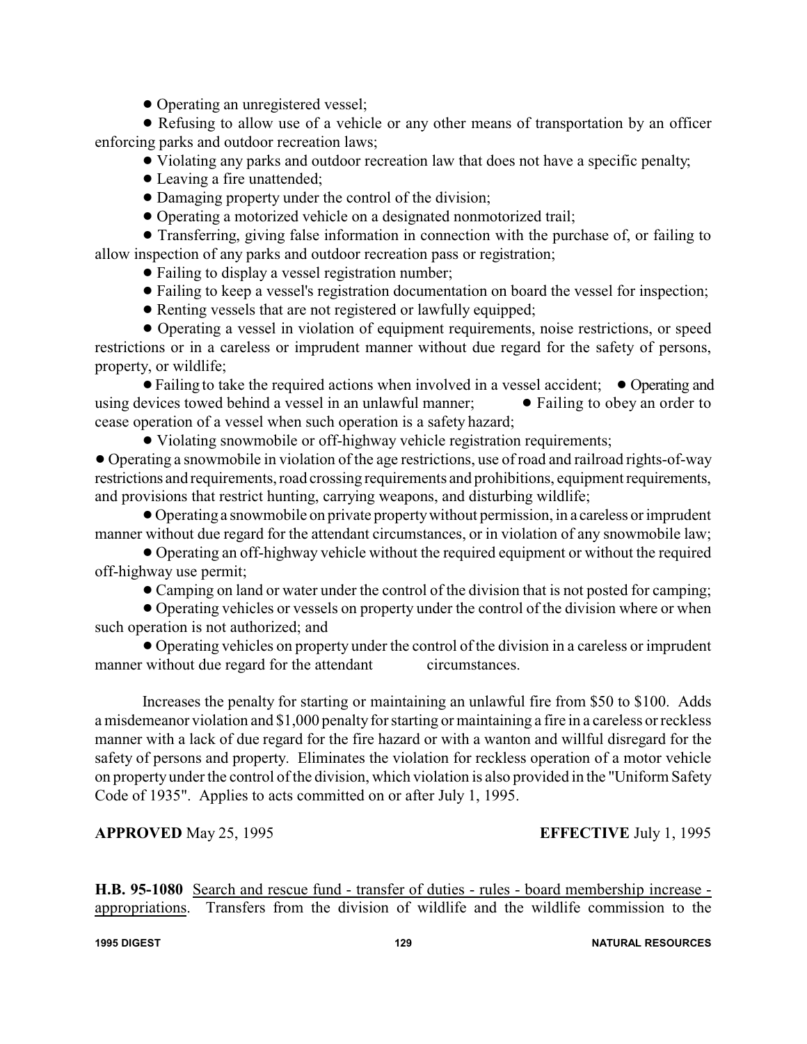- Operating an unregistered vessel;
- Refusing to allow use of a vehicle or any other means of transportation by an officer enforcing parks and outdoor recreation laws;
- Violating any parks and outdoor recreation law that does not have a specific penalty;
- Leaving a fire unattended;
- Damaging property under the control of the division;
- Operating a motorized vehicle on a designated nonmotorized trail;
- Transferring, giving false information in connection with the purchase of, or failing to allow inspection of any parks and outdoor recreation pass or registration;
- Failing to display a vessel registration number;
- Failing to keep a vessel's registration documentation on board the vessel for inspection;
- Renting vessels that are not registered or lawfully equipped;
- Operating a vessel in violation of equipment requirements, noise restrictions, or speed restrictions or in a careless or imprudent manner without due regard for the safety of persons, property, or wildlife;
- Failing to take the required actions when involved in a vessel accident;
- Operating and using devices towed behind a vessel in an unlawful manner;
- Failing to obey an order to cease operation of a vessel when such operation is a safety hazard;
- Violating snowmobile or off-highway vehicle registration requirements;
- Operating a snowmobile in violation of the age restrictions, use of road and railroad rights-of-way restrictions and requirements, road crossing requirements and prohibitions, equipment requirements, and provisions that restrict hunting, carrying weapons, and disturbing wildlife;
- Operating a snowmobile on private property without permission, in a careless or imprudent manner without due regard for the attendant circumstances, or in violation of any snowmobile law;
- Operating an off-highway vehicle without the required equipment or without the required off-highway use permit;
- Camping on land or water under the control of the division that is not posted for camping;
- Operating vehicles or vessels on property under the control of the division where or when such operation is not authorized; and
- Operating vehicles on property under the control of the division in a careless or imprudent manner without due regard for the attendant circumstances.

Increases the penalty for starting or maintaining an unlawful fire from $50 to $100. Adds a misdemeanor violation and $1,000 penalty for starting or maintaining a fire in a careless or reckless manner with a lack of due regard for the fire hazard or with a wanton and willful disregard for the safety of persons and property. Eliminates the violation for reckless operation of a motor vehicle on property under the control of the division, which violation is also provided in the "Uniform Safety Code of 1935". Applies to acts committed on or after July 1, 1995.

**APPROVED** May 25, 1995 **EFFECTIVE** July 1, 1995

**H.B. 95-1080** Search and rescue fund - transfer of duties - rules - board membership increase - appropriations. Transfers from the division of wildlife and the wildlife commission to the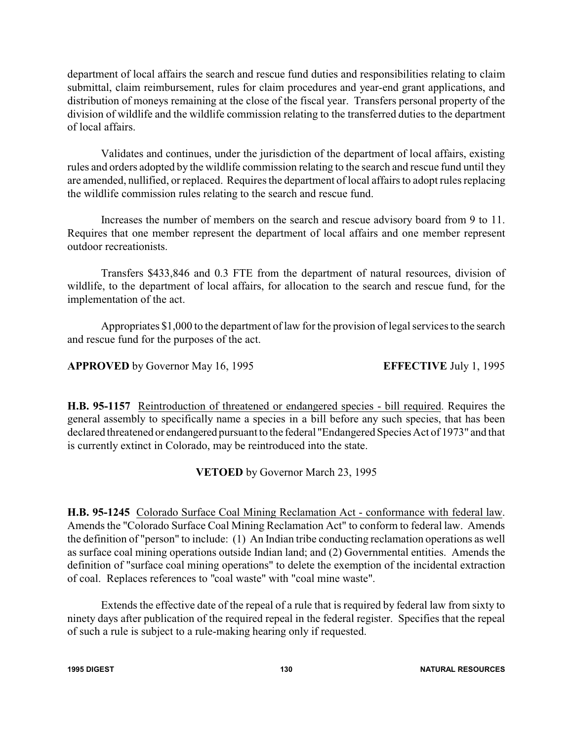department of local affairs the search and rescue fund duties and responsibilities relating to claim submittal, claim reimbursement, rules for claim procedures and year-end grant applications, and distribution of moneys remaining at the close of the fiscal year. Transfers personal property of the division of wildlife and the wildlife commission relating to the transferred duties to the department of local affairs.

Validates and continues, under the jurisdiction of the department of local affairs, existing rules and orders adopted by the wildlife commission relating to the search and rescue fund until they are amended, nullified, or replaced. Requires the department of local affairs to adopt rules replacing the wildlife commission rules relating to the search and rescue fund.

Increases the number of members on the search and rescue advisory board from 9 to 11. Requires that one member represent the department of local affairs and one member represent outdoor recreationists.

Transfers $433,846 and 0.3 FTE from the department of natural resources, division of wildlife, to the department of local affairs, for allocation to the search and rescue fund, for the implementation of the act.

Appropriates $1,000 to the department of law for the provision of legal services to the search and rescue fund for the purposes of the act.

**APPROVED** by Governor May 16, 1995 **EFFECTIVE** July 1, 1995

**H.B. 95-1157** Reintroduction of threatened or endangered species - bill required. Requires the general assembly to specifically name a species in a bill before any such species, that has been declared threatened or endangered pursuant to the federal "Endangered Species Act of 1973" and that is currently extinct in Colorado, may be reintroduced into the state.

**VETOED** by Governor March 23, 1995

**H.B. 95-1245** Colorado Surface Coal Mining Reclamation Act - conformance with federal law. Amends the "Colorado Surface Coal Mining Reclamation Act" to conform to federal law. Amends the definition of "person" to include: (1) An Indian tribe conducting reclamation operations as well as surface coal mining operations outside Indian land; and (2) Governmental entities. Amends the definition of "surface coal mining operations" to delete the exemption of the incidental extraction of coal. Replaces references to "coal waste" with "coal mine waste".

Extends the effective date of the repeal of a rule that is required by federal law from sixty to ninety days after publication of the required repeal in the federal register. Specifies that the repeal of such a rule is subject to a rule-making hearing only if requested.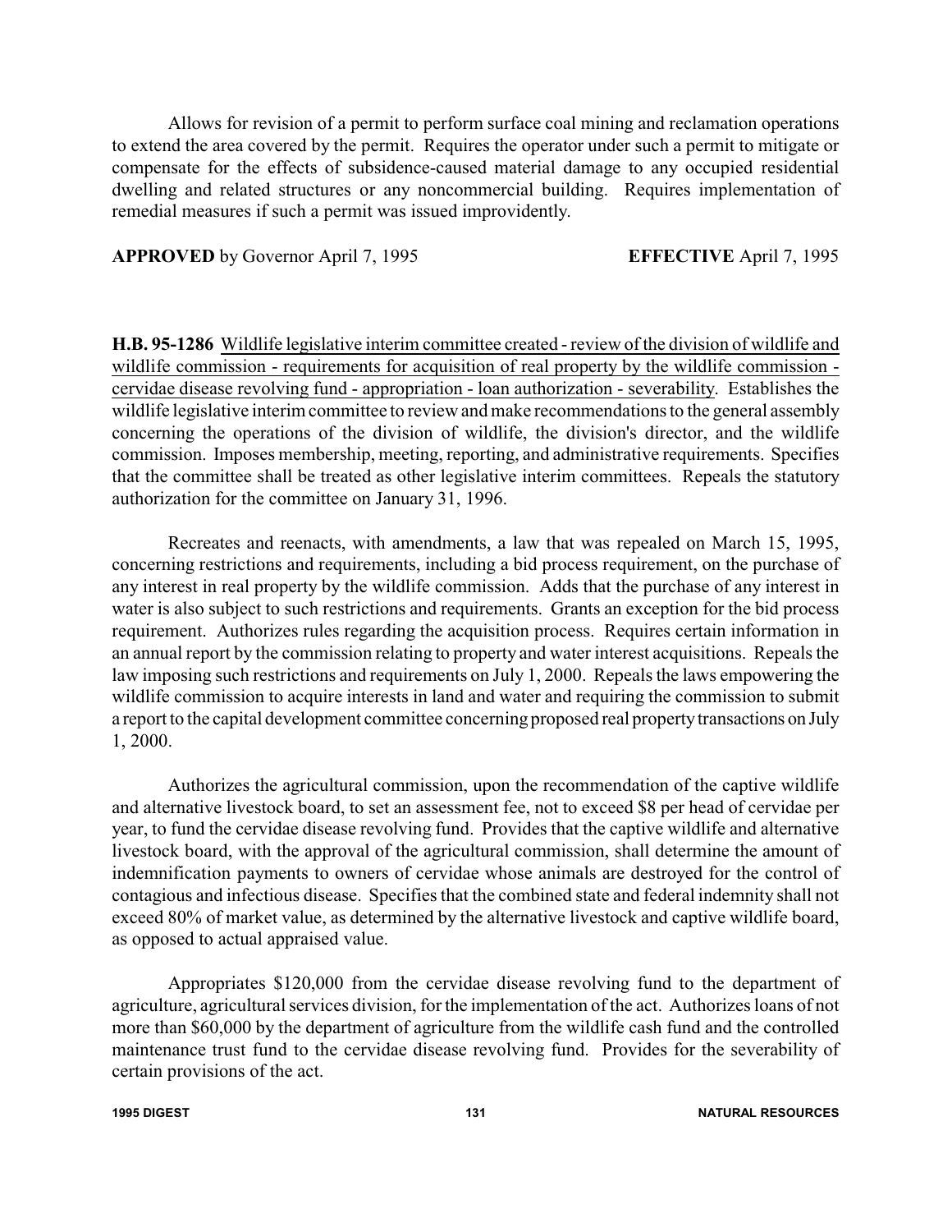Allows for revision of a permit to perform surface coal mining and reclamation operations to extend the area covered by the permit. Requires the operator under such a permit to mitigate or compensate for the effects of subsidence-caused material damage to any occupied residential dwelling and related structures or any noncommercial building. Requires implementation of remedial measures if such a permit was issued improvidently.

**APPROVED** by Governor April 7, 1995 **EFFECTIVE** April 7, 1995

**H.B. 95-1286** Wildlife legislative interim committee created - review of the division of wildlife and wildlife commission - requirements for acquisition of real property by the wildlife commission - cervidae disease revolving fund - appropriation - loan authorization - severability. Establishes the wildlife legislative interim committee to review and make recommendations to the general assembly concerning the operations of the division of wildlife, the division's director, and the wildlife commission. Imposes membership, meeting, reporting, and administrative requirements. Specifies that the committee shall be treated as other legislative interim committees. Repeals the statutory authorization for the committee on January 31, 1996.

Recreates and reenacts, with amendments, a law that was repealed on March 15, 1995, concerning restrictions and requirements, including a bid process requirement, on the purchase of any interest in real property by the wildlife commission. Adds that the purchase of any interest in water is also subject to such restrictions and requirements. Grants an exception for the bid process requirement. Authorizes rules regarding the acquisition process. Requires certain information in an annual report by the commission relating to property and water interest acquisitions. Repeals the law imposing such restrictions and requirements on July 1, 2000. Repeals the laws empowering the wildlife commission to acquire interests in land and water and requiring the commission to submit a report to the capital development committee concerning proposed real property transactions on July 1, 2000.

Authorizes the agricultural commission, upon the recommendation of the captive wildlife and alternative livestock board, to set an assessment fee, not to exceed $8 per head of cervidae per year, to fund the cervidae disease revolving fund. Provides that the captive wildlife and alternative livestock board, with the approval of the agricultural commission, shall determine the amount of indemnification payments to owners of cervidae whose animals are destroyed for the control of contagious and infectious disease. Specifies that the combined state and federal indemnity shall not exceed 80% of market value, as determined by the alternative livestock and captive wildlife board, as opposed to actual appraised value.

Appropriates $120,000 from the cervidae disease revolving fund to the department of agriculture, agricultural services division, for the implementation of the act. Authorizes loans of not more than $60,000 by the department of agriculture from the wildlife cash fund and the controlled maintenance trust fund to the cervidae disease revolving fund. Provides for the severability of certain provisions of the act.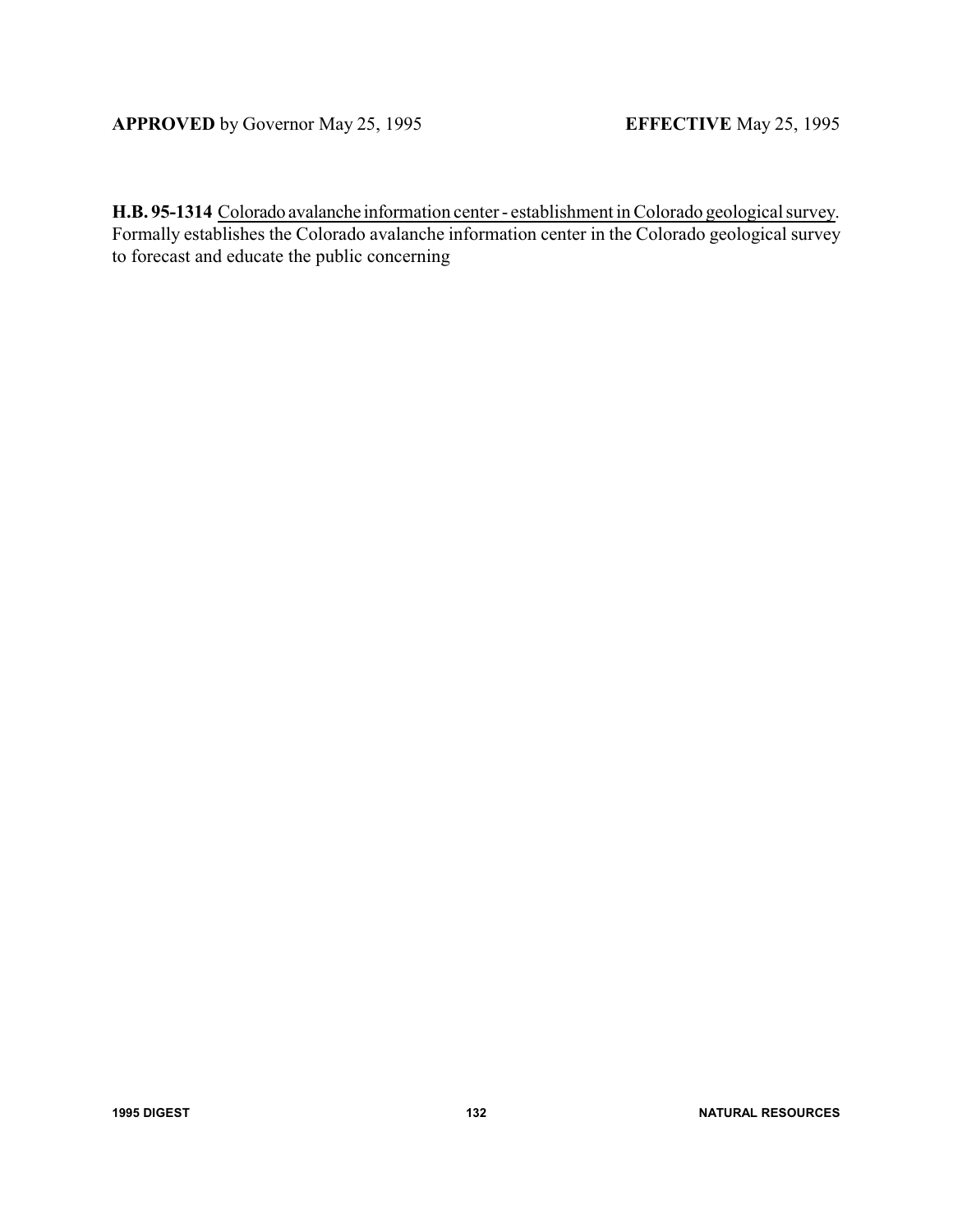**APPROVED** by Governor May 25, 1995 **EFFECTIVE** May 25, 1995

**H.B. 95-1314** Colorado avalanche information center - establishment in Colorado geological survey. Formally establishes the Colorado avalanche information center in the Colorado geological survey to forecast and educate the public concerning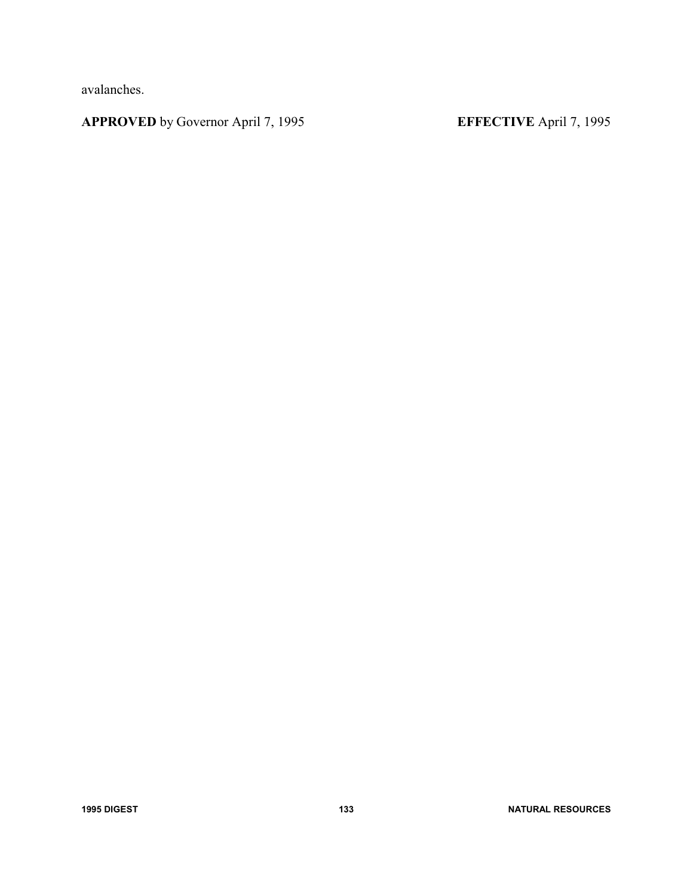avalanches.

**APPROVED** by Governor April 7, 1995 **EFFECTIVE** April 7, 1995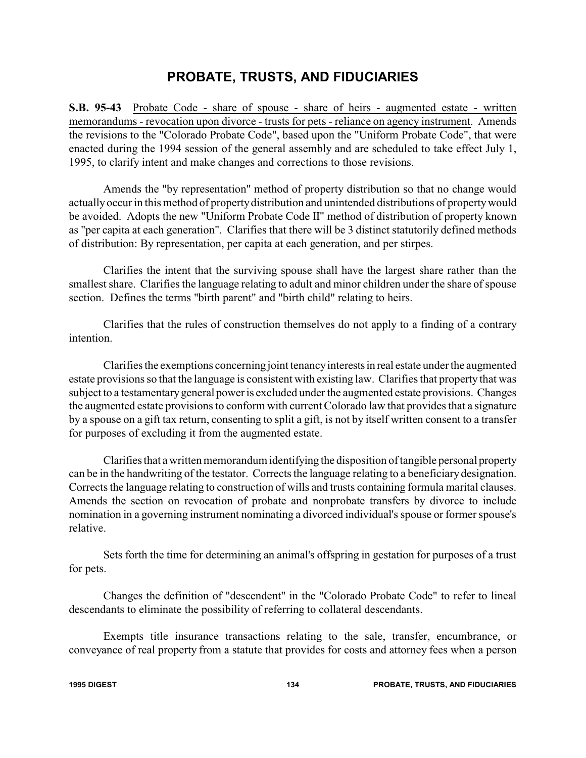# PROBATE, TRUSTS, AND FIDUCIARIES

**S.B. 95-43** Probate Code - share of spouse - share of heirs - augmented estate - written memorandums - revocation upon divorce - trusts for pets - reliance on agency instrument. Amends the revisions to the "Colorado Probate Code", based upon the "Uniform Probate Code", that were enacted during the 1994 session of the general assembly and are scheduled to take effect July 1, 1995, to clarify intent and make changes and corrections to those revisions.

Amends the "by representation" method of property distribution so that no change would actually occur in this method of property distribution and unintended distributions of property would be avoided. Adopts the new "Uniform Probate Code II" method of distribution of property known as "per capita at each generation". Clarifies that there will be 3 distinct statutorily defined methods of distribution: By representation, per capita at each generation, and per stirpes.

Clarifies the intent that the surviving spouse shall have the largest share rather than the smallest share. Clarifies the language relating to adult and minor children under the share of spouse section. Defines the terms "birth parent" and "birth child" relating to heirs.

Clarifies that the rules of construction themselves do not apply to a finding of a contrary intention.

Clarifies the exemptions concerning joint tenancy interests in real estate under the augmented estate provisions so that the language is consistent with existing law. Clarifies that property that was subject to a testamentary general power is excluded under the augmented estate provisions. Changes the augmented estate provisions to conform with current Colorado law that provides that a signature by a spouse on a gift tax return, consenting to split a gift, is not by itself written consent to a transfer for purposes of excluding it from the augmented estate.

Clarifies that a written memorandum identifying the disposition of tangible personal property can be in the handwriting of the testator. Corrects the language relating to a beneficiary designation. Corrects the language relating to construction of wills and trusts containing formula marital clauses. Amends the section on revocation of probate and nonprobate transfers by divorce to include nomination in a governing instrument nominating a divorced individual's spouse or former spouse's relative.

Sets forth the time for determining an animal's offspring in gestation for purposes of a trust for pets.

Changes the definition of "descendent" in the "Colorado Probate Code" to refer to lineal descendants to eliminate the possibility of referring to collateral descendants.

Exempts title insurance transactions relating to the sale, transfer, encumbrance, or conveyance of real property from a statute that provides for costs and attorney fees when a person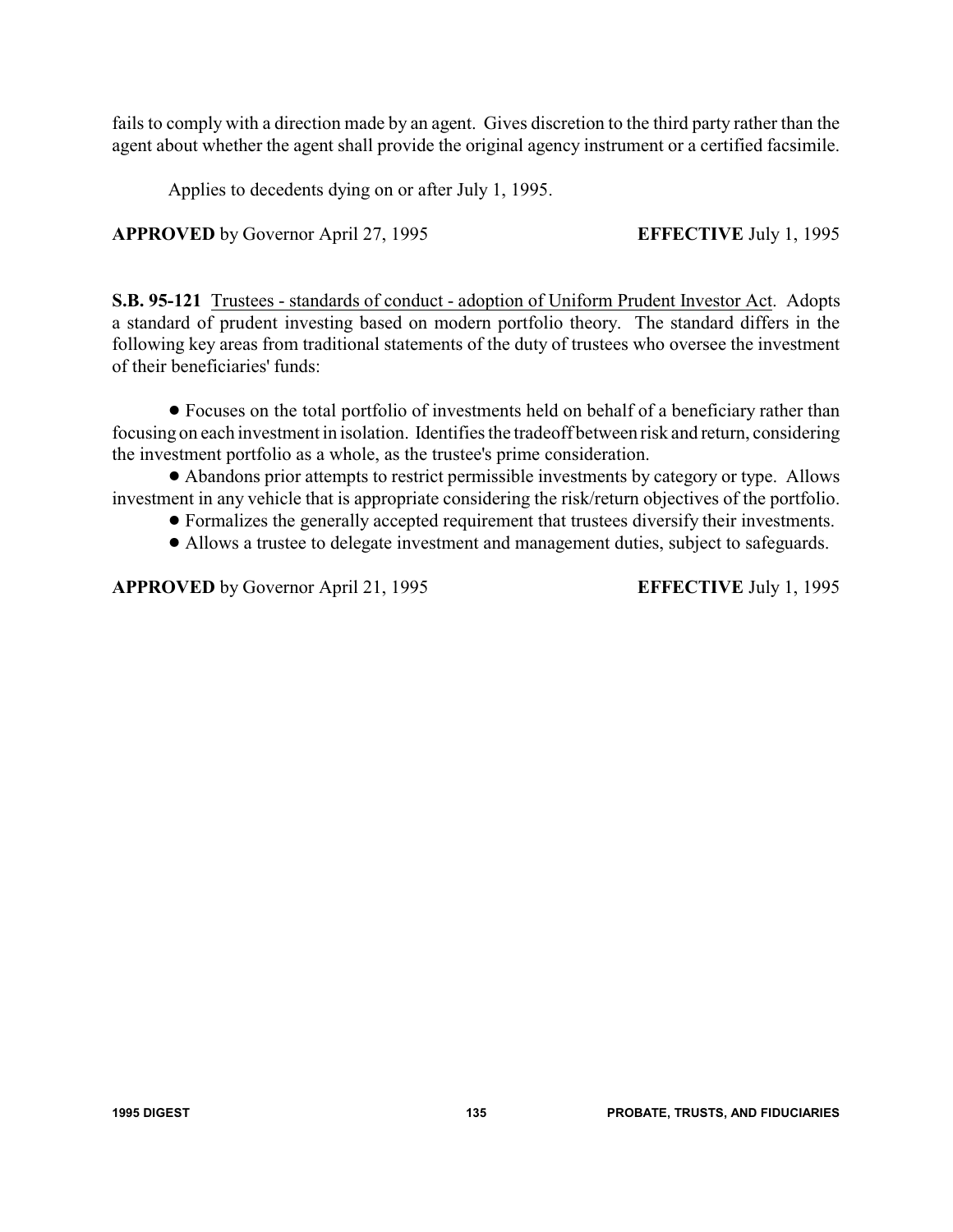fails to comply with a direction made by an agent. Gives discretion to the third party rather than the agent about whether the agent shall provide the original agency instrument or a certified facsimile.

Applies to decedents dying on or after July 1, 1995.

**APPROVED** by Governor April 27, 1995 **EFFECTIVE** July 1, 1995

**S.B. 95-121** Trustees - standards of conduct - adoption of Uniform Prudent Investor Act. Adopts a standard of prudent investing based on modern portfolio theory. The standard differs in the following key areas from traditional statements of the duty of trustees who oversee the investment of their beneficiaries' funds:

- Focuses on the total portfolio of investments held on behalf of a beneficiary rather than focusing on each investment in isolation. Identifies the tradeoff between risk and return, considering the investment portfolio as a whole, as the trustee's prime consideration.
- Abandons prior attempts to restrict permissible investments by category or type. Allows investment in any vehicle that is appropriate considering the risk/return objectives of the portfolio.
- Formalizes the generally accepted requirement that trustees diversify their investments.
- Allows a trustee to delegate investment and management duties, subject to safeguards.

**APPROVED** by Governor April 21, 1995 **EFFECTIVE** July 1, 1995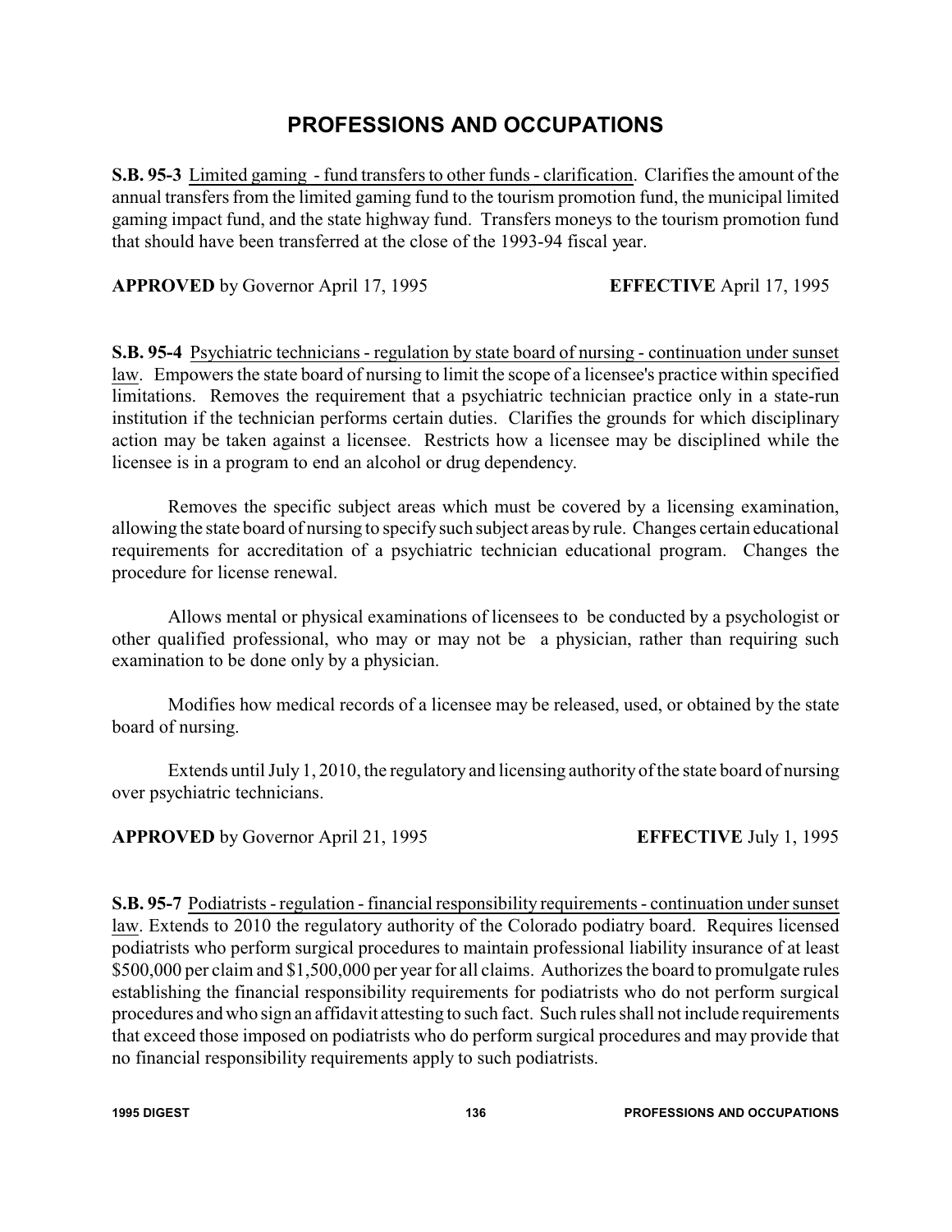# PROFESSIONS AND OCCUPATIONS

**S.B. 95-3** Limited gaming - fund transfers to other funds - clarification. Clarifies the amount of the annual transfers from the limited gaming fund to the tourism promotion fund, the municipal limited gaming impact fund, and the state highway fund. Transfers moneys to the tourism promotion fund that should have been transferred at the close of the 1993-94 fiscal year.

**APPROVED** by Governor April 17, 1995 **EFFECTIVE** April 17, 1995

**S.B. 95-4** Psychiatric technicians - regulation by state board of nursing - continuation under sunset law. Empowers the state board of nursing to limit the scope of a licensee's practice within specified limitations. Removes the requirement that a psychiatric technician practice only in a state-run institution if the technician performs certain duties. Clarifies the grounds for which disciplinary action may be taken against a licensee. Restricts how a licensee may be disciplined while the licensee is in a program to end an alcohol or drug dependency.

Removes the specific subject areas which must be covered by a licensing examination, allowing the state board of nursing to specify such subject areas by rule. Changes certain educational requirements for accreditation of a psychiatric technician educational program. Changes the procedure for license renewal.

Allows mental or physical examinations of licensees to be conducted by a psychologist or other qualified professional, who may or may not be a physician, rather than requiring such examination to be done only by a physician.

Modifies how medical records of a licensee may be released, used, or obtained by the state board of nursing.

Extends until July 1, 2010, the regulatory and licensing authority of the state board of nursing over psychiatric technicians.

**APPROVED** by Governor April 21, 1995 **EFFECTIVE** July 1, 1995

**S.B. 95-7** Podiatrists - regulation - financial responsibility requirements - continuation under sunset law. Extends to 2010 the regulatory authority of the Colorado podiatry board. Requires licensed podiatrists who perform surgical procedures to maintain professional liability insurance of at least $500,000 per claim and $1,500,000 per year for all claims. Authorizes the board to promulgate rules establishing the financial responsibility requirements for podiatrists who do not perform surgical procedures and who sign an affidavit attesting to such fact. Such rules shall not include requirements that exceed those imposed on podiatrists who do perform surgical procedures and may provide that no financial responsibility requirements apply to such podiatrists.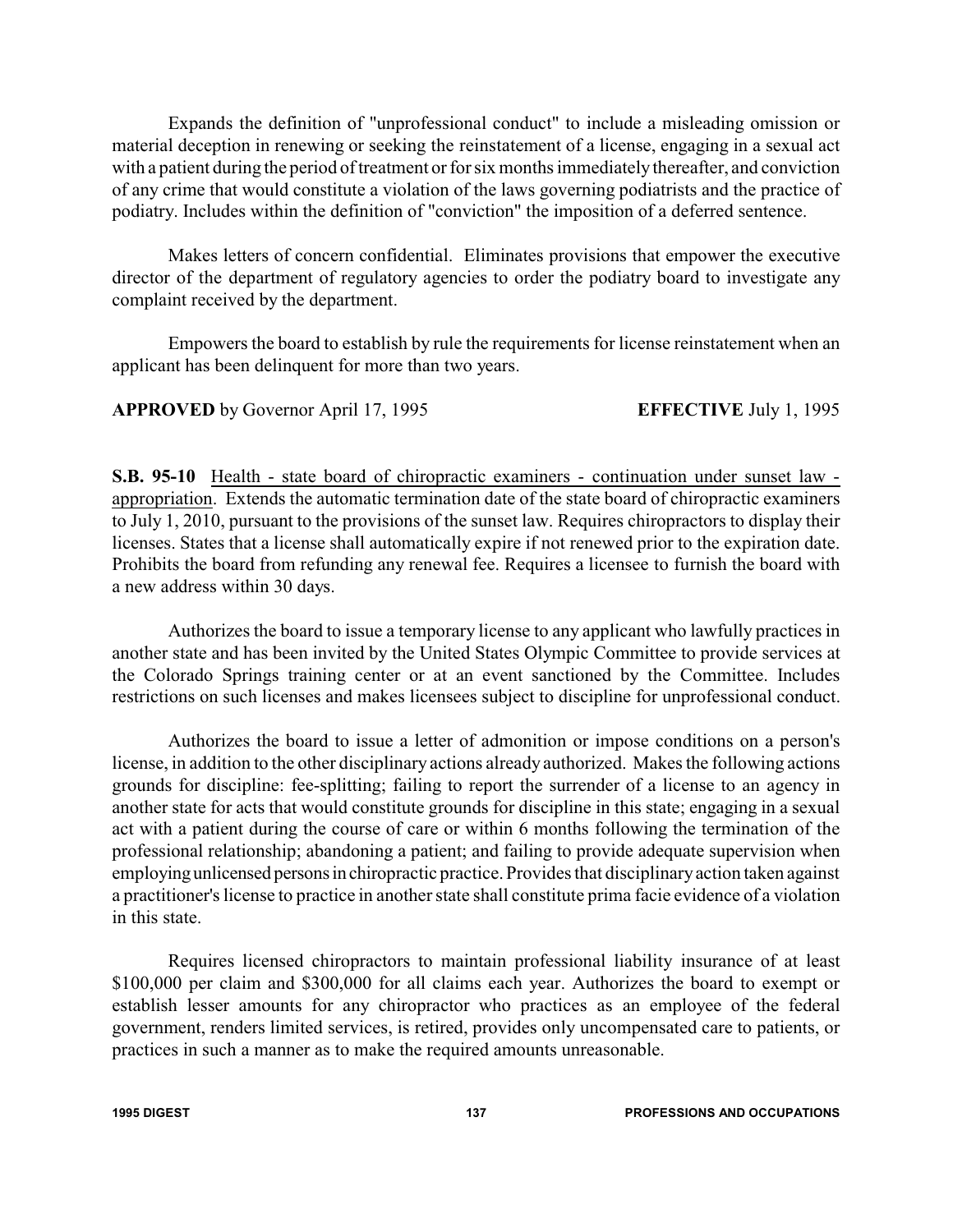Expands the definition of "unprofessional conduct" to include a misleading omission or material deception in renewing or seeking the reinstatement of a license, engaging in a sexual act with a patient during the period of treatment or for six months immediately thereafter, and conviction of any crime that would constitute a violation of the laws governing podiatrists and the practice of podiatry. Includes within the definition of "conviction" the imposition of a deferred sentence.

Makes letters of concern confidential. Eliminates provisions that empower the executive director of the department of regulatory agencies to order the podiatry board to investigate any complaint received by the department.

Empowers the board to establish by rule the requirements for license reinstatement when an applicant has been delinquent for more than two years.

**APPROVED** by Governor April 17, 1995 **EFFECTIVE** July 1, 1995

**S.B. 95-10** Health - state board of chiropractic examiners - continuation under sunset law - appropriation. Extends the automatic termination date of the state board of chiropractic examiners to July 1, 2010, pursuant to the provisions of the sunset law. Requires chiropractors to display their licenses. States that a license shall automatically expire if not renewed prior to the expiration date. Prohibits the board from refunding any renewal fee. Requires a licensee to furnish the board with a new address within 30 days.

Authorizes the board to issue a temporary license to any applicant who lawfully practices in another state and has been invited by the United States Olympic Committee to provide services at the Colorado Springs training center or at an event sanctioned by the Committee. Includes restrictions on such licenses and makes licensees subject to discipline for unprofessional conduct.

Authorizes the board to issue a letter of admonition or impose conditions on a person's license, in addition to the other disciplinary actions already authorized. Makes the following actions grounds for discipline: fee-splitting; failing to report the surrender of a license to an agency in another state for acts that would constitute grounds for discipline in this state; engaging in a sexual act with a patient during the course of care or within 6 months following the termination of the professional relationship; abandoning a patient; and failing to provide adequate supervision when employing unlicensed persons in chiropractic practice. Provides that disciplinary action taken against a practitioner's license to practice in another state shall constitute prima facie evidence of a violation in this state.

Requires licensed chiropractors to maintain professional liability insurance of at least $100,000 per claim and $300,000 for all claims each year. Authorizes the board to exempt or establish lesser amounts for any chiropractor who practices as an employee of the federal government, renders limited services, is retired, provides only uncompensated care to patients, or practices in such a manner as to make the required amounts unreasonable.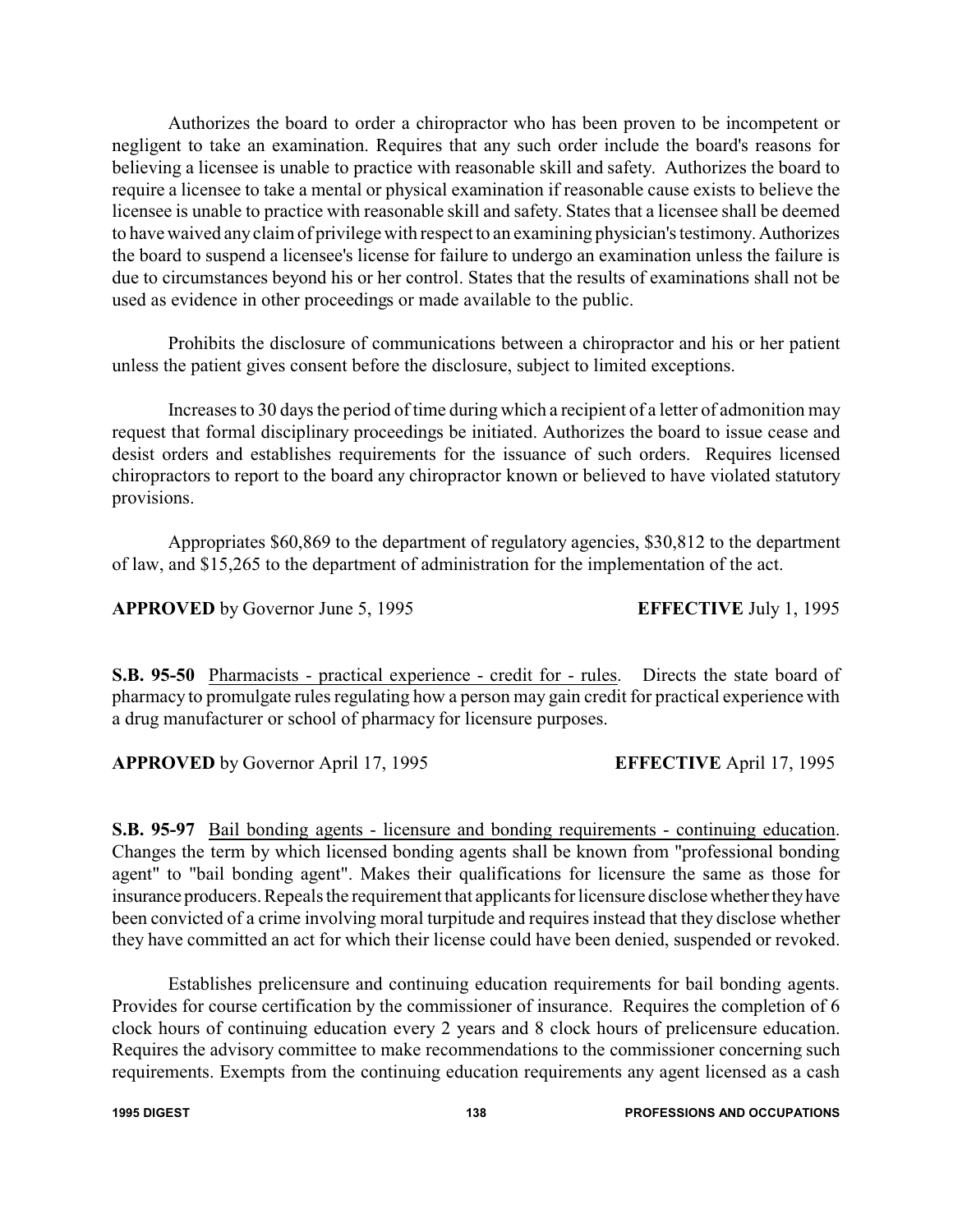Authorizes the board to order a chiropractor who has been proven to be incompetent or negligent to take an examination. Requires that any such order include the board's reasons for believing a licensee is unable to practice with reasonable skill and safety. Authorizes the board to require a licensee to take a mental or physical examination if reasonable cause exists to believe the licensee is unable to practice with reasonable skill and safety. States that a licensee shall be deemed to have waived any claim of privilege with respect to an examining physician's testimony. Authorizes the board to suspend a licensee's license for failure to undergo an examination unless the failure is due to circumstances beyond his or her control. States that the results of examinations shall not be used as evidence in other proceedings or made available to the public.

Prohibits the disclosure of communications between a chiropractor and his or her patient unless the patient gives consent before the disclosure, subject to limited exceptions.

Increases to 30 days the period of time during which a recipient of a letter of admonition may request that formal disciplinary proceedings be initiated. Authorizes the board to issue cease and desist orders and establishes requirements for the issuance of such orders. Requires licensed chiropractors to report to the board any chiropractor known or believed to have violated statutory provisions.

Appropriates $60,869 to the department of regulatory agencies, $30,812 to the department of law, and $15,265 to the department of administration for the implementation of the act.

**APPROVED** by Governor June 5, 1995 **EFFECTIVE** July 1, 1995

**S.B. 95-50** Pharmacists - practical experience - credit for - rules. Directs the state board of pharmacy to promulgate rules regulating how a person may gain credit for practical experience with a drug manufacturer or school of pharmacy for licensure purposes.

**APPROVED** by Governor April 17, 1995 **EFFECTIVE** April 17, 1995

**S.B. 95-97** Bail bonding agents - licensure and bonding requirements - continuing education. Changes the term by which licensed bonding agents shall be known from "professional bonding agent" to "bail bonding agent". Makes their qualifications for licensure the same as those for insurance producers. Repeals the requirement that applicants for licensure disclose whether they have been convicted of a crime involving moral turpitude and requires instead that they disclose whether they have committed an act for which their license could have been denied, suspended or revoked.

Establishes prelicensure and continuing education requirements for bail bonding agents. Provides for course certification by the commissioner of insurance. Requires the completion of 6 clock hours of continuing education every 2 years and 8 clock hours of prelicensure education. Requires the advisory committee to make recommendations to the commissioner concerning such requirements. Exempts from the continuing education requirements any agent licensed as a cash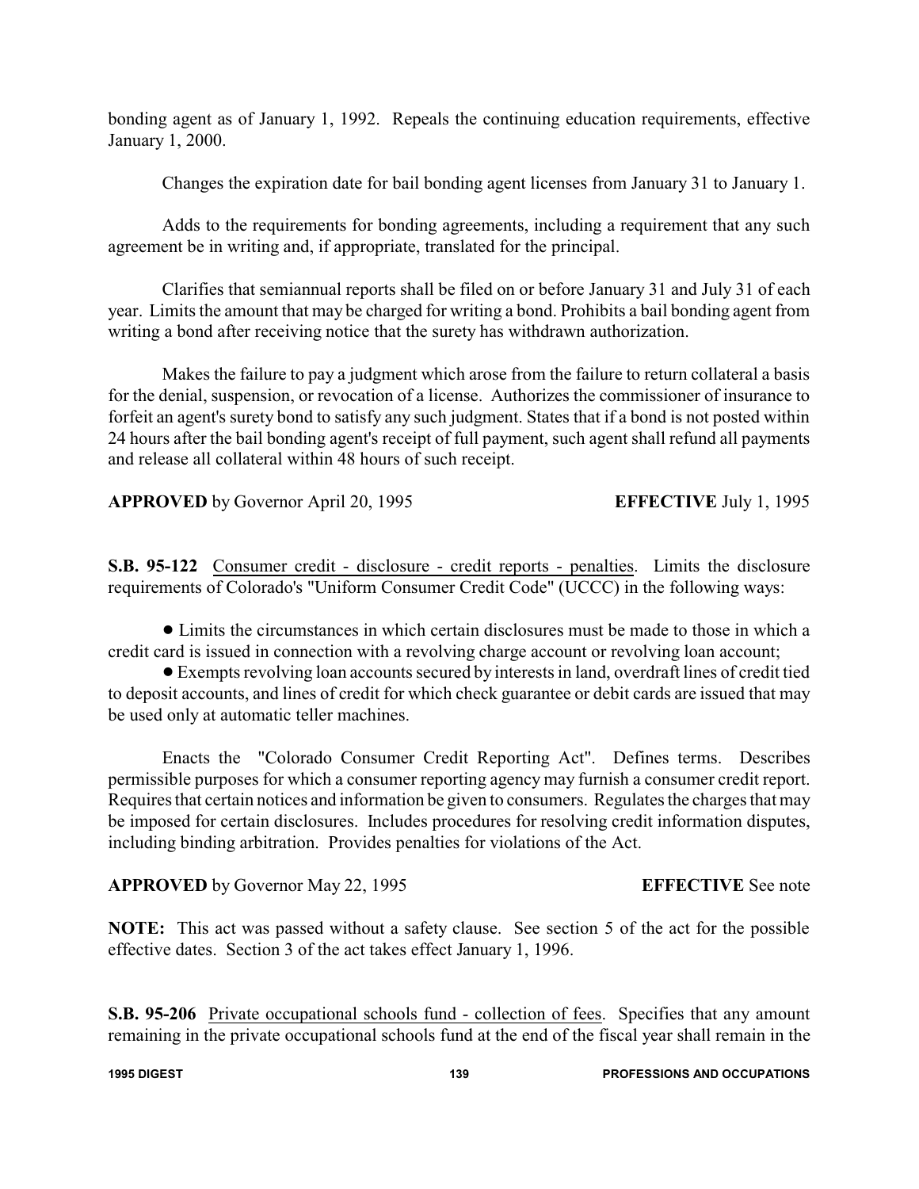bonding agent as of January 1, 1992. Repeals the continuing education requirements, effective January 1, 2000.

Changes the expiration date for bail bonding agent licenses from January 31 to January 1.

Adds to the requirements for bonding agreements, including a requirement that any such agreement be in writing and, if appropriate, translated for the principal.

Clarifies that semiannual reports shall be filed on or before January 31 and July 31 of each year. Limits the amount that may be charged for writing a bond. Prohibits a bail bonding agent from writing a bond after receiving notice that the surety has withdrawn authorization.

Makes the failure to pay a judgment which arose from the failure to return collateral a basis for the denial, suspension, or revocation of a license. Authorizes the commissioner of insurance to forfeit an agent's surety bond to satisfy any such judgment. States that if a bond is not posted within 24 hours after the bail bonding agent's receipt of full payment, such agent shall refund all payments and release all collateral within 48 hours of such receipt.

**APPROVED** by Governor April 20, 1995 **EFFECTIVE** July 1, 1995

**S.B. 95-122** Consumer credit - disclosure - credit reports - penalties. Limits the disclosure requirements of Colorado's "Uniform Consumer Credit Code" (UCCC) in the following ways:

- Limits the circumstances in which certain disclosures must be made to those in which a credit card is issued in connection with a revolving charge account or revolving loan account;
- Exempts revolving loan accounts secured by interests in land, overdraft lines of credit tied to deposit accounts, and lines of credit for which check guarantee or debit cards are issued that may be used only at automatic teller machines.

Enacts the "Colorado Consumer Credit Reporting Act". Defines terms. Describes permissible purposes for which a consumer reporting agency may furnish a consumer credit report. Requires that certain notices and information be given to consumers. Regulates the charges that may be imposed for certain disclosures. Includes procedures for resolving credit information disputes, including binding arbitration. Provides penalties for violations of the Act.

**APPROVED** by Governor May 22, 1995 **EFFECTIVE** See note

**NOTE:** This act was passed without a safety clause. See section 5 of the act for the possible effective dates. Section 3 of the act takes effect January 1, 1996.

**S.B. 95-206** Private occupational schools fund - collection of fees. Specifies that any amount remaining in the private occupational schools fund at the end of the fiscal year shall remain in the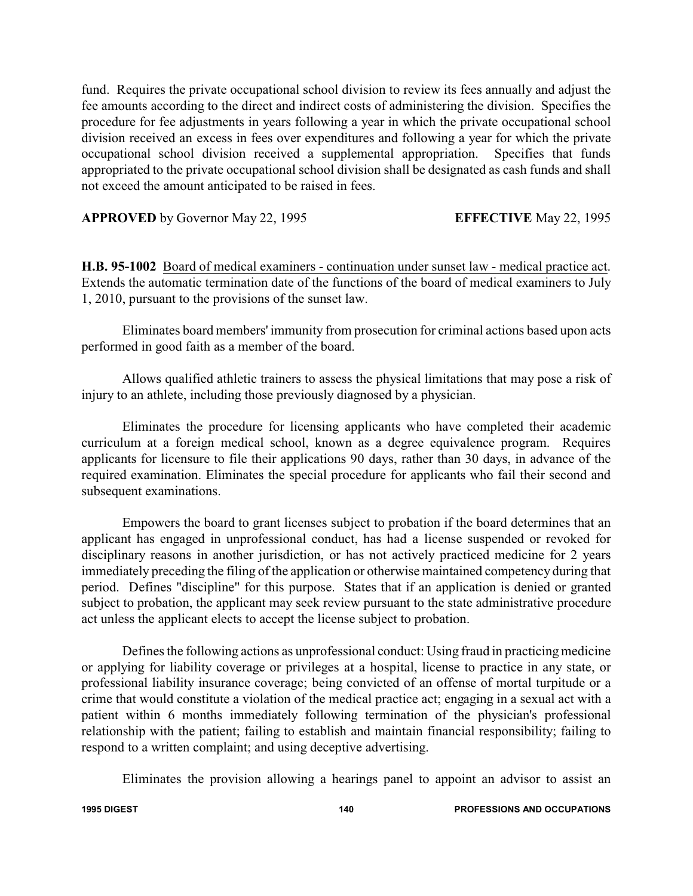fund. Requires the private occupational school division to review its fees annually and adjust the fee amounts according to the direct and indirect costs of administering the division. Specifies the procedure for fee adjustments in years following a year in which the private occupational school division received an excess in fees over expenditures and following a year for which the private occupational school division received a supplemental appropriation. Specifies that funds appropriated to the private occupational school division shall be designated as cash funds and shall not exceed the amount anticipated to be raised in fees.

**APPROVED** by Governor May 22, 1995 **EFFECTIVE** May 22, 1995

**H.B. 95-1002** Board of medical examiners - continuation under sunset law - medical practice act. Extends the automatic termination date of the functions of the board of medical examiners to July 1, 2010, pursuant to the provisions of the sunset law.

Eliminates board members' immunity from prosecution for criminal actions based upon acts performed in good faith as a member of the board.

Allows qualified athletic trainers to assess the physical limitations that may pose a risk of injury to an athlete, including those previously diagnosed by a physician.

Eliminates the procedure for licensing applicants who have completed their academic curriculum at a foreign medical school, known as a degree equivalence program. Requires applicants for licensure to file their applications 90 days, rather than 30 days, in advance of the required examination. Eliminates the special procedure for applicants who fail their second and subsequent examinations.

Empowers the board to grant licenses subject to probation if the board determines that an applicant has engaged in unprofessional conduct, has had a license suspended or revoked for disciplinary reasons in another jurisdiction, or has not actively practiced medicine for 2 years immediately preceding the filing of the application or otherwise maintained competency during that period. Defines "discipline" for this purpose. States that if an application is denied or granted subject to probation, the applicant may seek review pursuant to the state administrative procedure act unless the applicant elects to accept the license subject to probation.

Defines the following actions as unprofessional conduct: Using fraud in practicing medicine or applying for liability coverage or privileges at a hospital, license to practice in any state, or professional liability insurance coverage; being convicted of an offense of mortal turpitude or a crime that would constitute a violation of the medical practice act; engaging in a sexual act with a patient within 6 months immediately following termination of the physician's professional relationship with the patient; failing to establish and maintain financial responsibility; failing to respond to a written complaint; and using deceptive advertising.

Eliminates the provision allowing a hearings panel to appoint an advisor to assist an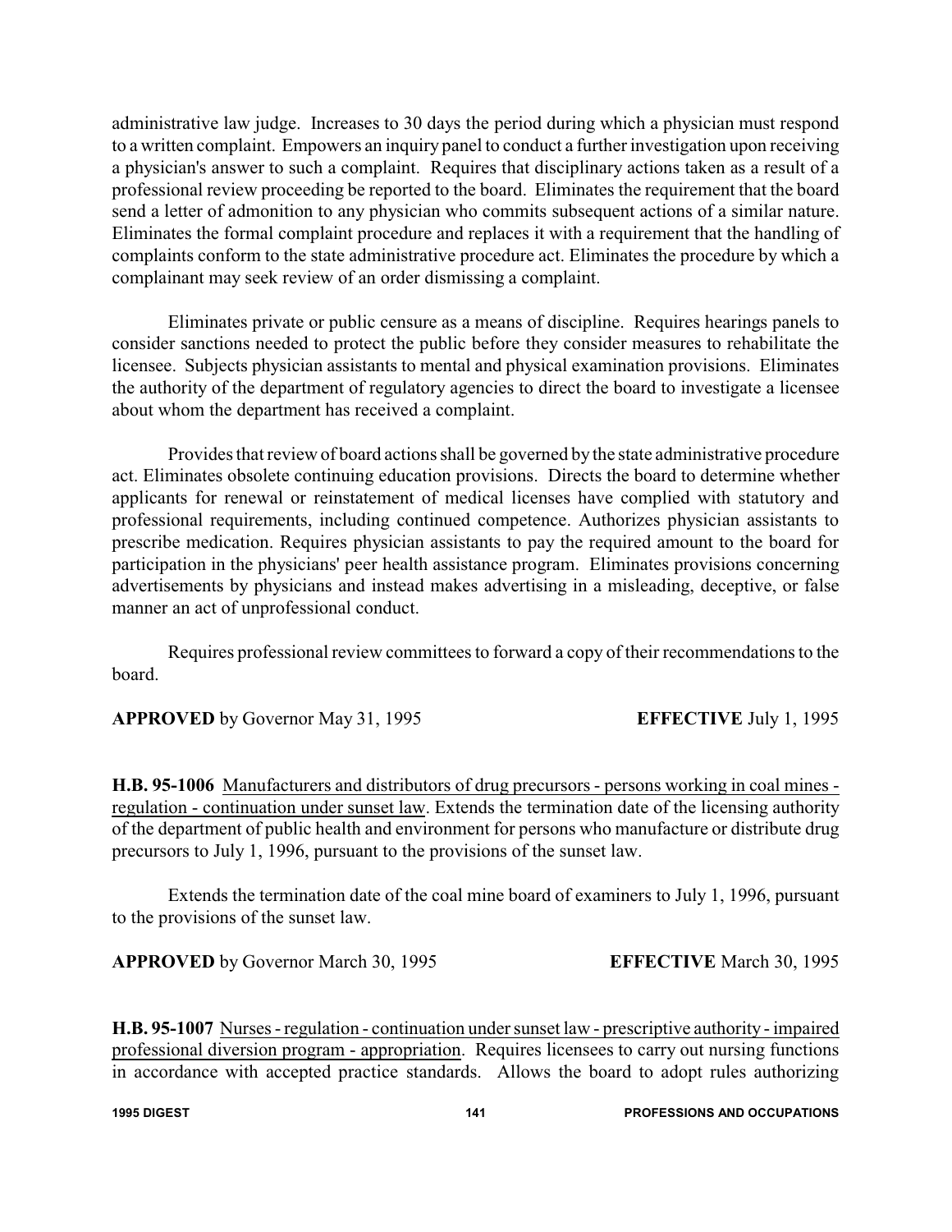administrative law judge. Increases to 30 days the period during which a physician must respond to a written complaint. Empowers an inquiry panel to conduct a further investigation upon receiving a physician's answer to such a complaint. Requires that disciplinary actions taken as a result of a professional review proceeding be reported to the board. Eliminates the requirement that the board send a letter of admonition to any physician who commits subsequent actions of a similar nature. Eliminates the formal complaint procedure and replaces it with a requirement that the handling of complaints conform to the state administrative procedure act. Eliminates the procedure by which a complainant may seek review of an order dismissing a complaint.

Eliminates private or public censure as a means of discipline. Requires hearings panels to consider sanctions needed to protect the public before they consider measures to rehabilitate the licensee. Subjects physician assistants to mental and physical examination provisions. Eliminates the authority of the department of regulatory agencies to direct the board to investigate a licensee about whom the department has received a complaint.

Provides that review of board actions shall be governed by the state administrative procedure act. Eliminates obsolete continuing education provisions. Directs the board to determine whether applicants for renewal or reinstatement of medical licenses have complied with statutory and professional requirements, including continued competence. Authorizes physician assistants to prescribe medication. Requires physician assistants to pay the required amount to the board for participation in the physicians' peer health assistance program. Eliminates provisions concerning advertisements by physicians and instead makes advertising in a misleading, deceptive, or false manner an act of unprofessional conduct.

Requires professional review committees to forward a copy of their recommendations to the board.

**APPROVED** by Governor May 31, 1995 **EFFECTIVE** July 1, 1995

**H.B. 95-1006** Manufacturers and distributors of drug precursors - persons working in coal mines - regulation - continuation under sunset law. Extends the termination date of the licensing authority of the department of public health and environment for persons who manufacture or distribute drug precursors to July 1, 1996, pursuant to the provisions of the sunset law.

Extends the termination date of the coal mine board of examiners to July 1, 1996, pursuant to the provisions of the sunset law.

**APPROVED** by Governor March 30, 1995 **EFFECTIVE** March 30, 1995

**H.B. 95-1007** Nurses - regulation - continuation under sunset law - prescriptive authority - impaired professional diversion program - appropriation. Requires licensees to carry out nursing functions in accordance with accepted practice standards. Allows the board to adopt rules authorizing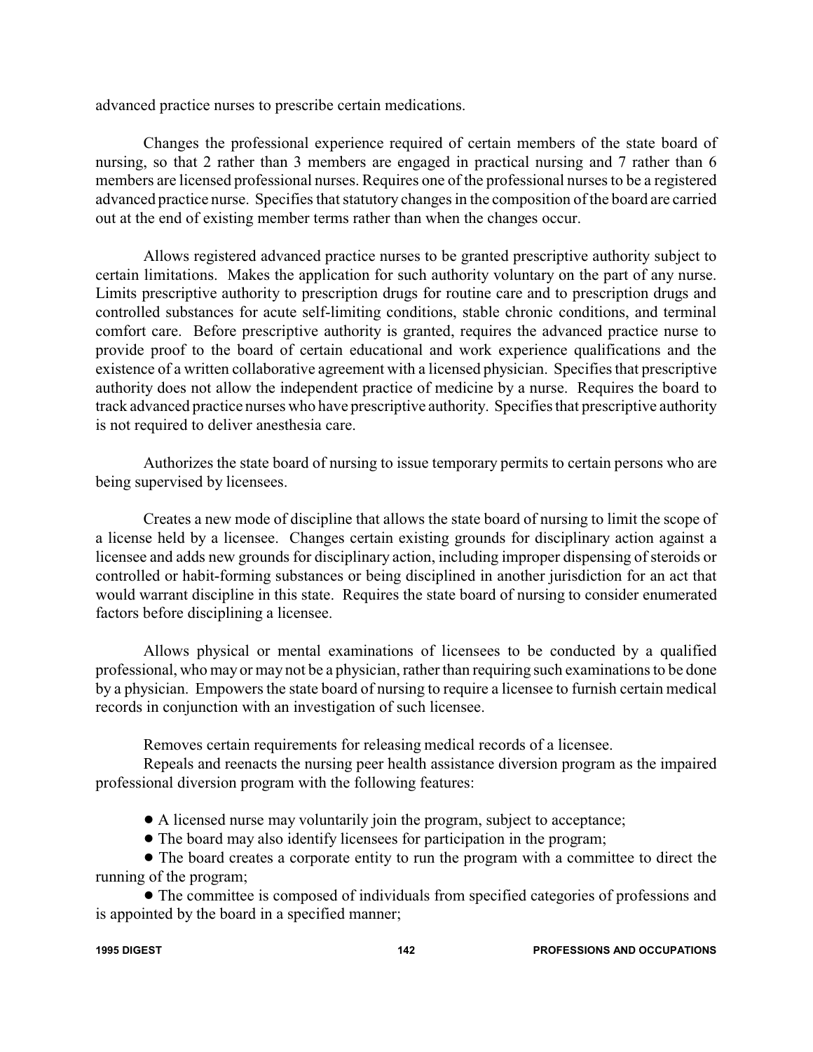advanced practice nurses to prescribe certain medications.

Changes the professional experience required of certain members of the state board of nursing, so that 2 rather than 3 members are engaged in practical nursing and 7 rather than 6 members are licensed professional nurses. Requires one of the professional nurses to be a registered advanced practice nurse. Specifies that statutory changes in the composition of the board are carried out at the end of existing member terms rather than when the changes occur.

Allows registered advanced practice nurses to be granted prescriptive authority subject to certain limitations. Makes the application for such authority voluntary on the part of any nurse. Limits prescriptive authority to prescription drugs for routine care and to prescription drugs and controlled substances for acute self-limiting conditions, stable chronic conditions, and terminal comfort care. Before prescriptive authority is granted, requires the advanced practice nurse to provide proof to the board of certain educational and work experience qualifications and the existence of a written collaborative agreement with a licensed physician. Specifies that prescriptive authority does not allow the independent practice of medicine by a nurse. Requires the board to track advanced practice nurses who have prescriptive authority. Specifies that prescriptive authority is not required to deliver anesthesia care.

Authorizes the state board of nursing to issue temporary permits to certain persons who are being supervised by licensees.

Creates a new mode of discipline that allows the state board of nursing to limit the scope of a license held by a licensee. Changes certain existing grounds for disciplinary action against a licensee and adds new grounds for disciplinary action, including improper dispensing of steroids or controlled or habit-forming substances or being disciplined in another jurisdiction for an act that would warrant discipline in this state. Requires the state board of nursing to consider enumerated factors before disciplining a licensee.

Allows physical or mental examinations of licensees to be conducted by a qualified professional, who may or may not be a physician, rather than requiring such examinations to be done by a physician. Empowers the state board of nursing to require a licensee to furnish certain medical records in conjunction with an investigation of such licensee.

Removes certain requirements for releasing medical records of a licensee.

Repeals and reenacts the nursing peer health assistance diversion program as the impaired professional diversion program with the following features:

- A licensed nurse may voluntarily join the program, subject to acceptance;
- The board may also identify licensees for participation in the program;
- The board creates a corporate entity to run the program with a committee to direct the running of the program;
- The committee is composed of individuals from specified categories of professions and is appointed by the board in a specified manner;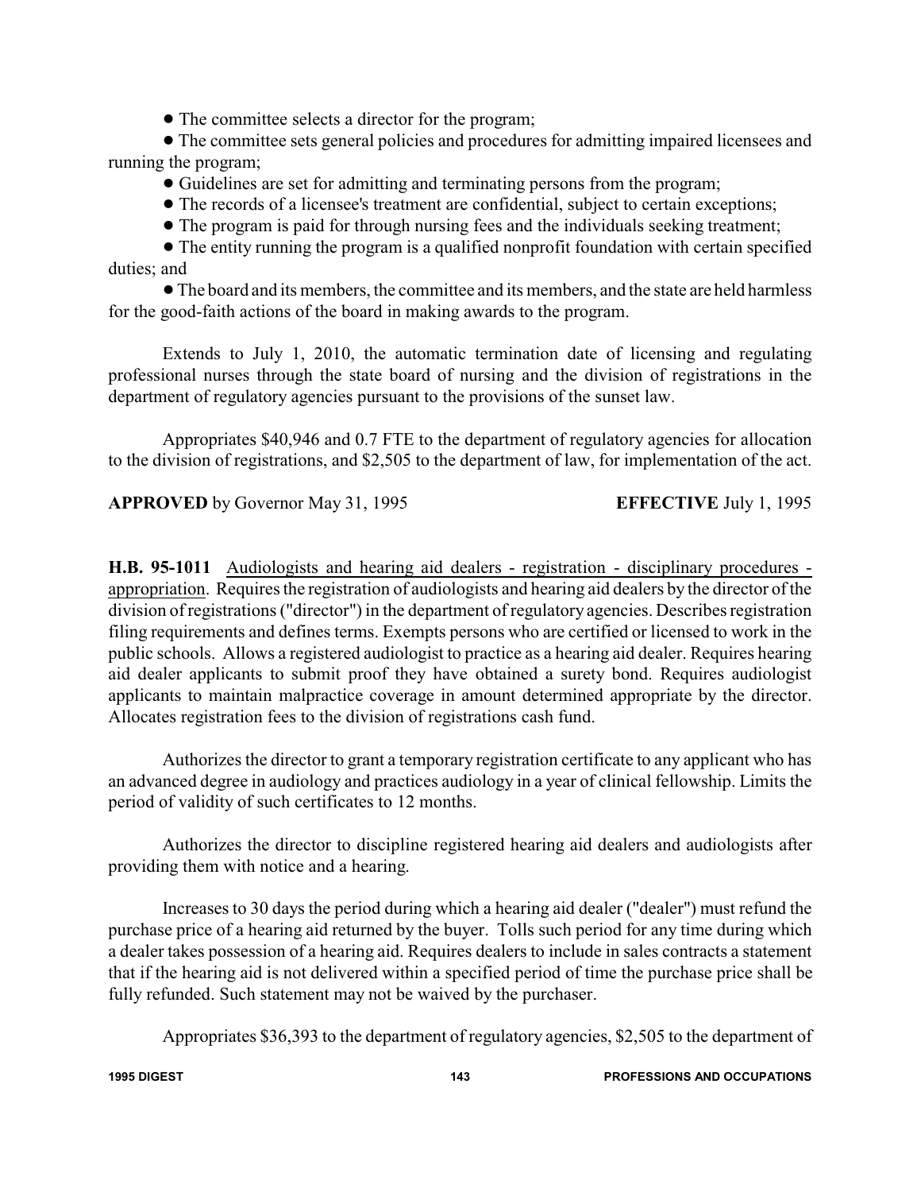- The committee selects a director for the program;
- The committee sets general policies and procedures for admitting impaired licensees and running the program;
- Guidelines are set for admitting and terminating persons from the program;
- The records of a licensee's treatment are confidential, subject to certain exceptions;
- The program is paid for through nursing fees and the individuals seeking treatment;
- The entity running the program is a qualified nonprofit foundation with certain specified duties; and
- The board and its members, the committee and its members, and the state are held harmless for the good-faith actions of the board in making awards to the program.

Extends to July 1, 2010, the automatic termination date of licensing and regulating professional nurses through the state board of nursing and the division of registrations in the department of regulatory agencies pursuant to the provisions of the sunset law.

Appropriates $40,946 and 0.7 FTE to the department of regulatory agencies for allocation to the division of registrations, and $2,505 to the department of law, for implementation of the act.

**APPROVED** by Governor May 31, 1995 **EFFECTIVE** July 1, 1995

**H.B. 95-1011** Audiologists and hearing aid dealers - registration - disciplinary procedures - appropriation. Requires the registration of audiologists and hearing aid dealers by the director of the division of registrations ("director") in the department of regulatory agencies. Describes registration filing requirements and defines terms. Exempts persons who are certified or licensed to work in the public schools. Allows a registered audiologist to practice as a hearing aid dealer. Requires hearing aid dealer applicants to submit proof they have obtained a surety bond. Requires audiologist applicants to maintain malpractice coverage in amount determined appropriate by the director. Allocates registration fees to the division of registrations cash fund.

Authorizes the director to grant a temporary registration certificate to any applicant who has an advanced degree in audiology and practices audiology in a year of clinical fellowship. Limits the period of validity of such certificates to 12 months.

Authorizes the director to discipline registered hearing aid dealers and audiologists after providing them with notice and a hearing.

Increases to 30 days the period during which a hearing aid dealer ("dealer") must refund the purchase price of a hearing aid returned by the buyer. Tolls such period for any time during which a dealer takes possession of a hearing aid. Requires dealers to include in sales contracts a statement that if the hearing aid is not delivered within a specified period of time the purchase price shall be fully refunded. Such statement may not be waived by the purchaser.

Appropriates $36,393 to the department of regulatory agencies, $2,505 to the department of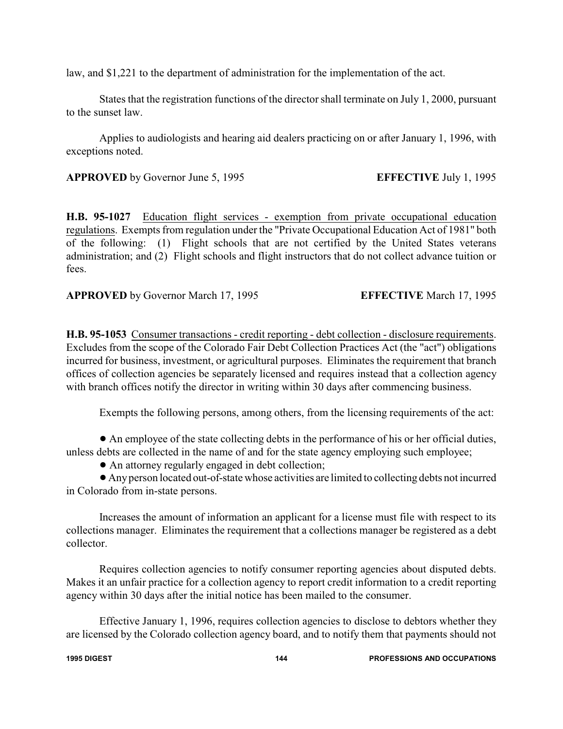law, and $1,221 to the department of administration for the implementation of the act.

States that the registration functions of the director shall terminate on July 1, 2000, pursuant to the sunset law.

Applies to audiologists and hearing aid dealers practicing on or after January 1, 1996, with exceptions noted.

**APPROVED** by Governor June 5, 1995 **EFFECTIVE** July 1, 1995

**H.B. 95-1027** Education flight services - exemption from private occupational education regulations. Exempts from regulation under the "Private Occupational Education Act of 1981" both of the following: (1) Flight schools that are not certified by the United States veterans administration; and (2) Flight schools and flight instructors that do not collect advance tuition or fees.

**APPROVED** by Governor March 17, 1995 **EFFECTIVE** March 17, 1995

**H.B. 95-1053** Consumer transactions - credit reporting - debt collection - disclosure requirements. Excludes from the scope of the Colorado Fair Debt Collection Practices Act (the "act") obligations incurred for business, investment, or agricultural purposes. Eliminates the requirement that branch offices of collection agencies be separately licensed and requires instead that a collection agency with branch offices notify the director in writing within 30 days after commencing business.

Exempts the following persons, among others, from the licensing requirements of the act:

- An employee of the state collecting debts in the performance of his or her official duties, unless debts are collected in the name of and for the state agency employing such employee;
- An attorney regularly engaged in debt collection;
- Any person located out-of-state whose activities are limited to collecting debts not incurred in Colorado from in-state persons.

Increases the amount of information an applicant for a license must file with respect to its collections manager. Eliminates the requirement that a collections manager be registered as a debt collector.

Requires collection agencies to notify consumer reporting agencies about disputed debts. Makes it an unfair practice for a collection agency to report credit information to a credit reporting agency within 30 days after the initial notice has been mailed to the consumer.

Effective January 1, 1996, requires collection agencies to disclose to debtors whether they are licensed by the Colorado collection agency board, and to notify them that payments should not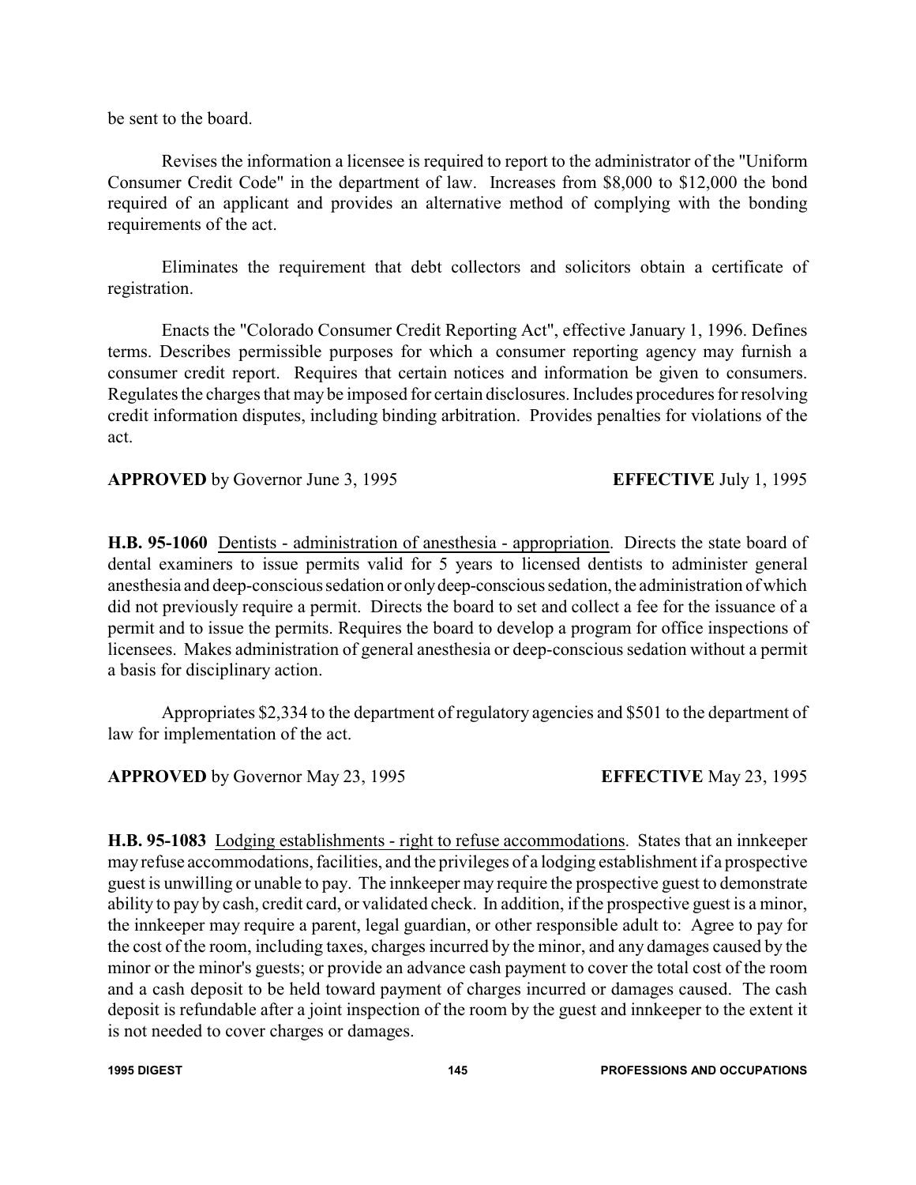be sent to the board.

Revises the information a licensee is required to report to the administrator of the "Uniform Consumer Credit Code" in the department of law. Increases from $8,000 to $12,000 the bond required of an applicant and provides an alternative method of complying with the bonding requirements of the act.

Eliminates the requirement that debt collectors and solicitors obtain a certificate of registration.

Enacts the "Colorado Consumer Credit Reporting Act", effective January 1, 1996. Defines terms. Describes permissible purposes for which a consumer reporting agency may furnish a consumer credit report. Requires that certain notices and information be given to consumers. Regulates the charges that may be imposed for certain disclosures. Includes procedures for resolving credit information disputes, including binding arbitration. Provides penalties for violations of the act.

**APPROVED** by Governor June 3, 1995 **EFFECTIVE** July 1, 1995

**H.B. 95-1060** Dentists - administration of anesthesia - appropriation. Directs the state board of dental examiners to issue permits valid for 5 years to licensed dentists to administer general anesthesia and deep-conscious sedation or only deep-conscious sedation, the administration of which did not previously require a permit. Directs the board to set and collect a fee for the issuance of a permit and to issue the permits. Requires the board to develop a program for office inspections of licensees. Makes administration of general anesthesia or deep-conscious sedation without a permit a basis for disciplinary action.

Appropriates $2,334 to the department of regulatory agencies and $501 to the department of law for implementation of the act.

**APPROVED** by Governor May 23, 1995 **EFFECTIVE** May 23, 1995

**H.B. 95-1083** Lodging establishments - right to refuse accommodations. States that an innkeeper may refuse accommodations, facilities, and the privileges of a lodging establishment if a prospective guest is unwilling or unable to pay. The innkeeper may require the prospective guest to demonstrate ability to pay by cash, credit card, or validated check. In addition, if the prospective guest is a minor, the innkeeper may require a parent, legal guardian, or other responsible adult to: Agree to pay for the cost of the room, including taxes, charges incurred by the minor, and any damages caused by the minor or the minor's guests; or provide an advance cash payment to cover the total cost of the room and a cash deposit to be held toward payment of charges incurred or damages caused. The cash deposit is refundable after a joint inspection of the room by the guest and innkeeper to the extent it is not needed to cover charges or damages.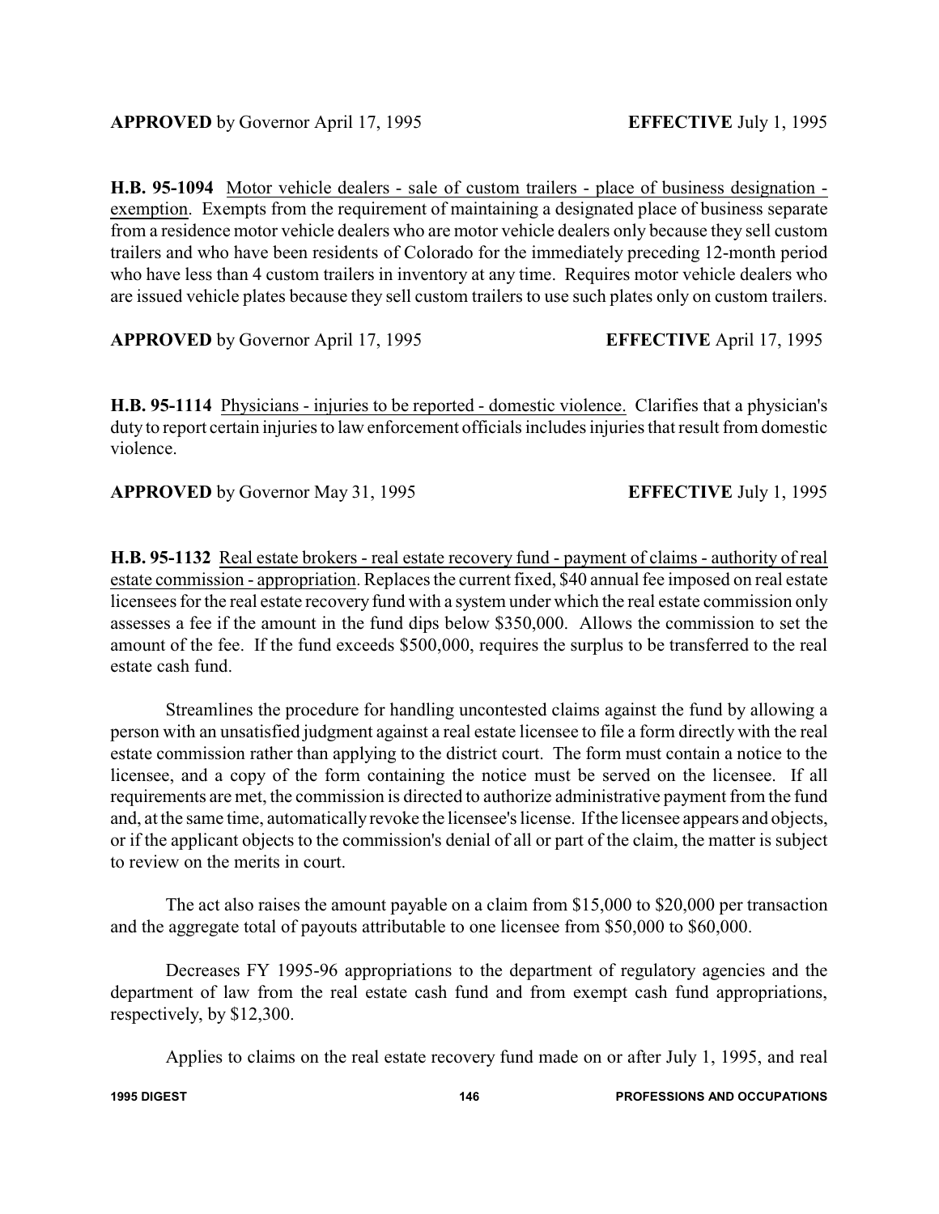**APPROVED** by Governor April 17, 1995 **EFFECTIVE** July 1, 1995

**H.B. 95-1094** Motor vehicle dealers - sale of custom trailers - place of business designation - exemption. Exempts from the requirement of maintaining a designated place of business separate from a residence motor vehicle dealers who are motor vehicle dealers only because they sell custom trailers and who have been residents of Colorado for the immediately preceding 12-month period who have less than 4 custom trailers in inventory at any time. Requires motor vehicle dealers who are issued vehicle plates because they sell custom trailers to use such plates only on custom trailers.

**APPROVED** by Governor April 17, 1995 **EFFECTIVE** April 17, 1995

**H.B. 95-1114** Physicians - injuries to be reported - domestic violence. Clarifies that a physician's duty to report certain injuries to law enforcement officials includes injuries that result from domestic violence.

**APPROVED** by Governor May 31, 1995 **EFFECTIVE** July 1, 1995

**H.B. 95-1132** Real estate brokers - real estate recovery fund - payment of claims - authority of real estate commission - appropriation. Replaces the current fixed, $40 annual fee imposed on real estate licensees for the real estate recovery fund with a system under which the real estate commission only assesses a fee if the amount in the fund dips below $350,000. Allows the commission to set the amount of the fee. If the fund exceeds $500,000, requires the surplus to be transferred to the real estate cash fund.

Streamlines the procedure for handling uncontested claims against the fund by allowing a person with an unsatisfied judgment against a real estate licensee to file a form directly with the real estate commission rather than applying to the district court. The form must contain a notice to the licensee, and a copy of the form containing the notice must be served on the licensee. If all requirements are met, the commission is directed to authorize administrative payment from the fund and, at the same time, automatically revoke the licensee's license. If the licensee appears and objects, or if the applicant objects to the commission's denial of all or part of the claim, the matter is subject to review on the merits in court.

The act also raises the amount payable on a claim from $15,000 to $20,000 per transaction and the aggregate total of payouts attributable to one licensee from $50,000 to $60,000.

Decreases FY 1995-96 appropriations to the department of regulatory agencies and the department of law from the real estate cash fund and from exempt cash fund appropriations, respectively, by $12,300.

Applies to claims on the real estate recovery fund made on or after July 1, 1995, and real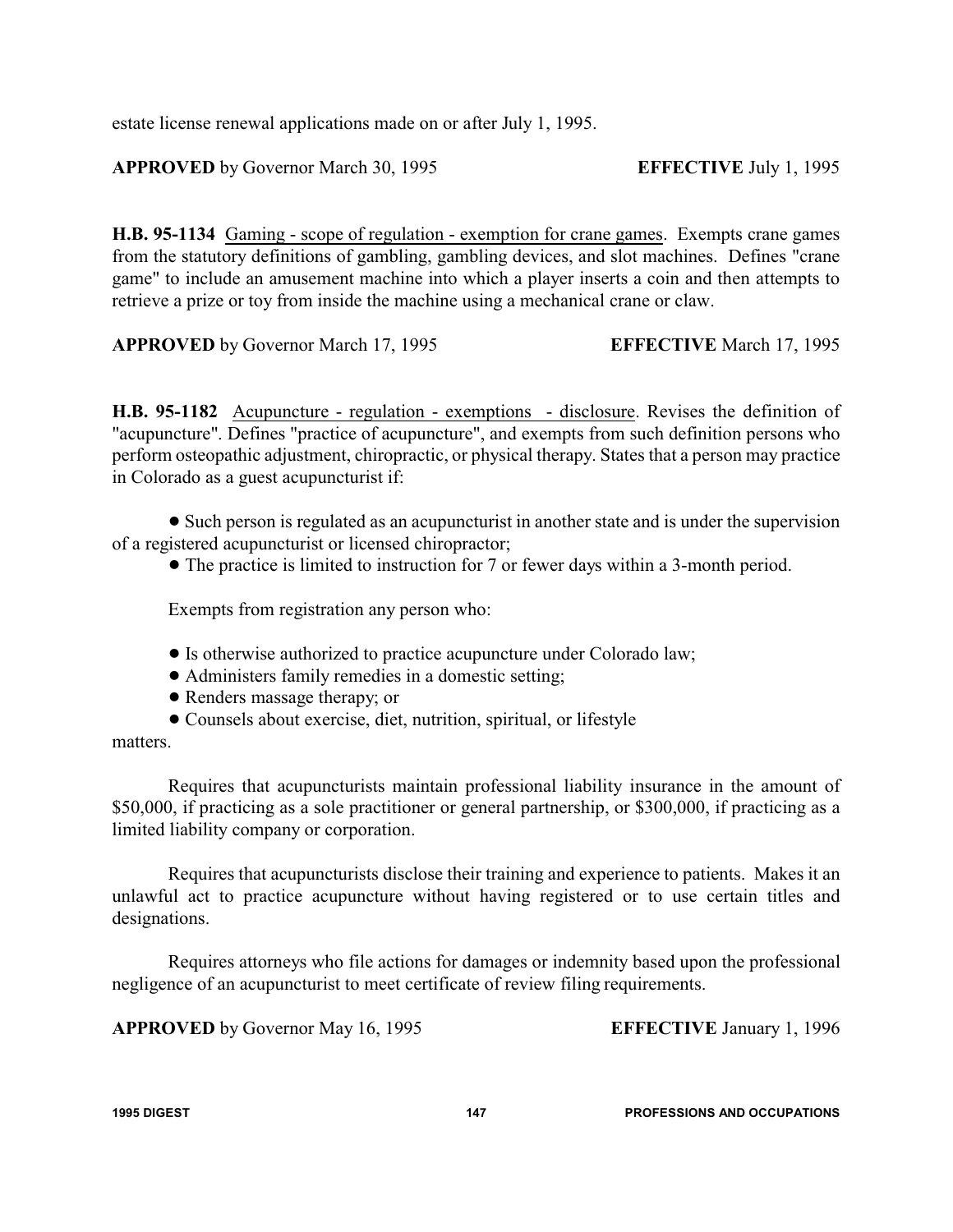estate license renewal applications made on or after July 1, 1995.

**APPROVED** by Governor March 30, 1995 **EFFECTIVE** July 1, 1995

**H.B. 95-1134** Gaming - scope of regulation - exemption for crane games. Exempts crane games from the statutory definitions of gambling, gambling devices, and slot machines. Defines "crane game" to include an amusement machine into which a player inserts a coin and then attempts to retrieve a prize or toy from inside the machine using a mechanical crane or claw.

**APPROVED** by Governor March 17, 1995 **EFFECTIVE** March 17, 1995

**H.B. 95-1182** Acupuncture - regulation - exemptions - disclosure. Revises the definition of "acupuncture". Defines "practice of acupuncture", and exempts from such definition persons who perform osteopathic adjustment, chiropractic, or physical therapy. States that a person may practice in Colorado as a guest acupuncturist if:

- Such person is regulated as an acupuncturist in another state and is under the supervision of a registered acupuncturist or licensed chiropractor;
- The practice is limited to instruction for 7 or fewer days within a 3-month period.

Exempts from registration any person who:

- Is otherwise authorized to practice acupuncture under Colorado law;
- Administers family remedies in a domestic setting;
- Renders massage therapy; or
- Counsels about exercise, diet, nutrition, spiritual, or lifestyle matters.

Requires that acupuncturists maintain professional liability insurance in the amount of $50,000, if practicing as a sole practitioner or general partnership, or $300,000, if practicing as a limited liability company or corporation.

Requires that acupuncturists disclose their training and experience to patients. Makes it an unlawful act to practice acupuncture without having registered or to use certain titles and designations.

Requires attorneys who file actions for damages or indemnity based upon the professional negligence of an acupuncturist to meet certificate of review filing requirements.

**APPROVED** by Governor May 16, 1995 **EFFECTIVE** January 1, 1996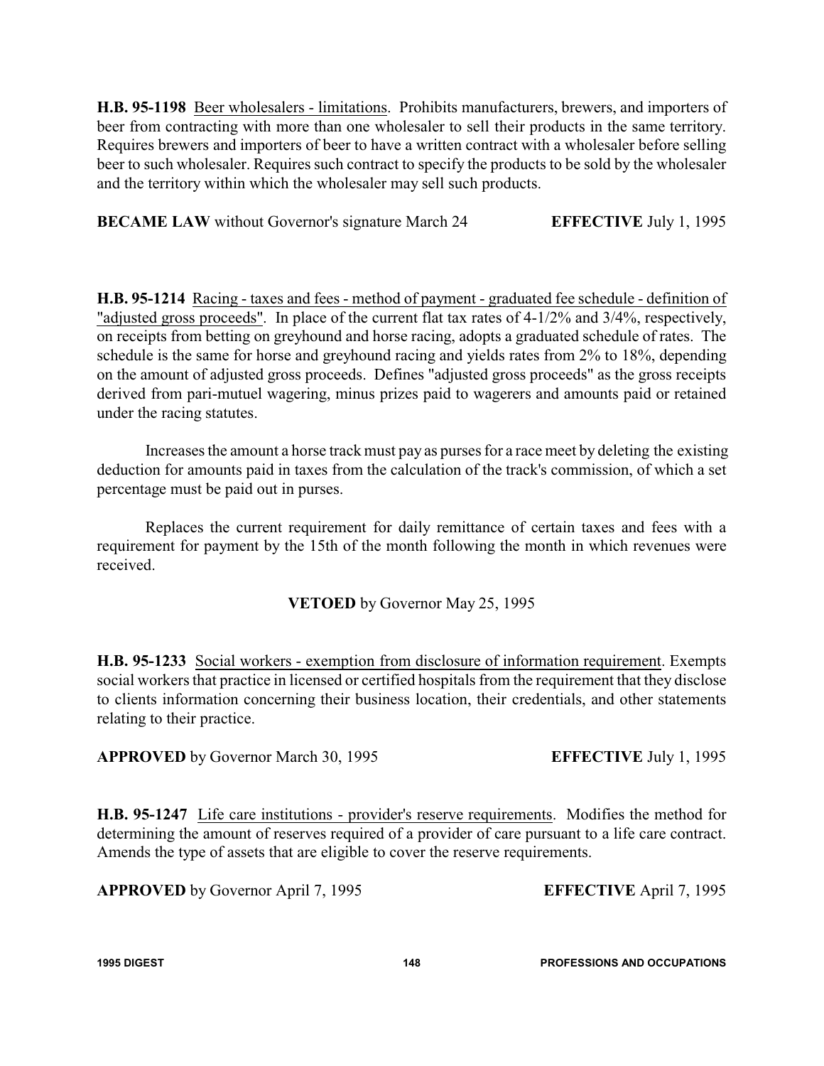**H.B. 95-1198** Beer wholesalers - limitations. Prohibits manufacturers, brewers, and importers of beer from contracting with more than one wholesaler to sell their products in the same territory. Requires brewers and importers of beer to have a written contract with a wholesaler before selling beer to such wholesaler. Requires such contract to specify the products to be sold by the wholesaler and the territory within which the wholesaler may sell such products.

**BECAME LAW** without Governor's signature March 24 **EFFECTIVE** July 1, 1995

**H.B. 95-1214** Racing - taxes and fees - method of payment - graduated fee schedule - definition of "adjusted gross proceeds". In place of the current flat tax rates of 4-1/2% and 3/4%, respectively, on receipts from betting on greyhound and horse racing, adopts a graduated schedule of rates. The schedule is the same for horse and greyhound racing and yields rates from 2% to 18%, depending on the amount of adjusted gross proceeds. Defines "adjusted gross proceeds" as the gross receipts derived from pari-mutuel wagering, minus prizes paid to wagerers and amounts paid or retained under the racing statutes.

Increases the amount a horse track must pay as purses for a race meet by deleting the existing deduction for amounts paid in taxes from the calculation of the track's commission, of which a set percentage must be paid out in purses.

Replaces the current requirement for daily remittance of certain taxes and fees with a requirement for payment by the 15th of the month following the month in which revenues were received.

**VETOED** by Governor May 25, 1995

**H.B. 95-1233** Social workers - exemption from disclosure of information requirement. Exempts social workers that practice in licensed or certified hospitals from the requirement that they disclose to clients information concerning their business location, their credentials, and other statements relating to their practice.

**APPROVED** by Governor March 30, 1995 **EFFECTIVE** July 1, 1995

**H.B. 95-1247** Life care institutions - provider's reserve requirements. Modifies the method for determining the amount of reserves required of a provider of care pursuant to a life care contract. Amends the type of assets that are eligible to cover the reserve requirements.

**APPROVED** by Governor April 7, 1995 **EFFECTIVE** April 7, 1995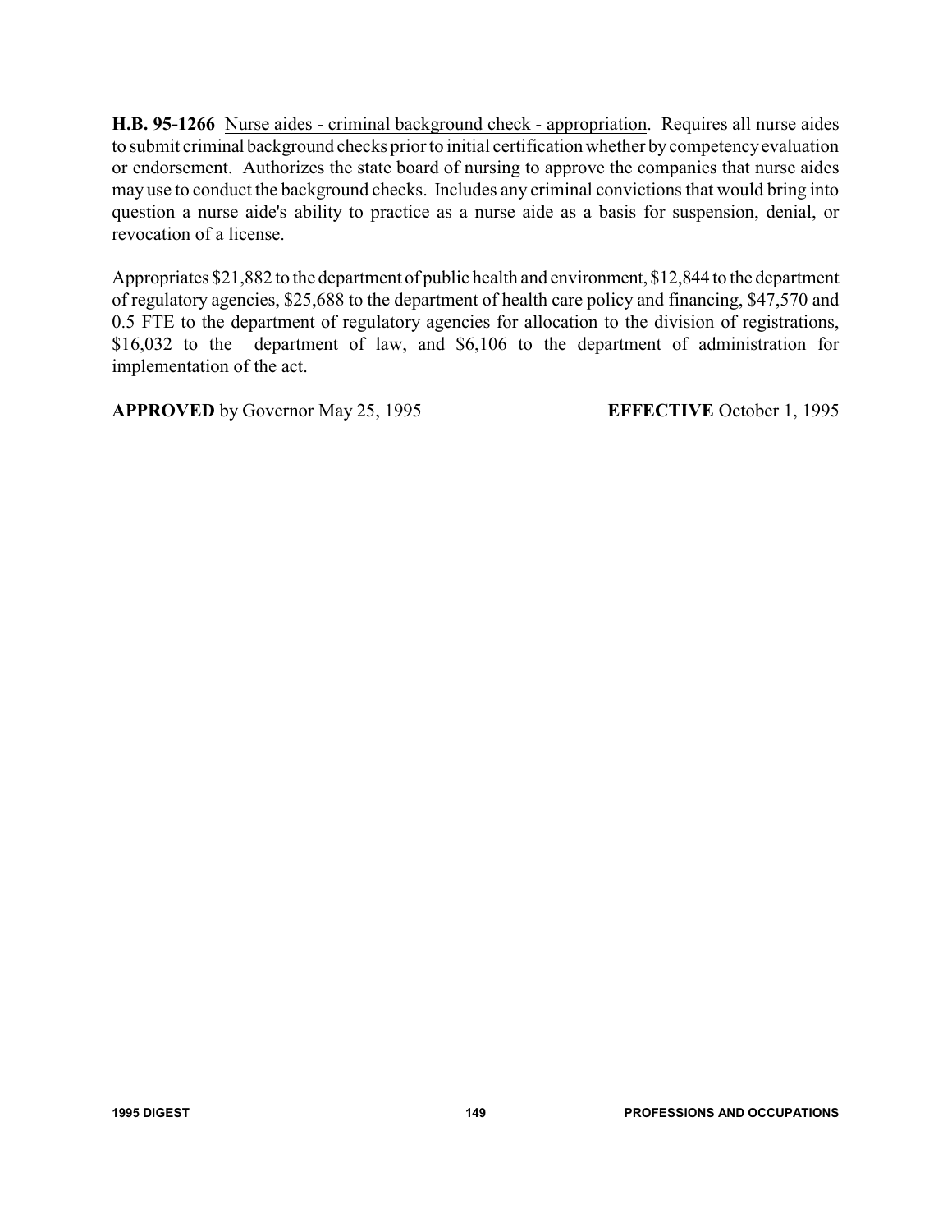**H.B. 95-1266** Nurse aides - criminal background check - appropriation. Requires all nurse aides to submit criminal background checks prior to initial certification whether by competency evaluation or endorsement. Authorizes the state board of nursing to approve the companies that nurse aides may use to conduct the background checks. Includes any criminal convictions that would bring into question a nurse aide's ability to practice as a nurse aide as a basis for suspension, denial, or revocation of a license.

Appropriates $21,882 to the department of public health and environment, $12,844 to the department of regulatory agencies, $25,688 to the department of health care policy and financing, $47,570 and 0.5 FTE to the department of regulatory agencies for allocation to the division of registrations, $16,032 to the department of law, and $6,106 to the department of administration for implementation of the act.

**APPROVED** by Governor May 25, 1995 **EFFECTIVE** October 1, 1995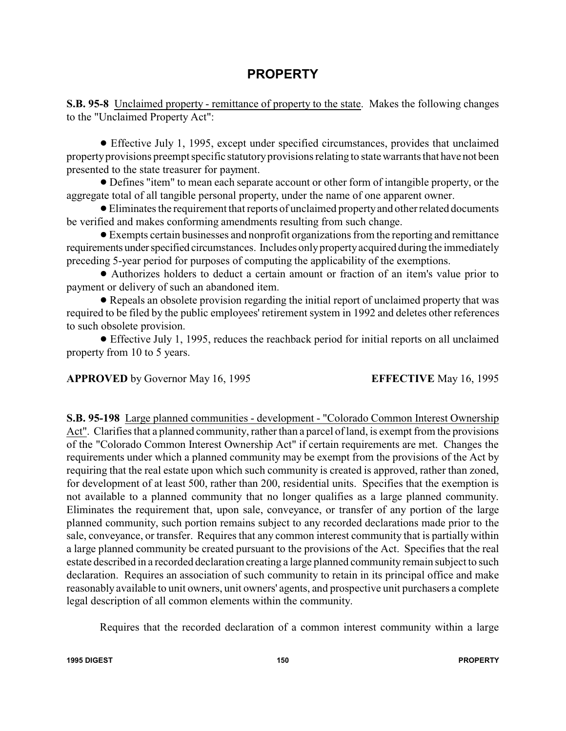# PROPERTY

**S.B. 95-8** Unclaimed property - remittance of property to the state. Makes the following changes to the "Unclaimed Property Act":

- Effective July 1, 1995, except under specified circumstances, provides that unclaimed property provisions preempt specific statutory provisions relating to state warrants that have not been presented to the state treasurer for payment.
- Defines "item" to mean each separate account or other form of intangible property, or the aggregate total of all tangible personal property, under the name of one apparent owner.
- Eliminates the requirement that reports of unclaimed property and other related documents be verified and makes conforming amendments resulting from such change.
- Exempts certain businesses and nonprofit organizations from the reporting and remittance requirements under specified circumstances. Includes only property acquired during the immediately preceding 5-year period for purposes of computing the applicability of the exemptions.
- Authorizes holders to deduct a certain amount or fraction of an item's value prior to payment or delivery of such an abandoned item.
- Repeals an obsolete provision regarding the initial report of unclaimed property that was required to be filed by the public employees' retirement system in 1992 and deletes other references to such obsolete provision.
- Effective July 1, 1995, reduces the reachback period for initial reports on all unclaimed property from 10 to 5 years.

**APPROVED** by Governor May 16, 1995 **EFFECTIVE** May 16, 1995

**S.B. 95-198** Large planned communities - development - "Colorado Common Interest Ownership Act". Clarifies that a planned community, rather than a parcel of land, is exempt from the provisions of the "Colorado Common Interest Ownership Act" if certain requirements are met. Changes the requirements under which a planned community may be exempt from the provisions of the Act by requiring that the real estate upon which such community is created is approved, rather than zoned, for development of at least 500, rather than 200, residential units. Specifies that the exemption is not available to a planned community that no longer qualifies as a large planned community. Eliminates the requirement that, upon sale, conveyance, or transfer of any portion of the large planned community, such portion remains subject to any recorded declarations made prior to the sale, conveyance, or transfer. Requires that any common interest community that is partially within a large planned community be created pursuant to the provisions of the Act. Specifies that the real estate described in a recorded declaration creating a large planned community remain subject to such declaration. Requires an association of such community to retain in its principal office and make reasonably available to unit owners, unit owners' agents, and prospective unit purchasers a complete legal description of all common elements within the community.

Requires that the recorded declaration of a common interest community within a large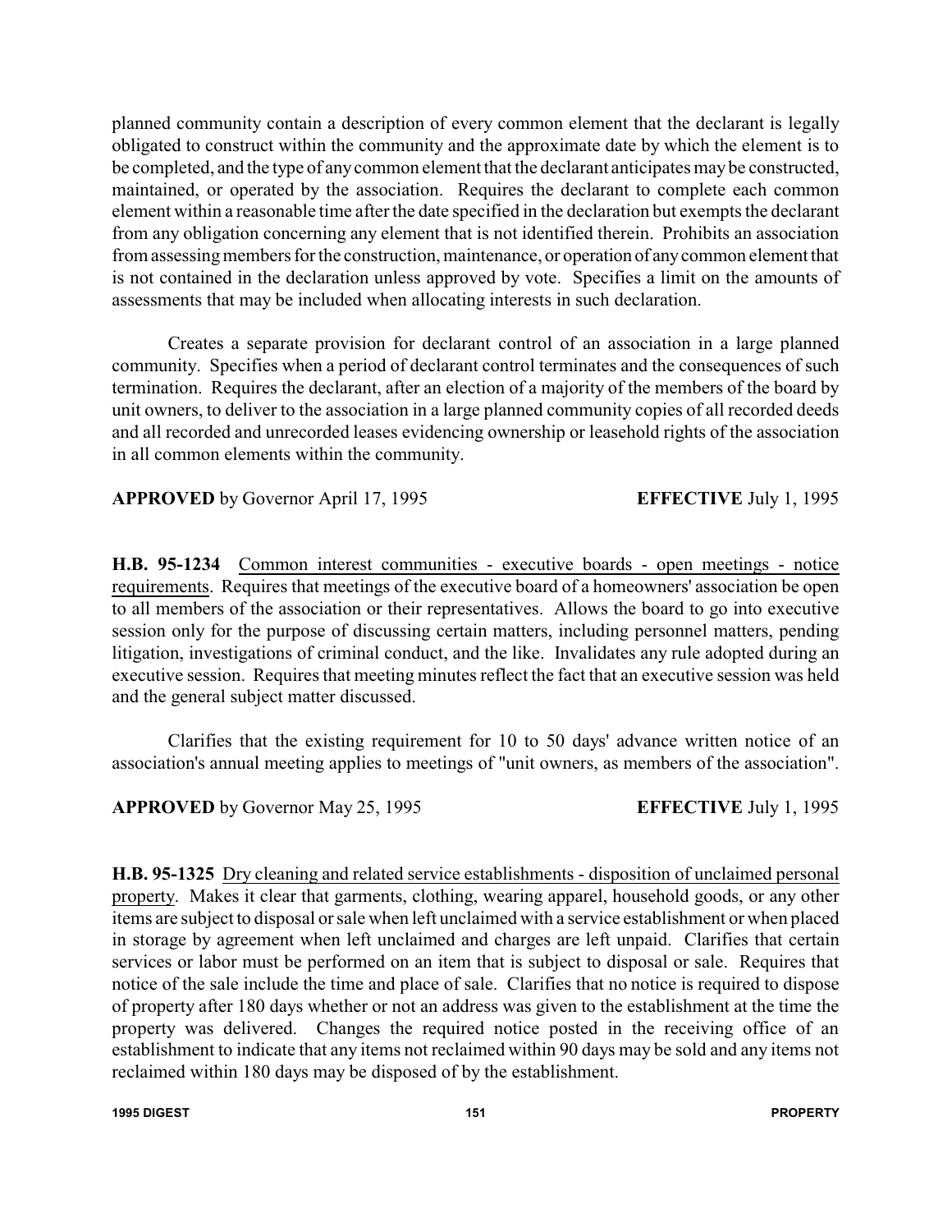planned community contain a description of every common element that the declarant is legally obligated to construct within the community and the approximate date by which the element is to be completed, and the type of any common element that the declarant anticipates may be constructed, maintained, or operated by the association. Requires the declarant to complete each common element within a reasonable time after the date specified in the declaration but exempts the declarant from any obligation concerning any element that is not identified therein. Prohibits an association from assessing members for the construction, maintenance, or operation of any common element that is not contained in the declaration unless approved by vote. Specifies a limit on the amounts of assessments that may be included when allocating interests in such declaration.

Creates a separate provision for declarant control of an association in a large planned community. Specifies when a period of declarant control terminates and the consequences of such termination. Requires the declarant, after an election of a majority of the members of the board by unit owners, to deliver to the association in a large planned community copies of all recorded deeds and all recorded and unrecorded leases evidencing ownership or leasehold rights of the association in all common elements within the community.

**APPROVED** by Governor April 17, 1995 **EFFECTIVE** July 1, 1995

**H.B. 95-1234** Common interest communities - executive boards - open meetings - notice requirements. Requires that meetings of the executive board of a homeowners' association be open to all members of the association or their representatives. Allows the board to go into executive session only for the purpose of discussing certain matters, including personnel matters, pending litigation, investigations of criminal conduct, and the like. Invalidates any rule adopted during an executive session. Requires that meeting minutes reflect the fact that an executive session was held and the general subject matter discussed.

Clarifies that the existing requirement for 10 to 50 days' advance written notice of an association's annual meeting applies to meetings of "unit owners, as members of the association".

**APPROVED** by Governor May 25, 1995 **EFFECTIVE** July 1, 1995

**H.B. 95-1325** Dry cleaning and related service establishments - disposition of unclaimed personal property. Makes it clear that garments, clothing, wearing apparel, household goods, or any other items are subject to disposal or sale when left unclaimed with a service establishment or when placed in storage by agreement when left unclaimed and charges are left unpaid. Clarifies that certain services or labor must be performed on an item that is subject to disposal or sale. Requires that notice of the sale include the time and place of sale. Clarifies that no notice is required to dispose of property after 180 days whether or not an address was given to the establishment at the time the property was delivered. Changes the required notice posted in the receiving office of an establishment to indicate that any items not reclaimed within 90 days may be sold and any items not reclaimed within 180 days may be disposed of by the establishment.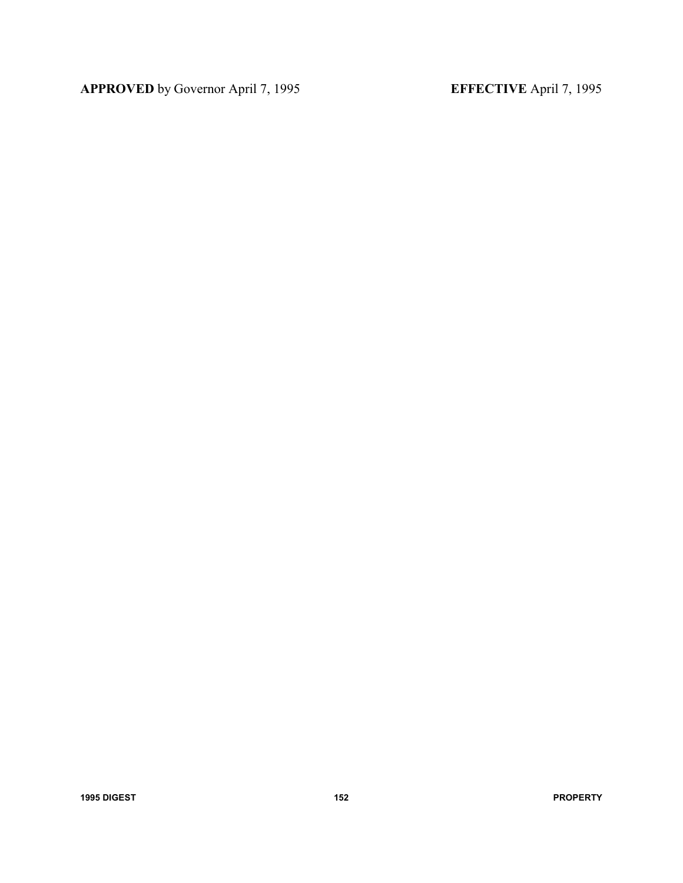**APPROVED** by Governor April 7, 1995 **EFFECTIVE** April 7, 1995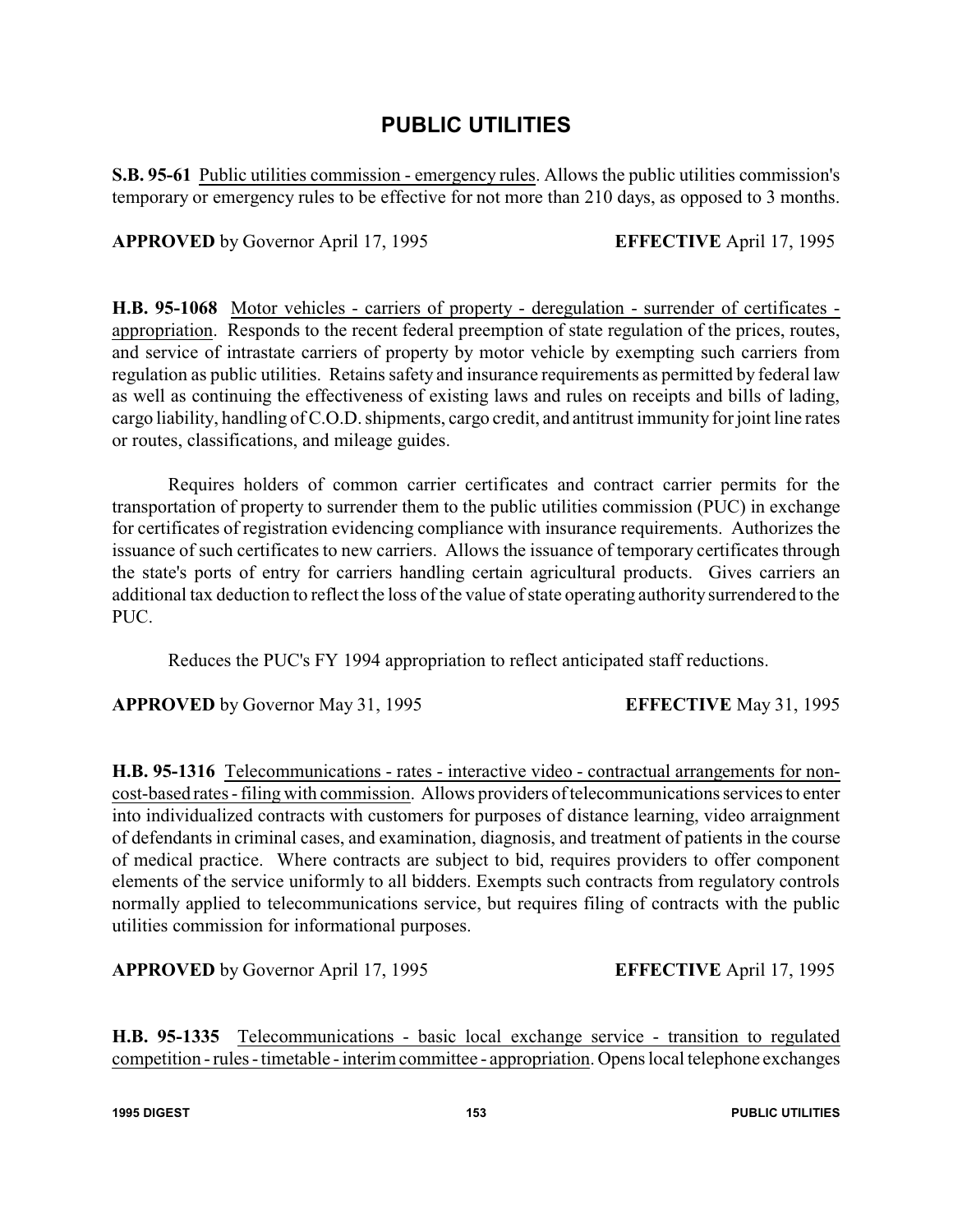# PUBLIC UTILITIES

**S.B. 95-61** Public utilities commission - emergency rules. Allows the public utilities commission's temporary or emergency rules to be effective for not more than 210 days, as opposed to 3 months.

**APPROVED** by Governor April 17, 1995 **EFFECTIVE** April 17, 1995

**H.B. 95-1068** Motor vehicles - carriers of property - deregulation - surrender of certificates - appropriation. Responds to the recent federal preemption of state regulation of the prices, routes, and service of intrastate carriers of property by motor vehicle by exempting such carriers from regulation as public utilities. Retains safety and insurance requirements as permitted by federal law as well as continuing the effectiveness of existing laws and rules on receipts and bills of lading, cargo liability, handling of C.O.D. shipments, cargo credit, and antitrust immunity for joint line rates or routes, classifications, and mileage guides.

Requires holders of common carrier certificates and contract carrier permits for the transportation of property to surrender them to the public utilities commission (PUC) in exchange for certificates of registration evidencing compliance with insurance requirements. Authorizes the issuance of such certificates to new carriers. Allows the issuance of temporary certificates through the state's ports of entry for carriers handling certain agricultural products. Gives carriers an additional tax deduction to reflect the loss of the value of state operating authority surrendered to the PUC.

Reduces the PUC's FY 1994 appropriation to reflect anticipated staff reductions.

**APPROVED** by Governor May 31, 1995 **EFFECTIVE** May 31, 1995

**H.B. 95-1316** Telecommunications - rates - interactive video - contractual arrangements for non-cost-based rates - filing with commission. Allows providers of telecommunications services to enter into individualized contracts with customers for purposes of distance learning, video arraignment of defendants in criminal cases, and examination, diagnosis, and treatment of patients in the course of medical practice. Where contracts are subject to bid, requires providers to offer component elements of the service uniformly to all bidders. Exempts such contracts from regulatory controls normally applied to telecommunications service, but requires filing of contracts with the public utilities commission for informational purposes.

**APPROVED** by Governor April 17, 1995 **EFFECTIVE** April 17, 1995

**H.B. 95-1335** Telecommunications - basic local exchange service - transition to regulated competition - rules - timetable - interim committee - appropriation. Opens local telephone exchanges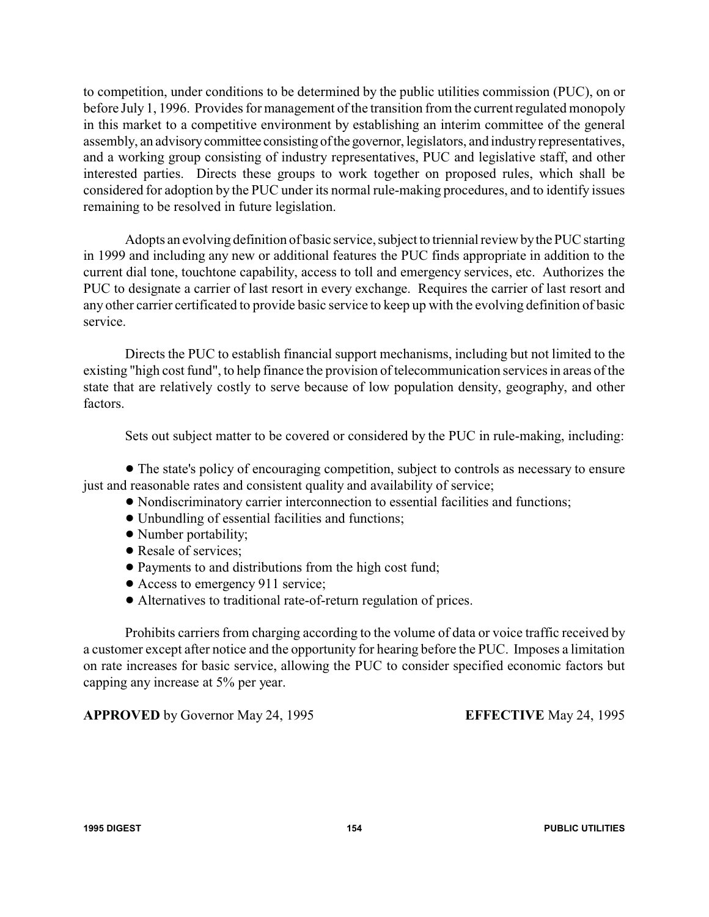to competition, under conditions to be determined by the public utilities commission (PUC), on or before July 1, 1996. Provides for management of the transition from the current regulated monopoly in this market to a competitive environment by establishing an interim committee of the general assembly, an advisory committee consisting of the governor, legislators, and industry representatives, and a working group consisting of industry representatives, PUC and legislative staff, and other interested parties. Directs these groups to work together on proposed rules, which shall be considered for adoption by the PUC under its normal rule-making procedures, and to identify issues remaining to be resolved in future legislation.

Adopts an evolving definition of basic service, subject to triennial review by the PUC starting in 1999 and including any new or additional features the PUC finds appropriate in addition to the current dial tone, touchtone capability, access to toll and emergency services, etc. Authorizes the PUC to designate a carrier of last resort in every exchange. Requires the carrier of last resort and any other carrier certificated to provide basic service to keep up with the evolving definition of basic service.

Directs the PUC to establish financial support mechanisms, including but not limited to the existing "high cost fund", to help finance the provision of telecommunication services in areas of the state that are relatively costly to serve because of low population density, geography, and other factors.

Sets out subject matter to be covered or considered by the PUC in rule-making, including:

- The state's policy of encouraging competition, subject to controls as necessary to ensure just and reasonable rates and consistent quality and availability of service;
- Nondiscriminatory carrier interconnection to essential facilities and functions;
- Unbundling of essential facilities and functions;
- Number portability;
- Resale of services;
- Payments to and distributions from the high cost fund;
- Access to emergency 911 service;
- Alternatives to traditional rate-of-return regulation of prices.

Prohibits carriers from charging according to the volume of data or voice traffic received by a customer except after notice and the opportunity for hearing before the PUC. Imposes a limitation on rate increases for basic service, allowing the PUC to consider specified economic factors but capping any increase at 5% per year.

**APPROVED** by Governor May 24, 1995 **EFFECTIVE** May 24, 1995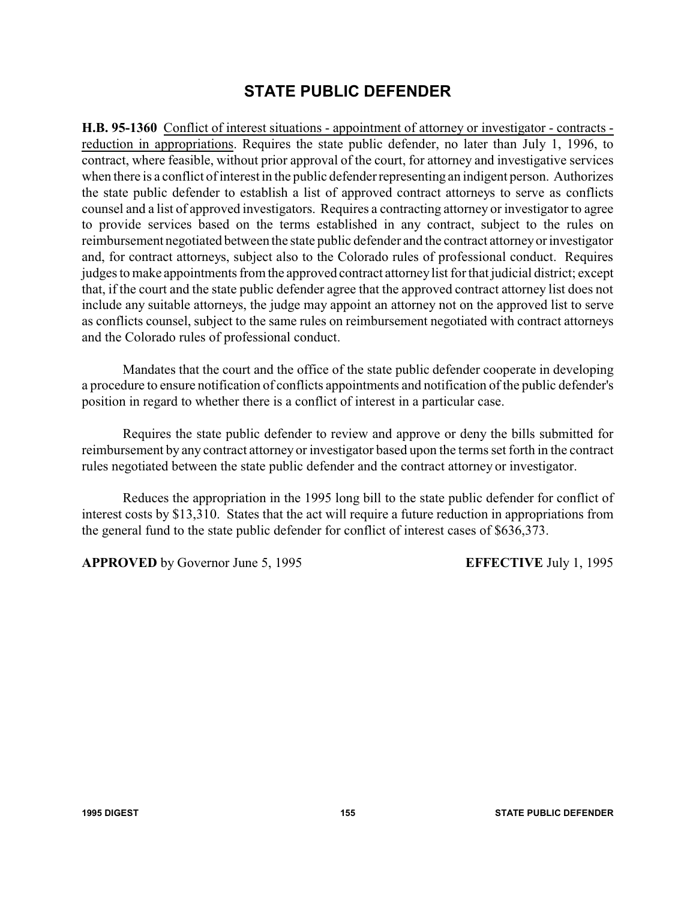# STATE PUBLIC DEFENDER

**H.B. 95-1360** Conflict of interest situations - appointment of attorney or investigator - contracts - reduction in appropriations. Requires the state public defender, no later than July 1, 1996, to contract, where feasible, without prior approval of the court, for attorney and investigative services when there is a conflict of interest in the public defender representing an indigent person. Authorizes the state public defender to establish a list of approved contract attorneys to serve as conflicts counsel and a list of approved investigators. Requires a contracting attorney or investigator to agree to provide services based on the terms established in any contract, subject to the rules on reimbursement negotiated between the state public defender and the contract attorney or investigator and, for contract attorneys, subject also to the Colorado rules of professional conduct. Requires judges to make appointments from the approved contract attorney list for that judicial district; except that, if the court and the state public defender agree that the approved contract attorney list does not include any suitable attorneys, the judge may appoint an attorney not on the approved list to serve as conflicts counsel, subject to the same rules on reimbursement negotiated with contract attorneys and the Colorado rules of professional conduct.

Mandates that the court and the office of the state public defender cooperate in developing a procedure to ensure notification of conflicts appointments and notification of the public defender's position in regard to whether there is a conflict of interest in a particular case.

Requires the state public defender to review and approve or deny the bills submitted for reimbursement by any contract attorney or investigator based upon the terms set forth in the contract rules negotiated between the state public defender and the contract attorney or investigator.

Reduces the appropriation in the 1995 long bill to the state public defender for conflict of interest costs by $13,310. States that the act will require a future reduction in appropriations from the general fund to the state public defender for conflict of interest cases of $636,373.

**APPROVED** by Governor June 5, 1995 **EFFECTIVE** July 1, 1995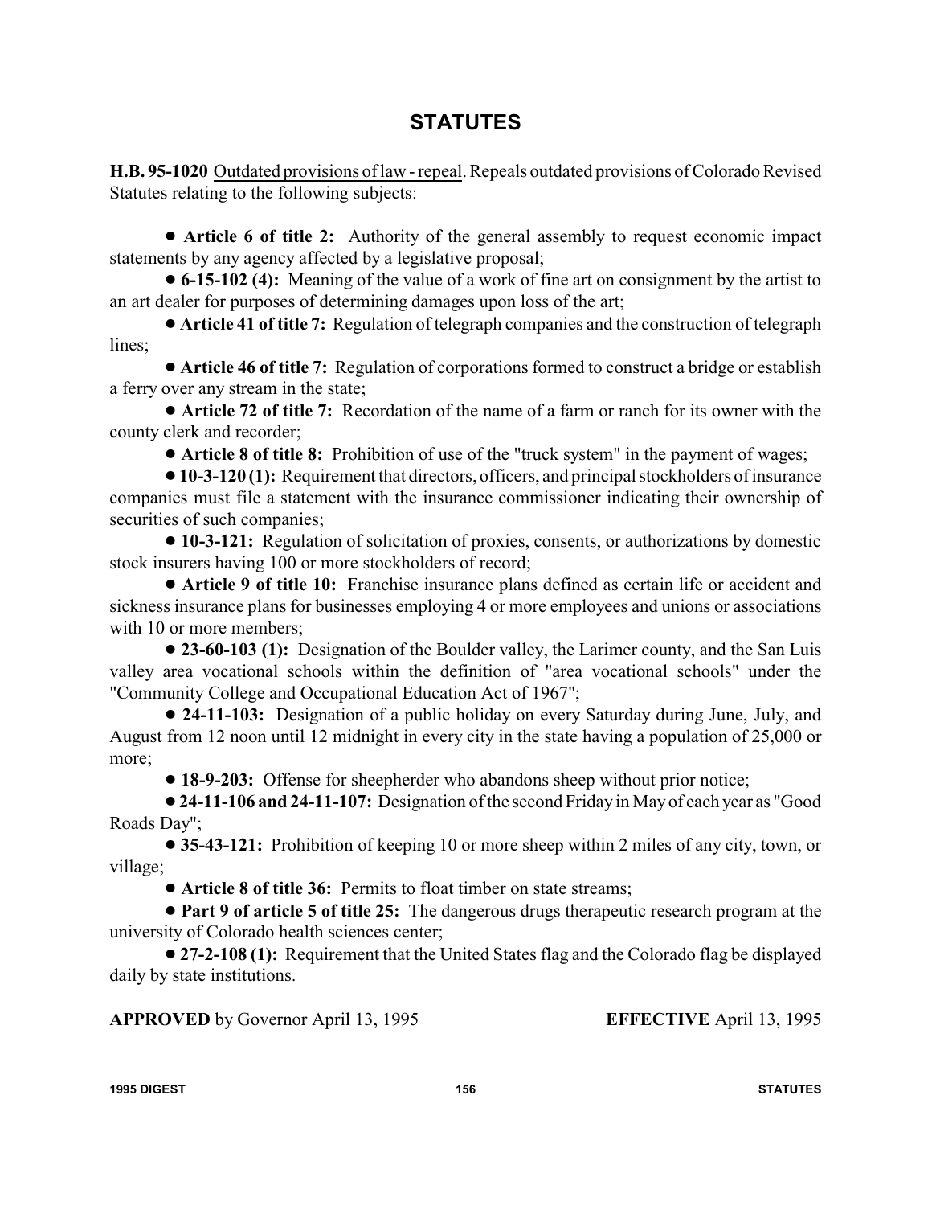# STATUTES

**H.B. 95-1020** Outdated provisions of law - repeal. Repeals outdated provisions of Colorado Revised Statutes relating to the following subjects:

- **Article 6 of title 2:** Authority of the general assembly to request economic impact statements by any agency affected by a legislative proposal;
- **6-15-102 (4):** Meaning of the value of a work of fine art on consignment by the artist to an art dealer for purposes of determining damages upon loss of the art;
- **Article 41 of title 7:** Regulation of telegraph companies and the construction of telegraph lines;
- **Article 46 of title 7:** Regulation of corporations formed to construct a bridge or establish a ferry over any stream in the state;
- **Article 72 of title 7:** Recordation of the name of a farm or ranch for its owner with the county clerk and recorder;
- **Article 8 of title 8:** Prohibition of use of the "truck system" in the payment of wages;
- **10-3-120 (1):** Requirement that directors, officers, and principal stockholders of insurance companies must file a statement with the insurance commissioner indicating their ownership of securities of such companies;
- **10-3-121:** Regulation of solicitation of proxies, consents, or authorizations by domestic stock insurers having 100 or more stockholders of record;
- **Article 9 of title 10:** Franchise insurance plans defined as certain life or accident and sickness insurance plans for businesses employing 4 or more employees and unions or associations with 10 or more members;
- **23-60-103 (1):** Designation of the Boulder valley, the Larimer county, and the San Luis valley area vocational schools within the definition of "area vocational schools" under the "Community College and Occupational Education Act of 1967";
- **24-11-103:** Designation of a public holiday on every Saturday during June, July, and August from 12 noon until 12 midnight in every city in the state having a population of 25,000 or more;
- **18-9-203:** Offense for sheepherder who abandons sheep without prior notice;
- **24-11-106 and 24-11-107:** Designation of the second Friday in May of each year as "Good Roads Day";
- **35-43-121:** Prohibition of keeping 10 or more sheep within 2 miles of any city, town, or village;
- **Article 8 of title 36:** Permits to float timber on state streams;
- **Part 9 of article 5 of title 25:** The dangerous drugs therapeutic research program at the university of Colorado health sciences center;
- **27-2-108 (1):** Requirement that the United States flag and the Colorado flag be displayed daily by state institutions.

**APPROVED** by Governor April 13, 1995 **EFFECTIVE** April 13, 1995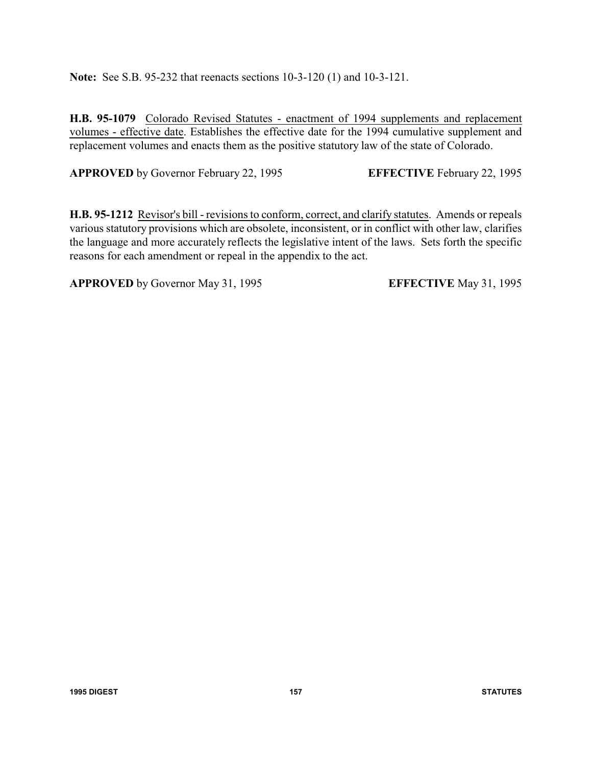**Note:** See S.B. 95-232 that reenacts sections 10-3-120 (1) and 10-3-121.

**H.B. 95-1079** Colorado Revised Statutes - enactment of 1994 supplements and replacement volumes - effective date. Establishes the effective date for the 1994 cumulative supplement and replacement volumes and enacts them as the positive statutory law of the state of Colorado.

**APPROVED** by Governor February 22, 1995 **EFFECTIVE** February 22, 1995

**H.B. 95-1212** Revisor's bill - revisions to conform, correct, and clarify statutes. Amends or repeals various statutory provisions which are obsolete, inconsistent, or in conflict with other law, clarifies the language and more accurately reflects the legislative intent of the laws. Sets forth the specific reasons for each amendment or repeal in the appendix to the act.

**APPROVED** by Governor May 31, 1995 **EFFECTIVE** May 31, 1995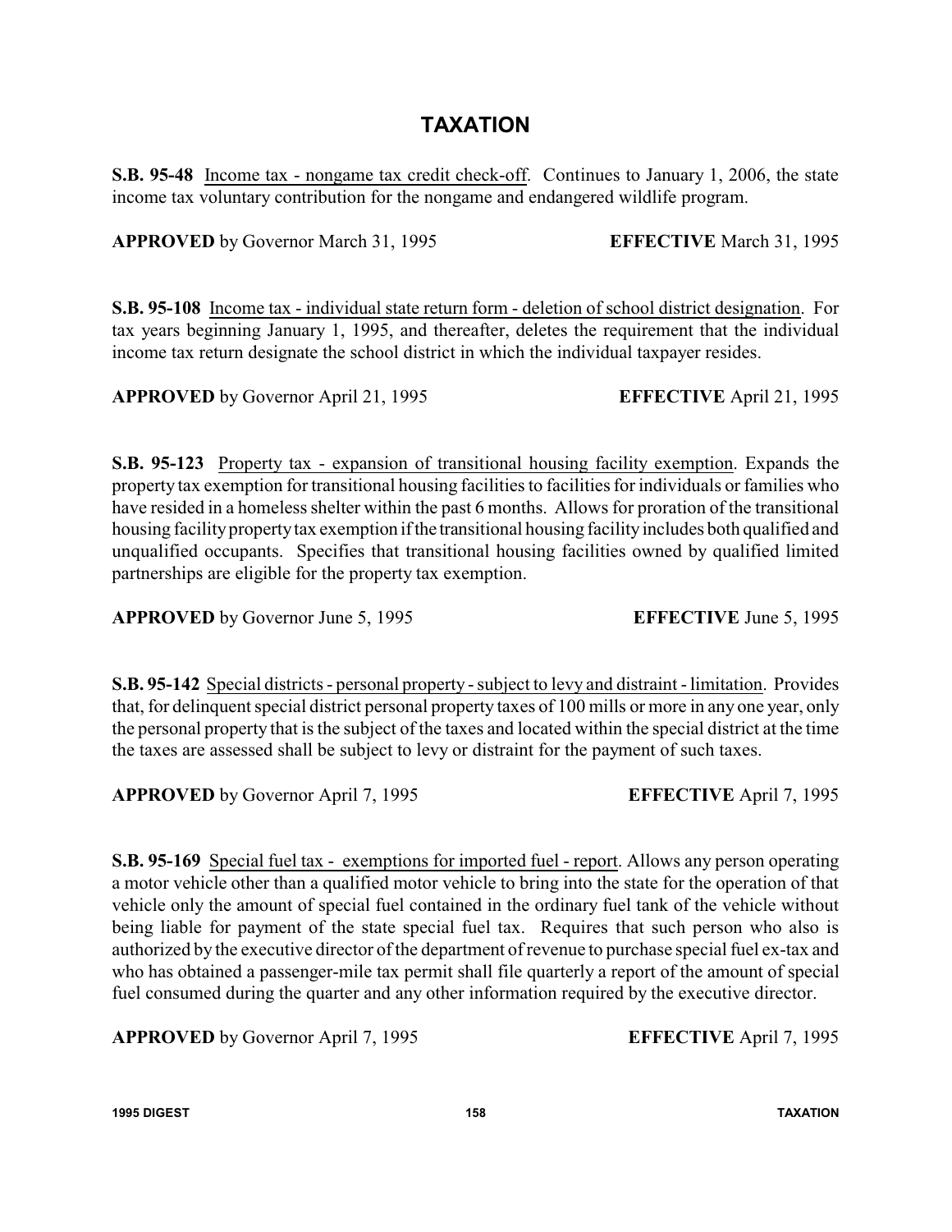# TAXATION

**S.B. 95-48** Income tax - nongame tax credit check-off. Continues to January 1, 2006, the state income tax voluntary contribution for the nongame and endangered wildlife program.

**APPROVED** by Governor March 31, 1995 **EFFECTIVE** March 31, 1995

**S.B. 95-108** Income tax - individual state return form - deletion of school district designation. For tax years beginning January 1, 1995, and thereafter, deletes the requirement that the individual income tax return designate the school district in which the individual taxpayer resides.

**APPROVED** by Governor April 21, 1995 **EFFECTIVE** April 21, 1995

**S.B. 95-123** Property tax - expansion of transitional housing facility exemption. Expands the property tax exemption for transitional housing facilities to facilities for individuals or families who have resided in a homeless shelter within the past 6 months. Allows for proration of the transitional housing facility property tax exemption if the transitional housing facility includes both qualified and unqualified occupants. Specifies that transitional housing facilities owned by qualified limited partnerships are eligible for the property tax exemption.

**APPROVED** by Governor June 5, 1995 **EFFECTIVE** June 5, 1995

**S.B. 95-142** Special districts - personal property - subject to levy and distraint - limitation. Provides that, for delinquent special district personal property taxes of 100 mills or more in any one year, only the personal property that is the subject of the taxes and located within the special district at the time the taxes are assessed shall be subject to levy or distraint for the payment of such taxes.

**APPROVED** by Governor April 7, 1995 **EFFECTIVE** April 7, 1995

**S.B. 95-169** Special fuel tax - exemptions for imported fuel - report. Allows any person operating a motor vehicle other than a qualified motor vehicle to bring into the state for the operation of that vehicle only the amount of special fuel contained in the ordinary fuel tank of the vehicle without being liable for payment of the state special fuel tax. Requires that such person who also is authorized by the executive director of the department of revenue to purchase special fuel ex-tax and who has obtained a passenger-mile tax permit shall file quarterly a report of the amount of special fuel consumed during the quarter and any other information required by the executive director.

**APPROVED** by Governor April 7, 1995 **EFFECTIVE** April 7, 1995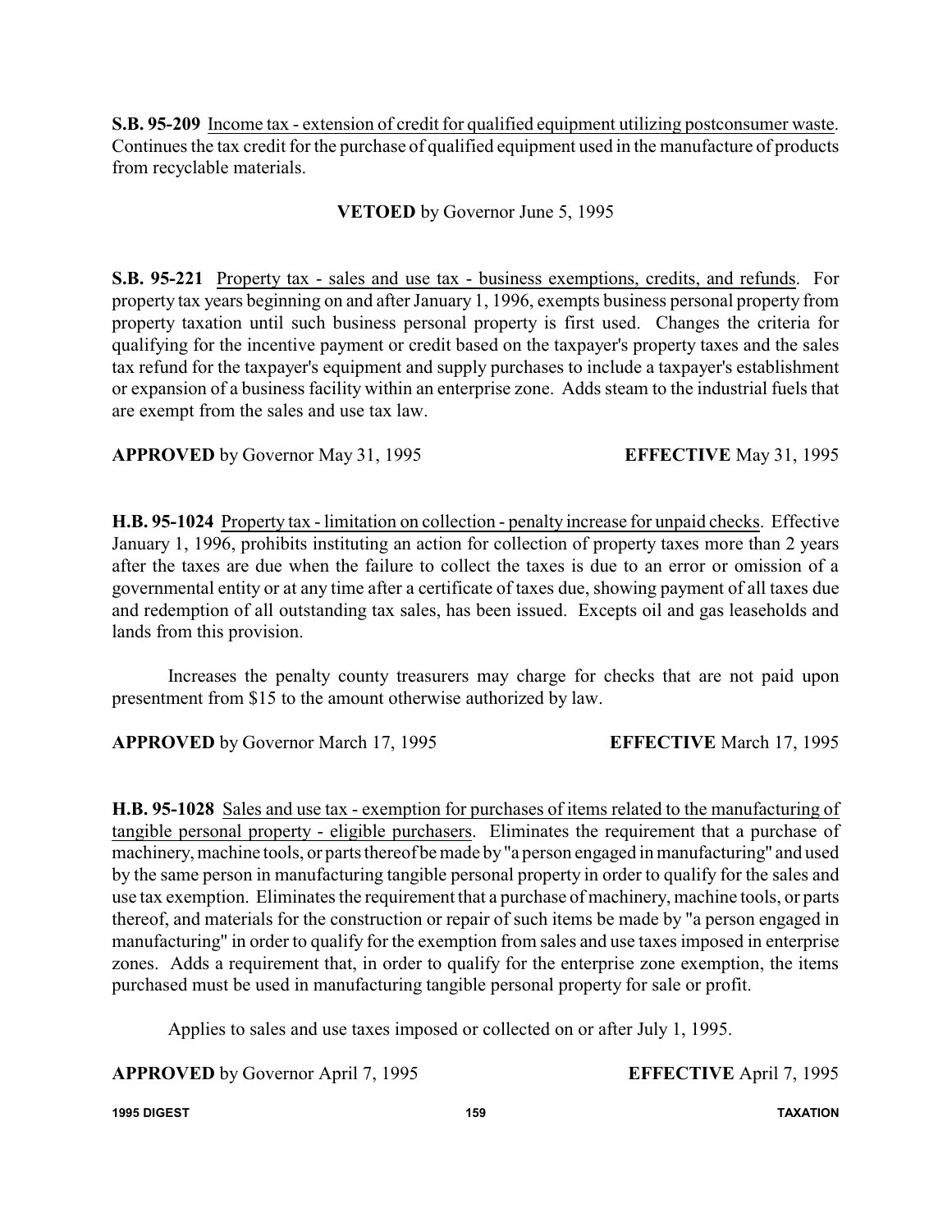**S.B. 95-209** Income tax - extension of credit for qualified equipment utilizing postconsumer waste. Continues the tax credit for the purchase of qualified equipment used in the manufacture of products from recyclable materials.

**VETOED** by Governor June 5, 1995

**S.B. 95-221** Property tax - sales and use tax - business exemptions, credits, and refunds. For property tax years beginning on and after January 1, 1996, exempts business personal property from property taxation until such business personal property is first used. Changes the criteria for qualifying for the incentive payment or credit based on the taxpayer's property taxes and the sales tax refund for the taxpayer's equipment and supply purchases to include a taxpayer's establishment or expansion of a business facility within an enterprise zone. Adds steam to the industrial fuels that are exempt from the sales and use tax law.

**APPROVED** by Governor May 31, 1995 **EFFECTIVE** May 31, 1995

**H.B. 95-1024** Property tax - limitation on collection - penalty increase for unpaid checks. Effective January 1, 1996, prohibits instituting an action for collection of property taxes more than 2 years after the taxes are due when the failure to collect the taxes is due to an error or omission of a governmental entity or at any time after a certificate of taxes due, showing payment of all taxes due and redemption of all outstanding tax sales, has been issued. Excepts oil and gas leaseholds and lands from this provision.

Increases the penalty county treasurers may charge for checks that are not paid upon presentment from $15 to the amount otherwise authorized by law.

**APPROVED** by Governor March 17, 1995 **EFFECTIVE** March 17, 1995

**H.B. 95-1028** Sales and use tax - exemption for purchases of items related to the manufacturing of tangible personal property - eligible purchasers. Eliminates the requirement that a purchase of machinery, machine tools, or parts thereof be made by "a person engaged in manufacturing" and used by the same person in manufacturing tangible personal property in order to qualify for the sales and use tax exemption. Eliminates the requirement that a purchase of machinery, machine tools, or parts thereof, and materials for the construction or repair of such items be made by "a person engaged in manufacturing" in order to qualify for the exemption from sales and use taxes imposed in enterprise zones. Adds a requirement that, in order to qualify for the enterprise zone exemption, the items purchased must be used in manufacturing tangible personal property for sale or profit.

Applies to sales and use taxes imposed or collected on or after July 1, 1995.

**APPROVED** by Governor April 7, 1995 **EFFECTIVE** April 7, 1995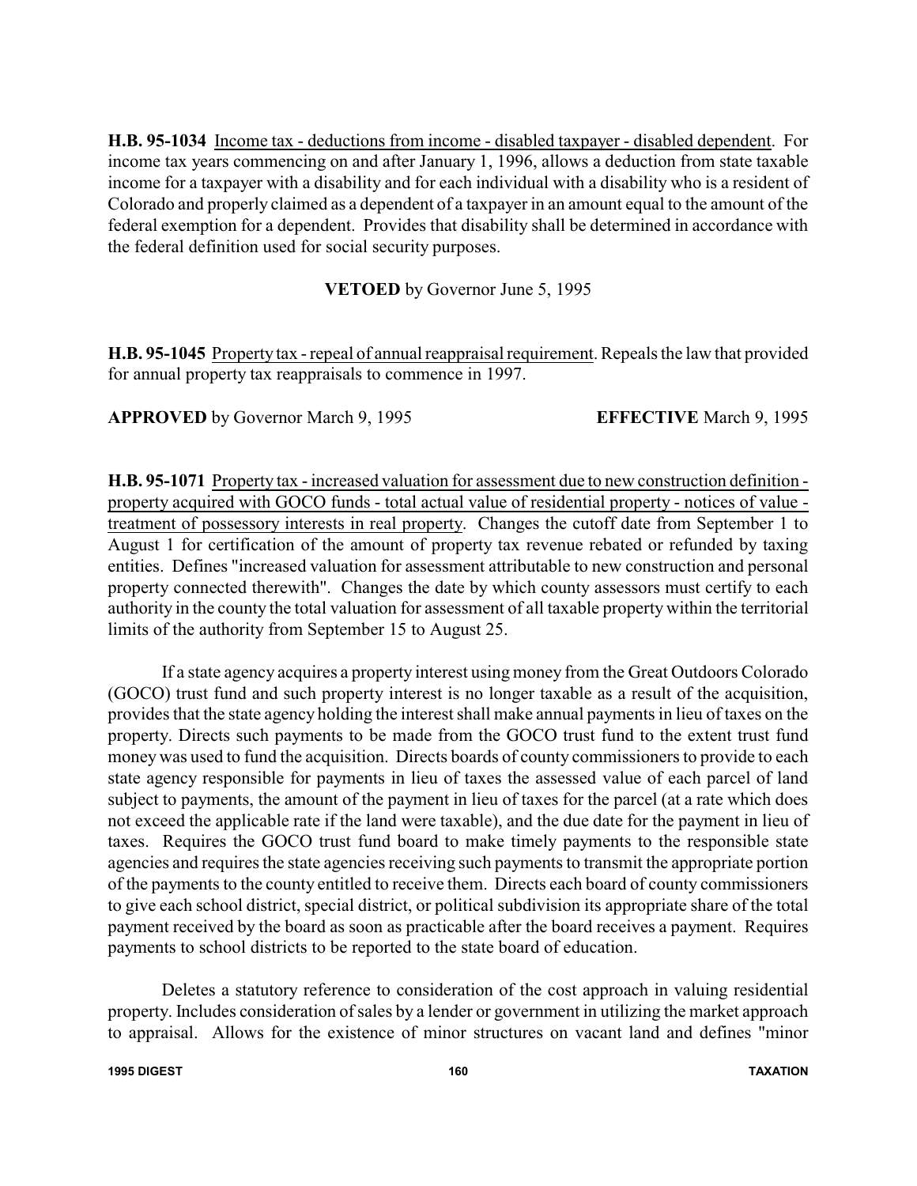**H.B. 95-1034** Income tax - deductions from income - disabled taxpayer - disabled dependent. For income tax years commencing on and after January 1, 1996, allows a deduction from state taxable income for a taxpayer with a disability and for each individual with a disability who is a resident of Colorado and properly claimed as a dependent of a taxpayer in an amount equal to the amount of the federal exemption for a dependent. Provides that disability shall be determined in accordance with the federal definition used for social security purposes.

**VETOED** by Governor June 5, 1995

**H.B. 95-1045** Property tax - repeal of annual reappraisal requirement. Repeals the law that provided for annual property tax reappraisals to commence in 1997.

**APPROVED** by Governor March 9, 1995 **EFFECTIVE** March 9, 1995

**H.B. 95-1071** Property tax - increased valuation for assessment due to new construction definition - property acquired with GOCO funds - total actual value of residential property - notices of value - treatment of possessory interests in real property. Changes the cutoff date from September 1 to August 1 for certification of the amount of property tax revenue rebated or refunded by taxing entities. Defines "increased valuation for assessment attributable to new construction and personal property connected therewith". Changes the date by which county assessors must certify to each authority in the county the total valuation for assessment of all taxable property within the territorial limits of the authority from September 15 to August 25.

If a state agency acquires a property interest using money from the Great Outdoors Colorado (GOCO) trust fund and such property interest is no longer taxable as a result of the acquisition, provides that the state agency holding the interest shall make annual payments in lieu of taxes on the property. Directs such payments to be made from the GOCO trust fund to the extent trust fund money was used to fund the acquisition. Directs boards of county commissioners to provide to each state agency responsible for payments in lieu of taxes the assessed value of each parcel of land subject to payments, the amount of the payment in lieu of taxes for the parcel (at a rate which does not exceed the applicable rate if the land were taxable), and the due date for the payment in lieu of taxes. Requires the GOCO trust fund board to make timely payments to the responsible state agencies and requires the state agencies receiving such payments to transmit the appropriate portion of the payments to the county entitled to receive them. Directs each board of county commissioners to give each school district, special district, or political subdivision its appropriate share of the total payment received by the board as soon as practicable after the board receives a payment. Requires payments to school districts to be reported to the state board of education.

Deletes a statutory reference to consideration of the cost approach in valuing residential property. Includes consideration of sales by a lender or government in utilizing the market approach to appraisal. Allows for the existence of minor structures on vacant land and defines "minor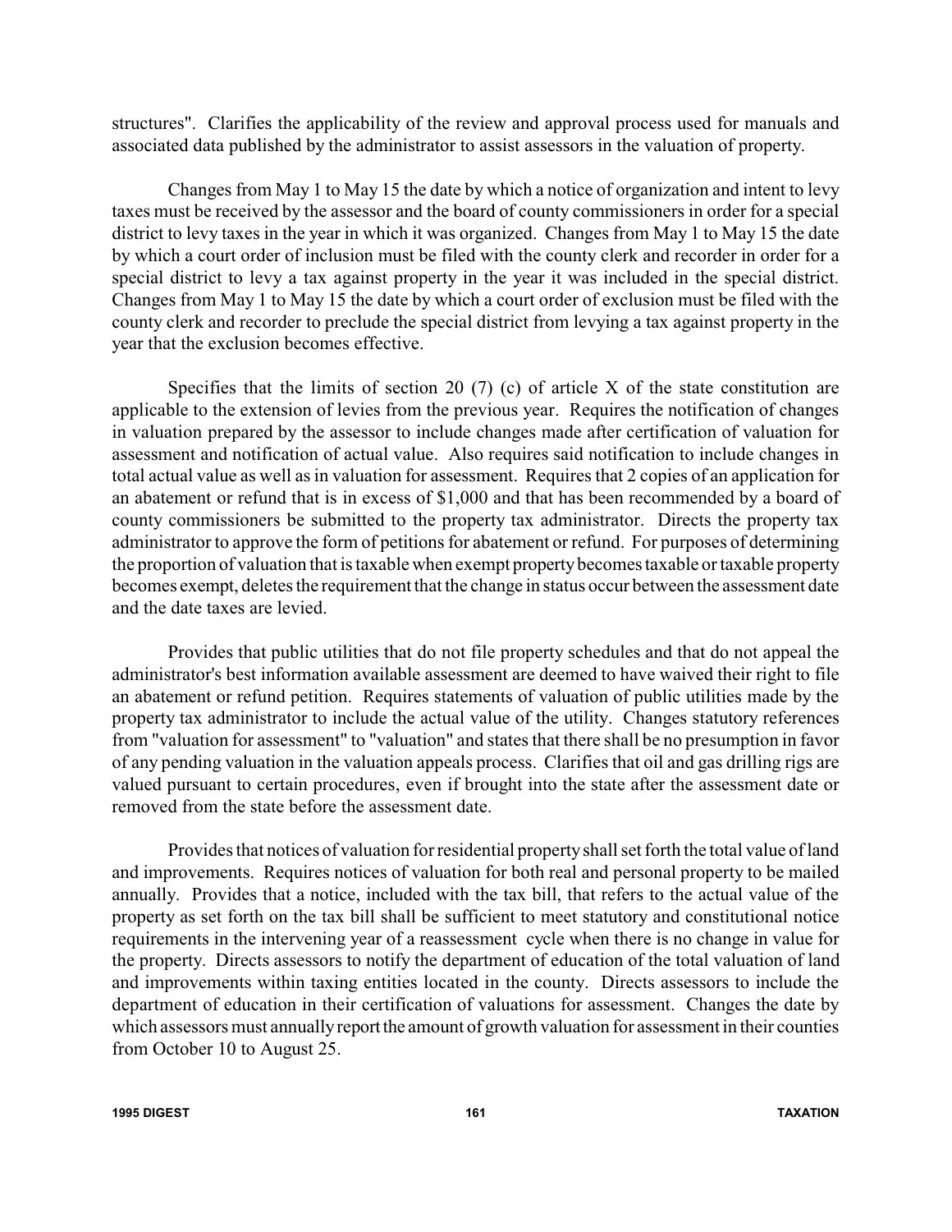structures". Clarifies the applicability of the review and approval process used for manuals and associated data published by the administrator to assist assessors in the valuation of property.

Changes from May 1 to May 15 the date by which a notice of organization and intent to levy taxes must be received by the assessor and the board of county commissioners in order for a special district to levy taxes in the year in which it was organized. Changes from May 1 to May 15 the date by which a court order of inclusion must be filed with the county clerk and recorder in order for a special district to levy a tax against property in the year it was included in the special district. Changes from May 1 to May 15 the date by which a court order of exclusion must be filed with the county clerk and recorder to preclude the special district from levying a tax against property in the year that the exclusion becomes effective.

Specifies that the limits of section 20 (7) (c) of article X of the state constitution are applicable to the extension of levies from the previous year. Requires the notification of changes in valuation prepared by the assessor to include changes made after certification of valuation for assessment and notification of actual value. Also requires said notification to include changes in total actual value as well as in valuation for assessment. Requires that 2 copies of an application for an abatement or refund that is in excess of $1,000 and that has been recommended by a board of county commissioners be submitted to the property tax administrator. Directs the property tax administrator to approve the form of petitions for abatement or refund. For purposes of determining the proportion of valuation that is taxable when exempt property becomes taxable or taxable property becomes exempt, deletes the requirement that the change in status occur between the assessment date and the date taxes are levied.

Provides that public utilities that do not file property schedules and that do not appeal the administrator's best information available assessment are deemed to have waived their right to file an abatement or refund petition. Requires statements of valuation of public utilities made by the property tax administrator to include the actual value of the utility. Changes statutory references from "valuation for assessment" to "valuation" and states that there shall be no presumption in favor of any pending valuation in the valuation appeals process. Clarifies that oil and gas drilling rigs are valued pursuant to certain procedures, even if brought into the state after the assessment date or removed from the state before the assessment date.

Provides that notices of valuation for residential property shall set forth the total value of land and improvements. Requires notices of valuation for both real and personal property to be mailed annually. Provides that a notice, included with the tax bill, that refers to the actual value of the property as set forth on the tax bill shall be sufficient to meet statutory and constitutional notice requirements in the intervening year of a reassessment cycle when there is no change in value for the property. Directs assessors to notify the department of education of the total valuation of land and improvements within taxing entities located in the county. Directs assessors to include the department of education in their certification of valuations for assessment. Changes the date by which assessors must annually report the amount of growth valuation for assessment in their counties from October 10 to August 25.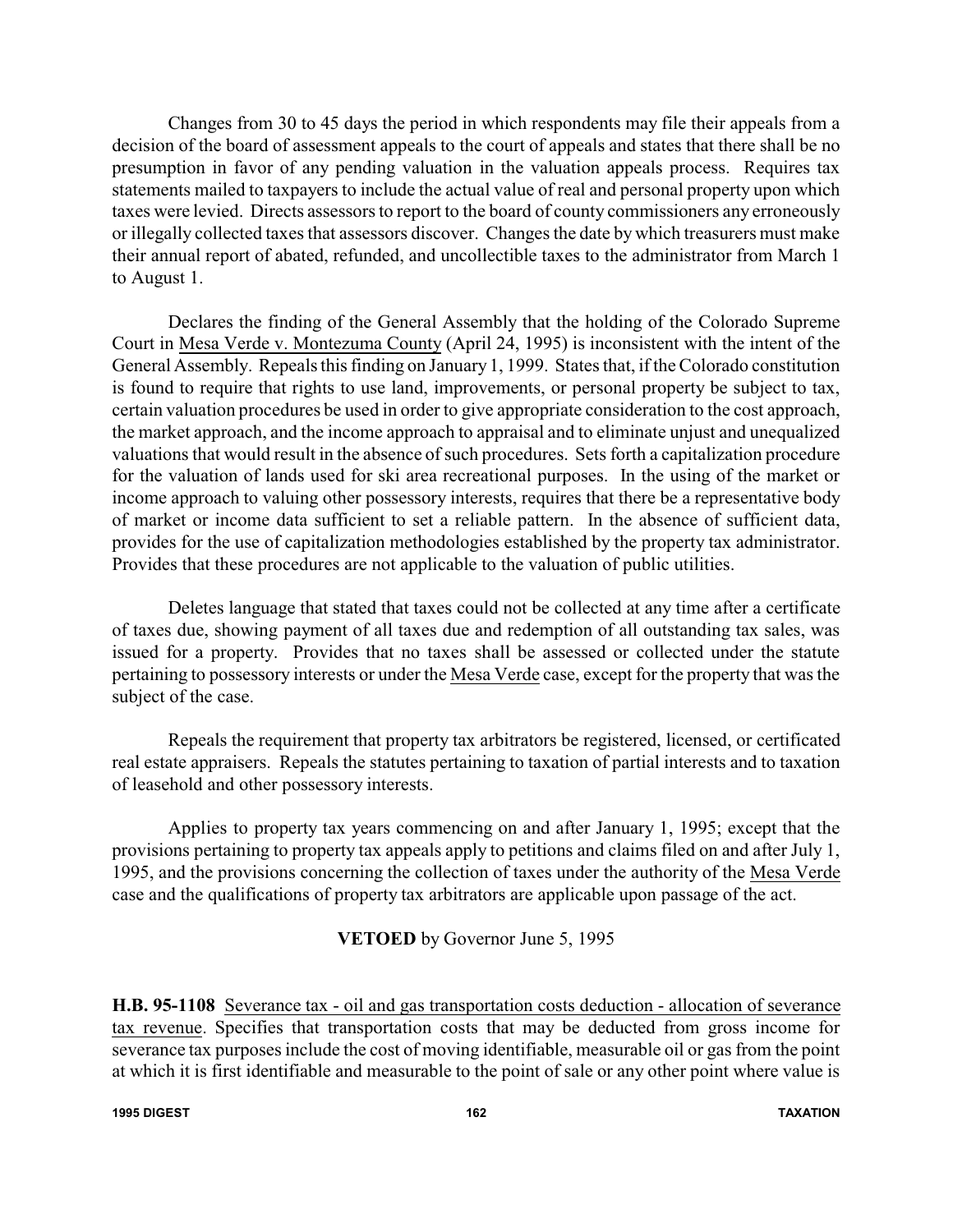Changes from 30 to 45 days the period in which respondents may file their appeals from a decision of the board of assessment appeals to the court of appeals and states that there shall be no presumption in favor of any pending valuation in the valuation appeals process. Requires tax statements mailed to taxpayers to include the actual value of real and personal property upon which taxes were levied. Directs assessors to report to the board of county commissioners any erroneously or illegally collected taxes that assessors discover. Changes the date by which treasurers must make their annual report of abated, refunded, and uncollectible taxes to the administrator from March 1 to August 1.

Declares the finding of the General Assembly that the holding of the Colorado Supreme Court in Mesa Verde v. Montezuma County (April 24, 1995) is inconsistent with the intent of the General Assembly. Repeals this finding on January 1, 1999. States that, if the Colorado constitution is found to require that rights to use land, improvements, or personal property be subject to tax, certain valuation procedures be used in order to give appropriate consideration to the cost approach, the market approach, and the income approach to appraisal and to eliminate unjust and unequalized valuations that would result in the absence of such procedures. Sets forth a capitalization procedure for the valuation of lands used for ski area recreational purposes. In the using of the market or income approach to valuing other possessory interests, requires that there be a representative body of market or income data sufficient to set a reliable pattern. In the absence of sufficient data, provides for the use of capitalization methodologies established by the property tax administrator. Provides that these procedures are not applicable to the valuation of public utilities.

Deletes language that stated that taxes could not be collected at any time after a certificate of taxes due, showing payment of all taxes due and redemption of all outstanding tax sales, was issued for a property. Provides that no taxes shall be assessed or collected under the statute pertaining to possessory interests or under the Mesa Verde case, except for the property that was the subject of the case.

Repeals the requirement that property tax arbitrators be registered, licensed, or certificated real estate appraisers. Repeals the statutes pertaining to taxation of partial interests and to taxation of leasehold and other possessory interests.

Applies to property tax years commencing on and after January 1, 1995; except that the provisions pertaining to property tax appeals apply to petitions and claims filed on and after July 1, 1995, and the provisions concerning the collection of taxes under the authority of the Mesa Verde case and the qualifications of property tax arbitrators are applicable upon passage of the act.

**VETOED** by Governor June 5, 1995

**H.B. 95-1108** Severance tax - oil and gas transportation costs deduction - allocation of severance tax revenue. Specifies that transportation costs that may be deducted from gross income for severance tax purposes include the cost of moving identifiable, measurable oil or gas from the point at which it is first identifiable and measurable to the point of sale or any other point where value is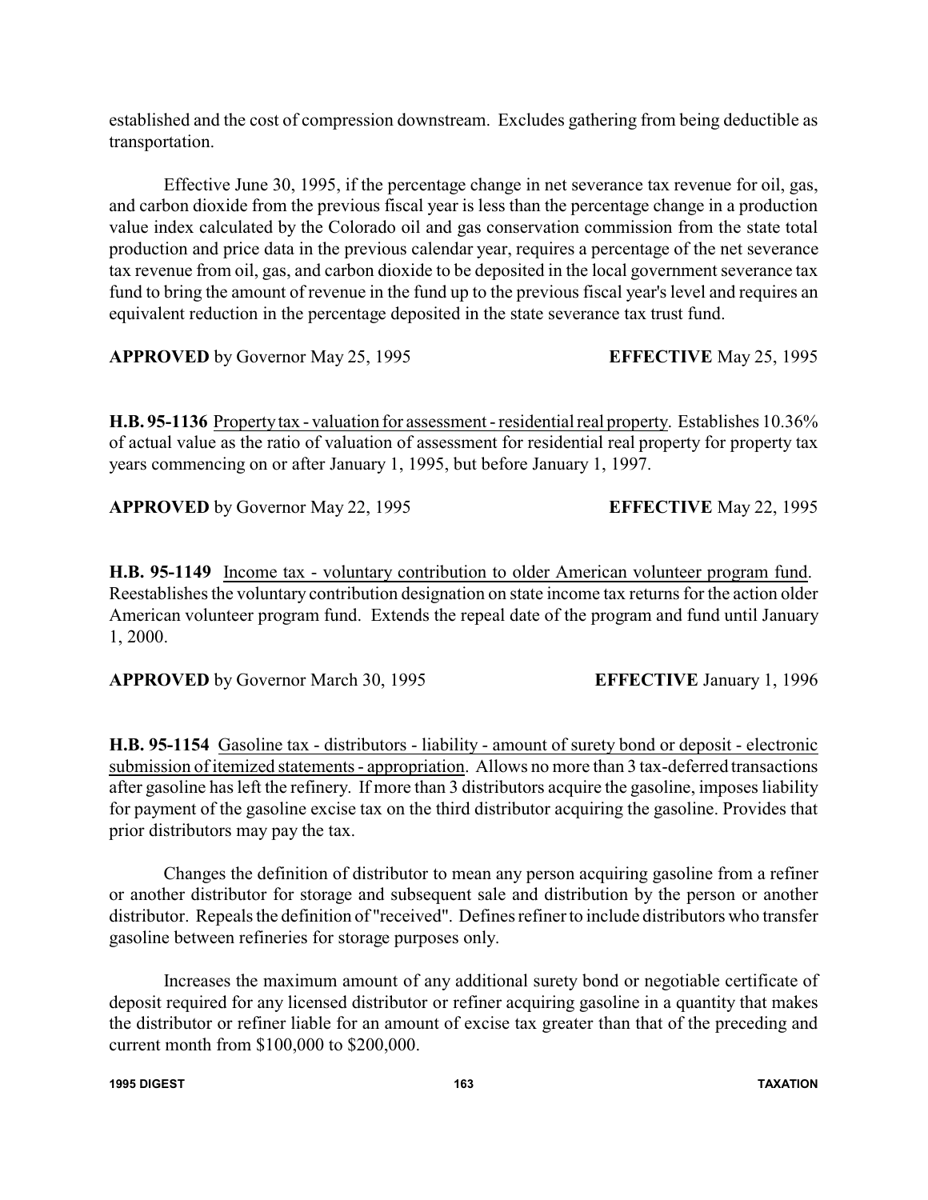established and the cost of compression downstream. Excludes gathering from being deductible as transportation.

Effective June 30, 1995, if the percentage change in net severance tax revenue for oil, gas, and carbon dioxide from the previous fiscal year is less than the percentage change in a production value index calculated by the Colorado oil and gas conservation commission from the state total production and price data in the previous calendar year, requires a percentage of the net severance tax revenue from oil, gas, and carbon dioxide to be deposited in the local government severance tax fund to bring the amount of revenue in the fund up to the previous fiscal year's level and requires an equivalent reduction in the percentage deposited in the state severance tax trust fund.

**APPROVED** by Governor May 25, 1995 **EFFECTIVE** May 25, 1995

**H.B. 95-1136** Property tax - valuation for assessment - residential real property. Establishes 10.36% of actual value as the ratio of valuation of assessment for residential real property for property tax years commencing on or after January 1, 1995, but before January 1, 1997.

**APPROVED** by Governor May 22, 1995 **EFFECTIVE** May 22, 1995

**H.B. 95-1149** Income tax - voluntary contribution to older American volunteer program fund. Reestablishes the voluntary contribution designation on state income tax returns for the action older American volunteer program fund. Extends the repeal date of the program and fund until January 1, 2000.

**APPROVED** by Governor March 30, 1995 **EFFECTIVE** January 1, 1996

**H.B. 95-1154** Gasoline tax - distributors - liability - amount of surety bond or deposit - electronic submission of itemized statements - appropriation. Allows no more than 3 tax-deferred transactions after gasoline has left the refinery. If more than 3 distributors acquire the gasoline, imposes liability for payment of the gasoline excise tax on the third distributor acquiring the gasoline. Provides that prior distributors may pay the tax.

Changes the definition of distributor to mean any person acquiring gasoline from a refiner or another distributor for storage and subsequent sale and distribution by the person or another distributor. Repeals the definition of "received". Defines refiner to include distributors who transfer gasoline between refineries for storage purposes only.

Increases the maximum amount of any additional surety bond or negotiable certificate of deposit required for any licensed distributor or refiner acquiring gasoline in a quantity that makes the distributor or refiner liable for an amount of excise tax greater than that of the preceding and current month from $100,000 to $200,000.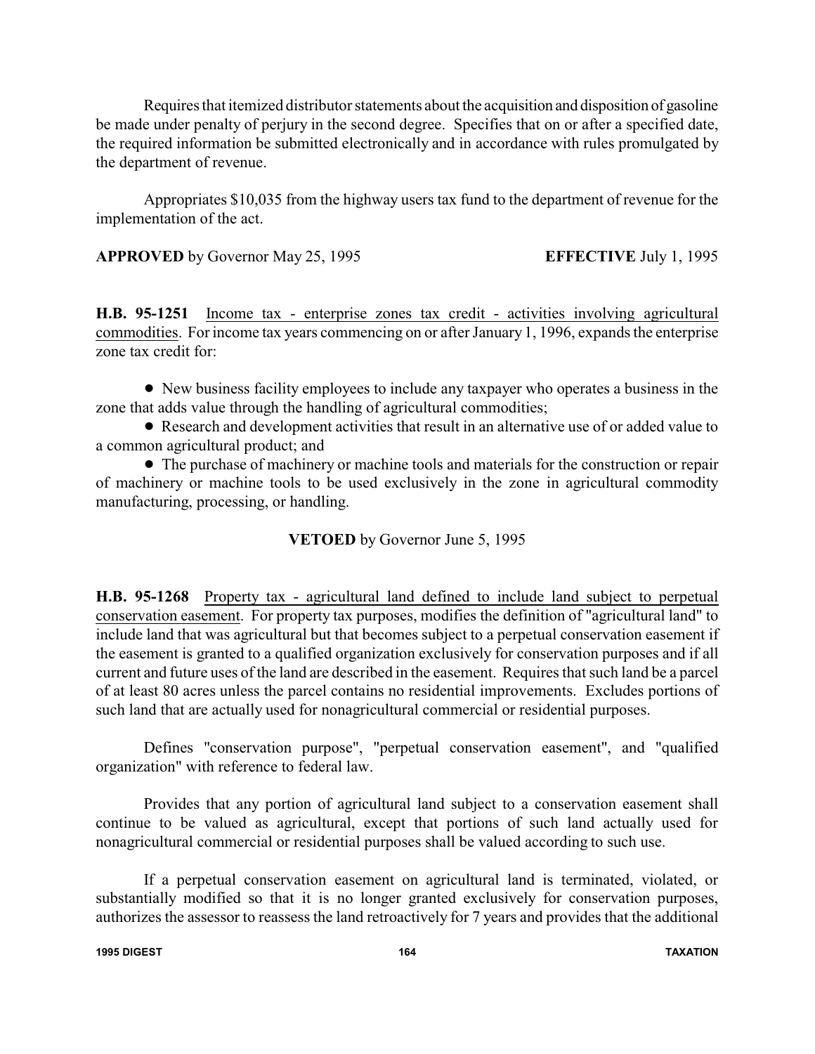Requires that itemized distributor statements about the acquisition and disposition of gasoline be made under penalty of perjury in the second degree. Specifies that on or after a specified date, the required information be submitted electronically and in accordance with rules promulgated by the department of revenue.

Appropriates $10,035 from the highway users tax fund to the department of revenue for the implementation of the act.

**APPROVED** by Governor May 25, 1995 **EFFECTIVE** July 1, 1995

**H.B. 95-1251** Income tax - enterprise zones tax credit - activities involving agricultural commodities. For income tax years commencing on or after January 1, 1996, expands the enterprise zone tax credit for:

- New business facility employees to include any taxpayer who operates a business in the zone that adds value through the handling of agricultural commodities;
- Research and development activities that result in an alternative use of or added value to a common agricultural product; and
- The purchase of machinery or machine tools and materials for the construction or repair of machinery or machine tools to be used exclusively in the zone in agricultural commodity manufacturing, processing, or handling.

**VETOED** by Governor June 5, 1995

**H.B. 95-1268** Property tax - agricultural land defined to include land subject to perpetual conservation easement. For property tax purposes, modifies the definition of "agricultural land" to include land that was agricultural but that becomes subject to a perpetual conservation easement if the easement is granted to a qualified organization exclusively for conservation purposes and if all current and future uses of the land are described in the easement. Requires that such land be a parcel of at least 80 acres unless the parcel contains no residential improvements. Excludes portions of such land that are actually used for nonagricultural commercial or residential purposes.

Defines "conservation purpose", "perpetual conservation easement", and "qualified organization" with reference to federal law.

Provides that any portion of agricultural land subject to a conservation easement shall continue to be valued as agricultural, except that portions of such land actually used for nonagricultural commercial or residential purposes shall be valued according to such use.

If a perpetual conservation easement on agricultural land is terminated, violated, or substantially modified so that it is no longer granted exclusively for conservation purposes, authorizes the assessor to reassess the land retroactively for 7 years and provides that the additional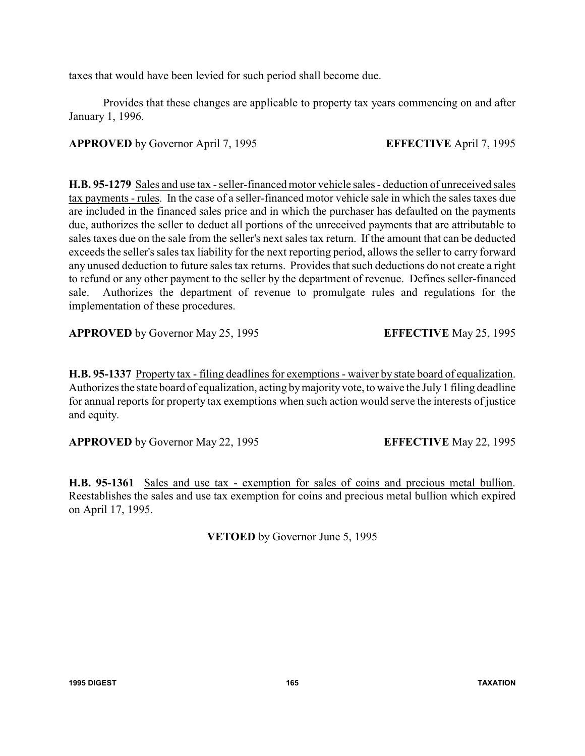taxes that would have been levied for such period shall become due.

Provides that these changes are applicable to property tax years commencing on and after January 1, 1996.

**APPROVED** by Governor April 7, 1995 **EFFECTIVE** April 7, 1995

**H.B. 95-1279** Sales and use tax - seller-financed motor vehicle sales - deduction of unreceived sales tax payments - rules. In the case of a seller-financed motor vehicle sale in which the sales taxes due are included in the financed sales price and in which the purchaser has defaulted on the payments due, authorizes the seller to deduct all portions of the unreceived payments that are attributable to sales taxes due on the sale from the seller's next sales tax return. If the amount that can be deducted exceeds the seller's sales tax liability for the next reporting period, allows the seller to carry forward any unused deduction to future sales tax returns. Provides that such deductions do not create a right to refund or any other payment to the seller by the department of revenue. Defines seller-financed sale. Authorizes the department of revenue to promulgate rules and regulations for the implementation of these procedures.

**APPROVED** by Governor May 25, 1995 **EFFECTIVE** May 25, 1995

**H.B. 95-1337** Property tax - filing deadlines for exemptions - waiver by state board of equalization. Authorizes the state board of equalization, acting by majority vote, to waive the July 1 filing deadline for annual reports for property tax exemptions when such action would serve the interests of justice and equity.

**APPROVED** by Governor May 22, 1995 **EFFECTIVE** May 22, 1995

**H.B. 95-1361** Sales and use tax - exemption for sales of coins and precious metal bullion. Reestablishes the sales and use tax exemption for coins and precious metal bullion which expired on April 17, 1995.

**VETOED** by Governor June 5, 1995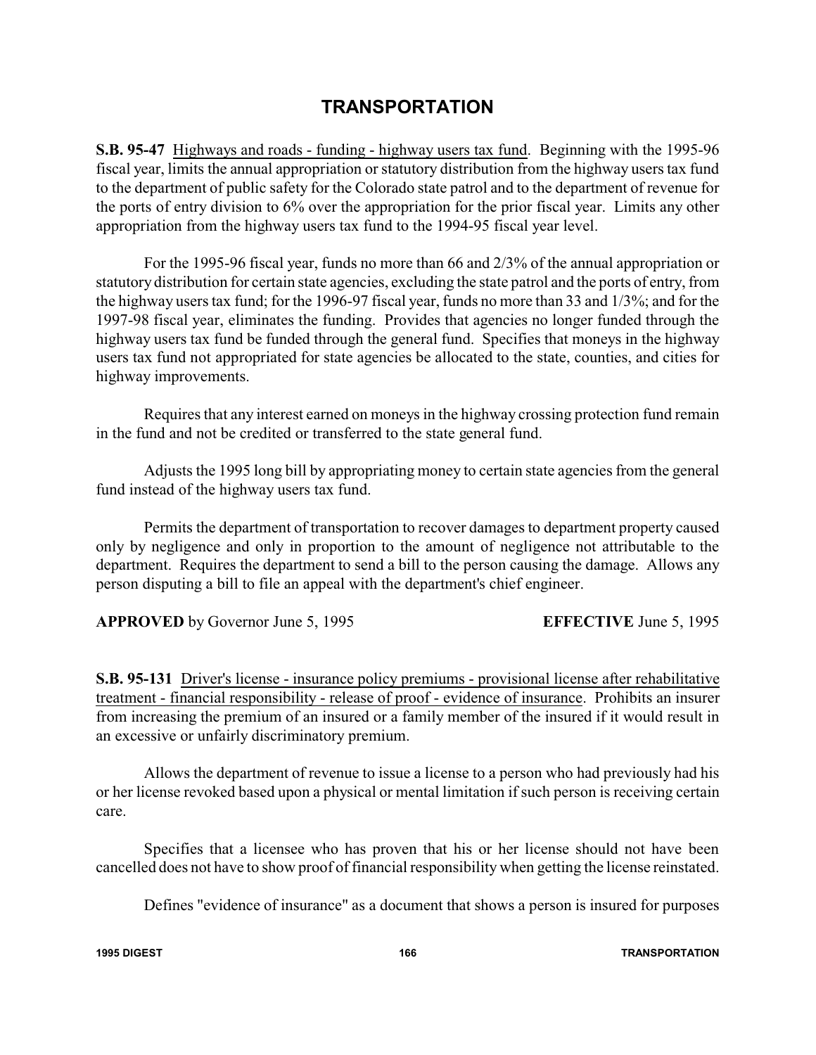# TRANSPORTATION

**S.B. 95-47** Highways and roads - funding - highway users tax fund. Beginning with the 1995-96 fiscal year, limits the annual appropriation or statutory distribution from the highway users tax fund to the department of public safety for the Colorado state patrol and to the department of revenue for the ports of entry division to 6% over the appropriation for the prior fiscal year. Limits any other appropriation from the highway users tax fund to the 1994-95 fiscal year level.

For the 1995-96 fiscal year, funds no more than 66 and 2/3% of the annual appropriation or statutory distribution for certain state agencies, excluding the state patrol and the ports of entry, from the highway users tax fund; for the 1996-97 fiscal year, funds no more than 33 and 1/3%; and for the 1997-98 fiscal year, eliminates the funding. Provides that agencies no longer funded through the highway users tax fund be funded through the general fund. Specifies that moneys in the highway users tax fund not appropriated for state agencies be allocated to the state, counties, and cities for highway improvements.

Requires that any interest earned on moneys in the highway crossing protection fund remain in the fund and not be credited or transferred to the state general fund.

Adjusts the 1995 long bill by appropriating money to certain state agencies from the general fund instead of the highway users tax fund.

Permits the department of transportation to recover damages to department property caused only by negligence and only in proportion to the amount of negligence not attributable to the department. Requires the department to send a bill to the person causing the damage. Allows any person disputing a bill to file an appeal with the department's chief engineer.

**APPROVED** by Governor June 5, 1995 **EFFECTIVE** June 5, 1995

**S.B. 95-131** Driver's license - insurance policy premiums - provisional license after rehabilitative treatment - financial responsibility - release of proof - evidence of insurance. Prohibits an insurer from increasing the premium of an insured or a family member of the insured if it would result in an excessive or unfairly discriminatory premium.

Allows the department of revenue to issue a license to a person who had previously had his or her license revoked based upon a physical or mental limitation if such person is receiving certain care.

Specifies that a licensee who has proven that his or her license should not have been cancelled does not have to show proof of financial responsibility when getting the license reinstated.

Defines "evidence of insurance" as a document that shows a person is insured for purposes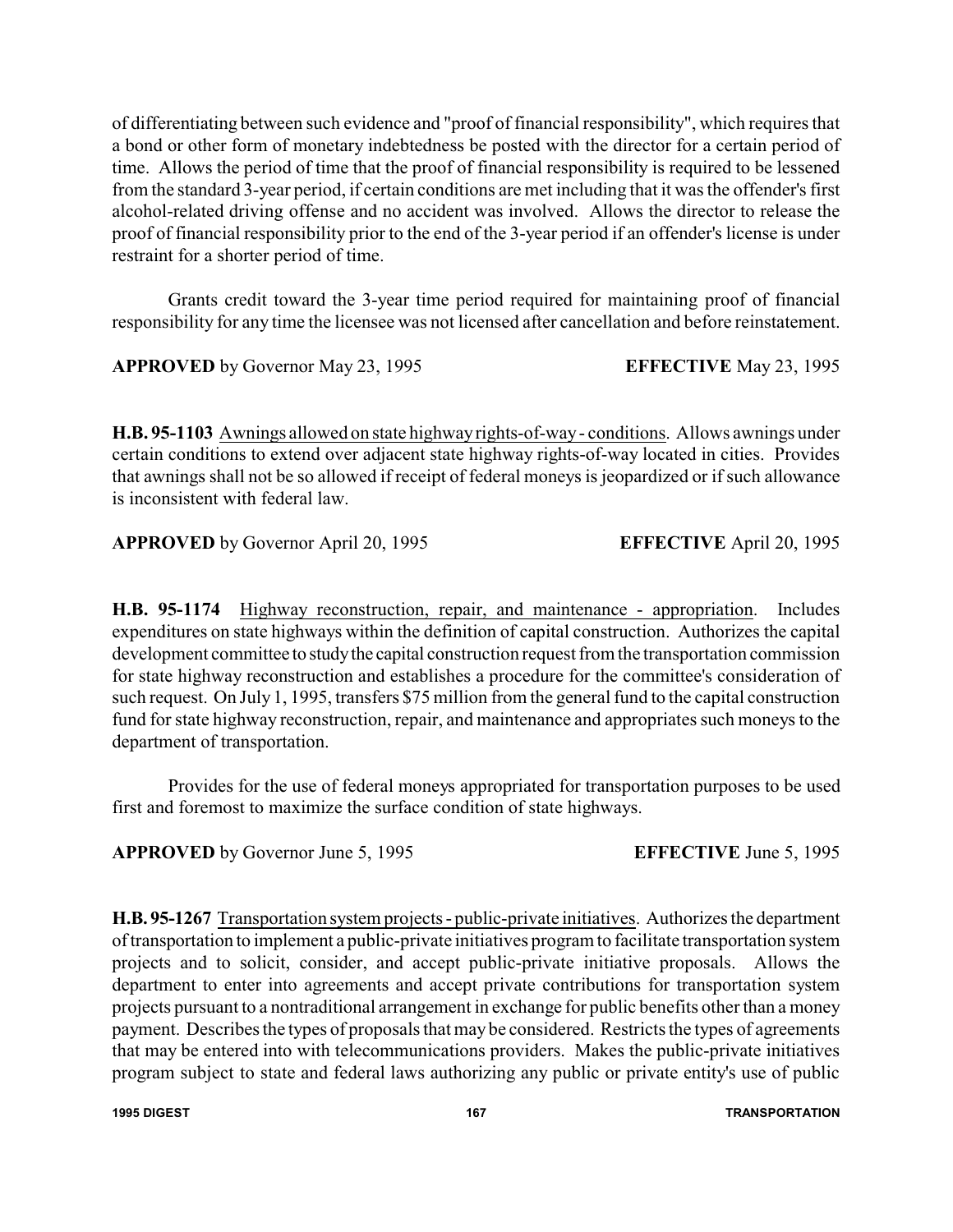of differentiating between such evidence and "proof of financial responsibility", which requires that a bond or other form of monetary indebtedness be posted with the director for a certain period of time. Allows the period of time that the proof of financial responsibility is required to be lessened from the standard 3-year period, if certain conditions are met including that it was the offender's first alcohol-related driving offense and no accident was involved. Allows the director to release the proof of financial responsibility prior to the end of the 3-year period if an offender's license is under restraint for a shorter period of time.

Grants credit toward the 3-year time period required for maintaining proof of financial responsibility for any time the licensee was not licensed after cancellation and before reinstatement.

**APPROVED** by Governor May 23, 1995 **EFFECTIVE** May 23, 1995

**H.B. 95-1103** Awnings allowed on state highway rights-of-way - conditions. Allows awnings under certain conditions to extend over adjacent state highway rights-of-way located in cities. Provides that awnings shall not be so allowed if receipt of federal moneys is jeopardized or if such allowance is inconsistent with federal law.

**APPROVED** by Governor April 20, 1995 **EFFECTIVE** April 20, 1995

**H.B. 95-1174** Highway reconstruction, repair, and maintenance - appropriation. Includes expenditures on state highways within the definition of capital construction. Authorizes the capital development committee to study the capital construction request from the transportation commission for state highway reconstruction and establishes a procedure for the committee's consideration of such request. On July 1, 1995, transfers $75 million from the general fund to the capital construction fund for state highway reconstruction, repair, and maintenance and appropriates such moneys to the department of transportation.

Provides for the use of federal moneys appropriated for transportation purposes to be used first and foremost to maximize the surface condition of state highways.

**APPROVED** by Governor June 5, 1995 **EFFECTIVE** June 5, 1995

**H.B. 95-1267** Transportation system projects - public-private initiatives. Authorizes the department of transportation to implement a public-private initiatives program to facilitate transportation system projects and to solicit, consider, and accept public-private initiative proposals. Allows the department to enter into agreements and accept private contributions for transportation system projects pursuant to a nontraditional arrangement in exchange for public benefits other than a money payment. Describes the types of proposals that may be considered. Restricts the types of agreements that may be entered into with telecommunications providers. Makes the public-private initiatives program subject to state and federal laws authorizing any public or private entity's use of public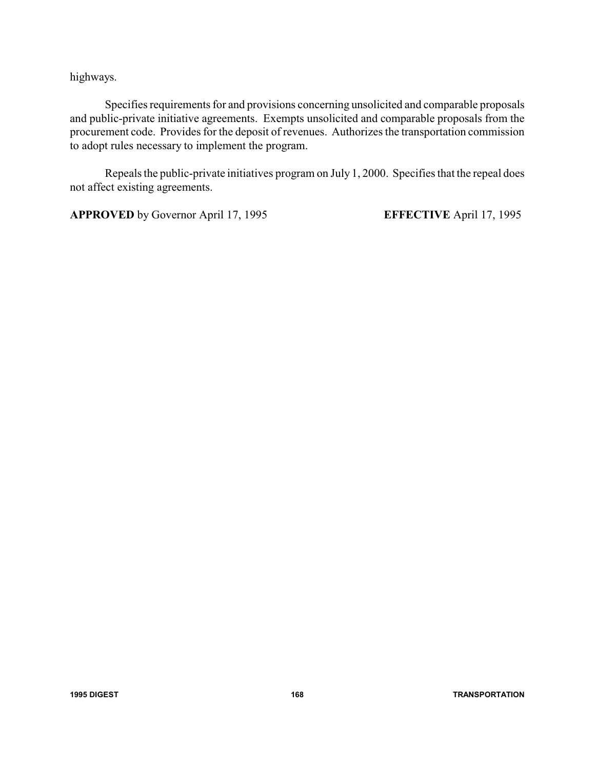highways.

Specifies requirements for and provisions concerning unsolicited and comparable proposals and public-private initiative agreements. Exempts unsolicited and comparable proposals from the procurement code. Provides for the deposit of revenues. Authorizes the transportation commission to adopt rules necessary to implement the program.

Repeals the public-private initiatives program on July 1, 2000. Specifies that the repeal does not affect existing agreements.

**APPROVED** by Governor April 17, 1995 **EFFECTIVE** April 17, 1995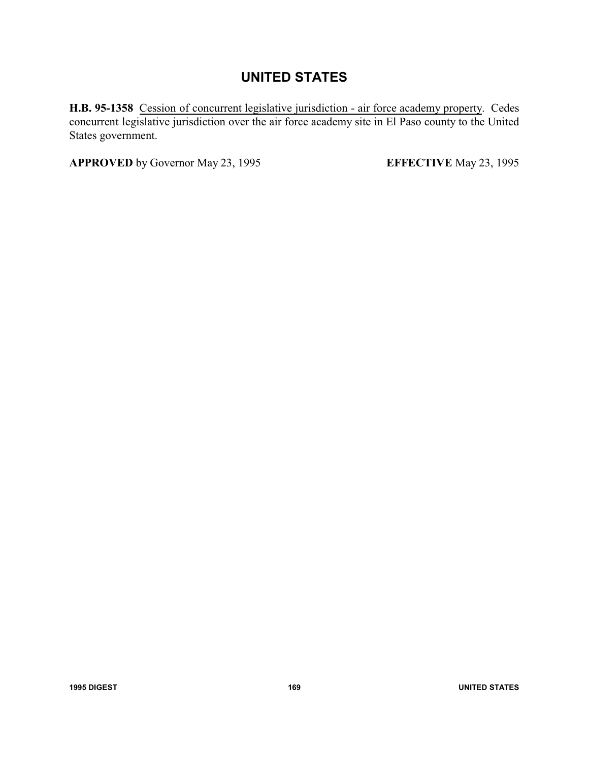# UNITED STATES

**H.B. 95-1358** Cession of concurrent legislative jurisdiction - air force academy property. Cedes concurrent legislative jurisdiction over the air force academy site in El Paso county to the United States government.

**APPROVED** by Governor May 23, 1995 **EFFECTIVE** May 23, 1995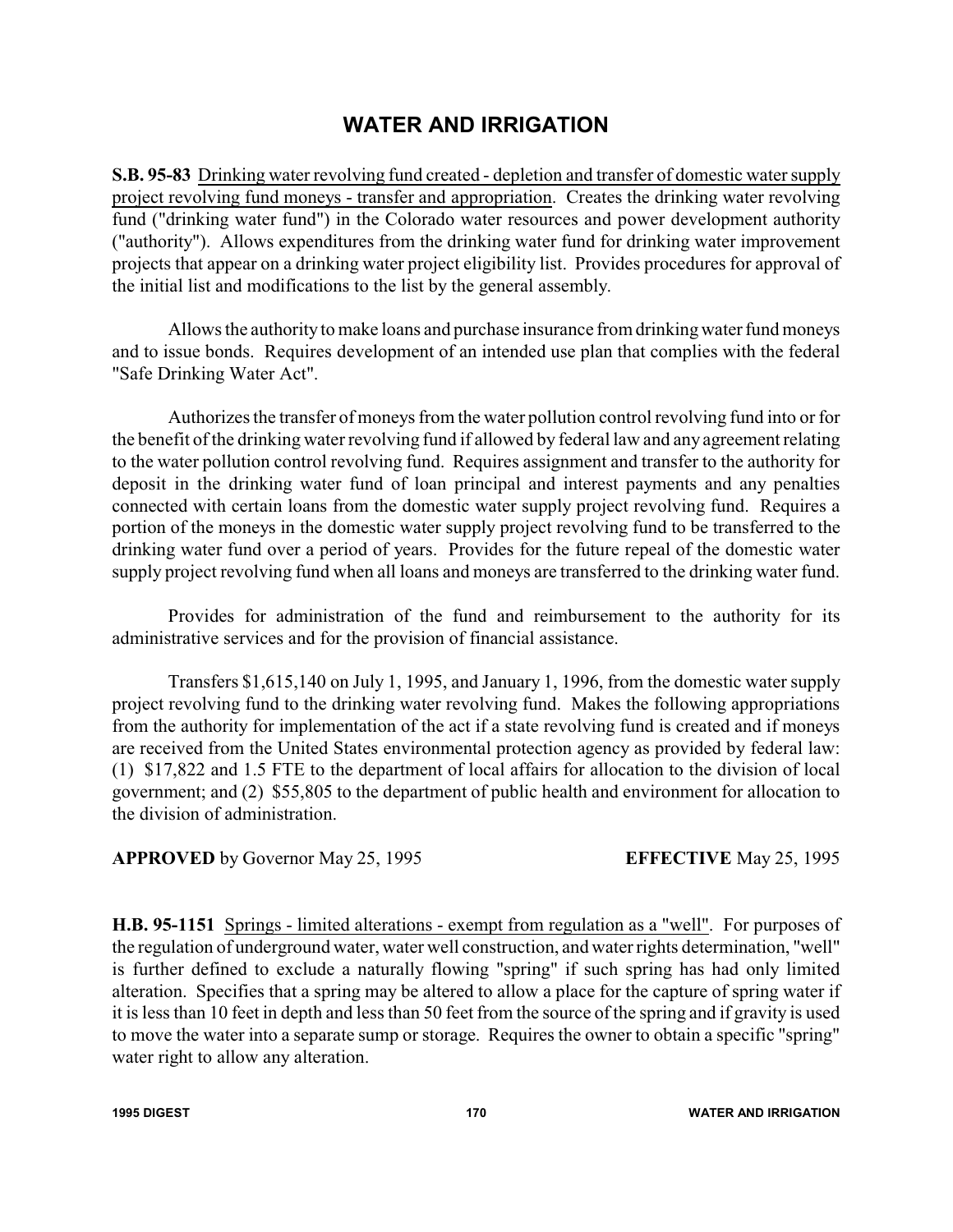# WATER AND IRRIGATION

**S.B. 95-83** Drinking water revolving fund created - depletion and transfer of domestic water supply project revolving fund moneys - transfer and appropriation. Creates the drinking water revolving fund ("drinking water fund") in the Colorado water resources and power development authority ("authority"). Allows expenditures from the drinking water fund for drinking water improvement projects that appear on a drinking water project eligibility list. Provides procedures for approval of the initial list and modifications to the list by the general assembly.

Allows the authority to make loans and purchase insurance from drinking water fund moneys and to issue bonds. Requires development of an intended use plan that complies with the federal "Safe Drinking Water Act".

Authorizes the transfer of moneys from the water pollution control revolving fund into or for the benefit of the drinking water revolving fund if allowed by federal law and any agreement relating to the water pollution control revolving fund. Requires assignment and transfer to the authority for deposit in the drinking water fund of loan principal and interest payments and any penalties connected with certain loans from the domestic water supply project revolving fund. Requires a portion of the moneys in the domestic water supply project revolving fund to be transferred to the drinking water fund over a period of years. Provides for the future repeal of the domestic water supply project revolving fund when all loans and moneys are transferred to the drinking water fund.

Provides for administration of the fund and reimbursement to the authority for its administrative services and for the provision of financial assistance.

Transfers $1,615,140 on July 1, 1995, and January 1, 1996, from the domestic water supply project revolving fund to the drinking water revolving fund. Makes the following appropriations from the authority for implementation of the act if a state revolving fund is created and if moneys are received from the United States environmental protection agency as provided by federal law: (1) $17,822 and 1.5 FTE to the department of local affairs for allocation to the division of local government; and (2) $55,805 to the department of public health and environment for allocation to the division of administration.

**APPROVED** by Governor May 25, 1995 **EFFECTIVE** May 25, 1995

**H.B. 95-1151** Springs - limited alterations - exempt from regulation as a "well". For purposes of the regulation of underground water, water well construction, and water rights determination, "well" is further defined to exclude a naturally flowing "spring" if such spring has had only limited alteration. Specifies that a spring may be altered to allow a place for the capture of spring water if it is less than 10 feet in depth and less than 50 feet from the source of the spring and if gravity is used to move the water into a separate sump or storage. Requires the owner to obtain a specific "spring" water right to allow any alteration.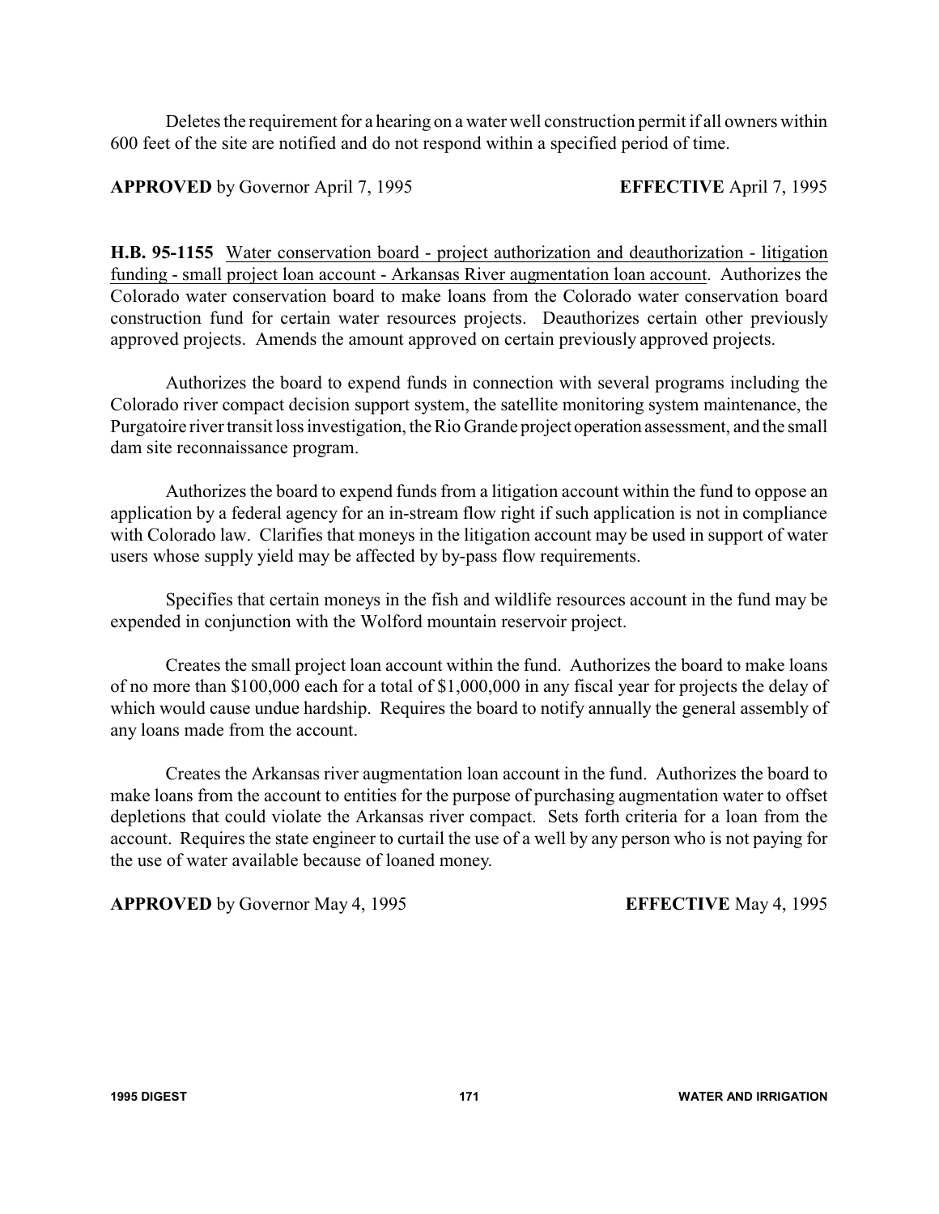Deletes the requirement for a hearing on a water well construction permit if all owners within 600 feet of the site are notified and do not respond within a specified period of time.

**APPROVED** by Governor April 7, 1995 **EFFECTIVE** April 7, 1995

**H.B. 95-1155** Water conservation board - project authorization and deauthorization - litigation funding - small project loan account - Arkansas River augmentation loan account. Authorizes the Colorado water conservation board to make loans from the Colorado water conservation board construction fund for certain water resources projects. Deauthorizes certain other previously approved projects. Amends the amount approved on certain previously approved projects.

Authorizes the board to expend funds in connection with several programs including the Colorado river compact decision support system, the satellite monitoring system maintenance, the Purgatoire river transit loss investigation, the Rio Grande project operation assessment, and the small dam site reconnaissance program.

Authorizes the board to expend funds from a litigation account within the fund to oppose an application by a federal agency for an in-stream flow right if such application is not in compliance with Colorado law. Clarifies that moneys in the litigation account may be used in support of water users whose supply yield may be affected by by-pass flow requirements.

Specifies that certain moneys in the fish and wildlife resources account in the fund may be expended in conjunction with the Wolford mountain reservoir project.

Creates the small project loan account within the fund. Authorizes the board to make loans of no more than $100,000 each for a total of $1,000,000 in any fiscal year for projects the delay of which would cause undue hardship. Requires the board to notify annually the general assembly of any loans made from the account.

Creates the Arkansas river augmentation loan account in the fund. Authorizes the board to make loans from the account to entities for the purpose of purchasing augmentation water to offset depletions that could violate the Arkansas river compact. Sets forth criteria for a loan from the account. Requires the state engineer to curtail the use of a well by any person who is not paying for the use of water available because of loaned money.

**APPROVED** by Governor May 4, 1995 **EFFECTIVE** May 4, 1995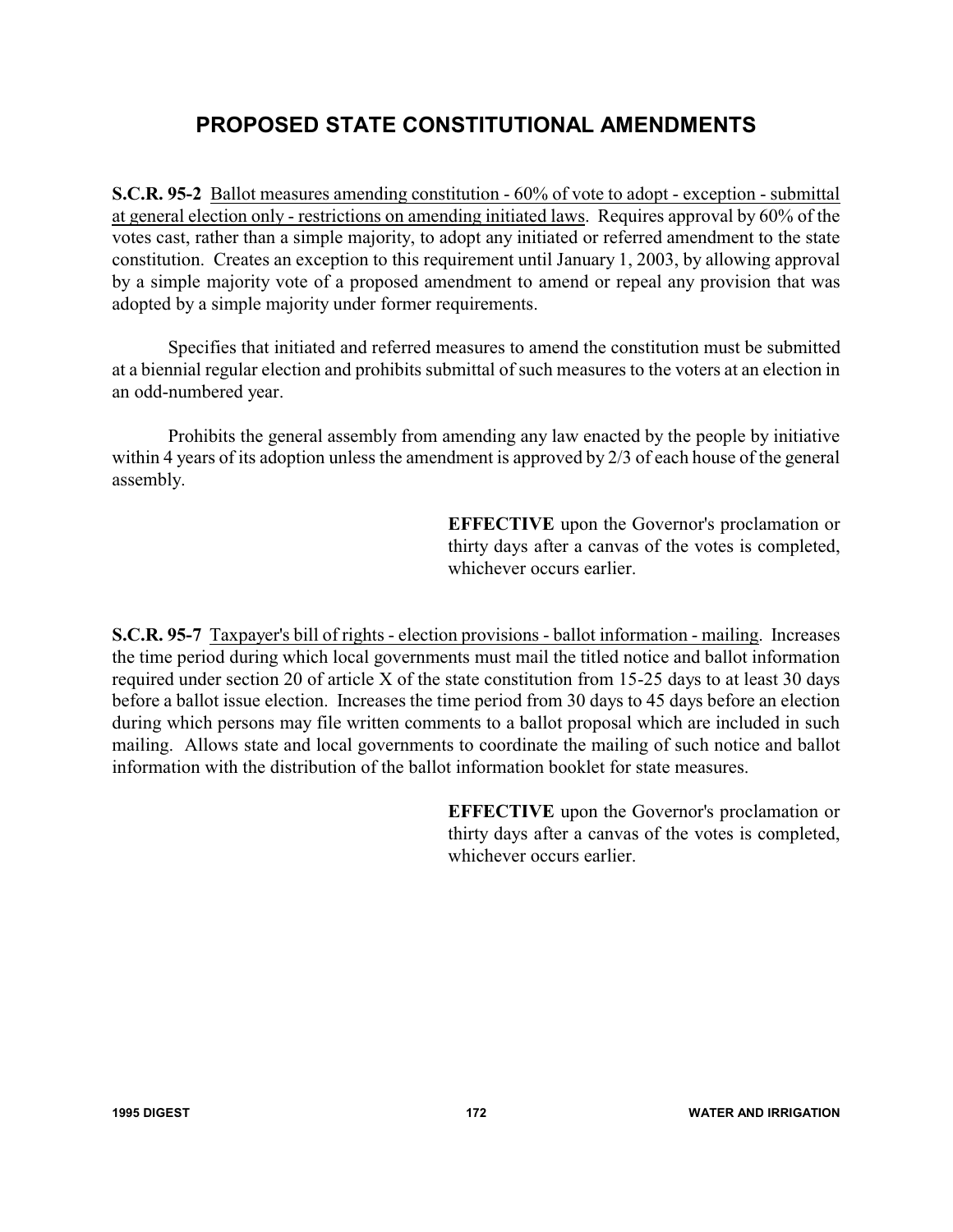# PROPOSED STATE CONSTITUTIONAL AMENDMENTS

**S.C.R. 95-2** Ballot measures amending constitution - 60% of vote to adopt - exception - submittal at general election only - restrictions on amending initiated laws. Requires approval by 60% of the votes cast, rather than a simple majority, to adopt any initiated or referred amendment to the state constitution. Creates an exception to this requirement until January 1, 2003, by allowing approval by a simple majority vote of a proposed amendment to amend or repeal any provision that was adopted by a simple majority under former requirements.

Specifies that initiated and referred measures to amend the constitution must be submitted at a biennial regular election and prohibits submittal of such measures to the voters at an election in an odd-numbered year.

Prohibits the general assembly from amending any law enacted by the people by initiative within 4 years of its adoption unless the amendment is approved by 2/3 of each house of the general assembly.

**EFFECTIVE** upon the Governor's proclamation or thirty days after a canvas of the votes is completed, whichever occurs earlier.

**S.C.R. 95-7** Taxpayer's bill of rights - election provisions - ballot information - mailing. Increases the time period during which local governments must mail the titled notice and ballot information required under section 20 of article X of the state constitution from 15-25 days to at least 30 days before a ballot issue election. Increases the time period from 30 days to 45 days before an election during which persons may file written comments to a ballot proposal which are included in such mailing. Allows state and local governments to coordinate the mailing of such notice and ballot information with the distribution of the ballot information booklet for state measures.

**EFFECTIVE** upon the Governor's proclamation or thirty days after a canvas of the votes is completed, whichever occurs earlier.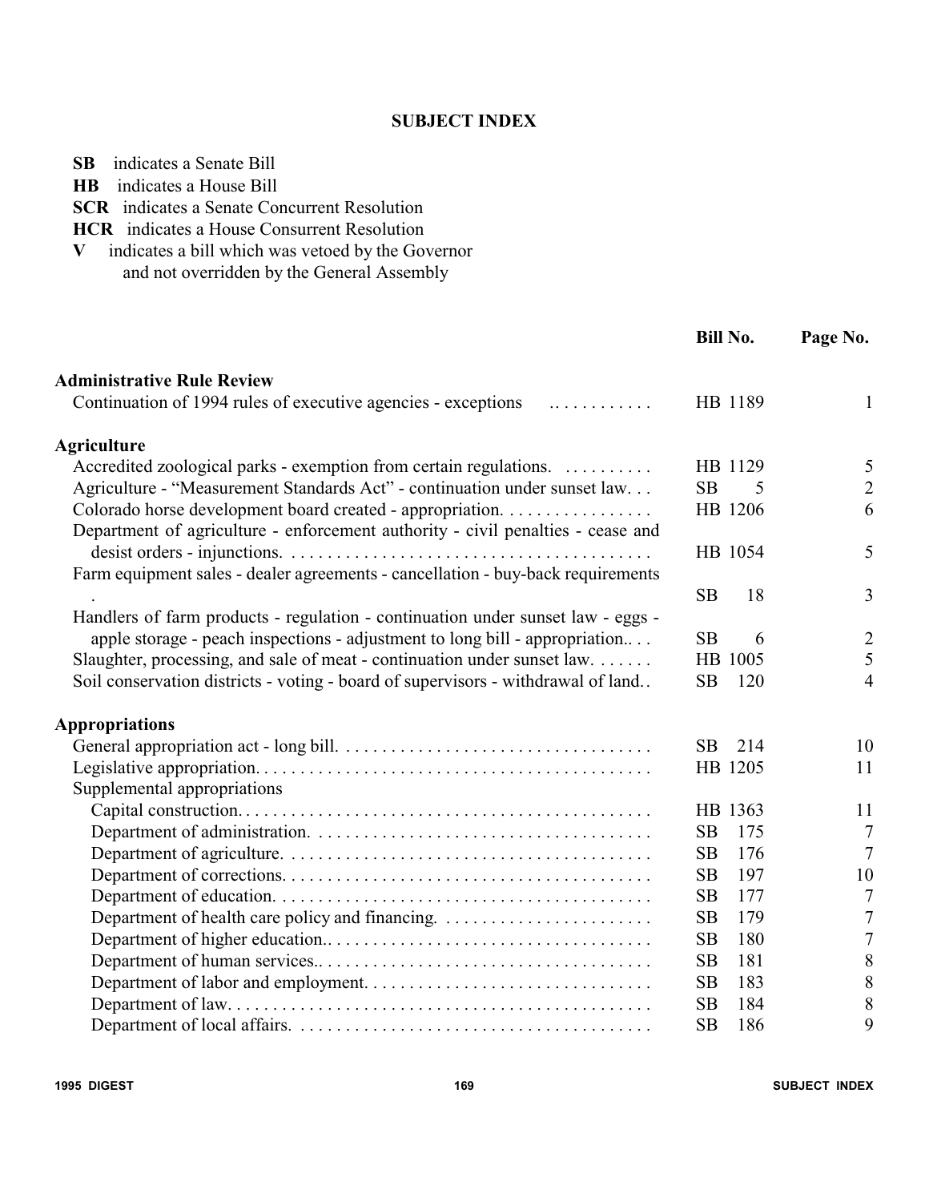## SUBJECT INDEX

**SB** indicates a Senate Bill
**HB** indicates a House Bill
**SCR** indicates a Senate Concurrent Resolution
**HCR** indicates a House Consurrent Resolution
**V** indicates a bill which was vetoed by the Governor and not overridden by the General Assembly

| | Bill No. | Page No. |
|---|---|---|
| **Administrative Rule Review** | | |
| Continuation of 1994 rules of executive agencies - exceptions | HB 1189 | 1 |
| **Agriculture** | | |
| Accredited zoological parks - exemption from certain regulations. | HB 1129 | 5 |
| Agriculture - "Measurement Standards Act" - continuation under sunset law. | SB 5 | 2 |
| Colorado horse development board created - appropriation. | HB 1206 | 6 |
| Department of agriculture - enforcement authority - civil penalties - cease and desist orders - injunctions. | HB 1054 | 5 |
| Farm equipment sales - dealer agreements - cancellation - buy-back requirements . | SB 18 | 3 |
| Handlers of farm products - regulation - continuation under sunset law - eggs - apple storage - peach inspections - adjustment to long bill - appropriation.. | SB 6 | 2 |
| Slaughter, processing, and sale of meat - continuation under sunset law. | HB 1005 | 5 |
| Soil conservation districts - voting - board of supervisors - withdrawal of land.. | SB 120 | 4 |
| **Appropriations** | | |
| General appropriation act - long bill. | SB 214 | 10 |
| Legislative appropriation. | HB 1205 | 11 |
| Supplemental appropriations | | |
| Capital construction. | HB 1363 | 11 |
| Department of administration. | SB 175 | 7 |
| Department of agriculture. | SB 176 | 7 |
| Department of corrections. | SB 197 | 10 |
| Department of education. | SB 177 | 7 |
| Department of health care policy and financing. | SB 179 | 7 |
| Department of higher education.. | SB 180 | 7 |
| Department of human services.. | SB 181 | 8 |
| Department of labor and employment. | SB 183 | 8 |
| Department of law. | SB 184 | 8 |
| Department of local affairs. | SB 186 | 9 |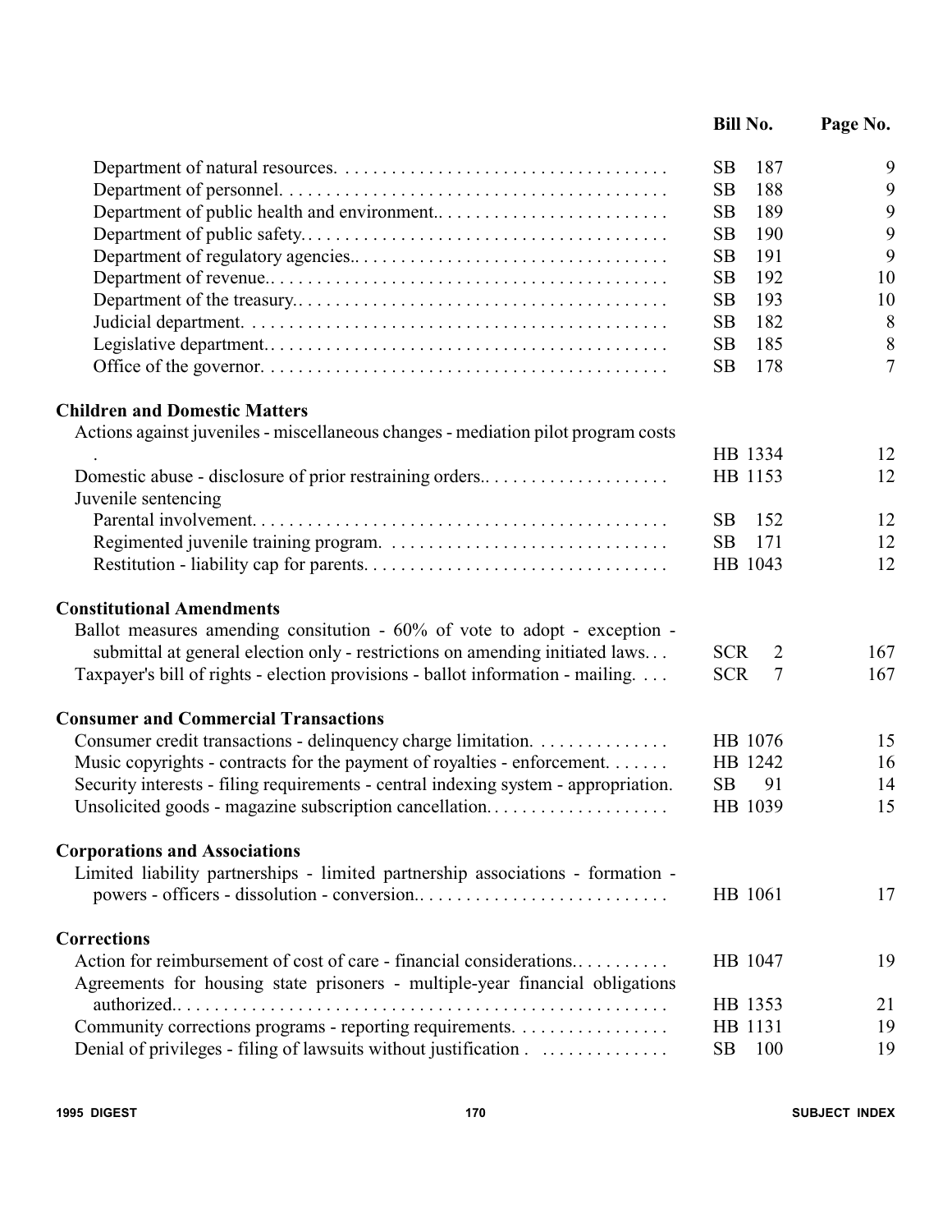| | Bill No. | Page No. |
|---|---|---|
| Department of natural resources. | SB 187 | 9 |
| Department of personnel. | SB 188 | 9 |
| Department of public health and environment. | SB 189 | 9 |
| Department of public safety. | SB 190 | 9 |
| Department of regulatory agencies. | SB 191 | 9 |
| Department of revenue. | SB 192 | 10 |
| Department of the treasury. | SB 193 | 10 |
| Judicial department. | SB 182 | 8 |
| Legislative department. | SB 185 | 8 |
| Office of the governor. | SB 178 | 7 |
| **Children and Domestic Matters** | | |
| Actions against juveniles - miscellaneous changes - mediation pilot program costs . | HB 1334 | 12 |
| Domestic abuse - disclosure of prior restraining orders. | HB 1153 | 12 |
| Juvenile sentencing | | |
| Parental involvement. | SB 152 | 12 |
| Regimented juvenile training program. | SB 171 | 12 |
| Restitution - liability cap for parents. | HB 1043 | 12 |
| **Constitutional Amendments** | | |
| Ballot measures amending consitution - 60% of vote to adopt - exception - submittal at general election only - restrictions on amending initiated laws. | SCR 2 | 167 |
| Taxpayer's bill of rights - election provisions - ballot information - mailing. | SCR 7 | 167 |
| **Consumer and Commercial Transactions** | | |
| Consumer credit transactions - delinquency charge limitation. | HB 1076 | 15 |
| Music copyrights - contracts for the payment of royalties - enforcement. | HB 1242 | 16 |
| Security interests - filing requirements - central indexing system - appropriation. | SB 91 | 14 |
| Unsolicited goods - magazine subscription cancellation. | HB 1039 | 15 |
| **Corporations and Associations** | | |
| Limited liability partnerships - limited partnership associations - formation - powers - officers - dissolution - conversion. | HB 1061 | 17 |
| **Corrections** | | |
| Action for reimbursement of cost of care - financial considerations. | HB 1047 | 19 |
| Agreements for housing state prisoners - multiple-year financial obligations authorized. | HB 1353 | 21 |
| Community corrections programs - reporting requirements. | HB 1131 | 19 |
| Denial of privileges - filing of lawsuits without justification . | SB 100 | 19 |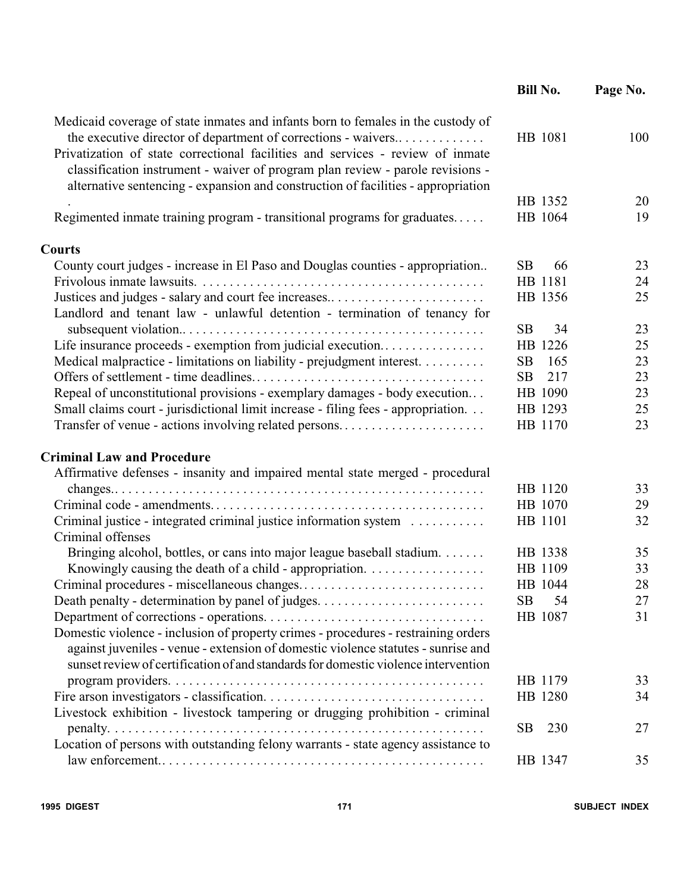| | Bill No. | Page No. |
|---|---|---|
| Medicaid coverage of state inmates and infants born to females in the custody of the executive director of department of corrections - waivers. | HB 1081 | 100 |
| Privatization of state correctional facilities and services - review of inmate classification instrument - waiver of program plan review - parole revisions - alternative sentencing - expansion and construction of facilities - appropriation | HB 1352 | 20 |
| Regimented inmate training program - transitional programs for graduates. | HB 1064 | 19 |
| **Courts** | | |
| County court judges - increase in El Paso and Douglas counties - appropriation. | SB 66 | 23 |
| Frivolous inmate lawsuits. | HB 1181 | 24 |
| Justices and judges - salary and court fee increases. | HB 1356 | 25 |
| Landlord and tenant law - unlawful detention - termination of tenancy for subsequent violation. | SB 34 | 23 |
| Life insurance proceeds - exemption from judicial execution. | HB 1226 | 25 |
| Medical malpractice - limitations on liability - prejudgment interest. | SB 165 | 23 |
| Offers of settlement - time deadlines. | SB 217 | 23 |
| Repeal of unconstitutional provisions - exemplary damages - body execution. | HB 1090 | 23 |
| Small claims court - jurisdictional limit increase - filing fees - appropriation. | HB 1293 | 25 |
| Transfer of venue - actions involving related persons. | HB 1170 | 23 |
| **Criminal Law and Procedure** | | |
| Affirmative defenses - insanity and impaired mental state merged - procedural changes. | HB 1120 | 33 |
| Criminal code - amendments. | HB 1070 | 29 |
| Criminal justice - integrated criminal justice information system | HB 1101 | 32 |
| Criminal offenses | | |
| Bringing alcohol, bottles, or cans into major league baseball stadium. | HB 1338 | 35 |
| Knowingly causing the death of a child - appropriation. | HB 1109 | 33 |
| Criminal procedures - miscellaneous changes. | HB 1044 | 28 |
| Death penalty - determination by panel of judges. | SB 54 | 27 |
| Department of corrections - operations. | HB 1087 | 31 |
| Domestic violence - inclusion of property crimes - procedures - restraining orders against juveniles - venue - extension of domestic violence statutes - sunrise and sunset review of certification of and standards for domestic violence intervention program providers. | HB 1179 | 33 |
| Fire arson investigators - classification. | HB 1280 | 34 |
| Livestock exhibition - livestock tampering or drugging prohibition - criminal penalty. | SB 230 | 27 |
| Location of persons with outstanding felony warrants - state agency assistance to law enforcement. | HB 1347 | 35 |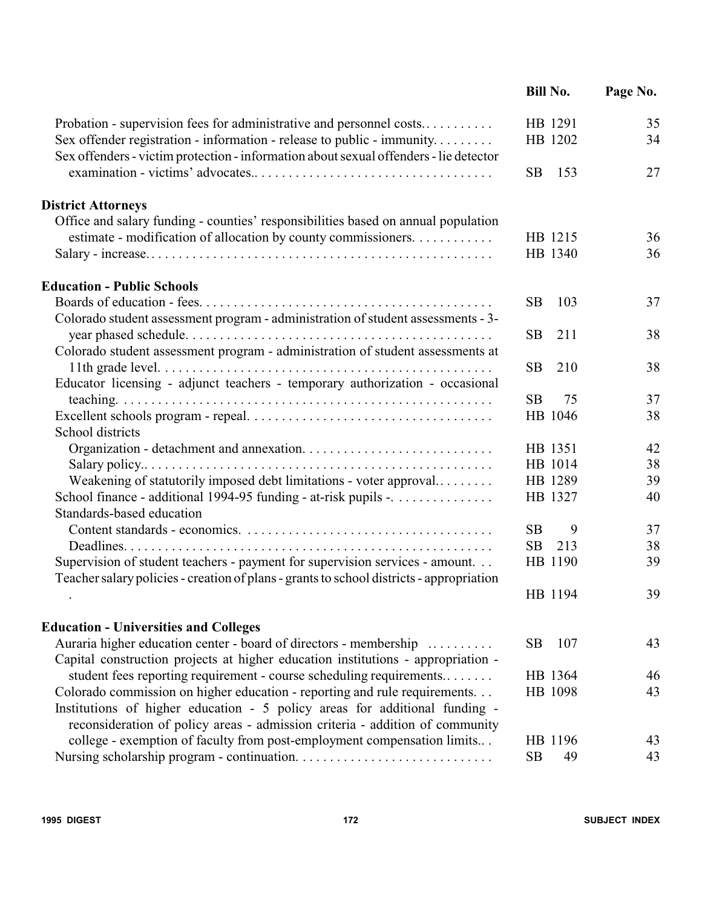| | Bill No. | Page No. |
|---|---|---|
| Probation - supervision fees for administrative and personnel costs.. . . . . . . . . . | HB 1291 | 35 |
| Sex offender registration - information - release to public - immunity. . . . . . . . . | HB 1202 | 34 |
| Sex offenders - victim protection - information about sexual offenders - lie detector examination - victims' advocates.. . . . . . . . . . . . . . . . . . . . . . . . . . . . . . . . . . | SB 153 | 27 |
| **District Attorneys** | | |
| Office and salary funding - counties' responsibilities based on annual population estimate - modification of allocation by county commissioners. . . . . . . . . . . | HB 1215 | 36 |
| Salary - increase. . . . . . . . . . . . . . . . . . . . . . . . . . . . . . . . . . . . . . . . . . . . . . . . . | HB 1340 | 36 |
| **Education - Public Schools** | | |
| Boards of education - fees. . . . . . . . . . . . . . . . . . . . . . . . . . . . . . . . . . . . . . . . . . | SB 103 | 37 |
| Colorado student assessment program - administration of student assessments - 3-year phased schedule. . . . . . . . . . . . . . . . . . . . . . . . . . . . . . . . . . . . . . . . . . . . | SB 211 | 38 |
| Colorado student assessment program - administration of student assessments at 11th grade level. . . . . . . . . . . . . . . . . . . . . . . . . . . . . . . . . . . . . . . . . . . . . . . | SB 210 | 38 |
| Educator licensing - adjunct teachers - temporary authorization - occasional teaching. . . . . . . . . . . . . . . . . . . . . . . . . . . . . . . . . . . . . . . . . . . . . . . . . . . . . | SB 75 | 37 |
| Excellent schools program - repeal. . . . . . . . . . . . . . . . . . . . . . . . . . . . . . . . . . . | HB 1046 | 38 |
| School districts | | |
| Organization - detachment and annexation. . . . . . . . . . . . . . . . . . . . . . . . . . . | HB 1351 | 42 |
| Salary policy.. . . . . . . . . . . . . . . . . . . . . . . . . . . . . . . . . . . . . . . . . . . . . . . . . | HB 1014 | 38 |
| Weakening of statutorily imposed debt limitations - voter approval. . . . . . . . . | HB 1289 | 39 |
| School finance - additional 1994-95 funding - at-risk pupils -. . . . . . . . . . . . . . | HB 1327 | 40 |
| Standards-based education | | |
| Content standards - economics. . . . . . . . . . . . . . . . . . . . . . . . . . . . . . . . . . . . | SB 9 | 37 |
| Deadlines. . . . . . . . . . . . . . . . . . . . . . . . . . . . . . . . . . . . . . . . . . . . . . . . . . . . | SB 213 | 38 |
| Supervision of student teachers - payment for supervision services - amount. . . | HB 1190 | 39 |
| Teacher salary policies - creation of plans - grants to school districts - appropriation . | HB 1194 | 39 |
| **Education - Universities and Colleges** | | |
| Auraria higher education center - board of directors - membership . . . . . . . . . | SB 107 | 43 |
| Capital construction projects at higher education institutions - appropriation - student fees reporting requirement - course scheduling requirements.. . . . . . . | HB 1364 | 46 |
| Colorado commission on higher education - reporting and rule requirements. . . | HB 1098 | 43 |
| Institutions of higher education - 5 policy areas for additional funding - reconsideration of policy areas - admission criteria - addition of community college - exemption of faculty from post-employment compensation limits.. . | HB 1196 | 43 |
| Nursing scholarship program - continuation. . . . . . . . . . . . . . . . . . . . . . . . . . . . | SB 49 | 43 |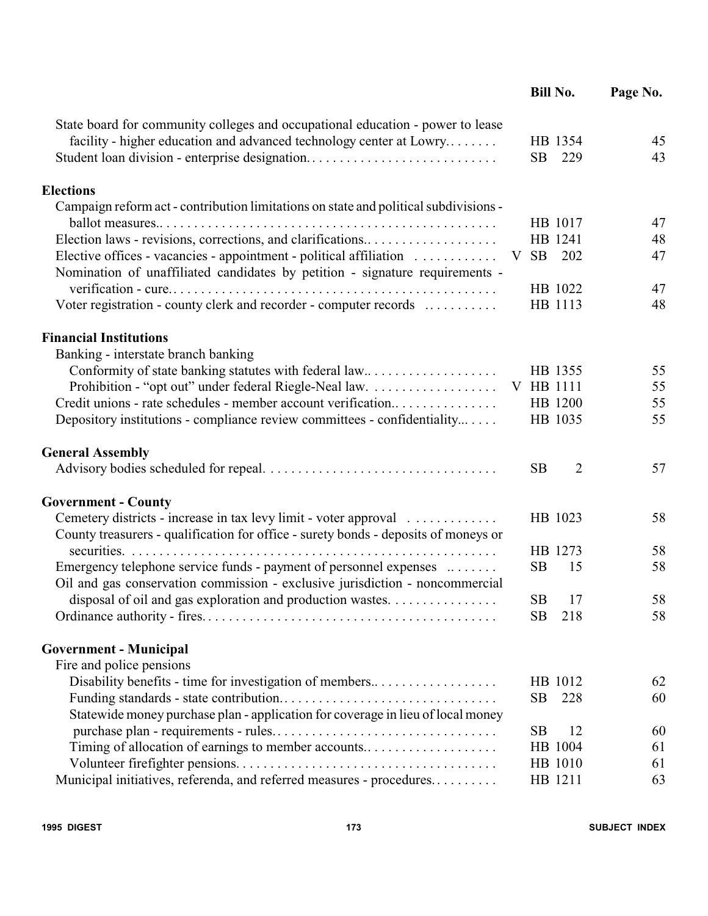| | Bill No. | Page No. |
|---|---|---|
| State board for community colleges and occupational education - power to lease facility - higher education and advanced technology center at Lowry. . . . . . . . | HB 1354 | 45 |
| Student loan division - enterprise designation. . . . . . . . . . . . . . . . . . . . . . . . . . . . | SB 229 | 43 |
| **Elections** | | |
| Campaign reform act - contribution limitations on state and political subdivisions - ballot measures.. . . . . . . . . . . . . . . . . . . . . . . . . . . . . . . . . . . . . . . . . . . . . . . . . | HB 1017 | 47 |
| Election laws - revisions, corrections, and clarifications.. . . . . . . . . . . . . . . . . . . | HB 1241 | 48 |
| Elective offices - vacancies - appointment - political affiliation . . . . . . . . . . . . | V SB 202 | 47 |
| Nomination of unaffiliated candidates by petition - signature requirements - verification - cure.. . . . . . . . . . . . . . . . . . . . . . . . . . . . . . . . . . . . . . . . . . . . . . . . | HB 1022 | 47 |
| Voter registration - county clerk and recorder - computer records . . . . . . . . . . . | HB 1113 | 48 |
| **Financial Institutions** | | |
| Banking - interstate branch banking | | |
| Conformity of state banking statutes with federal law.. . . . . . . . . . . . . . . . . . . | HB 1355 | 55 |
| Prohibition - "opt out" under federal Riegle-Neal law. . . . . . . . . . . . . . . . . . . | V HB 1111 | 55 |
| Credit unions - rate schedules - member account verification.. . . . . . . . . . . . . . . | HB 1200 | 55 |
| Depository institutions - compliance review committees - confidentiality... . . . . | HB 1035 | 55 |
| **General Assembly** | | |
| Advisory bodies scheduled for repeal. . . . . . . . . . . . . . . . . . . . . . . . . . . . . . . . . | SB 2 | 57 |
| **Government - County** | | |
| Cemetery districts - increase in tax levy limit - voter approval . . . . . . . . . . . . . | HB 1023 | 58 |
| County treasurers - qualification for office - surety bonds - deposits of moneys or securities. . . . . . . . . . . . . . . . . . . . . . . . . . . . . . . . . . . . . . . . . . . . . . . . . . . . . | HB 1273 | 58 |
| Emergency telephone service funds - payment of personnel expenses .. . . . . . . | SB 15 | 58 |
| Oil and gas conservation commission - exclusive jurisdiction - noncommercial disposal of oil and gas exploration and production wastes. . . . . . . . . . . . . . . . | SB 17 | 58 |
| Ordinance authority - fires. . . . . . . . . . . . . . . . . . . . . . . . . . . . . . . . . . . . . . . . . . | SB 218 | 58 |
| **Government - Municipal** | | |
| Fire and police pensions | | |
| Disability benefits - time for investigation of members.. . . . . . . . . . . . . . . . . . | HB 1012 | 62 |
| Funding standards - state contribution.. . . . . . . . . . . . . . . . . . . . . . . . . . . . . . . | SB 228 | 60 |
| Statewide money purchase plan - application for coverage in lieu of local money purchase plan - requirements - rules.. . . . . . . . . . . . . . . . . . . . . . . . . . . . . . . . | SB 12 | 60 |
| Timing of allocation of earnings to member accounts.. . . . . . . . . . . . . . . . . . . | HB 1004 | 61 |
| Volunteer firefighter pensions. . . . . . . . . . . . . . . . . . . . . . . . . . . . . . . . . . . . . . | HB 1010 | 61 |
| Municipal initiatives, referenda, and referred measures - procedures. . . . . . . . . . | HB 1211 | 63 |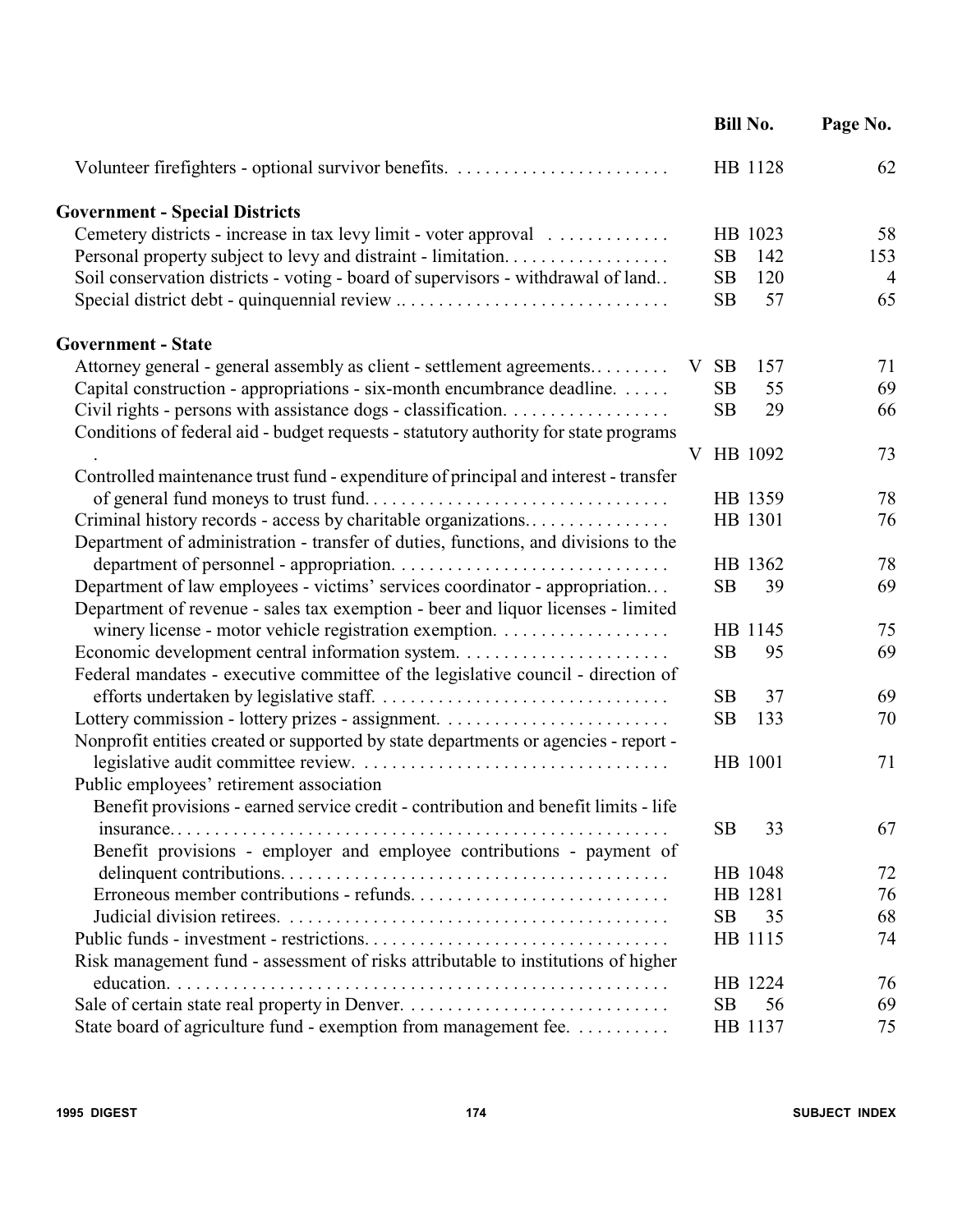| | | Bill No. | Page No. |
|---|---|---|---|
| Volunteer firefighters - optional survivor benefits. | | HB 1128 | 62 |
| **Government - Special Districts** | | | |
| Cemetery districts - increase in tax levy limit - voter approval | | HB 1023 | 58 |
| Personal property subject to levy and distraint - limitation. | | SB 142 | 153 |
| Soil conservation districts - voting - board of supervisors - withdrawal of land. | | SB 120 | 4 |
| Special district debt - quinquennial review | | SB 57 | 65 |
| **Government - State** | | | |
| Attorney general - general assembly as client - settlement agreements. | V | SB 157 | 71 |
| Capital construction - appropriations - six-month encumbrance deadline. | | SB 55 | 69 |
| Civil rights - persons with assistance dogs - classification. | | SB 29 | 66 |
| Conditions of federal aid - budget requests - statutory authority for state programs . | V | HB 1092 | 73 |
| Controlled maintenance trust fund - expenditure of principal and interest - transfer of general fund moneys to trust fund. | | HB 1359 | 78 |
| Criminal history records - access by charitable organizations. | | HB 1301 | 76 |
| Department of administration - transfer of duties, functions, and divisions to the department of personnel - appropriation. | | HB 1362 | 78 |
| Department of law employees - victims' services coordinator - appropriation. | | SB 39 | 69 |
| Department of revenue - sales tax exemption - beer and liquor licenses - limited winery license - motor vehicle registration exemption. | | HB 1145 | 75 |
| Economic development central information system. | | SB 95 | 69 |
| Federal mandates - executive committee of the legislative council - direction of efforts undertaken by legislative staff. | | SB 37 | 69 |
| Lottery commission - lottery prizes - assignment. | | SB 133 | 70 |
| Nonprofit entities created or supported by state departments or agencies - report - legislative audit committee review. | | HB 1001 | 71 |
| Public employees' retirement association | | | |
| Benefit provisions - earned service credit - contribution and benefit limits - life insurance. | | SB 33 | 67 |
| Benefit provisions - employer and employee contributions - payment of delinquent contributions. | | HB 1048 | 72 |
| Erroneous member contributions - refunds. | | HB 1281 | 76 |
| Judicial division retirees. | | SB 35 | 68 |
| Public funds - investment - restrictions. | | HB 1115 | 74 |
| Risk management fund - assessment of risks attributable to institutions of higher education. | | HB 1224 | 76 |
| Sale of certain state real property in Denver. | | SB 56 | 69 |
| State board of agriculture fund - exemption from management fee. | | HB 1137 | 75 |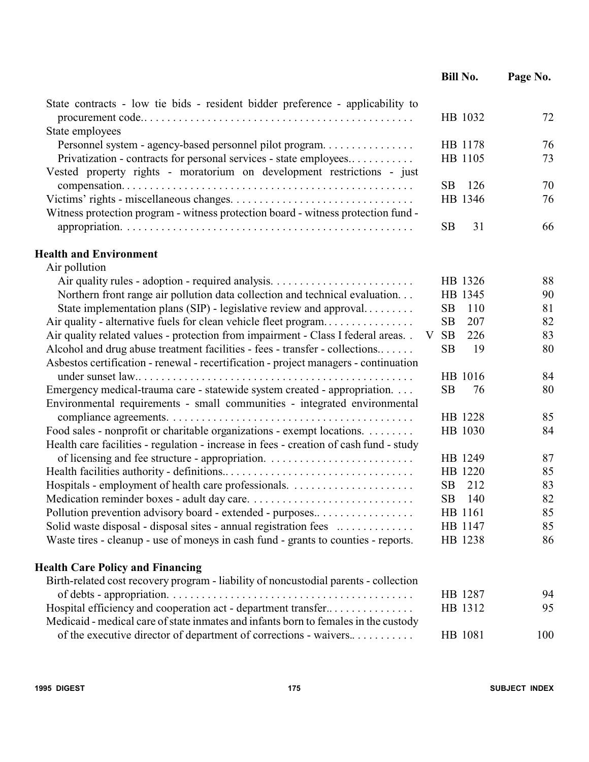| | Bill No. | Page No. |
|---|---|---|
| State contracts - low tie bids - resident bidder preference - applicability to procurement code.. | HB 1032 | 72 |
| State employees | | |
| Personnel system - agency-based personnel pilot program. | HB 1178 | 76 |
| Privatization - contracts for personal services - state employees.. | HB 1105 | 73 |
| Vested property rights - moratorium on development restrictions - just compensation. | SB 126 | 70 |
| Victims' rights - miscellaneous changes. | HB 1346 | 76 |
| Witness protection program - witness protection board - witness protection fund - appropriation. | SB 31 | 66 |

**Health and Environment**

| | Bill No. | Page No. |
|---|---|---|
| Air pollution | | |
| Air quality rules - adoption - required analysis. | HB 1326 | 88 |
| Northern front range air pollution data collection and technical evaluation. | HB 1345 | 90 |
| State implementation plans (SIP) - legislative review and approval. | SB 110 | 81 |
| Air quality - alternative fuels for clean vehicle fleet program. | SB 207 | 82 |
| Air quality related values - protection from impairment - Class I federal areas. | V SB 226 | 83 |
| Alcohol and drug abuse treatment facilities - fees - transfer - collections.. | SB 19 | 80 |
| Asbestos certification - renewal - recertification - project managers - continuation under sunset law.. | HB 1016 | 84 |
| Emergency medical-trauma care - statewide system created - appropriation. | SB 76 | 80 |
| Environmental requirements - small communities - integrated environmental compliance agreements. | HB 1228 | 85 |
| Food sales - nonprofit or charitable organizations - exempt locations. | HB 1030 | 84 |
| Health care facilities - regulation - increase in fees - creation of cash fund - study of licensing and fee structure - appropriation. | HB 1249 | 87 |
| Health facilities authority - definitions.. | HB 1220 | 85 |
| Hospitals - employment of health care professionals. | SB 212 | 83 |
| Medication reminder boxes - adult day care. | SB 140 | 82 |
| Pollution prevention advisory board - extended - purposes.. | HB 1161 | 85 |
| Solid waste disposal - disposal sites - annual registration fees | HB 1147 | 85 |
| Waste tires - cleanup - use of moneys in cash fund - grants to counties - reports. | HB 1238 | 86 |

**Health Care Policy and Financing**

| | Bill No. | Page No. |
|---|---|---|
| Birth-related cost recovery program - liability of noncustodial parents - collection of debts - appropriation. | HB 1287 | 94 |
| Hospital efficiency and cooperation act - department transfer.. | HB 1312 | 95 |
| Medicaid - medical care of state inmates and infants born to females in the custody of the executive director of department of corrections - waivers.. | HB 1081 | 100 |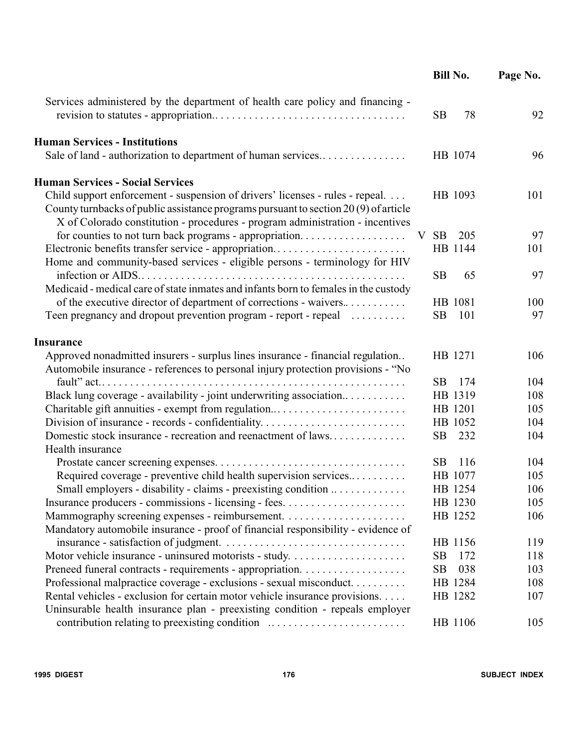| | Bill No. | Page No. |
|---|---|---|
| Services administered by the department of health care policy and financing - revision to statutes - appropriation. | SB 78 | 92 |
| **Human Services - Institutions** | | |
| Sale of land - authorization to department of human services. | HB 1074 | 96 |
| **Human Services - Social Services** | | |
| Child support enforcement - suspension of drivers' licenses - rules - repeal. | HB 1093 | 101 |
| County turnbacks of public assistance programs pursuant to section 20 (9) of article X of Colorado constitution - procedures - program administration - incentives for counties to not turn back programs - appropriation. | V SB 205 | 97 |
| Electronic benefits transfer service - appropriation. | HB 1144 | 101 |
| Home and community-based services - eligible persons - terminology for HIV infection or AIDS. | SB 65 | 97 |
| Medicaid - medical care of state inmates and infants born to females in the custody of the executive director of department of corrections - waivers. | HB 1081 | 100 |
| Teen pregnancy and dropout prevention program - report - repeal | SB 101 | 97 |
| **Insurance** | | |
| Approved nonadmitted insurers - surplus lines insurance - financial regulation. | HB 1271 | 106 |
| Automobile insurance - references to personal injury protection provisions - "No fault" act. | SB 174 | 104 |
| Black lung coverage - availability - joint underwriting association. | HB 1319 | 108 |
| Charitable gift annuities - exempt from regulation. | HB 1201 | 105 |
| Division of insurance - records - confidentiality. | HB 1052 | 104 |
| Domestic stock insurance - recreation and reenactment of laws. | SB 232 | 104 |
| Health insurance | | |
| Prostate cancer screening expenses. | SB 116 | 104 |
| Required coverage - preventive child health supervision services. | HB 1077 | 105 |
| Small employers - disability - claims - preexisting condition | HB 1254 | 106 |
| Insurance producers - commissions - licensing - fees. | HB 1230 | 105 |
| Mammography screening expenses - reimbursement. | HB 1252 | 106 |
| Mandatory automobile insurance - proof of financial responsibility - evidence of insurance - satisfaction of judgment. | HB 1156 | 119 |
| Motor vehicle insurance - uninsured motorists - study. | SB 172 | 118 |
| Preneed funeral contracts - requirements - appropriation. | SB 038 | 103 |
| Professional malpractice coverage - exclusions - sexual misconduct. | HB 1284 | 108 |
| Rental vehicles - exclusion for certain motor vehicle insurance provisions. | HB 1282 | 107 |
| Uninsurable health insurance plan - preexisting condition - repeals employer contribution relating to preexisting condition | HB 1106 | 105 |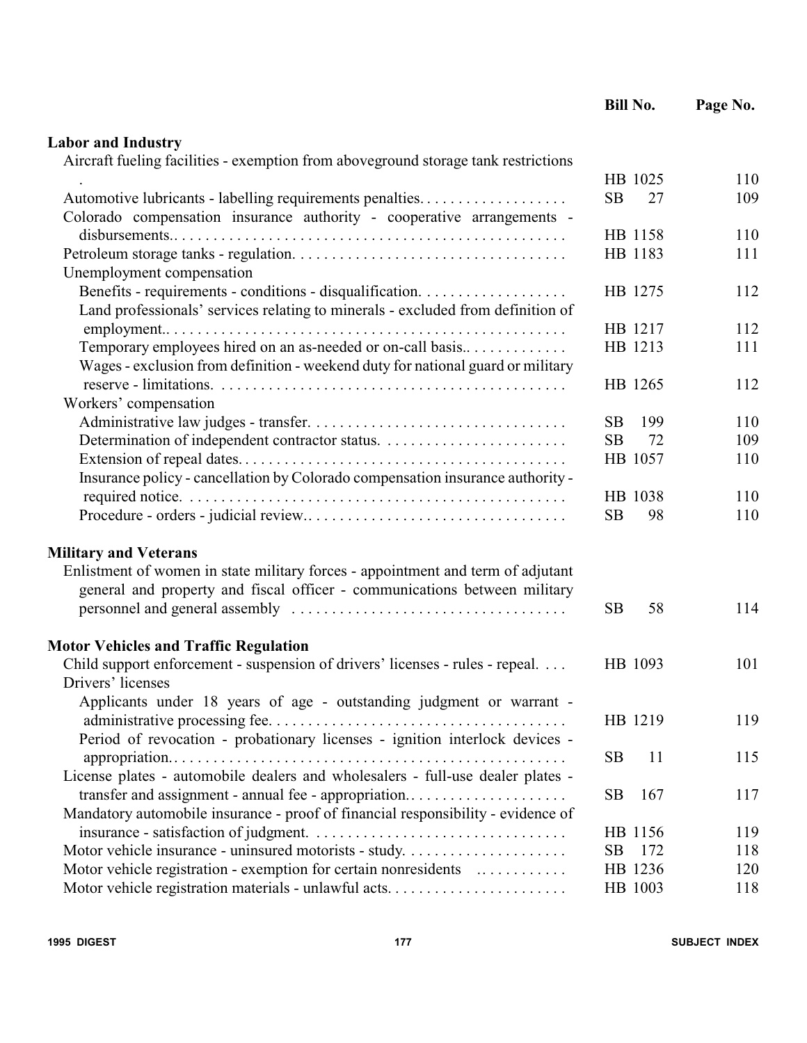| | Bill No. | Page No. |
|---|---|---|
| **Labor and Industry** | | |
| Aircraft fueling facilities - exemption from aboveground storage tank restrictions . | HB 1025 | 110 |
| Automotive lubricants - labelling requirements penalties. | SB 27 | 109 |
| Colorado compensation insurance authority - cooperative arrangements - disbursements. | HB 1158 | 110 |
| Petroleum storage tanks - regulation. | HB 1183 | 111 |
| Unemployment compensation | | |
| Benefits - requirements - conditions - disqualification. | HB 1275 | 112 |
| Land professionals' services relating to minerals - excluded from definition of employment. | HB 1217 | 112 |
| Temporary employees hired on an as-needed or on-call basis. | HB 1213 | 111 |
| Wages - exclusion from definition - weekend duty for national guard or military reserve - limitations. | HB 1265 | 112 |
| Workers' compensation | | |
| Administrative law judges - transfer. | SB 199 | 110 |
| Determination of independent contractor status. | SB 72 | 109 |
| Extension of repeal dates. | HB 1057 | 110 |
| Insurance policy - cancellation by Colorado compensation insurance authority - required notice. | HB 1038 | 110 |
| Procedure - orders - judicial review. | SB 98 | 110 |
| **Military and Veterans** | | |
| Enlistment of women in state military forces - appointment and term of adjutant general and property and fiscal officer - communications between military personnel and general assembly | SB 58 | 114 |
| **Motor Vehicles and Traffic Regulation** | | |
| Child support enforcement - suspension of drivers' licenses - rules - repeal. | HB 1093 | 101 |
| Drivers' licenses | | |
| Applicants under 18 years of age - outstanding judgment or warrant - administrative processing fee. | HB 1219 | 119 |
| Period of revocation - probationary licenses - ignition interlock devices - appropriation. | SB 11 | 115 |
| License plates - automobile dealers and wholesalers - full-use dealer plates - transfer and assignment - annual fee - appropriation. | SB 167 | 117 |
| Mandatory automobile insurance - proof of financial responsibility - evidence of insurance - satisfaction of judgment. | HB 1156 | 119 |
| Motor vehicle insurance - uninsured motorists - study. | SB 172 | 118 |
| Motor vehicle registration - exemption for certain nonresidents | HB 1236 | 120 |
| Motor vehicle registration materials - unlawful acts. | HB 1003 | 118 |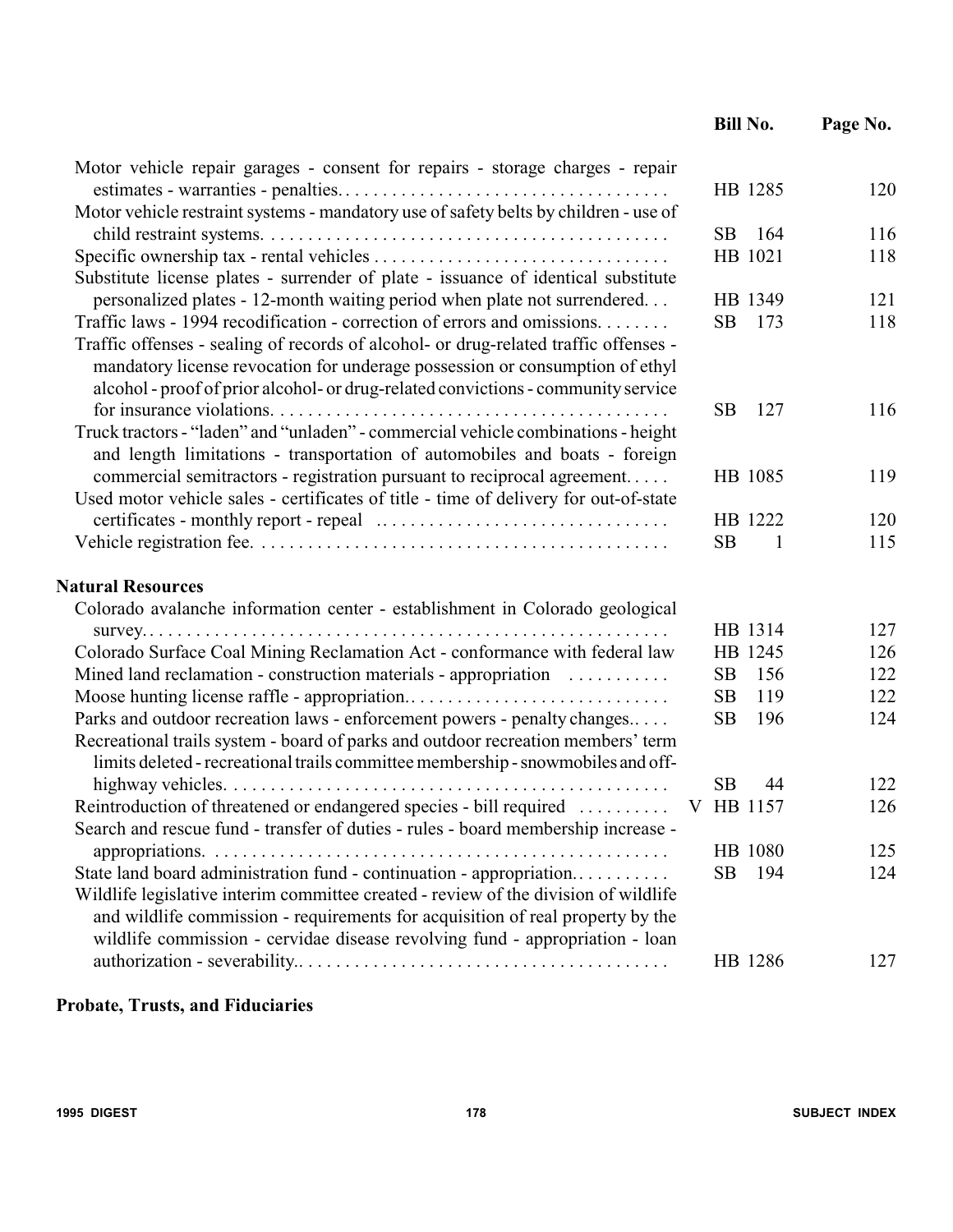| | Bill No. | Page No. |
|---|---|---|
| Motor vehicle repair garages - consent for repairs - storage charges - repair estimates - warranties - penalties. | HB 1285 | 120 |
| Motor vehicle restraint systems - mandatory use of safety belts by children - use of child restraint systems. | SB 164 | 116 |
| Specific ownership tax - rental vehicles | HB 1021 | 118 |
| Substitute license plates - surrender of plate - issuance of identical substitute personalized plates - 12-month waiting period when plate not surrendered. | HB 1349 | 121 |
| Traffic laws - 1994 recodification - correction of errors and omissions. | SB 173 | 118 |
| Traffic offenses - sealing of records of alcohol- or drug-related traffic offenses - mandatory license revocation for underage possession or consumption of ethyl alcohol - proof of prior alcohol- or drug-related convictions - community service for insurance violations. | SB 127 | 116 |
| Truck tractors - "laden" and "unladen" - commercial vehicle combinations - height and length limitations - transportation of automobiles and boats - foreign commercial semitractors - registration pursuant to reciprocal agreement. | HB 1085 | 119 |
| Used motor vehicle sales - certificates of title - time of delivery for out-of-state certificates - monthly report - repeal | HB 1222 | 120 |
| Vehicle registration fee. | SB 1 | 115 |

**Natural Resources**

| | Bill No. | Page No. |
|---|---|---|
| Colorado avalanche information center - establishment in Colorado geological survey. | HB 1314 | 127 |
| Colorado Surface Coal Mining Reclamation Act - conformance with federal law | HB 1245 | 126 |
| Mined land reclamation - construction materials - appropriation | SB 156 | 122 |
| Moose hunting license raffle - appropriation. | SB 119 | 122 |
| Parks and outdoor recreation laws - enforcement powers - penalty changes. | SB 196 | 124 |
| Recreational trails system - board of parks and outdoor recreation members' term limits deleted - recreational trails committee membership - snowmobiles and off-highway vehicles. | SB 44 | 122 |
| Reintroduction of threatened or endangered species - bill required | V HB 1157 | 126 |
| Search and rescue fund - transfer of duties - rules - board membership increase - appropriations. | HB 1080 | 125 |
| State land board administration fund - continuation - appropriation. | SB 194 | 124 |
| Wildlife legislative interim committee created - review of the division of wildlife and wildlife commission - requirements for acquisition of real property by the wildlife commission - cervidae disease revolving fund - appropriation - loan authorization - severability. | HB 1286 | 127 |

**Probate, Trusts, and Fiduciaries**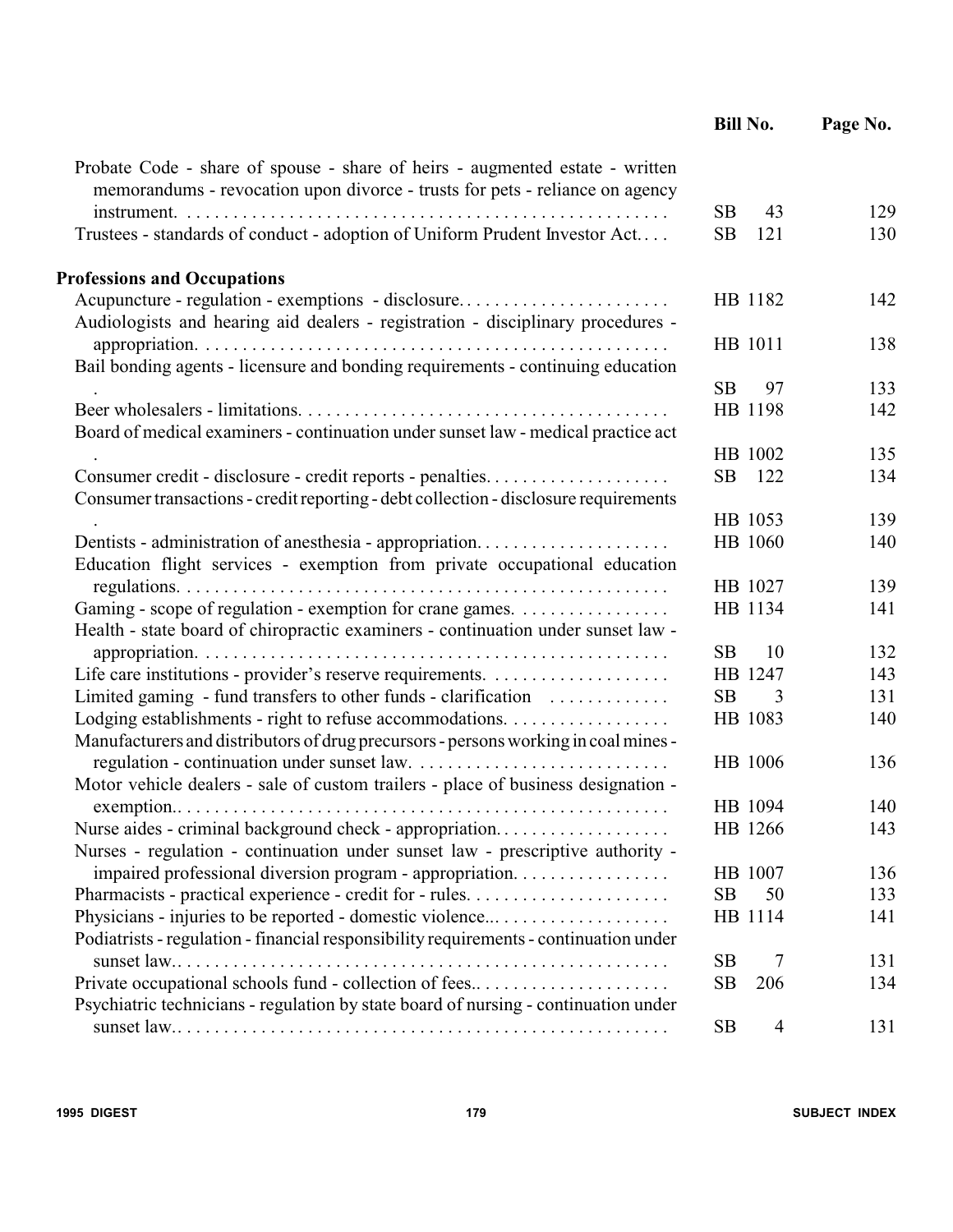| | Bill No. | Page No. |
|---|---|---|
| Probate Code - share of spouse - share of heirs - augmented estate - written memorandums - revocation upon divorce - trusts for pets - reliance on agency instrument. | SB 43 | 129 |
| Trustees - standards of conduct - adoption of Uniform Prudent Investor Act. | SB 121 | 130 |

**Professions and Occupations**

| | Bill No. | Page No. |
|---|---|---|
| Acupuncture - regulation - exemptions - disclosure. | HB 1182 | 142 |
| Audiologists and hearing aid dealers - registration - disciplinary procedures - appropriation. | HB 1011 | 138 |
| Bail bonding agents - licensure and bonding requirements - continuing education. | SB 97 | 133 |
| Beer wholesalers - limitations. | HB 1198 | 142 |
| Board of medical examiners - continuation under sunset law - medical practice act. | HB 1002 | 135 |
| Consumer credit - disclosure - credit reports - penalties. | SB 122 | 134 |
| Consumer transactions - credit reporting - debt collection - disclosure requirements. | HB 1053 | 139 |
| Dentists - administration of anesthesia - appropriation. | HB 1060 | 140 |
| Education flight services - exemption from private occupational education regulations. | HB 1027 | 139 |
| Gaming - scope of regulation - exemption for crane games. | HB 1134 | 141 |
| Health - state board of chiropractic examiners - continuation under sunset law - appropriation. | SB 10 | 132 |
| Life care institutions - provider's reserve requirements. | HB 1247 | 143 |
| Limited gaming - fund transfers to other funds - clarification | SB 3 | 131 |
| Lodging establishments - right to refuse accommodations. | HB 1083 | 140 |
| Manufacturers and distributors of drug precursors - persons working in coal mines - regulation - continuation under sunset law. | HB 1006 | 136 |
| Motor vehicle dealers - sale of custom trailers - place of business designation - exemption. | HB 1094 | 140 |
| Nurse aides - criminal background check - appropriation. | HB 1266 | 143 |
| Nurses - regulation - continuation under sunset law - prescriptive authority - impaired professional diversion program - appropriation. | HB 1007 | 136 |
| Pharmacists - practical experience - credit for - rules. | SB 50 | 133 |
| Physicians - injuries to be reported - domestic violence. | HB 1114 | 141 |
| Podiatrists - regulation - financial responsibility requirements - continuation under sunset law. | SB 7 | 131 |
| Private occupational schools fund - collection of fees. | SB 206 | 134 |
| Psychiatric technicians - regulation by state board of nursing - continuation under sunset law. | SB 4 | 131 |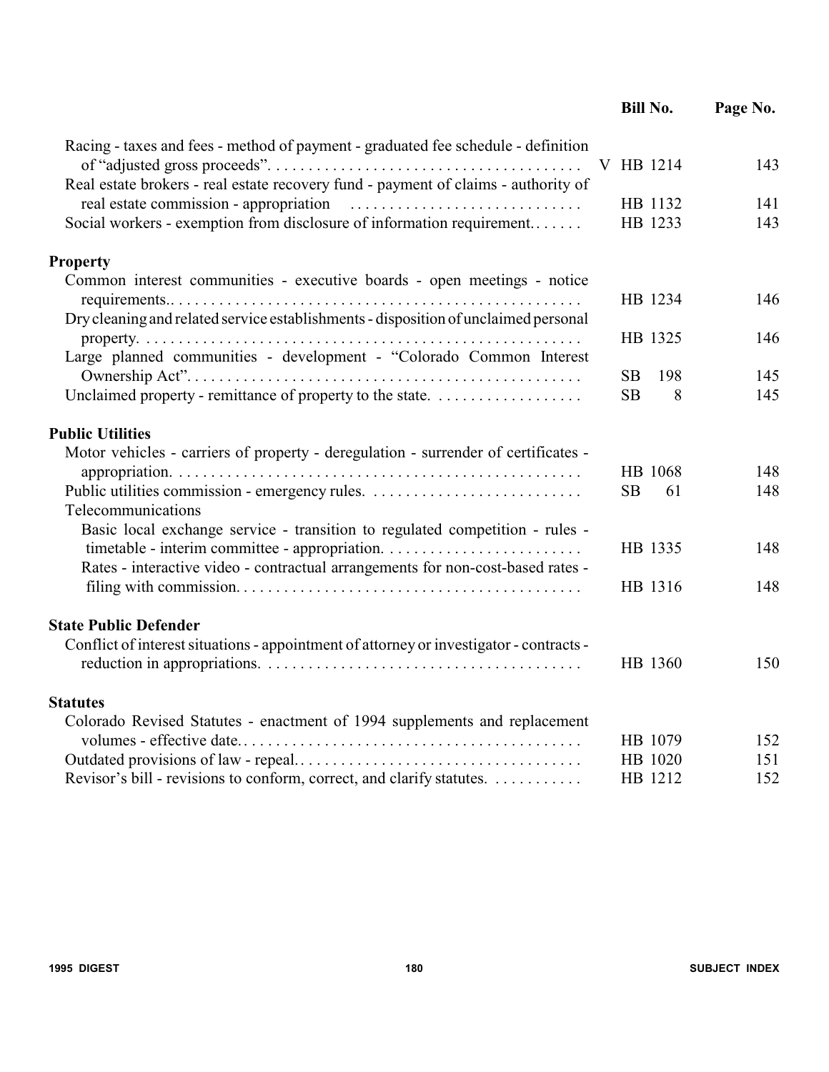| | Bill No. | Page No. |
|---|---|---|
| Racing - taxes and fees - method of payment - graduated fee schedule - definition of "adjusted gross proceeds". | V HB 1214 | 143 |
| Real estate brokers - real estate recovery fund - payment of claims - authority of real estate commission - appropriation | HB 1132 | 141 |
| Social workers - exemption from disclosure of information requirement. | HB 1233 | 143 |
| **Property** | | |
| Common interest communities - executive boards - open meetings - notice requirements.. | HB 1234 | 146 |
| Dry cleaning and related service establishments - disposition of unclaimed personal property. | HB 1325 | 146 |
| Large planned communities - development - "Colorado Common Interest Ownership Act". | SB 198 | 145 |
| Unclaimed property - remittance of property to the state. | SB 8 | 145 |
| **Public Utilities** | | |
| Motor vehicles - carriers of property - deregulation - surrender of certificates - appropriation. | HB 1068 | 148 |
| Public utilities commission - emergency rules. | SB 61 | 148 |
| Telecommunications | | |
| Basic local exchange service - transition to regulated competition - rules - timetable - interim committee - appropriation. | HB 1335 | 148 |
| Rates - interactive video - contractual arrangements for non-cost-based rates - filing with commission. | HB 1316 | 148 |
| **State Public Defender** | | |
| Conflict of interest situations - appointment of attorney or investigator - contracts - reduction in appropriations. | HB 1360 | 150 |
| **Statutes** | | |
| Colorado Revised Statutes - enactment of 1994 supplements and replacement volumes - effective date. | HB 1079 | 152 |
| Outdated provisions of law - repeal. | HB 1020 | 151 |
| Revisor's bill - revisions to conform, correct, and clarify statutes. | HB 1212 | 152 |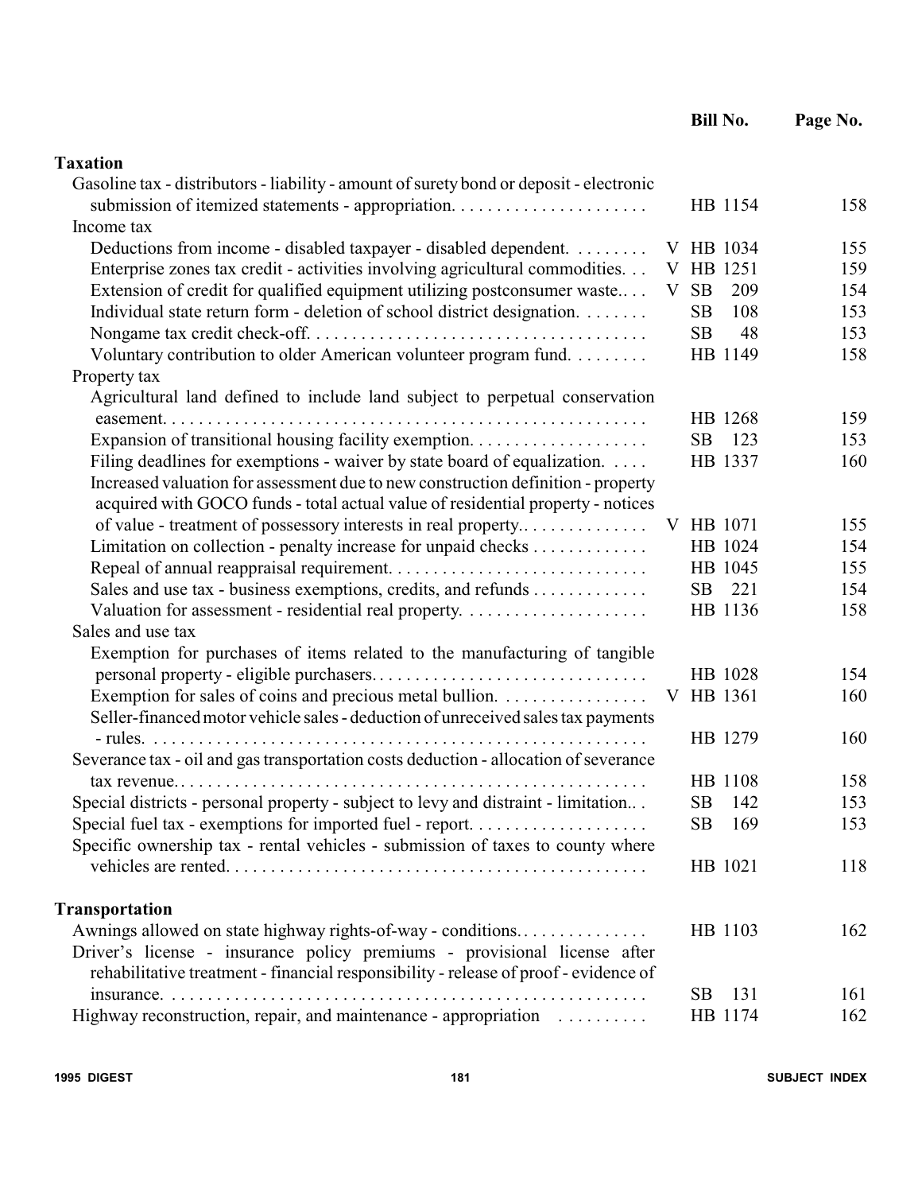| | Bill No. | Page No. |
|---|---|---|
| **Taxation** | | |
| Gasoline tax - distributors - liability - amount of surety bond or deposit - electronic submission of itemized statements - appropriation. | HB 1154 | 158 |
| Income tax | | |
| Deductions from income - disabled taxpayer - disabled dependent. | V HB 1034 | 155 |
| Enterprise zones tax credit - activities involving agricultural commodities. | V HB 1251 | 159 |
| Extension of credit for qualified equipment utilizing postconsumer waste. | V SB 209 | 154 |
| Individual state return form - deletion of school district designation. | SB 108 | 153 |
| Nongame tax credit check-off. | SB 48 | 153 |
| Voluntary contribution to older American volunteer program fund. | HB 1149 | 158 |
| Property tax | | |
| Agricultural land defined to include land subject to perpetual conservation easement. | HB 1268 | 159 |
| Expansion of transitional housing facility exemption. | SB 123 | 153 |
| Filing deadlines for exemptions - waiver by state board of equalization. | HB 1337 | 160 |
| Increased valuation for assessment due to new construction definition - property acquired with GOCO funds - total actual value of residential property - notices of value - treatment of possessory interests in real property. | V HB 1071 | 155 |
| Limitation on collection - penalty increase for unpaid checks | HB 1024 | 154 |
| Repeal of annual reappraisal requirement. | HB 1045 | 155 |
| Sales and use tax - business exemptions, credits, and refunds | SB 221 | 154 |
| Valuation for assessment - residential real property. | HB 1136 | 158 |
| Sales and use tax | | |
| Exemption for purchases of items related to the manufacturing of tangible personal property - eligible purchasers. | HB 1028 | 154 |
| Exemption for sales of coins and precious metal bullion. | V HB 1361 | 160 |
| Seller-financed motor vehicle sales - deduction of unreceived sales tax payments - rules. | HB 1279 | 160 |
| Severance tax - oil and gas transportation costs deduction - allocation of severance tax revenue. | HB 1108 | 158 |
| Special districts - personal property - subject to levy and distraint - limitation. | SB 142 | 153 |
| Special fuel tax - exemptions for imported fuel - report. | SB 169 | 153 |
| Specific ownership tax - rental vehicles - submission of taxes to county where vehicles are rented. | HB 1021 | 118 |
| **Transportation** | | |
| Awnings allowed on state highway rights-of-way - conditions. | HB 1103 | 162 |
| Driver's license - insurance policy premiums - provisional license after rehabilitative treatment - financial responsibility - release of proof - evidence of insurance. | SB 131 | 161 |
| Highway reconstruction, repair, and maintenance - appropriation | HB 1174 | 162 |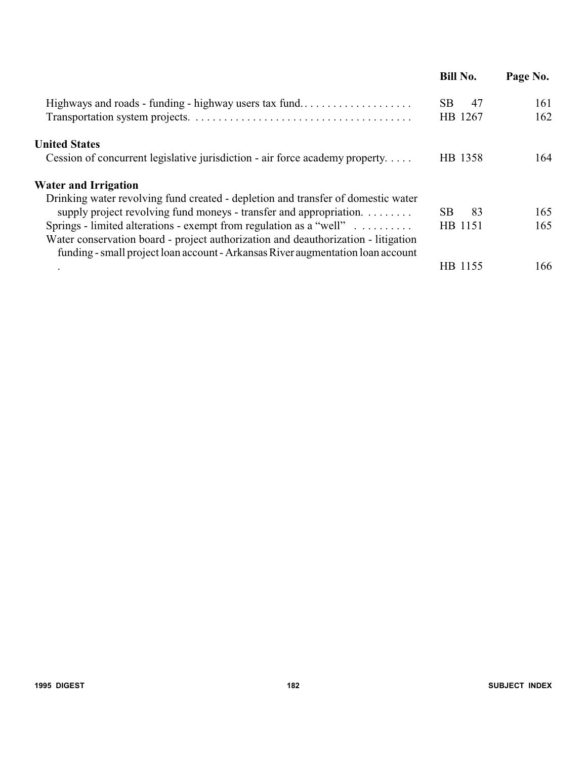| | Bill No. | Page No. |
|---|---|---|
| Highways and roads - funding - highway users tax fund. . . . . . . . . . . . . . . . . . . . | SB 47 | 161 |
| Transportation system projects. . . . . . . . . . . . . . . . . . . . . . . . . . . . . . . . . . . . . . . | HB 1267 | 162 |
| **United States** | | |
| Cession of concurrent legislative jurisdiction - air force academy property. . . . . | HB 1358 | 164 |
| **Water and Irrigation** | | |
| Drinking water revolving fund created - depletion and transfer of domestic water supply project revolving fund moneys - transfer and appropriation. . . . . . . . . | SB 83 | 165 |
| Springs - limited alterations - exempt from regulation as a "well" . . . . . . . . . . | HB 1151 | 165 |
| Water conservation board - project authorization and deauthorization - litigation funding - small project loan account - Arkansas River augmentation loan account . | HB 1155 | 166 |